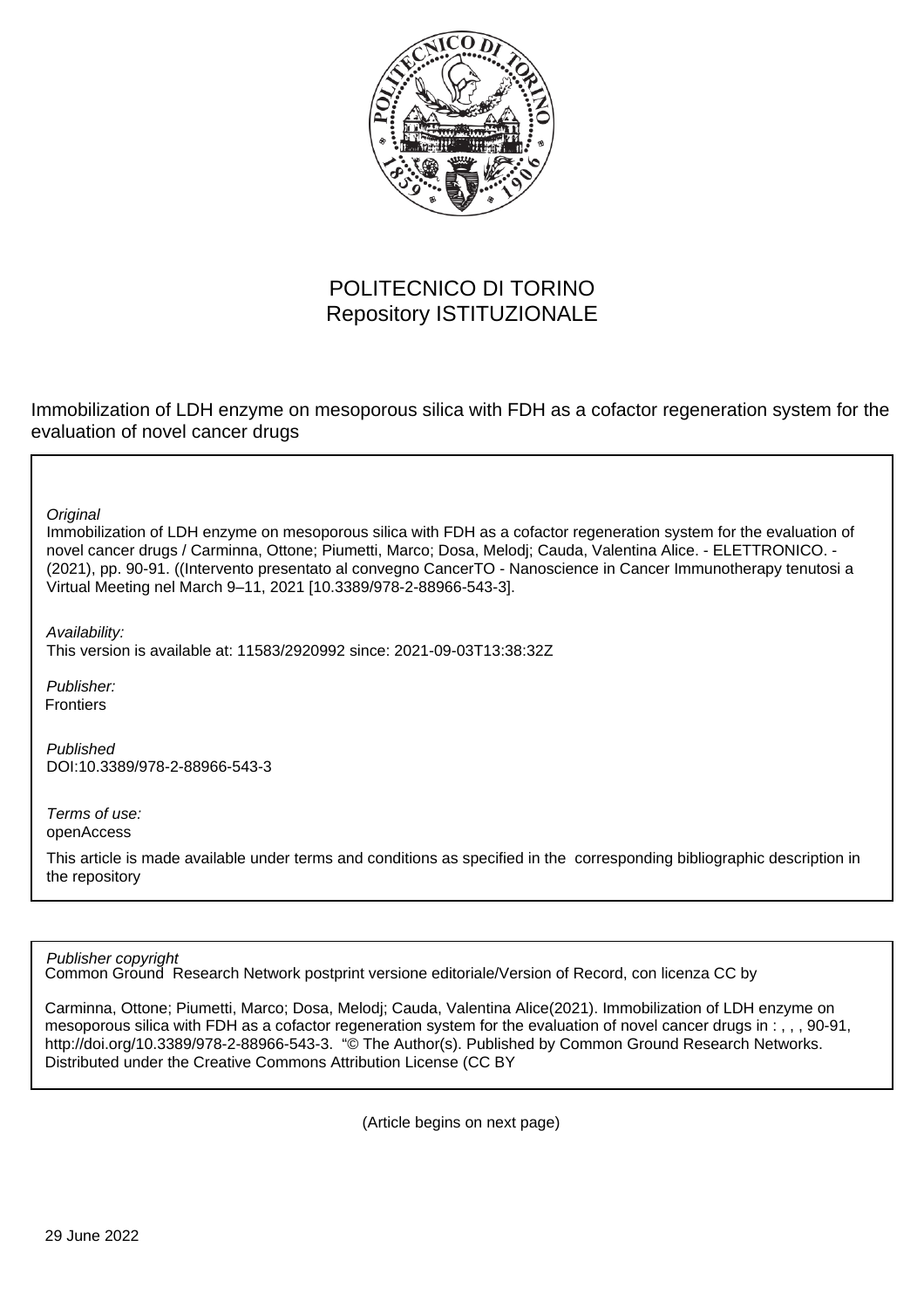POLITECNICO DI TORINO
Repository ISTITUZIONALE

Immobilization of LDH enzyme on mesoporous silica with FDH as a cofactor regeneration system for the evaluation of novel cancer drugs

*Original*

Immobilization of LDH enzyme on mesoporous silica with FDH as a cofactor regeneration system for the evaluation of novel cancer drugs / Carminna, Ottone; Piumetti, Marco; Dosa, Melodj; Cauda, Valentina Alice. - ELETTRONICO. - (2021), pp. 90-91. ((Intervento presentato al convegno CancerTO - Nanoscience in Cancer Immunotherapy tenutosi a Virtual Meeting nel March 9–11, 2021 [10.3389/978-2-88966-543-3].

*Availability:*
This version is available at: 11583/2920992 since: 2021-09-03T13:38:32Z

*Publisher:*
Frontiers

*Published*
DOI:10.3389/978-2-88966-543-3

*Terms of use:*
openAccess

This article is made available under terms and conditions as specified in the corresponding bibliographic description in the repository

*Publisher copyright*
Common Ground Research Network postprint versione editoriale/Version of Record, con licenza CC by

Carminna, Ottone; Piumetti, Marco; Dosa, Melodj; Cauda, Valentina Alice(2021). Immobilization of LDH enzyme on mesoporous silica with FDH as a cofactor regeneration system for the evaluation of novel cancer drugs in : , , , 90-91, http://doi.org/10.3389/978-2-88966-543-3. "© The Author(s). Published by Common Ground Research Networks. Distributed under the Creative Commons Attribution License (CC BY

(Article begins on next page)

29 June 2022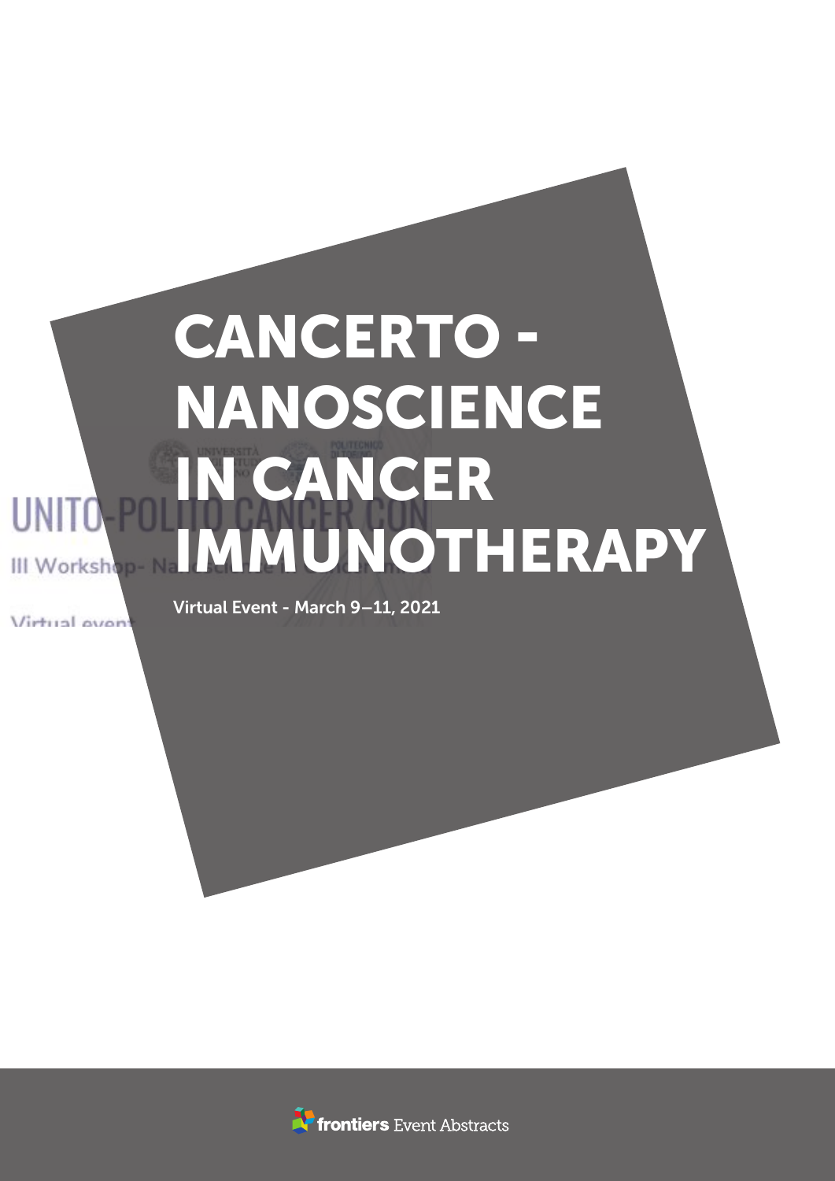# CANCERTO - NANOSCIENCE IN CANCER IMMUNOTHERAPY

Virtual Event - March 9–11, 2021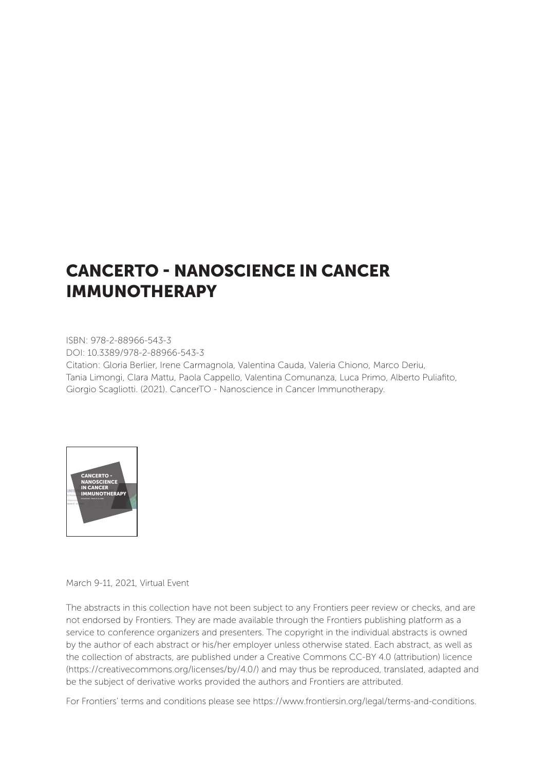# CANCERTO - NANOSCIENCE IN CANCER IMMUNOTHERAPY

ISBN: 978-2-88966-543-3
DOI: 10.3389/978-2-88966-543-3
Citation: Gloria Berlier, Irene Carmagnola, Valentina Cauda, Valeria Chiono, Marco Deriu, Tania Limongi, Clara Mattu, Paola Cappello, Valentina Comunanza, Luca Primo, Alberto Puliafito, Giorgio Scagliotti. (2021). CancerTO - Nanoscience in Cancer Immunotherapy.

March 9-11, 2021, Virtual Event

The abstracts in this collection have not been subject to any Frontiers peer review or checks, and are not endorsed by Frontiers. They are made available through the Frontiers publishing platform as a service to conference organizers and presenters. The copyright in the individual abstracts is owned by the author of each abstract or his/her employer unless otherwise stated. Each abstract, as well as the collection of abstracts, are published under a Creative Commons CC-BY 4.0 (attribution) licence (https://creativecommons.org/licenses/by/4.0/) and may thus be reproduced, translated, adapted and be the subject of derivative works provided the authors and Frontiers are attributed.

For Frontiers' terms and conditions please see https://www.frontiersin.org/legal/terms-and-conditions.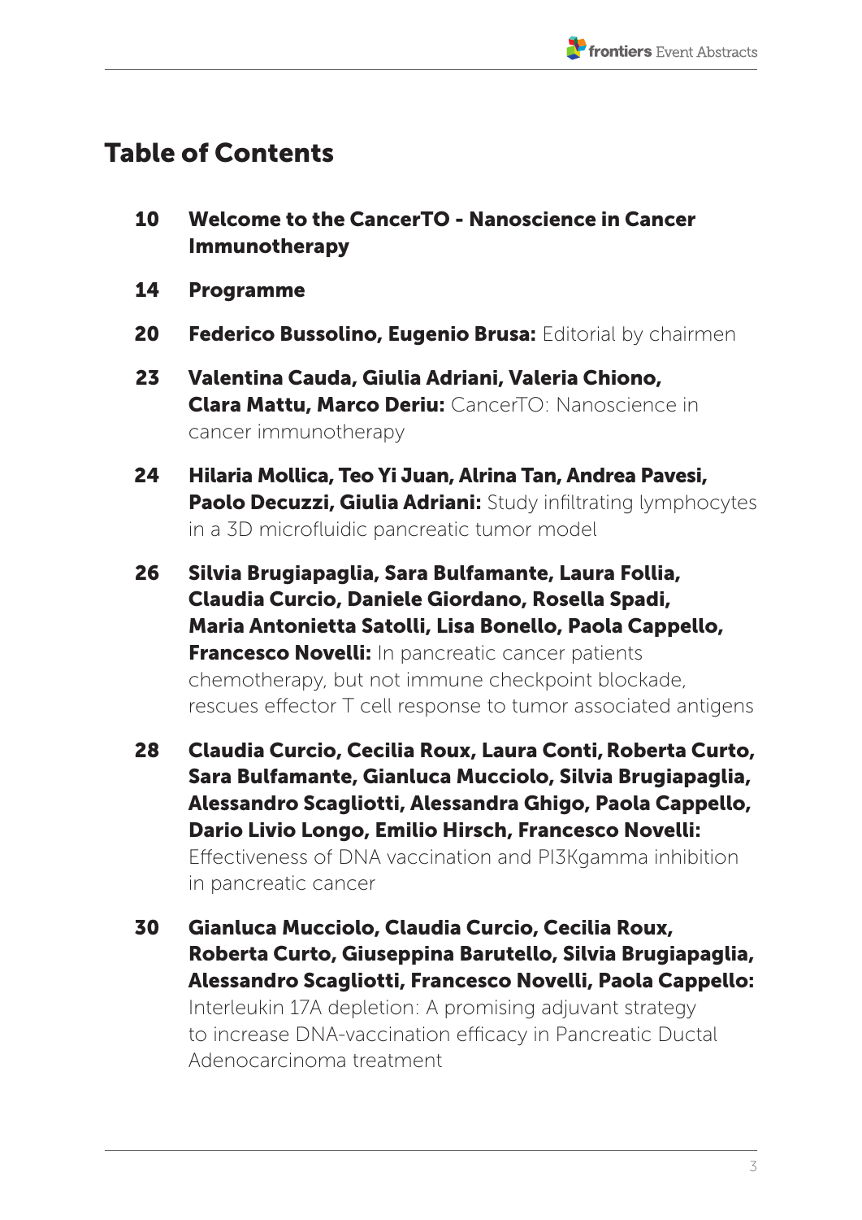# Table of Contents

**10** **Welcome to the CancerTO - Nanoscience in Cancer Immunotherapy**

**14** **Programme**

**20** **Federico Bussolino, Eugenio Brusa:** Editorial by chairmen

**23** **Valentina Cauda, Giulia Adriani, Valeria Chiono, Clara Mattu, Marco Deriu:** CancerTO: Nanoscience in cancer immunotherapy

**24** **Hilaria Mollica, Teo Yi Juan, Alrina Tan, Andrea Pavesi, Paolo Decuzzi, Giulia Adriani:** Study infiltrating lymphocytes in a 3D microfluidic pancreatic tumor model

**26** **Silvia Brugiapaglia, Sara Bulfamante, Laura Follia, Claudia Curcio, Daniele Giordano, Rosella Spadi, Maria Antonietta Satolli, Lisa Bonello, Paola Cappello, Francesco Novelli:** In pancreatic cancer patients chemotherapy, but not immune checkpoint blockade, rescues effector T cell response to tumor associated antigens

**28** **Claudia Curcio, Cecilia Roux, Laura Conti, Roberta Curto, Sara Bulfamante, Gianluca Mucciolo, Silvia Brugiapaglia, Alessandro Scagliotti, Alessandra Ghigo, Paola Cappello, Dario Livio Longo, Emilio Hirsch, Francesco Novelli:** Effectiveness of DNA vaccination and PI3Kgamma inhibition in pancreatic cancer

**30** **Gianluca Mucciolo, Claudia Curcio, Cecilia Roux, Roberta Curto, Giuseppina Barutello, Silvia Brugiapaglia, Alessandro Scagliotti, Francesco Novelli, Paola Cappello:** Interleukin 17A depletion: A promising adjuvant strategy to increase DNA-vaccination efficacy in Pancreatic Ductal Adenocarcinoma treatment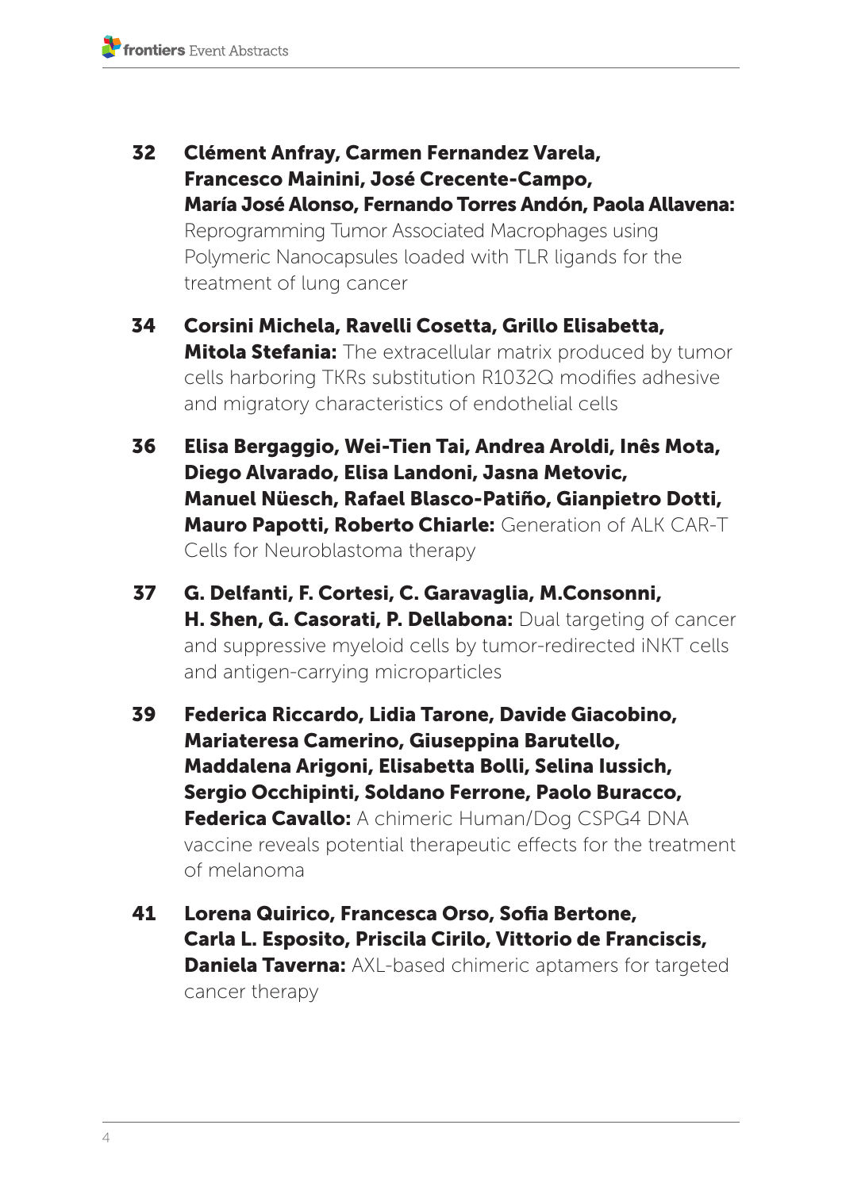**32** **Clément Anfray, Carmen Fernandez Varela, Francesco Mainini, José Crecente-Campo, María José Alonso, Fernando Torres Andón, Paola Allavena:** Reprogramming Tumor Associated Macrophages using Polymeric Nanocapsules loaded with TLR ligands for the treatment of lung cancer

**34** **Corsini Michela, Ravelli Cosetta, Grillo Elisabetta, Mitola Stefania:** The extracellular matrix produced by tumor cells harboring TKRs substitution R1032Q modifies adhesive and migratory characteristics of endothelial cells

**36** **Elisa Bergaggio, Wei-Tien Tai, Andrea Aroldi, Inês Mota, Diego Alvarado, Elisa Landoni, Jasna Metovic, Manuel Nüesch, Rafael Blasco-Patiño, Gianpietro Dotti, Mauro Papotti, Roberto Chiarle:** Generation of ALK CAR-T Cells for Neuroblastoma therapy

**37** **G. Delfanti, F. Cortesi, C. Garavaglia, M.Consonni, H. Shen, G. Casorati, P. Dellabona:** Dual targeting of cancer and suppressive myeloid cells by tumor-redirected iNKT cells and antigen-carrying microparticles

**39** **Federica Riccardo, Lidia Tarone, Davide Giacobino, Mariateresa Camerino, Giuseppina Barutello, Maddalena Arigoni, Elisabetta Bolli, Selina Iussich, Sergio Occhipinti, Soldano Ferrone, Paolo Buracco, Federica Cavallo:** A chimeric Human/Dog CSPG4 DNA vaccine reveals potential therapeutic effects for the treatment of melanoma

**41** **Lorena Quirico, Francesca Orso, Sofia Bertone, Carla L. Esposito, Priscila Cirilo, Vittorio de Franciscis, Daniela Taverna:** AXL-based chimeric aptamers for targeted cancer therapy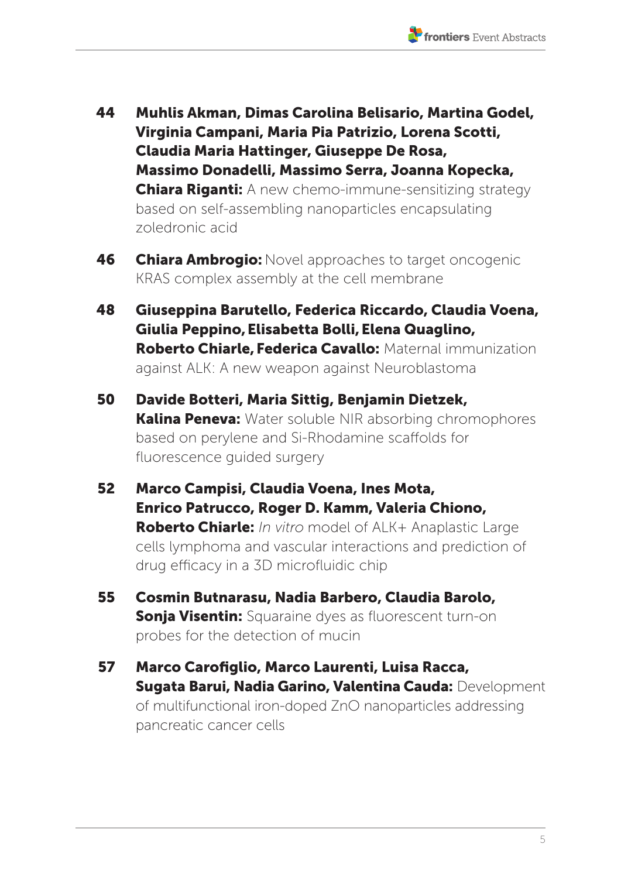**44** **Muhlis Akman, Dimas Carolina Belisario, Martina Godel, Virginia Campani, Maria Pia Patrizio, Lorena Scotti, Claudia Maria Hattinger, Giuseppe De Rosa, Massimo Donadelli, Massimo Serra, Joanna Kopecka, Chiara Riganti:** A new chemo-immune-sensitizing strategy based on self-assembling nanoparticles encapsulating zoledronic acid

**46** **Chiara Ambrogio:** Novel approaches to target oncogenic KRAS complex assembly at the cell membrane

**48** **Giuseppina Barutello, Federica Riccardo, Claudia Voena, Giulia Peppino, Elisabetta Bolli, Elena Quaglino, Roberto Chiarle, Federica Cavallo:** Maternal immunization against ALK: A new weapon against Neuroblastoma

**50** **Davide Botteri, Maria Sittig, Benjamin Dietzek, Kalina Peneva:** Water soluble NIR absorbing chromophores based on perylene and Si-Rhodamine scaffolds for fluorescence guided surgery

**52** **Marco Campisi, Claudia Voena, Ines Mota, Enrico Patrucco, Roger D. Kamm, Valeria Chiono, Roberto Chiarle:** *In vitro* model of ALK+ Anaplastic Large cells lymphoma and vascular interactions and prediction of drug efficacy in a 3D microfluidic chip

**55** **Cosmin Butnarasu, Nadia Barbero, Claudia Barolo, Sonja Visentin:** Squaraine dyes as fluorescent turn-on probes for the detection of mucin

**57** **Marco Carofiglio, Marco Laurenti, Luisa Racca, Sugata Barui, Nadia Garino, Valentina Cauda:** Development of multifunctional iron-doped ZnO nanoparticles addressing pancreatic cancer cells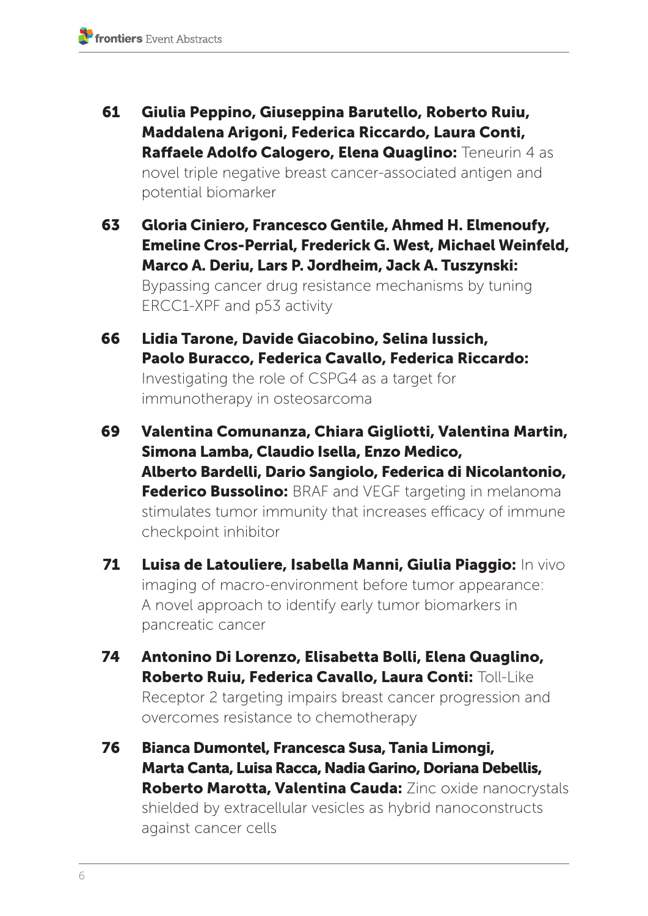**61** **Giulia Peppino, Giuseppina Barutello, Roberto Ruiu, Maddalena Arigoni, Federica Riccardo, Laura Conti, Raffaele Adolfo Calogero, Elena Quaglino:** Teneurin 4 as novel triple negative breast cancer-associated antigen and potential biomarker

**63** **Gloria Ciniero, Francesco Gentile, Ahmed H. Elmenoufy, Emeline Cros-Perrial, Frederick G. West, Michael Weinfeld, Marco A. Deriu, Lars P. Jordheim, Jack A. Tuszynski:** Bypassing cancer drug resistance mechanisms by tuning ERCC1-XPF and p53 activity

**66** **Lidia Tarone, Davide Giacobino, Selina Iussich, Paolo Buracco, Federica Cavallo, Federica Riccardo:** Investigating the role of CSPG4 as a target for immunotherapy in osteosarcoma

**69** **Valentina Comunanza, Chiara Gigliotti, Valentina Martin, Simona Lamba, Claudio Isella, Enzo Medico, Alberto Bardelli, Dario Sangiolo, Federica di Nicolantonio, Federico Bussolino:** BRAF and VEGF targeting in melanoma stimulates tumor immunity that increases efficacy of immune checkpoint inhibitor

**71** **Luisa de Latouliere, Isabella Manni, Giulia Piaggio:** In vivo imaging of macro-environment before tumor appearance: A novel approach to identify early tumor biomarkers in pancreatic cancer

**74** **Antonino Di Lorenzo, Elisabetta Bolli, Elena Quaglino, Roberto Ruiu, Federica Cavallo, Laura Conti:** Toll-Like Receptor 2 targeting impairs breast cancer progression and overcomes resistance to chemotherapy

**76** **Bianca Dumontel, Francesca Susa, Tania Limongi, Marta Canta, Luisa Racca, Nadia Garino, Doriana Debellis, Roberto Marotta, Valentina Cauda:** Zinc oxide nanocrystals shielded by extracellular vesicles as hybrid nanoconstructs against cancer cells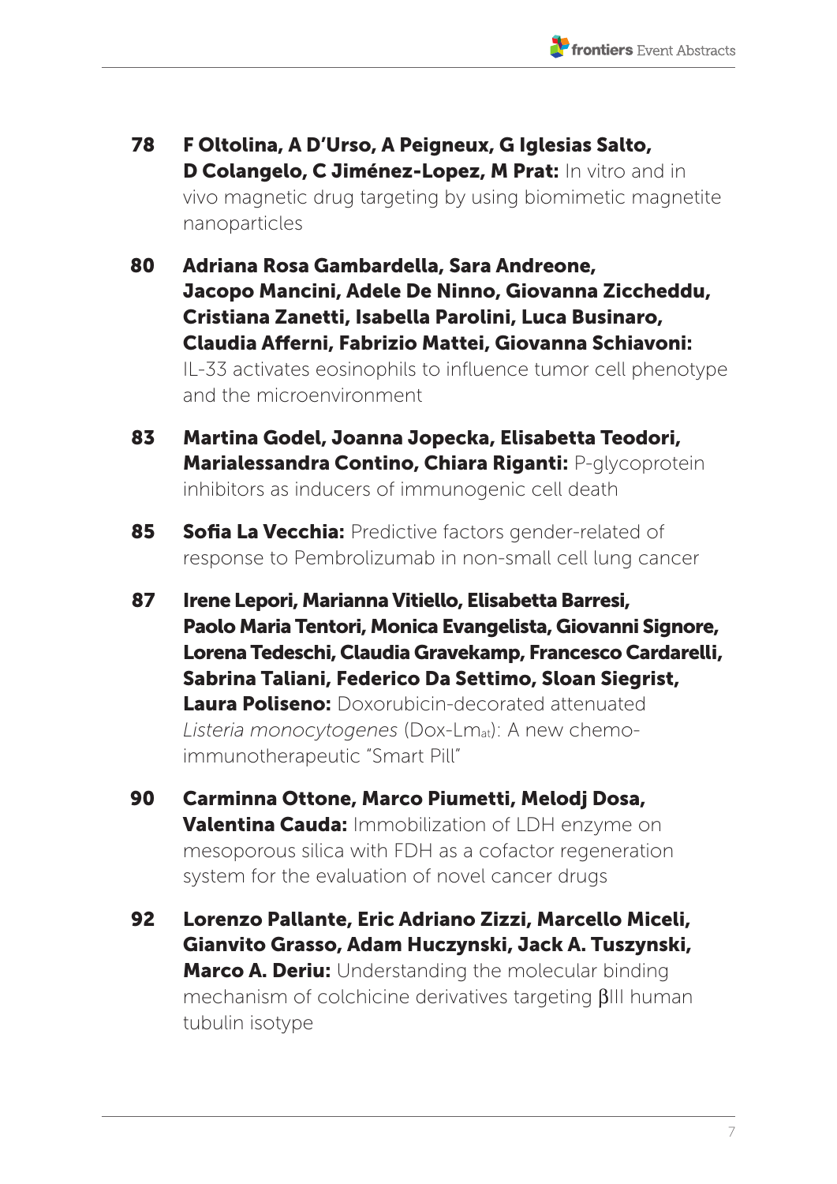**78** **F Oltolina, A D'Urso, A Peigneux, G Iglesias Salto, D Colangelo, C Jiménez-Lopez, M Prat:** In vitro and in vivo magnetic drug targeting by using biomimetic magnetite nanoparticles

**80** **Adriana Rosa Gambardella, Sara Andreone, Jacopo Mancini, Adele De Ninno, Giovanna Ziccheddu, Cristiana Zanetti, Isabella Parolini, Luca Businaro, Claudia Afferni, Fabrizio Mattei, Giovanna Schiavoni:** IL-33 activates eosinophils to influence tumor cell phenotype and the microenvironment

**83** **Martina Godel, Joanna Jopecka, Elisabetta Teodori, Marialessandra Contino, Chiara Riganti:** P-glycoprotein inhibitors as inducers of immunogenic cell death

**85** **Sofia La Vecchia:** Predictive factors gender-related of response to Pembrolizumab in non-small cell lung cancer

**87** **Irene Lepori, Marianna Vitiello, Elisabetta Barresi, Paolo Maria Tentori, Monica Evangelista, Giovanni Signore, Lorena Tedeschi, Claudia Gravekamp, Francesco Cardarelli, Sabrina Taliani, Federico Da Settimo, Sloan Siegrist, Laura Poliseno:** Doxorubicin-decorated attenuated *Listeria monocytogenes* (Dox-$Lm_{at}$): A new chemo-immunotherapeutic "Smart Pill"

**90** **Carminna Ottone, Marco Piumetti, Melodj Dosa, Valentina Cauda:** Immobilization of LDH enzyme on mesoporous silica with FDH as a cofactor regeneration system for the evaluation of novel cancer drugs

**92** **Lorenzo Pallante, Eric Adriano Zizzi, Marcello Miceli, Gianvito Grasso, Adam Huczynski, Jack A. Tuszynski, Marco A. Deriu:** Understanding the molecular binding mechanism of colchicine derivatives targeting βIII human tubulin isotype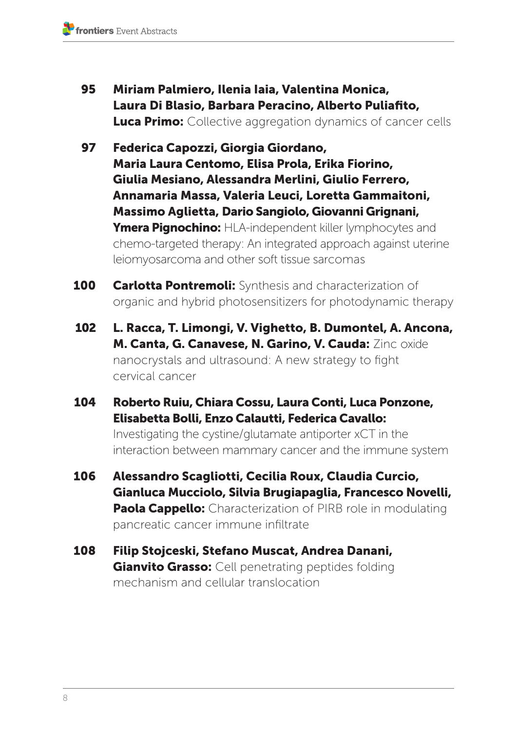**95** **Miriam Palmiero, Ilenia Iaia, Valentina Monica, Laura Di Blasio, Barbara Peracino, Alberto Puliafito, Luca Primo:** Collective aggregation dynamics of cancer cells

**97** **Federica Capozzi, Giorgia Giordano, Maria Laura Centomo, Elisa Prola, Erika Fiorino, Giulia Mesiano, Alessandra Merlini, Giulio Ferrero, Annamaria Massa, Valeria Leuci, Loretta Gammaitoni, Massimo Aglietta, Dario Sangiolo, Giovanni Grignani, Ymera Pignochino:** HLA-independent killer lymphocytes and chemo-targeted therapy: An integrated approach against uterine leiomyosarcoma and other soft tissue sarcomas

**100** **Carlotta Pontremoli:** Synthesis and characterization of organic and hybrid photosensitizers for photodynamic therapy

**102** **L. Racca, T. Limongi, V. Vighetto, B. Dumontel, A. Ancona, M. Canta, G. Canavese, N. Garino, V. Cauda:** Zinc oxide nanocrystals and ultrasound: A new strategy to fight cervical cancer

**104** **Roberto Ruiu, Chiara Cossu, Laura Conti, Luca Ponzone, Elisabetta Bolli, Enzo Calautti, Federica Cavallo:** Investigating the cystine/glutamate antiporter xCT in the interaction between mammary cancer and the immune system

**106** **Alessandro Scagliotti, Cecilia Roux, Claudia Curcio, Gianluca Mucciolo, Silvia Brugiapaglia, Francesco Novelli, Paola Cappello:** Characterization of PIRB role in modulating pancreatic cancer immune infiltrate

**108** **Filip Stojceski, Stefano Muscat, Andrea Danani, Gianvito Grasso:** Cell penetrating peptides folding mechanism and cellular translocation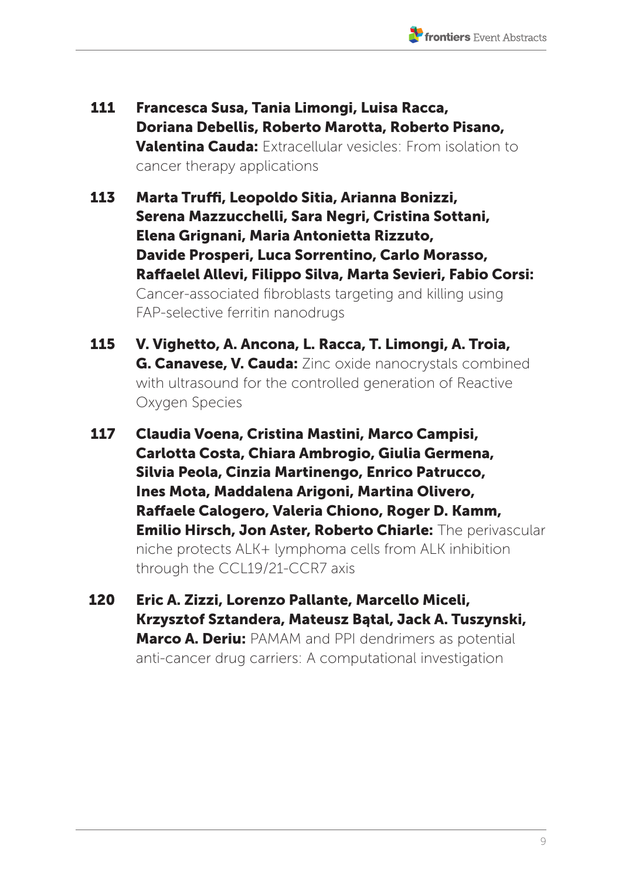**111** **Francesca Susa, Tania Limongi, Luisa Racca, Doriana Debellis, Roberto Marotta, Roberto Pisano, Valentina Cauda:** Extracellular vesicles: From isolation to cancer therapy applications

**113** **Marta Truffi, Leopoldo Sitia, Arianna Bonizzi, Serena Mazzucchelli, Sara Negri, Cristina Sottani, Elena Grignani, Maria Antonietta Rizzuto, Davide Prosperi, Luca Sorrentino, Carlo Morasso, Raffaelel Allevi, Filippo Silva, Marta Sevieri, Fabio Corsi:** Cancer-associated fibroblasts targeting and killing using FAP-selective ferritin nanodrugs

**115** **V. Vighetto, A. Ancona, L. Racca, T. Limongi, A. Troia, G. Canavese, V. Cauda:** Zinc oxide nanocrystals combined with ultrasound for the controlled generation of Reactive Oxygen Species

**117** **Claudia Voena, Cristina Mastini, Marco Campisi, Carlotta Costa, Chiara Ambrogio, Giulia Germena, Silvia Peola, Cinzia Martinengo, Enrico Patrucco, Ines Mota, Maddalena Arigoni, Martina Olivero, Raffaele Calogero, Valeria Chiono, Roger D. Kamm, Emilio Hirsch, Jon Aster, Roberto Chiarle:** The perivascular niche protects ALK+ lymphoma cells from ALK inhibition through the CCL19/21-CCR7 axis

**120** **Eric A. Zizzi, Lorenzo Pallante, Marcello Miceli, Krzysztof Sztandera, Mateusz Bątal, Jack A. Tuszynski, Marco A. Deriu:** PAMAM and PPI dendrimers as potential anti-cancer drug carriers: A computational investigation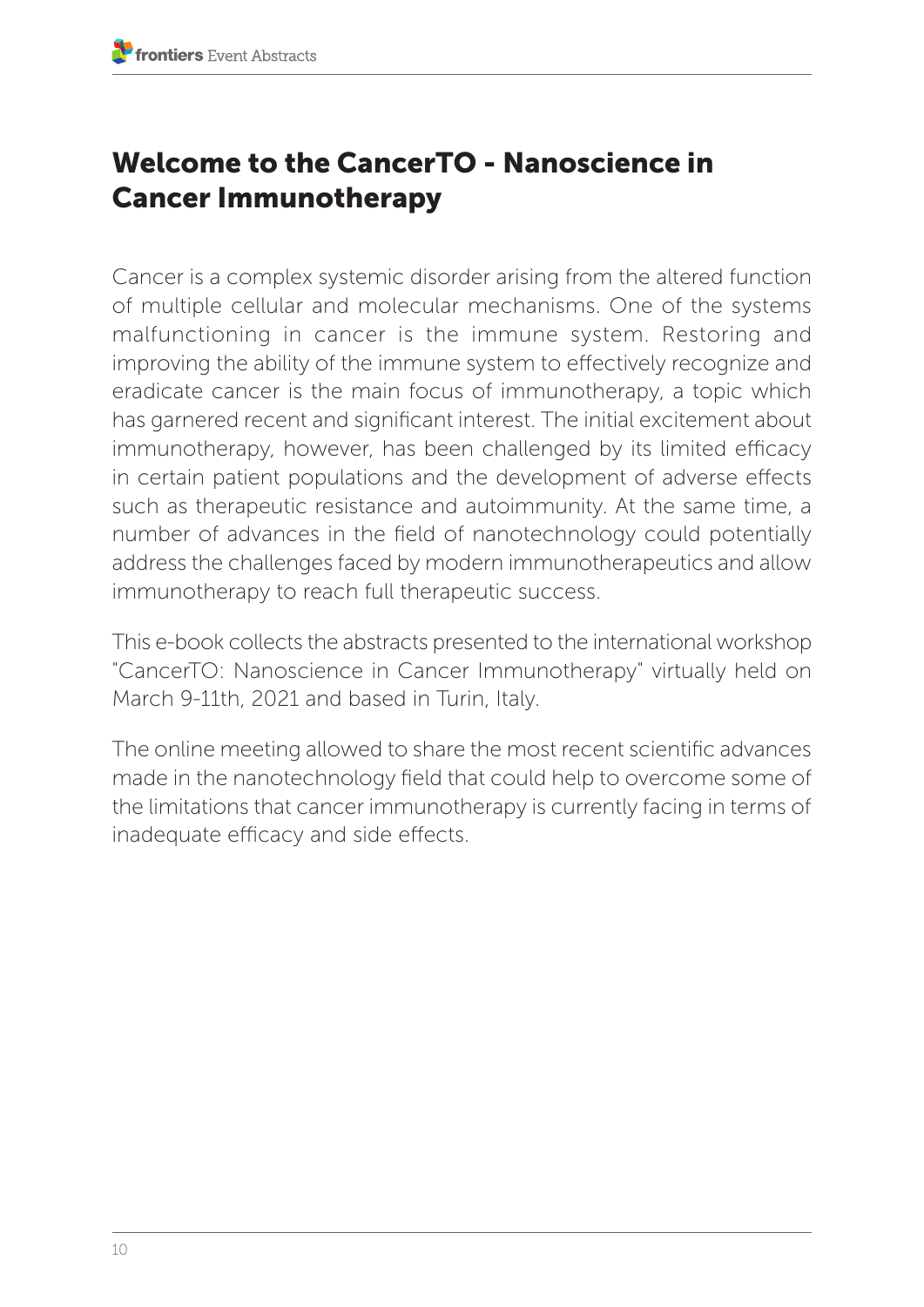# Welcome to the CancerTO - Nanoscience in Cancer Immunotherapy

Cancer is a complex systemic disorder arising from the altered function of multiple cellular and molecular mechanisms. One of the systems malfunctioning in cancer is the immune system. Restoring and improving the ability of the immune system to effectively recognize and eradicate cancer is the main focus of immunotherapy, a topic which has garnered recent and significant interest. The initial excitement about immunotherapy, however, has been challenged by its limited efficacy in certain patient populations and the development of adverse effects such as therapeutic resistance and autoimmunity. At the same time, a number of advances in the field of nanotechnology could potentially address the challenges faced by modern immunotherapeutics and allow immunotherapy to reach full therapeutic success.

This e-book collects the abstracts presented to the international workshop "CancerTO: Nanoscience in Cancer Immunotherapy" virtually held on March 9-11th, 2021 and based in Turin, Italy.

The online meeting allowed to share the most recent scientific advances made in the nanotechnology field that could help to overcome some of the limitations that cancer immunotherapy is currently facing in terms of inadequate efficacy and side effects.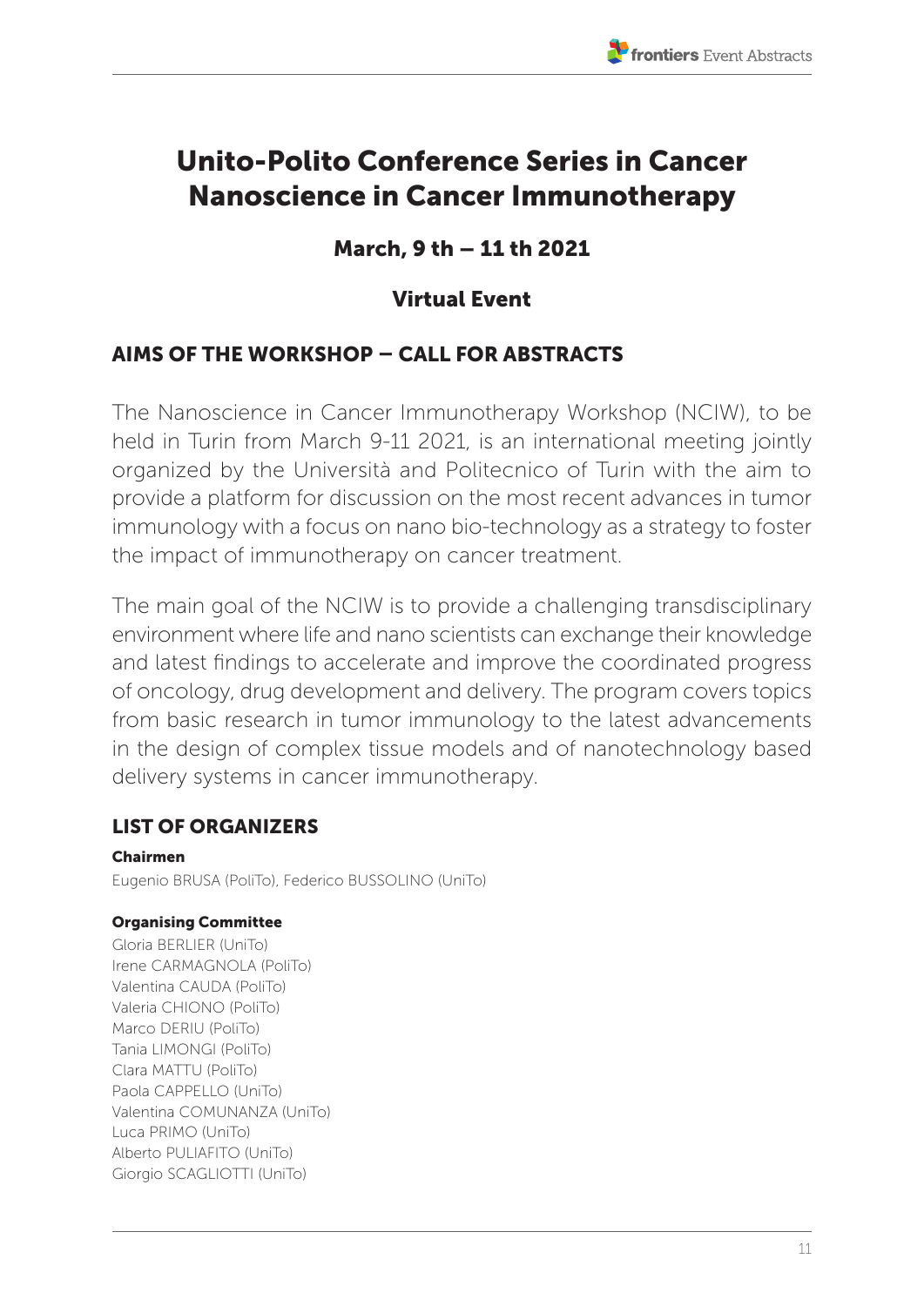# Unito-Polito Conference Series in Cancer Nanoscience in Cancer Immunotherapy

### March, 9 th – 11 th 2021

### Virtual Event

## AIMS OF THE WORKSHOP – CALL FOR ABSTRACTS

The Nanoscience in Cancer Immunotherapy Workshop (NCIW), to be held in Turin from March 9-11 2021, is an international meeting jointly organized by the Università and Politecnico of Turin with the aim to provide a platform for discussion on the most recent advances in tumor immunology with a focus on nano bio-technology as a strategy to foster the impact of immunotherapy on cancer treatment.

The main goal of the NCIW is to provide a challenging transdisciplinary environment where life and nano scientists can exchange their knowledge and latest findings to accelerate and improve the coordinated progress of oncology, drug development and delivery. The program covers topics from basic research in tumor immunology to the latest advancements in the design of complex tissue models and of nanotechnology based delivery systems in cancer immunotherapy.

## LIST OF ORGANIZERS

**Chairmen**

Eugenio BRUSA (PoliTo), Federico BUSSOLINO (UniTo)

**Organising Committee**

Gloria BERLIER (UniTo)
Irene CARMAGNOLA (PoliTo)
Valentina CAUDA (PoliTo)
Valeria CHIONO (PoliTo)
Marco DERIU (PoliTo)
Tania LIMONGI (PoliTo)
Clara MATTU (PoliTo)
Paola CAPPELLO (UniTo)
Valentina COMUNANZA (UniTo)
Luca PRIMO (UniTo)
Alberto PULIAFITO (UniTo)
Giorgio SCAGLIOTTI (UniTo)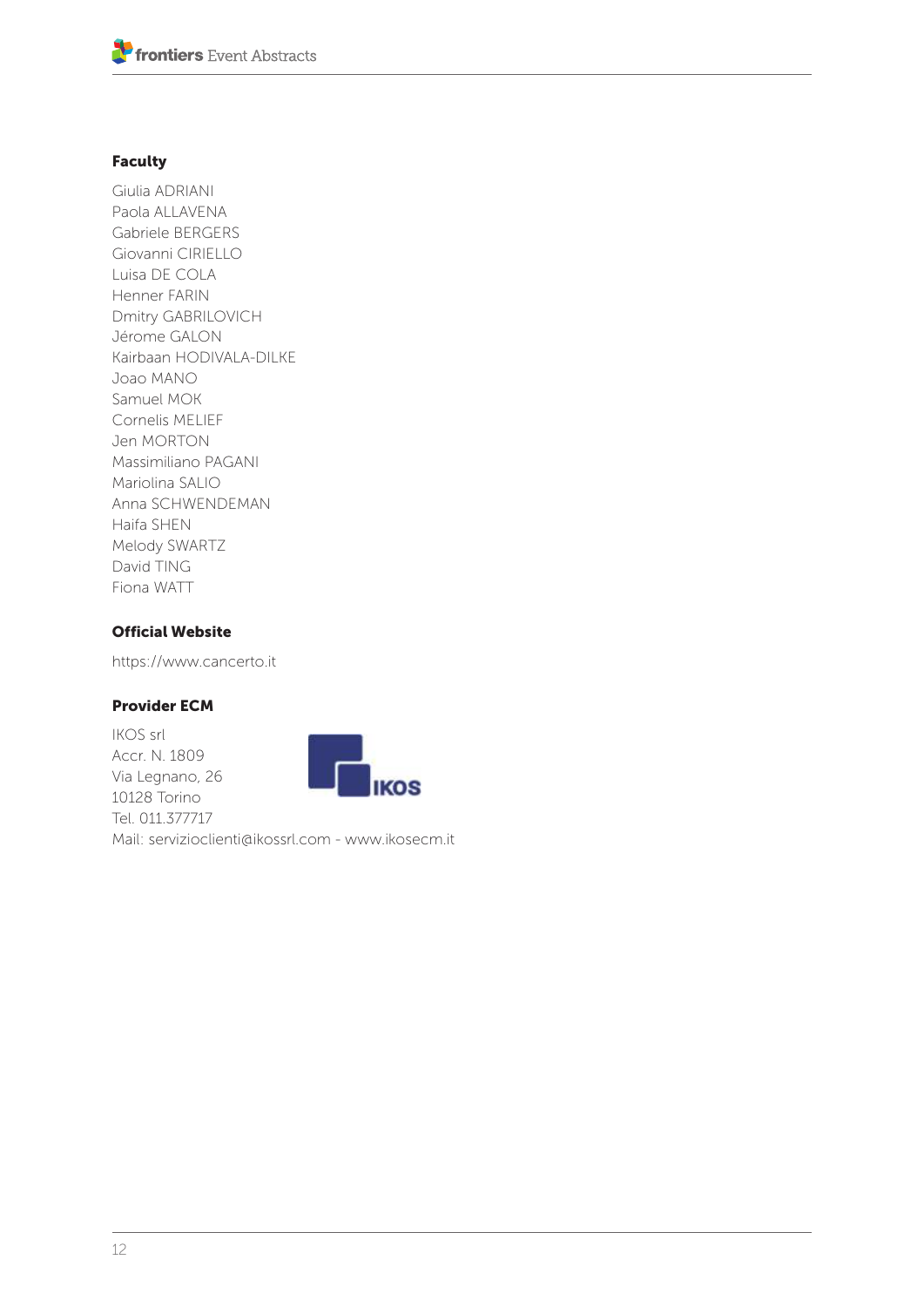### Faculty

Giulia ADRIANI
Paola ALLAVENA
Gabriele BERGERS
Giovanni CIRIELLO
Luisa DE COLA
Henner FARIN
Dmitry GABRILOVICH
Jérome GALON
Kairbaan HODIVALA-DILKE
Joao MANO
Samuel MOK
Cornelis MELIEF
Jen MORTON
Massimiliano PAGANI
Mariolina SALIO
Anna SCHWENDEMAN
Haifa SHEN
Melody SWARTZ
David TING
Fiona WATT

### Official Website

https://www.cancerto.it

### Provider ECM

IKOS srl
Accr. N. 1809
Via Legnano, 26
10128 Torino
Tel. 011.377717
Mail: servizioclienti@ikossrl.com - www.ikosecm.it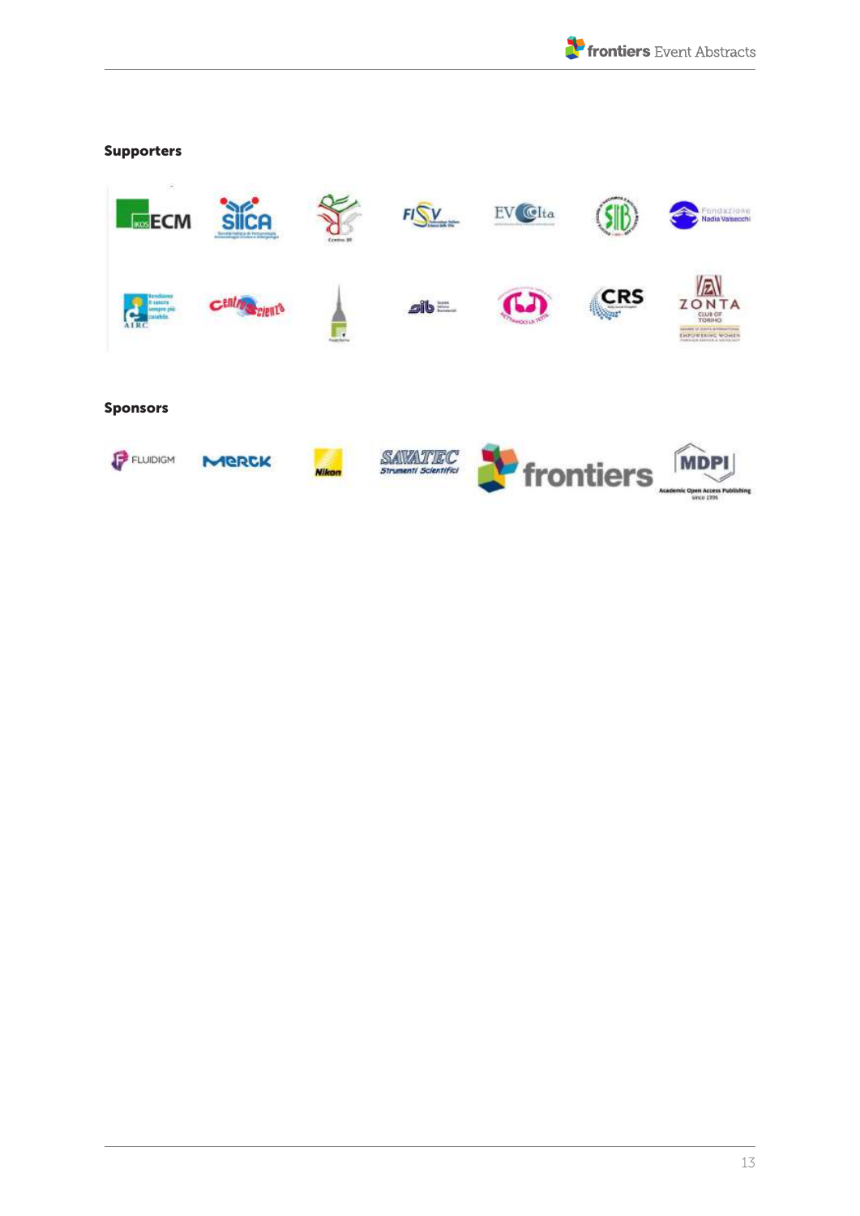**Supporters**

**Sponsors**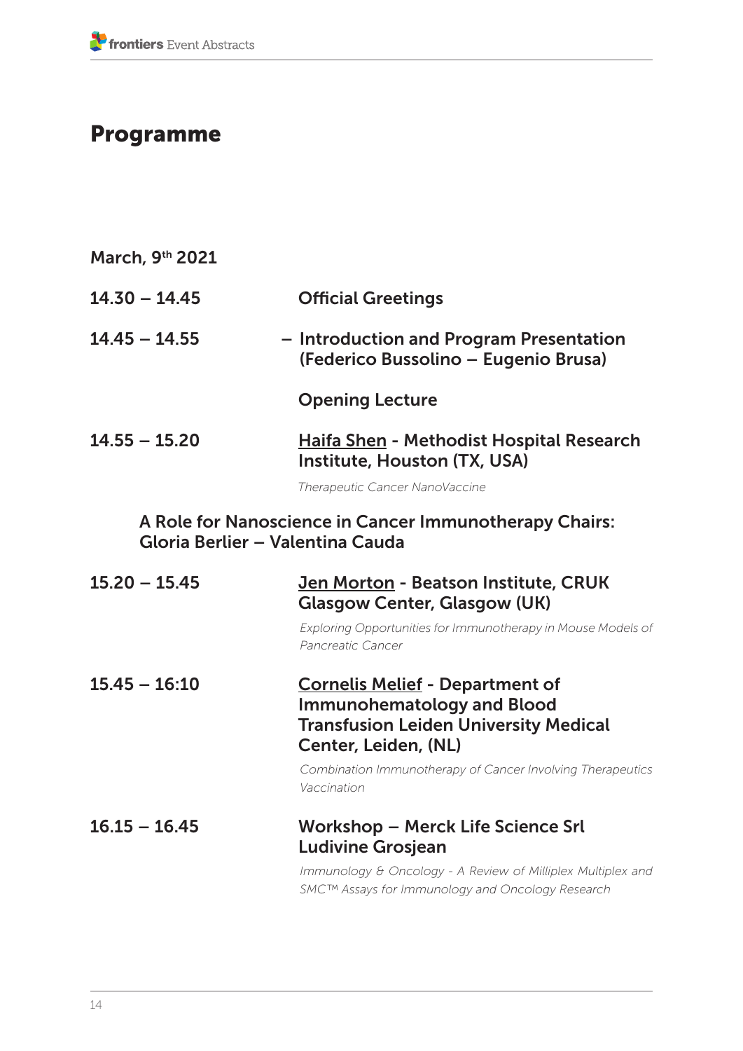# Programme

**March, 9th 2021**

**14.30 – 14.45** **Official Greetings**

**14.45 – 14.55** **– Introduction and Program Presentation (Federico Bussolino – Eugenio Brusa)**

**Opening Lecture**

**14.55 – 15.20** **Haifa Shen - Methodist Hospital Research Institute, Houston (TX, USA)**

*Therapeutic Cancer NanoVaccine*

**A Role for Nanoscience in Cancer Immunotherapy Chairs: Gloria Berlier – Valentina Cauda**

**15.20 – 15.45** **Jen Morton - Beatson Institute, CRUK Glasgow Center, Glasgow (UK)**

*Exploring Opportunities for Immunotherapy in Mouse Models of Pancreatic Cancer*

**15.45 – 16:10** **Cornelis Melief - Department of Immunohematology and Blood Transfusion Leiden University Medical Center, Leiden, (NL)**

*Combination Immunotherapy of Cancer Involving Therapeutics Vaccination*

**16.15 – 16.45** **Workshop – Merck Life Science Srl Ludivine Grosjean**

*Immunology & Oncology - A Review of Milliplex Multiplex and SMC™ Assays for Immunology and Oncology Research*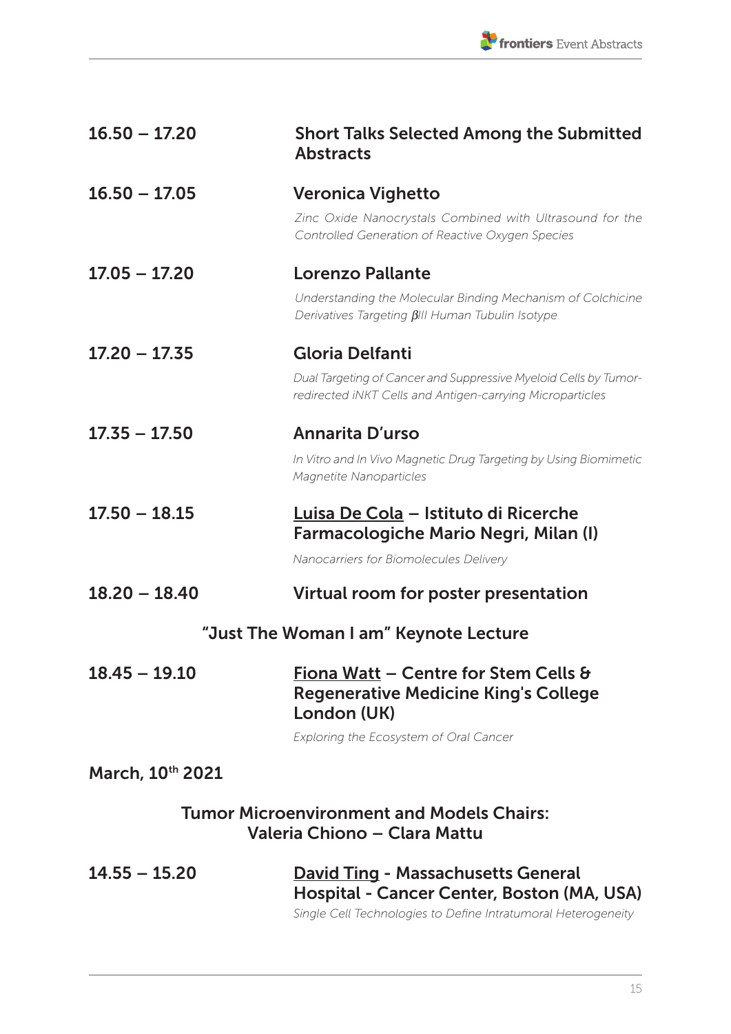**16.50 – 17.20** **Short Talks Selected Among the Submitted Abstracts**

**16.50 – 17.05** **Veronica Vighetto**

*Zinc Oxide Nanocrystals Combined with Ultrasound for the Controlled Generation of Reactive Oxygen Species*

**17.05 – 17.20** **Lorenzo Pallante**

*Understanding the Molecular Binding Mechanism of Colchicine Derivatives Targeting βIII Human Tubulin Isotype*

**17.20 – 17.35** **Gloria Delfanti**

*Dual Targeting of Cancer and Suppressive Myeloid Cells by Tumor-redirected iNKT Cells and Antigen-carrying Microparticles*

**17.35 – 17.50** **Annarita D'urso**

*In Vitro and In Vivo Magnetic Drug Targeting by Using Biomimetic Magnetite Nanoparticles*

**17.50 – 18.15** **Luisa De Cola – Istituto di Ricerche Farmacologiche Mario Negri, Milan (I)**

*Nanocarriers for Biomolecules Delivery*

**18.20 – 18.40** **Virtual room for poster presentation**

## "Just The Woman I am" Keynote Lecture

**18.45 – 19.10** **Fiona Watt – Centre for Stem Cells & Regenerative Medicine King's College London (UK)**

*Exploring the Ecosystem of Oral Cancer*

## March, 10th 2021

## Tumor Microenvironment and Models Chairs: Valeria Chiono – Clara Mattu

**14.55 – 15.20** **David Ting - Massachusetts General Hospital - Cancer Center, Boston (MA, USA)**

*Single Cell Technologies to Define Intratumoral Heterogeneity*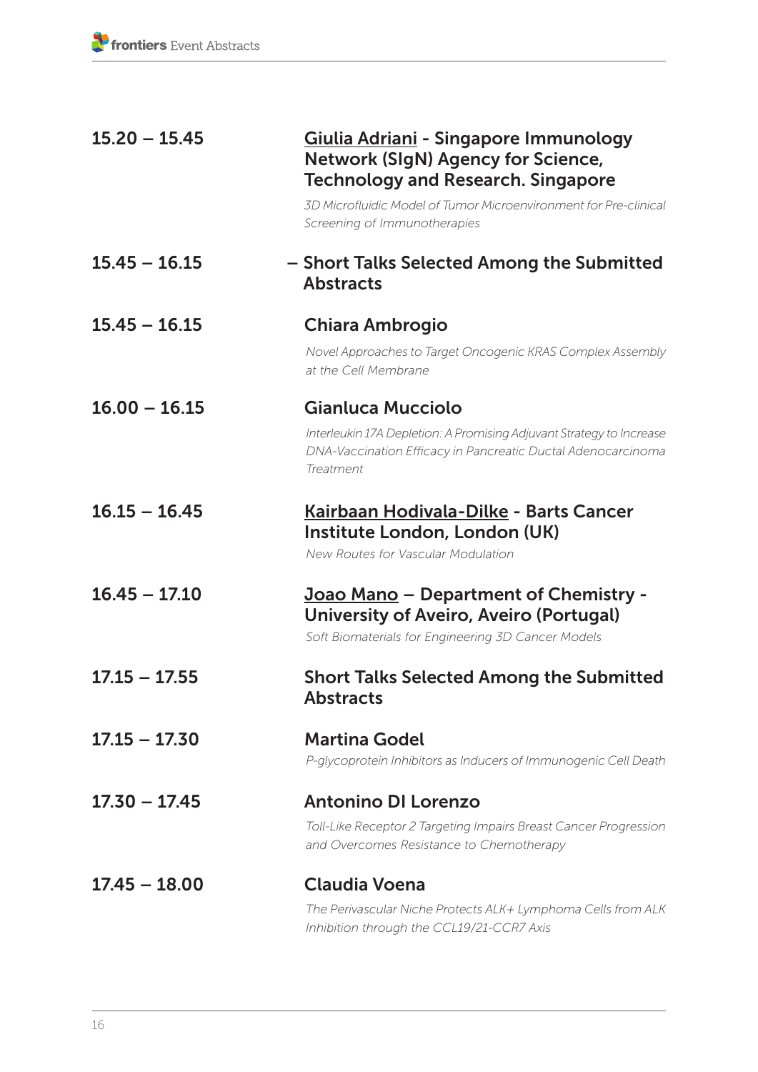15.20 – 15.45 **Giulia Adriani - Singapore Immunology Network (SIgN) Agency for Science, Technology and Research. Singapore**

*3D Microfluidic Model of Tumor Microenvironment for Pre-clinical Screening of Immunotherapies*

15.45 – 16.15 **– Short Talks Selected Among the Submitted Abstracts**

15.45 – 16.15 **Chiara Ambrogio**

*Novel Approaches to Target Oncogenic KRAS Complex Assembly at the Cell Membrane*

16.00 – 16.15 **Gianluca Mucciolo**

*Interleukin 17A Depletion: A Promising Adjuvant Strategy to Increase DNA-Vaccination Efficacy in Pancreatic Ductal Adenocarcinoma Treatment*

16.15 – 16.45 **Kairbaan Hodivala-Dilke - Barts Cancer Institute London, London (UK)**

*New Routes for Vascular Modulation*

16.45 – 17.10 **Joao Mano – Department of Chemistry - University of Aveiro, Aveiro (Portugal)**

*Soft Biomaterials for Engineering 3D Cancer Models*

17.15 – 17.55 **Short Talks Selected Among the Submitted Abstracts**

17.15 – 17.30 **Martina Godel**

*P-glycoprotein Inhibitors as Inducers of Immunogenic Cell Death*

17.30 – 17.45 **Antonino DI Lorenzo**

*Toll-Like Receptor 2 Targeting Impairs Breast Cancer Progression and Overcomes Resistance to Chemotherapy*

17.45 – 18.00 **Claudia Voena**

*The Perivascular Niche Protects ALK+ Lymphoma Cells from ALK Inhibition through the CCL19/21-CCR7 Axis*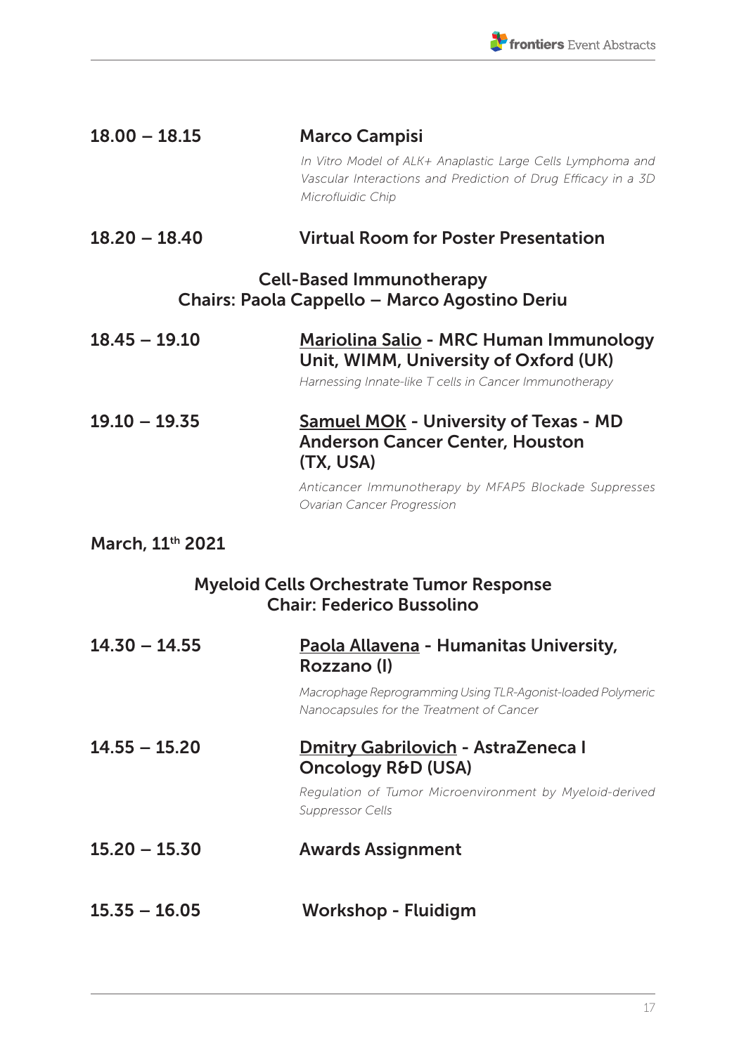**18.00 – 18.15** **Marco Campisi**

*In Vitro Model of ALK+ Anaplastic Large Cells Lymphoma and Vascular Interactions and Prediction of Drug Efficacy in a 3D Microfluidic Chip*

**18.20 – 18.40** **Virtual Room for Poster Presentation**

## Cell-Based Immunotherapy
## Chairs: Paola Cappello – Marco Agostino Deriu

**18.45 – 19.10** **Mariolina Salio - MRC Human Immunology Unit, WIMM, University of Oxford (UK)**

*Harnessing Innate-like T cells in Cancer Immunotherapy*

**19.10 – 19.35** **Samuel MOK - University of Texas - MD Anderson Cancer Center, Houston (TX, USA)**

*Anticancer Immunotherapy by MFAP5 Blockade Suppresses Ovarian Cancer Progression*

## March, 11th 2021

## Myeloid Cells Orchestrate Tumor Response
## Chair: Federico Bussolino

**14.30 – 14.55** **Paola Allavena - Humanitas University, Rozzano (I)**

*Macrophage Reprogramming Using TLR-Agonist-loaded Polymeric Nanocapsules for the Treatment of Cancer*

**14.55 – 15.20** **Dmitry Gabrilovich - AstraZeneca I Oncology R&D (USA)**

*Regulation of Tumor Microenvironment by Myeloid-derived Suppressor Cells*

**15.20 – 15.30** **Awards Assignment**

**15.35 – 16.05** **Workshop - Fluidigm**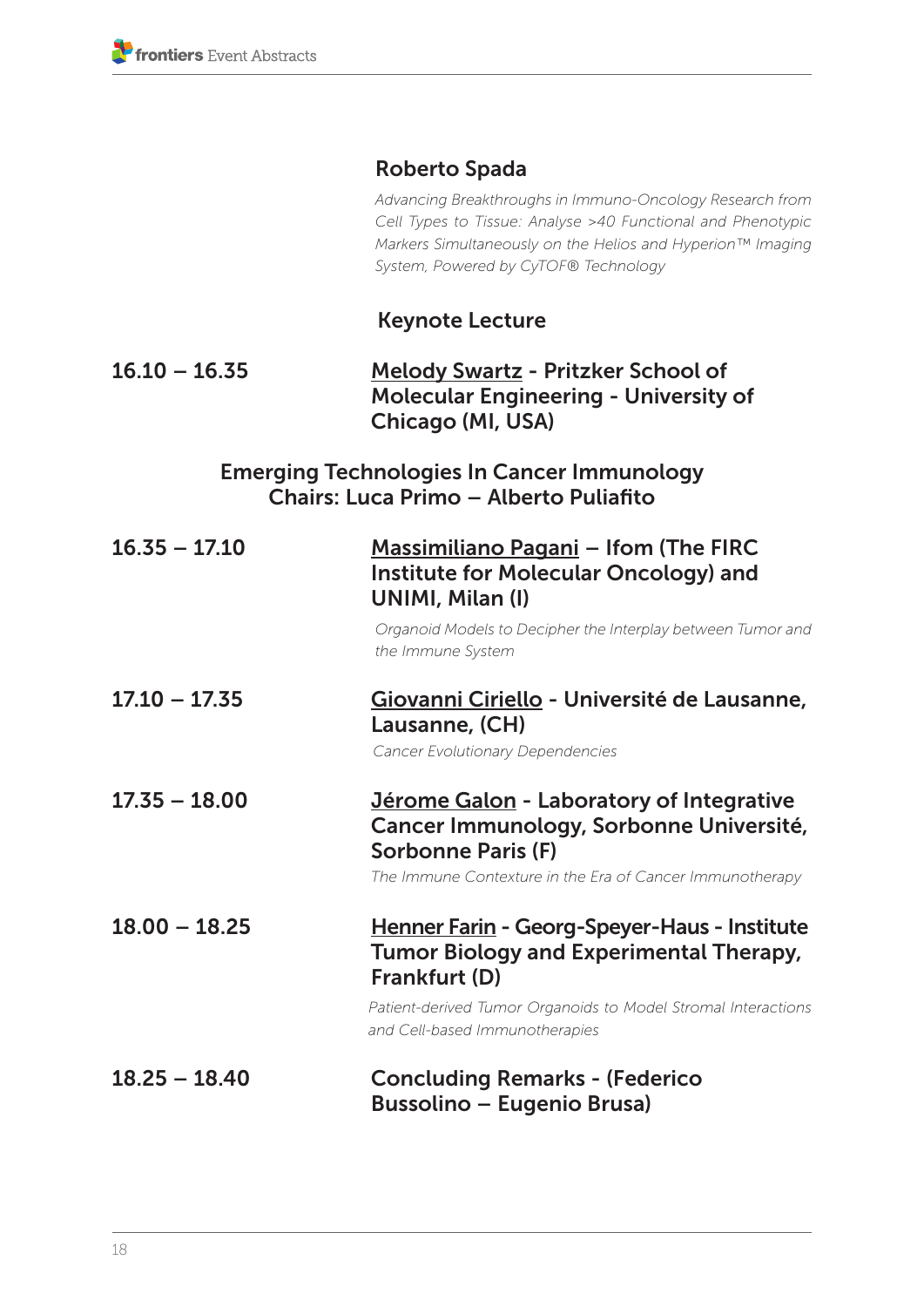**Roberto Spada**

*Advancing Breakthroughs in Immuno-Oncology Research from Cell Types to Tissue: Analyse >40 Functional and Phenotypic Markers Simultaneously on the Helios and Hyperion™ Imaging System, Powered by CyTOF® Technology*

### Keynote Lecture

**16.10 – 16.35** **Melody Swartz - Pritzker School of Molecular Engineering - University of Chicago (MI, USA)**

### Emerging Technologies In Cancer Immunology
### Chairs: Luca Primo – Alberto Puliafito

**16.35 – 17.10** **Massimiliano Pagani – Ifom (The FIRC Institute for Molecular Oncology) and UNIMI, Milan (I)**

*Organoid Models to Decipher the Interplay between Tumor and the Immune System*

**17.10 – 17.35** **Giovanni Ciriello - Université de Lausanne, Lausanne, (CH)**

*Cancer Evolutionary Dependencies*

**17.35 – 18.00** **Jérome Galon - Laboratory of Integrative Cancer Immunology, Sorbonne Université, Sorbonne Paris (F)**

*The Immune Contexture in the Era of Cancer Immunotherapy*

**18.00 – 18.25** **Henner Farin - Georg-Speyer-Haus - Institute Tumor Biology and Experimental Therapy, Frankfurt (D)**

*Patient-derived Tumor Organoids to Model Stromal Interactions and Cell-based Immunotherapies*

**18.25 – 18.40** **Concluding Remarks - (Federico Bussolino – Eugenio Brusa)**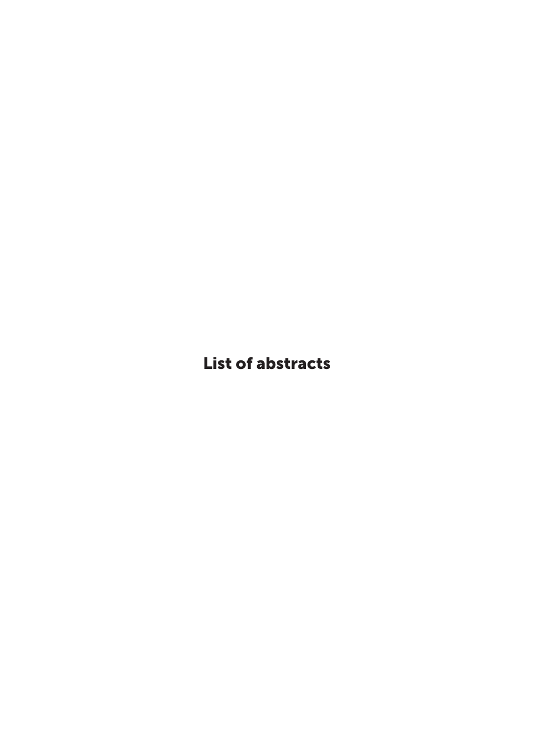# List of abstracts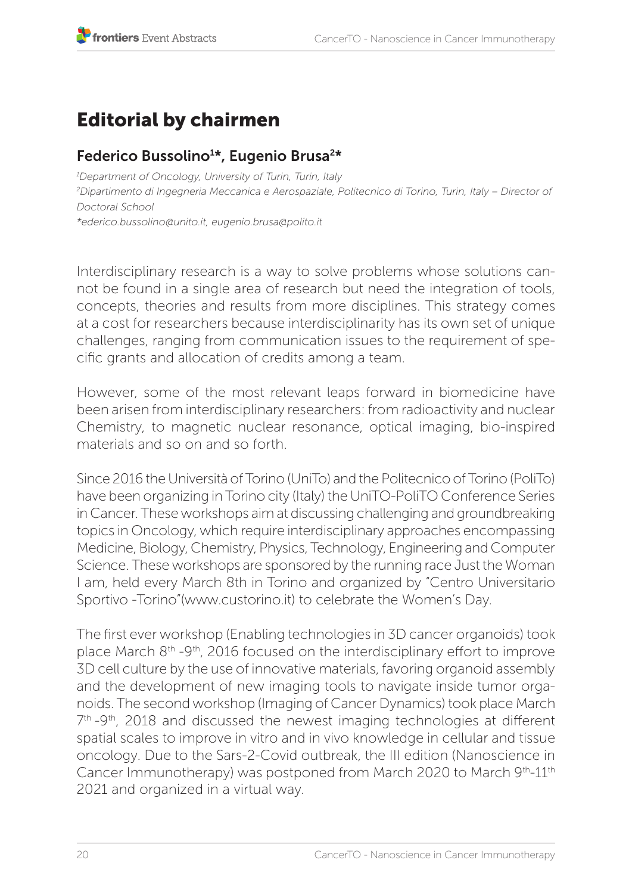# Editorial by chairmen

## Federico Bussolino[1]*, Eugenio Brusa[2]*

*[1]Department of Oncology, University of Turin, Turin, Italy*
*[2]Dipartimento di Ingegneria Meccanica e Aerospaziale, Politecnico di Torino, Turin, Italy – Director of Doctoral School*
*\*ederico.bussolino@unito.it, eugenio.brusa@polito.it*

Interdisciplinary research is a way to solve problems whose solutions cannot be found in a single area of research but need the integration of tools, concepts, theories and results from more disciplines. This strategy comes at a cost for researchers because interdisciplinarity has its own set of unique challenges, ranging from communication issues to the requirement of specific grants and allocation of credits among a team.

However, some of the most relevant leaps forward in biomedicine have been arisen from interdisciplinary researchers: from radioactivity and nuclear Chemistry, to magnetic nuclear resonance, optical imaging, bio-inspired materials and so on and so forth.

Since 2016 the Università of Torino (UniTo) and the Politecnico of Torino (PoliTo) have been organizing in Torino city (Italy) the UniTO-PoliTO Conference Series in Cancer. These workshops aim at discussing challenging and groundbreaking topics in Oncology, which require interdisciplinary approaches encompassing Medicine, Biology, Chemistry, Physics, Technology, Engineering and Computer Science. These workshops are sponsored by the running race Just the Woman I am, held every March 8th in Torino and organized by "Centro Universitario Sportivo -Torino"(www.custorino.it) to celebrate the Women's Day.

The first ever workshop (Enabling technologies in 3D cancer organoids) took place March 8th -9th, 2016 focused on the interdisciplinary effort to improve 3D cell culture by the use of innovative materials, favoring organoid assembly and the development of new imaging tools to navigate inside tumor organoids. The second workshop (Imaging of Cancer Dynamics) took place March 7th -9th, 2018 and discussed the newest imaging technologies at different spatial scales to improve in vitro and in vivo knowledge in cellular and tissue oncology. Due to the Sars-2-Covid outbreak, the III edition (Nanoscience in Cancer Immunotherapy) was postponed from March 2020 to March 9th-11th 2021 and organized in a virtual way.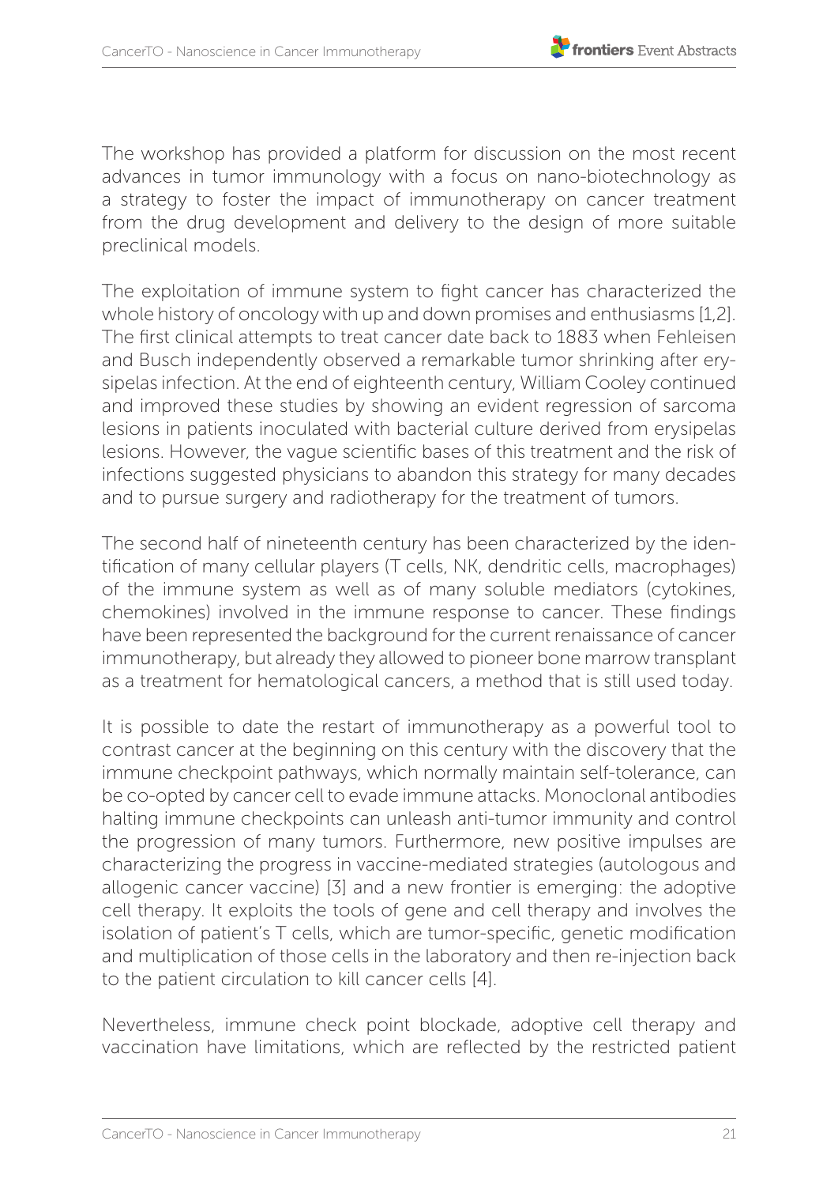The workshop has provided a platform for discussion on the most recent advances in tumor immunology with a focus on nano-biotechnology as a strategy to foster the impact of immunotherapy on cancer treatment from the drug development and delivery to the design of more suitable preclinical models.

The exploitation of immune system to fight cancer has characterized the whole history of oncology with up and down promises and enthusiasms [1,2]. The first clinical attempts to treat cancer date back to 1883 when Fehleisen and Busch independently observed a remarkable tumor shrinking after erysipelas infection. At the end of eighteenth century, William Cooley continued and improved these studies by showing an evident regression of sarcoma lesions in patients inoculated with bacterial culture derived from erysipelas lesions. However, the vague scientific bases of this treatment and the risk of infections suggested physicians to abandon this strategy for many decades and to pursue surgery and radiotherapy for the treatment of tumors.

The second half of nineteenth century has been characterized by the identification of many cellular players (T cells, NK, dendritic cells, macrophages) of the immune system as well as of many soluble mediators (cytokines, chemokines) involved in the immune response to cancer. These findings have been represented the background for the current renaissance of cancer immunotherapy, but already they allowed to pioneer bone marrow transplant as a treatment for hematological cancers, a method that is still used today.

It is possible to date the restart of immunotherapy as a powerful tool to contrast cancer at the beginning on this century with the discovery that the immune checkpoint pathways, which normally maintain self-tolerance, can be co-opted by cancer cell to evade immune attacks. Monoclonal antibodies halting immune checkpoints can unleash anti-tumor immunity and control the progression of many tumors. Furthermore, new positive impulses are characterizing the progress in vaccine-mediated strategies (autologous and allogenic cancer vaccine) [3] and a new frontier is emerging: the adoptive cell therapy. It exploits the tools of gene and cell therapy and involves the isolation of patient's T cells, which are tumor-specific, genetic modification and multiplication of those cells in the laboratory and then re-injection back to the patient circulation to kill cancer cells [4].

Nevertheless, immune check point blockade, adoptive cell therapy and vaccination have limitations, which are reflected by the restricted patient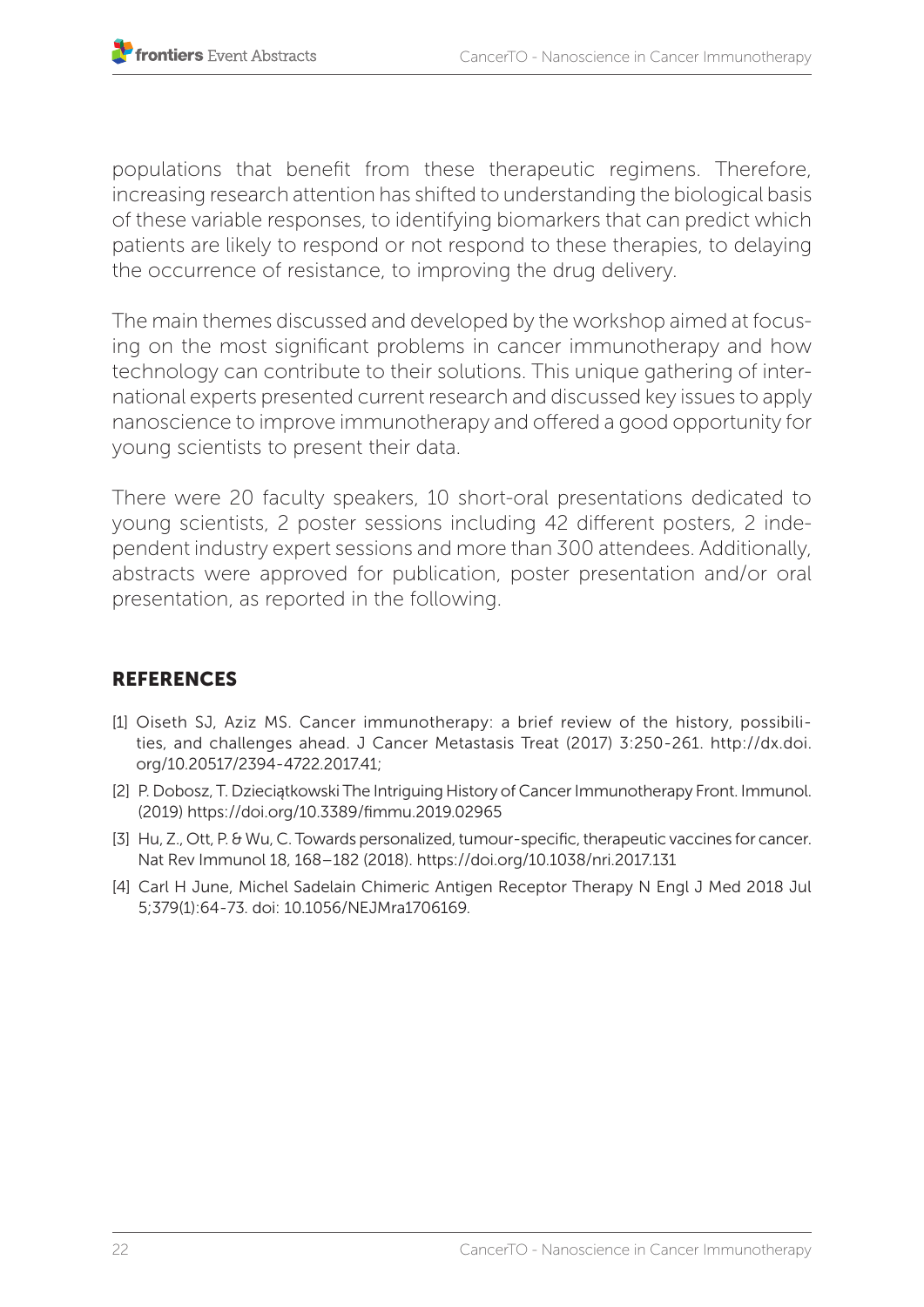populations that benefit from these therapeutic regimens. Therefore, increasing research attention has shifted to understanding the biological basis of these variable responses, to identifying biomarkers that can predict which patients are likely to respond or not respond to these therapies, to delaying the occurrence of resistance, to improving the drug delivery.

The main themes discussed and developed by the workshop aimed at focusing on the most significant problems in cancer immunotherapy and how technology can contribute to their solutions. This unique gathering of international experts presented current research and discussed key issues to apply nanoscience to improve immunotherapy and offered a good opportunity for young scientists to present their data.

There were 20 faculty speakers, 10 short-oral presentations dedicated to young scientists, 2 poster sessions including 42 different posters, 2 independent industry expert sessions and more than 300 attendees. Additionally, abstracts were approved for publication, poster presentation and/or oral presentation, as reported in the following.

## REFERENCES

[1] Oiseth SJ, Aziz MS. Cancer immunotherapy: a brief review of the history, possibilities, and challenges ahead. J Cancer Metastasis Treat (2017) 3:250-261. http://dx.doi.org/10.20517/2394-4722.2017.41;

[2] P. Dobosz, T. Dzieciątkowski The Intriguing History of Cancer Immunotherapy Front. Immunol. (2019) https://doi.org/10.3389/fimmu.2019.02965

[3] Hu, Z., Ott, P. & Wu, C. Towards personalized, tumour-specific, therapeutic vaccines for cancer. Nat Rev Immunol 18, 168–182 (2018). https://doi.org/10.1038/nri.2017.131

[4] Carl H June, Michel Sadelain Chimeric Antigen Receptor Therapy N Engl J Med 2018 Jul 5;379(1):64-73. doi: 10.1056/NEJMra1706169.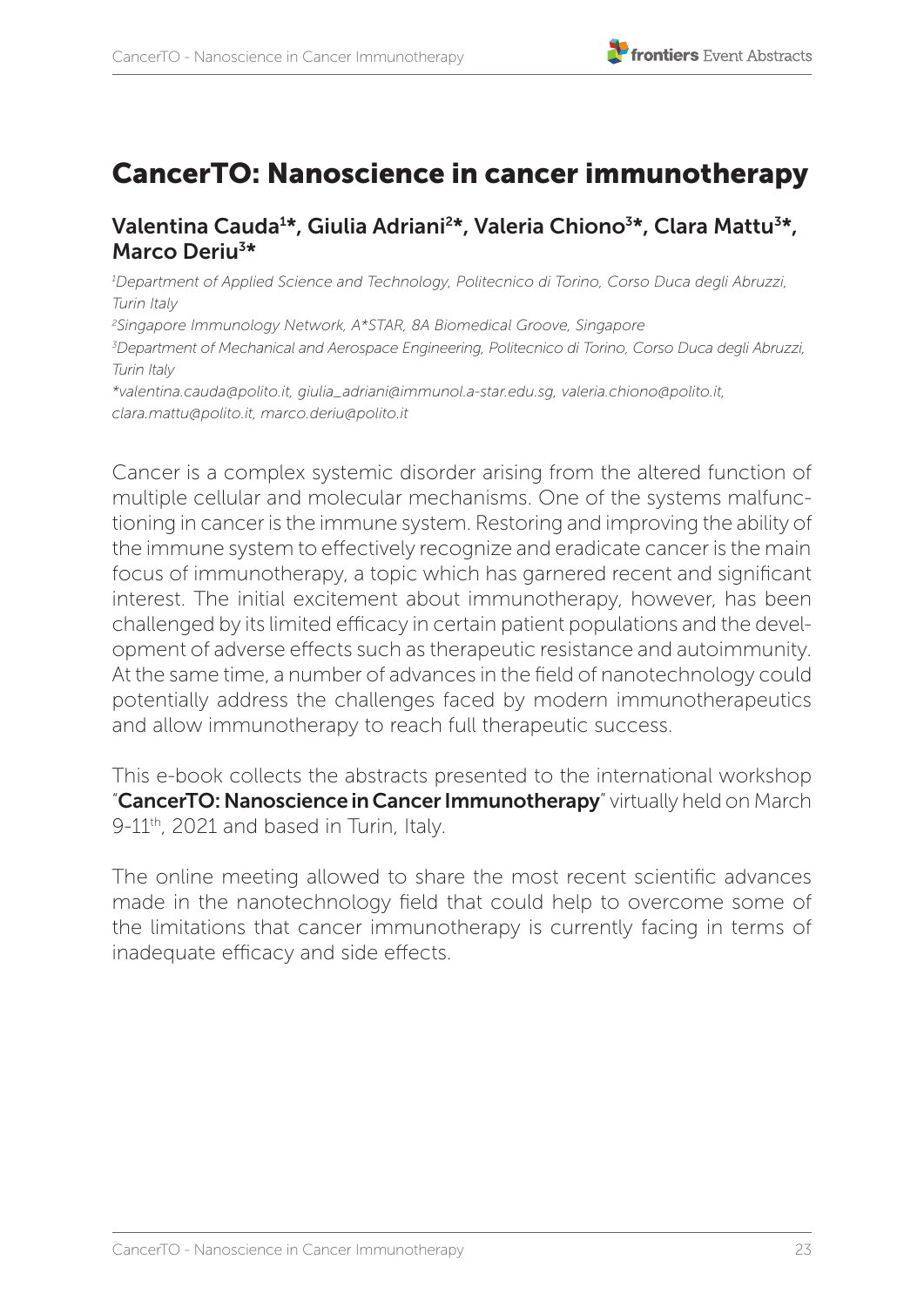# CancerTO: Nanoscience in cancer immunotherapy

**Valentina Cauda[1]*, Giulia Adriani[2]*, Valeria Chiono[3]*, Clara Mattu[3]*, Marco Deriu[3]***

*[1]Department of Applied Science and Technology, Politecnico di Torino, Corso Duca degli Abruzzi, Turin Italy*

*[2]Singapore Immunology Network, A*STAR, 8A Biomedical Groove, Singapore*

*[3]Department of Mechanical and Aerospace Engineering, Politecnico di Torino, Corso Duca degli Abruzzi, Turin Italy*

*valentina.cauda@polito.it, giulia_adriani@immunol.a-star.edu.sg, valeria.chiono@polito.it, clara.mattu@polito.it, marco.deriu@polito.it*

Cancer is a complex systemic disorder arising from the altered function of multiple cellular and molecular mechanisms. One of the systems malfunctioning in cancer is the immune system. Restoring and improving the ability of the immune system to effectively recognize and eradicate cancer is the main focus of immunotherapy, a topic which has garnered recent and significant interest. The initial excitement about immunotherapy, however, has been challenged by its limited efficacy in certain patient populations and the development of adverse effects such as therapeutic resistance and autoimmunity. At the same time, a number of advances in the field of nanotechnology could potentially address the challenges faced by modern immunotherapeutics and allow immunotherapy to reach full therapeutic success.

This e-book collects the abstracts presented to the international workshop "**CancerTO: Nanoscience in Cancer Immunotherapy**" virtually held on March 9-11th, 2021 and based in Turin, Italy.

The online meeting allowed to share the most recent scientific advances made in the nanotechnology field that could help to overcome some of the limitations that cancer immunotherapy is currently facing in terms of inadequate efficacy and side effects.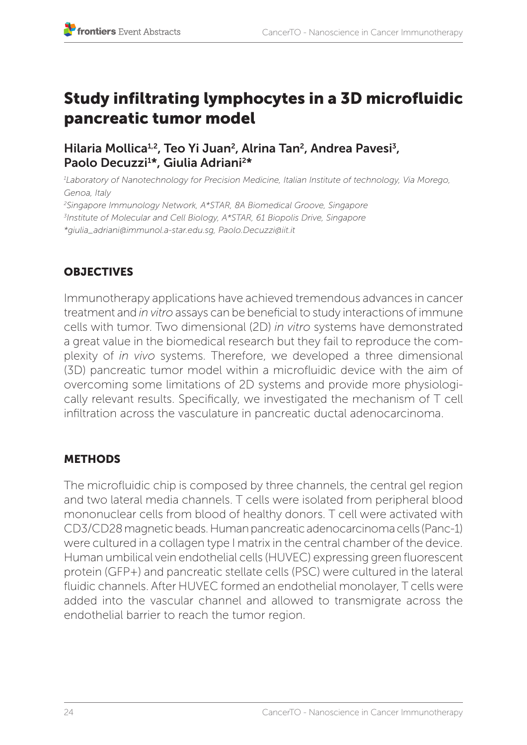# Study infiltrating lymphocytes in a 3D microfluidic pancreatic tumor model

**Hilaria Mollica[1,2], Teo Yi Juan[2], Alrina Tan[2], Andrea Pavesi[3], Paolo Decuzzi[1]*, Giulia Adriani[2]***

*[1]Laboratory of Nanotechnology for Precision Medicine, Italian Institute of technology, Via Morego, Genoa, Italy*
*[2]Singapore Immunology Network, A*STAR, 8A Biomedical Groove, Singapore*
*[3]Institute of Molecular and Cell Biology, A*STAR, 61 Biopolis Drive, Singapore*
**giulia_adriani@immunol.a-star.edu.sg, Paolo.Decuzzi@iit.it*

## OBJECTIVES

Immunotherapy applications have achieved tremendous advances in cancer treatment and *in vitro* assays can be beneficial to study interactions of immune cells with tumor. Two dimensional (2D) *in vitro* systems have demonstrated a great value in the biomedical research but they fail to reproduce the complexity of *in vivo* systems. Therefore, we developed a three dimensional (3D) pancreatic tumor model within a microfluidic device with the aim of overcoming some limitations of 2D systems and provide more physiologically relevant results. Specifically, we investigated the mechanism of T cell infiltration across the vasculature in pancreatic ductal adenocarcinoma.

## METHODS

The microfluidic chip is composed by three channels, the central gel region and two lateral media channels. T cells were isolated from peripheral blood mononuclear cells from blood of healthy donors. T cell were activated with CD3/CD28 magnetic beads. Human pancreatic adenocarcinoma cells (Panc-1) were cultured in a collagen type I matrix in the central chamber of the device. Human umbilical vein endothelial cells (HUVEC) expressing green fluorescent protein (GFP+) and pancreatic stellate cells (PSC) were cultured in the lateral fluidic channels. After HUVEC formed an endothelial monolayer, T cells were added into the vascular channel and allowed to transmigrate across the endothelial barrier to reach the tumor region.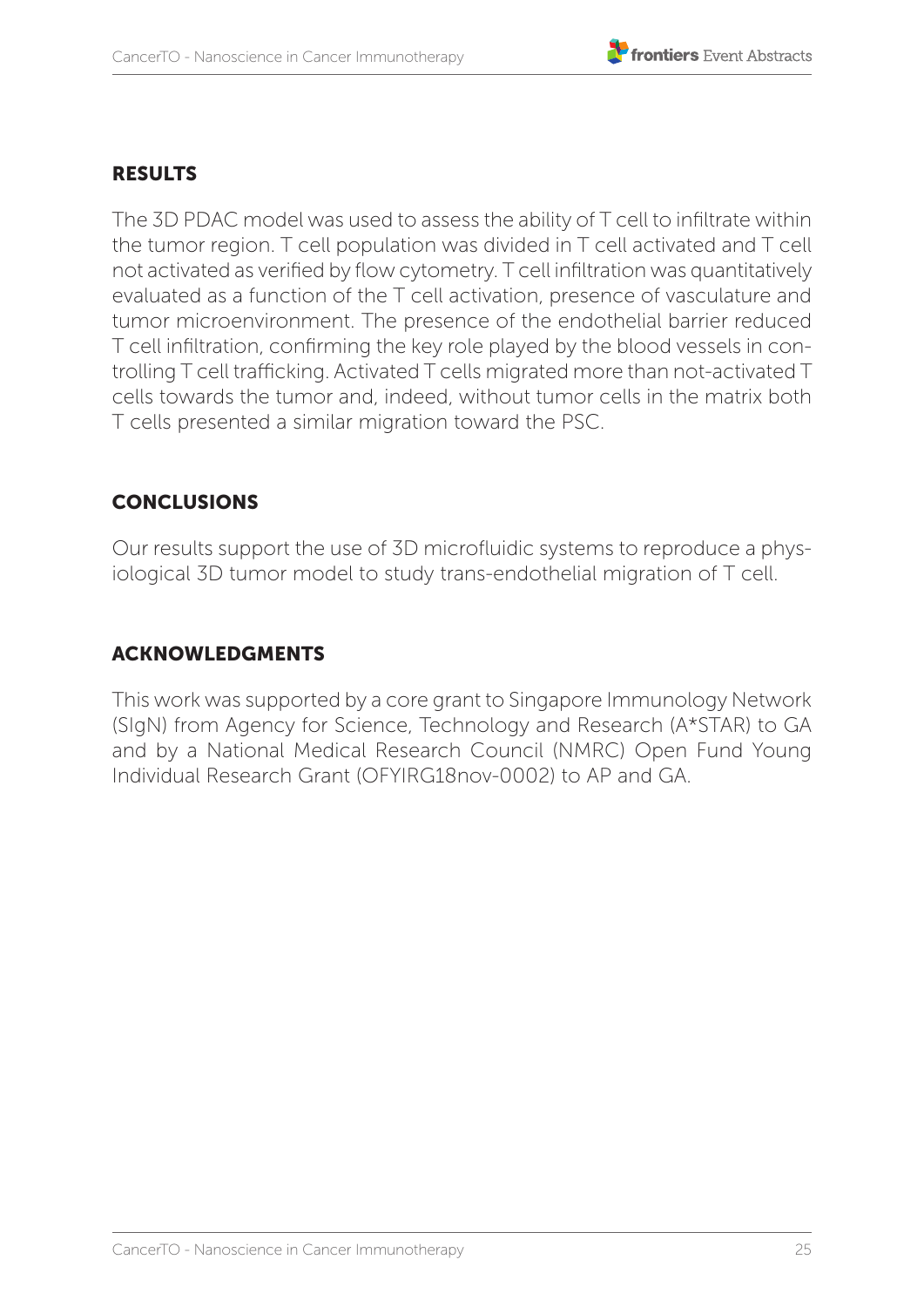## RESULTS

The 3D PDAC model was used to assess the ability of T cell to infiltrate within the tumor region. T cell population was divided in T cell activated and T cell not activated as verified by flow cytometry. T cell infiltration was quantitatively evaluated as a function of the T cell activation, presence of vasculature and tumor microenvironment. The presence of the endothelial barrier reduced T cell infiltration, confirming the key role played by the blood vessels in controlling T cell trafficking. Activated T cells migrated more than not-activated T cells towards the tumor and, indeed, without tumor cells in the matrix both T cells presented a similar migration toward the PSC.

## CONCLUSIONS

Our results support the use of 3D microfluidic systems to reproduce a physiological 3D tumor model to study trans-endothelial migration of T cell.

## ACKNOWLEDGMENTS

This work was supported by a core grant to Singapore Immunology Network (SIgN) from Agency for Science, Technology and Research (A*STAR) to GA and by a National Medical Research Council (NMRC) Open Fund Young Individual Research Grant (OFYIRG18nov-0002) to AP and GA.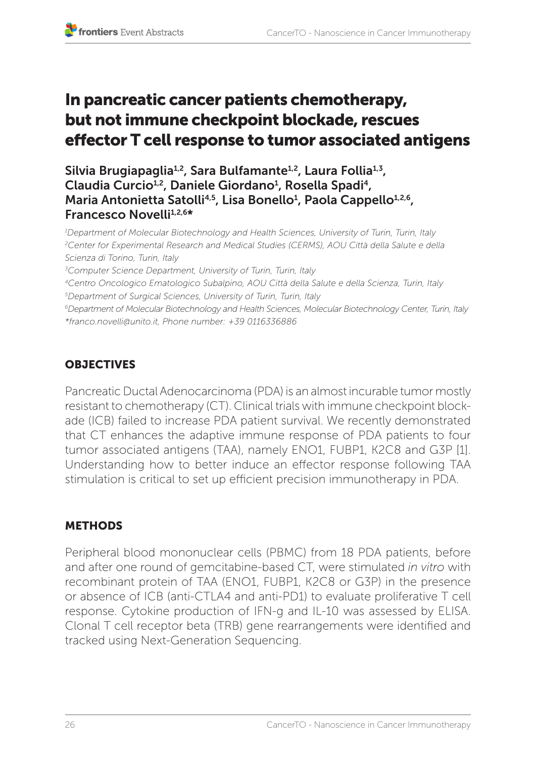# In pancreatic cancer patients chemotherapy, but not immune checkpoint blockade, rescues effector T cell response to tumor associated antigens

**Silvia Brugiapaglia[1,2], Sara Bulfamante[1,2], Laura Follia[1,3], Claudia Curcio[1,2], Daniele Giordano[1], Rosella Spadi[4], Maria Antonietta Satolli[4,5], Lisa Bonello[1], Paola Cappello[1,2,6], Francesco Novelli[1,2,6]***

*[1]Department of Molecular Biotechnology and Health Sciences, University of Turin, Turin, Italy*
*[2]Center for Experimental Research and Medical Studies (CERMS), AOU Città della Salute e della Scienza di Torino, Turin, Italy*
*[3]Computer Science Department, University of Turin, Turin, Italy*
*[4]Centro Oncologico Ematologico Subalpino, AOU Città della Salute e della Scienza, Turin, Italy*
*[5]Department of Surgical Sciences, University of Turin, Turin, Italy*
*[6]Department of Molecular Biotechnology and Health Sciences, Molecular Biotechnology Center, Turin, Italy*
*\*franco.novelli@unito.it, Phone number: +39 0116336886*

## OBJECTIVES

Pancreatic Ductal Adenocarcinoma (PDA) is an almost incurable tumor mostly resistant to chemotherapy (CT). Clinical trials with immune checkpoint blockade (ICB) failed to increase PDA patient survival. We recently demonstrated that CT enhances the adaptive immune response of PDA patients to four tumor associated antigens (TAA), namely ENO1, FUBP1, K2C8 and G3P [1]. Understanding how to better induce an effector response following TAA stimulation is critical to set up efficient precision immunotherapy in PDA.

## METHODS

Peripheral blood mononuclear cells (PBMC) from 18 PDA patients, before and after one round of gemcitabine-based CT, were stimulated *in vitro* with recombinant protein of TAA (ENO1, FUBP1, K2C8 or G3P) in the presence or absence of ICB (anti-CTLA4 and anti-PD1) to evaluate proliferative T cell response. Cytokine production of IFN-g and IL-10 was assessed by ELISA. Clonal T cell receptor beta (TRB) gene rearrangements were identified and tracked using Next-Generation Sequencing.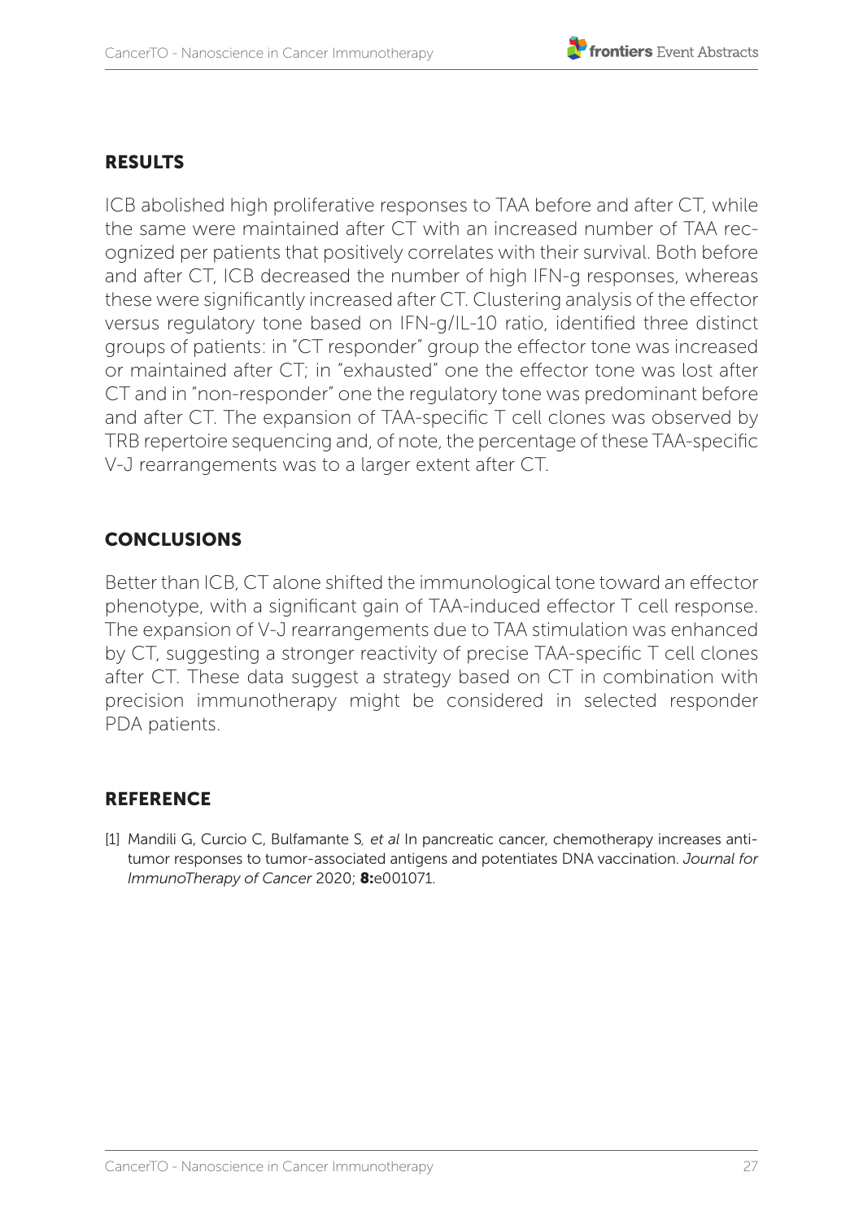## RESULTS

ICB abolished high proliferative responses to TAA before and after CT, while the same were maintained after CT with an increased number of TAA recognized per patients that positively correlates with their survival. Both before and after CT, ICB decreased the number of high IFN-g responses, whereas these were significantly increased after CT. Clustering analysis of the effector versus regulatory tone based on IFN-g/IL-10 ratio, identified three distinct groups of patients: in "CT responder" group the effector tone was increased or maintained after CT; in "exhausted" one the effector tone was lost after CT and in "non-responder" one the regulatory tone was predominant before and after CT. The expansion of TAA-specific T cell clones was observed by TRB repertoire sequencing and, of note, the percentage of these TAA-specific V-J rearrangements was to a larger extent after CT.

## CONCLUSIONS

Better than ICB, CT alone shifted the immunological tone toward an effector phenotype, with a significant gain of TAA-induced effector T cell response. The expansion of V-J rearrangements due to TAA stimulation was enhanced by CT, suggesting a stronger reactivity of precise TAA-specific T cell clones after CT. These data suggest a strategy based on CT in combination with precision immunotherapy might be considered in selected responder PDA patients.

## REFERENCE

[1] Mandili G, Curcio C, Bulfamante S*, et al* In pancreatic cancer, chemotherapy increases anti-tumor responses to tumor-associated antigens and potentiates DNA vaccination. *Journal for ImmunoTherapy of Cancer* 2020; **8:**e001071.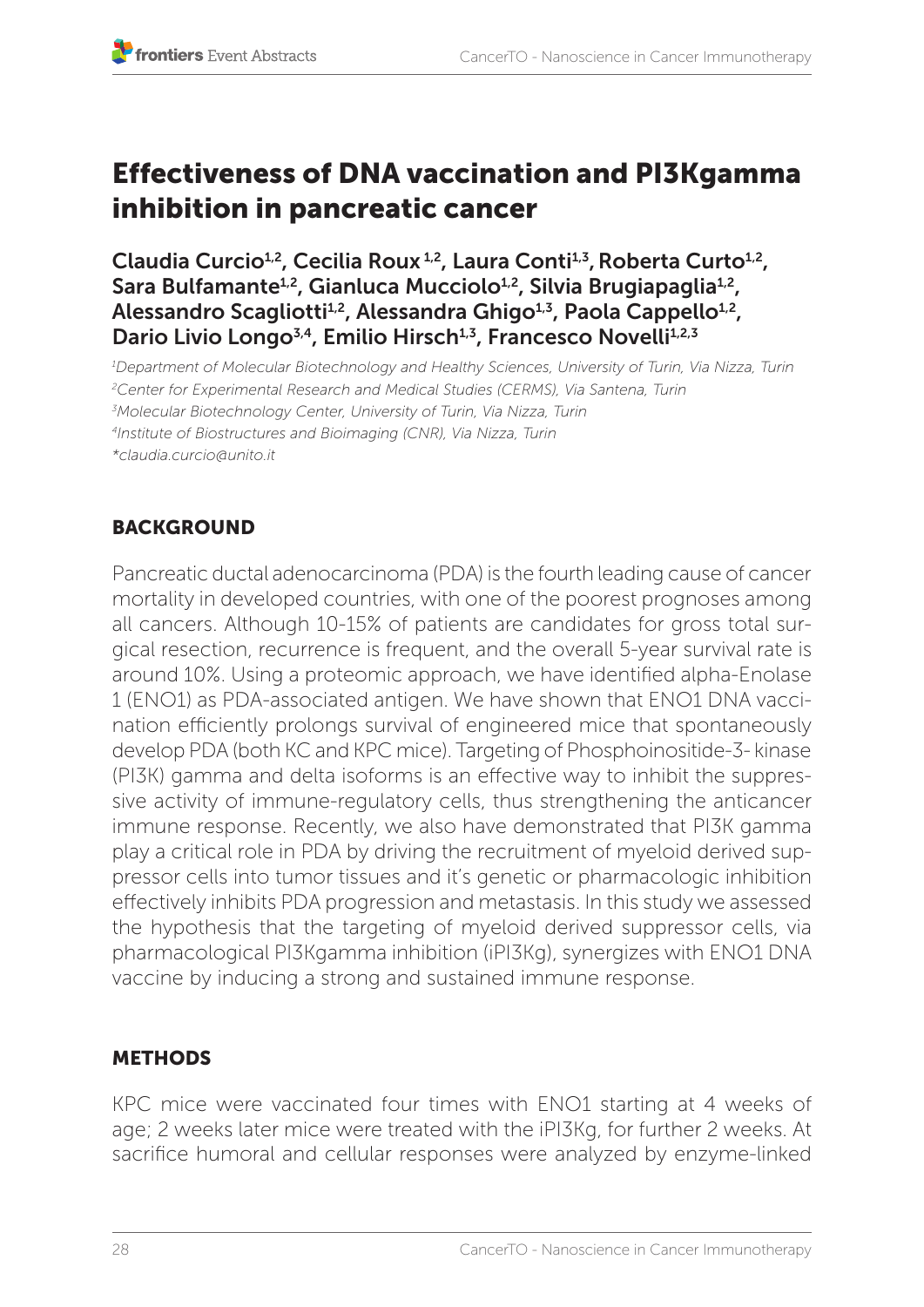# Effectiveness of DNA vaccination and PI3Kgamma inhibition in pancreatic cancer

**Claudia Curcio[1,2], Cecilia Roux[1,2], Laura Conti[1,3], Roberta Curto[1,2], Sara Bulfamante[1,2], Gianluca Mucciolo[1,2], Silvia Brugiapaglia[1,2], Alessandro Scagliotti[1,2], Alessandra Ghigo[1,3], Paola Cappello[1,2], Dario Livio Longo[3,4], Emilio Hirsch[1,3], Francesco Novelli[1,2,3]**

*[1]Department of Molecular Biotechnology and Healthy Sciences, University of Turin, Via Nizza, Turin*
*[2]Center for Experimental Research and Medical Studies (CERMS), Via Santena, Turin*
*[3]Molecular Biotechnology Center, University of Turin, Via Nizza, Turin*
*[4]Institute of Biostructures and Bioimaging (CNR), Via Nizza, Turin*
*\*claudia.curcio@unito.it*

## BACKGROUND

Pancreatic ductal adenocarcinoma (PDA) is the fourth leading cause of cancer mortality in developed countries, with one of the poorest prognoses among all cancers. Although 10-15% of patients are candidates for gross total surgical resection, recurrence is frequent, and the overall 5-year survival rate is around 10%. Using a proteomic approach, we have identified alpha-Enolase 1 (ENO1) as PDA-associated antigen. We have shown that ENO1 DNA vaccination efficiently prolongs survival of engineered mice that spontaneously develop PDA (both KC and KPC mice). Targeting of Phosphoinositide-3- kinase (PI3K) gamma and delta isoforms is an effective way to inhibit the suppressive activity of immune-regulatory cells, thus strengthening the anticancer immune response. Recently, we also have demonstrated that PI3K gamma play a critical role in PDA by driving the recruitment of myeloid derived suppressor cells into tumor tissues and it's genetic or pharmacologic inhibition effectively inhibits PDA progression and metastasis. In this study we assessed the hypothesis that the targeting of myeloid derived suppressor cells, via pharmacological PI3Kgamma inhibition (iPI3Kg), synergizes with ENO1 DNA vaccine by inducing a strong and sustained immune response.

## METHODS

KPC mice were vaccinated four times with ENO1 starting at 4 weeks of age; 2 weeks later mice were treated with the iPI3Kg, for further 2 weeks. At sacrifice humoral and cellular responses were analyzed by enzyme-linked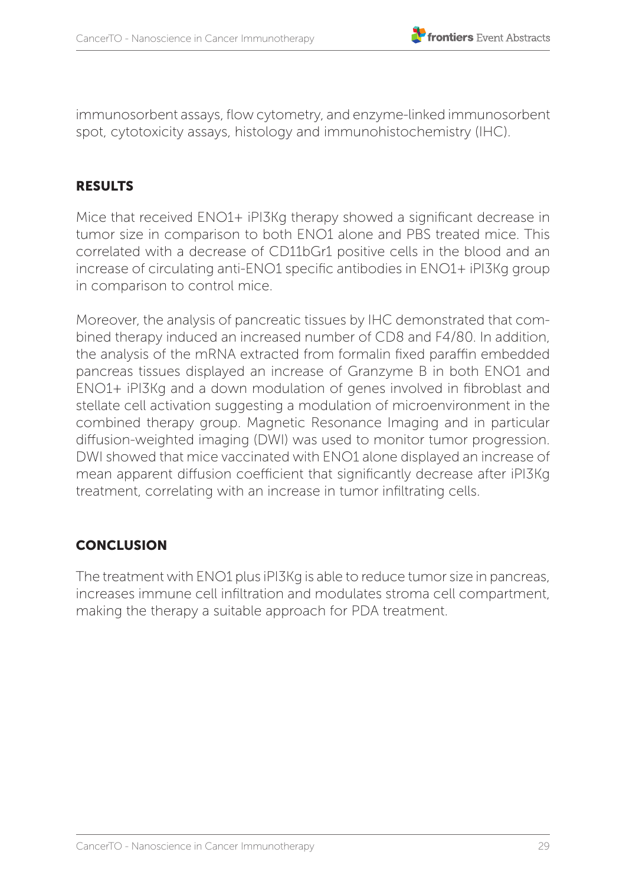immunosorbent assays, flow cytometry, and enzyme-linked immunosorbent spot, cytotoxicity assays, histology and immunohistochemistry (IHC).

## RESULTS

Mice that received ENO1+ iPI3Kg therapy showed a significant decrease in tumor size in comparison to both ENO1 alone and PBS treated mice. This correlated with a decrease of CD11bGr1 positive cells in the blood and an increase of circulating anti-ENO1 specific antibodies in ENO1+ iPI3Kg group in comparison to control mice.

Moreover, the analysis of pancreatic tissues by IHC demonstrated that combined therapy induced an increased number of CD8 and F4/80. In addition, the analysis of the mRNA extracted from formalin fixed paraffin embedded pancreas tissues displayed an increase of Granzyme B in both ENO1 and ENO1+ iPI3Kg and a down modulation of genes involved in fibroblast and stellate cell activation suggesting a modulation of microenvironment in the combined therapy group. Magnetic Resonance Imaging and in particular diffusion-weighted imaging (DWI) was used to monitor tumor progression. DWI showed that mice vaccinated with ENO1 alone displayed an increase of mean apparent diffusion coefficient that significantly decrease after iPI3Kg treatment, correlating with an increase in tumor infiltrating cells.

## CONCLUSION

The treatment with ENO1 plus iPI3Kg is able to reduce tumor size in pancreas, increases immune cell infiltration and modulates stroma cell compartment, making the therapy a suitable approach for PDA treatment.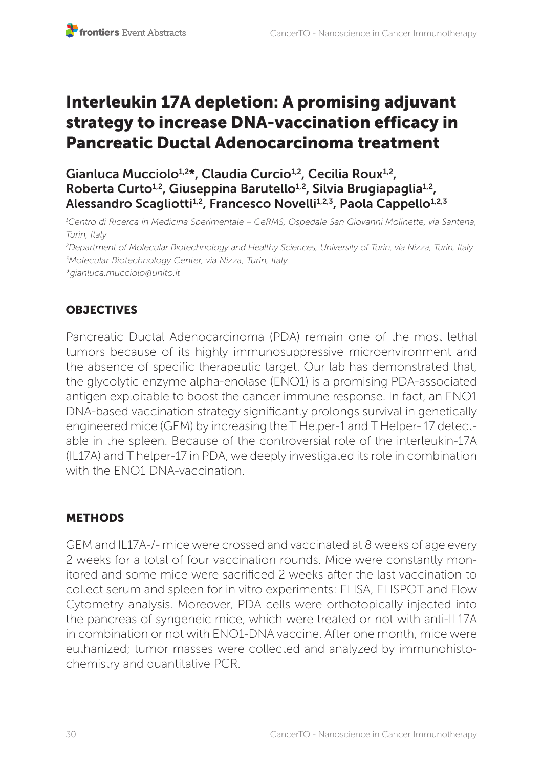# Interleukin 17A depletion: A promising adjuvant strategy to increase DNA-vaccination efficacy in Pancreatic Ductal Adenocarcinoma treatment

**Gianluca Mucciolo[1,2]*, Claudia Curcio[1,2], Cecilia Roux[1,2], Roberta Curto[1,2], Giuseppina Barutello[1,2], Silvia Brugiapaglia[1,2], Alessandro Scagliotti[1,2], Francesco Novelli[1,2,3], Paola Cappello[1,2,3]**

*[1]Centro di Ricerca in Medicina Sperimentale – CeRMS, Ospedale San Giovanni Molinette, via Santena, Turin, Italy*

*[2]Department of Molecular Biotechnology and Healthy Sciences, University of Turin, via Nizza, Turin, Italy*

*[3]Molecular Biotechnology Center, via Nizza, Turin, Italy*

*\*gianluca.mucciolo@unito.it*

## OBJECTIVES

Pancreatic Ductal Adenocarcinoma (PDA) remain one of the most lethal tumors because of its highly immunosuppressive microenvironment and the absence of specific therapeutic target. Our lab has demonstrated that, the glycolytic enzyme alpha-enolase (ENO1) is a promising PDA-associated antigen exploitable to boost the cancer immune response. In fact, an ENO1 DNA-based vaccination strategy significantly prolongs survival in genetically engineered mice (GEM) by increasing the T Helper-1 and T Helper- 17 detectable in the spleen. Because of the controversial role of the interleukin-17A (IL17A) and T helper-17 in PDA, we deeply investigated its role in combination with the ENO1 DNA-vaccination.

## METHODS

GEM and IL17A-/- mice were crossed and vaccinated at 8 weeks of age every 2 weeks for a total of four vaccination rounds. Mice were constantly monitored and some mice were sacrificed 2 weeks after the last vaccination to collect serum and spleen for in vitro experiments: ELISA, ELISPOT and Flow Cytometry analysis. Moreover, PDA cells were orthotopically injected into the pancreas of syngeneic mice, which were treated or not with anti-IL17A in combination or not with ENO1-DNA vaccine. After one month, mice were euthanized; tumor masses were collected and analyzed by immunohistochemistry and quantitative PCR.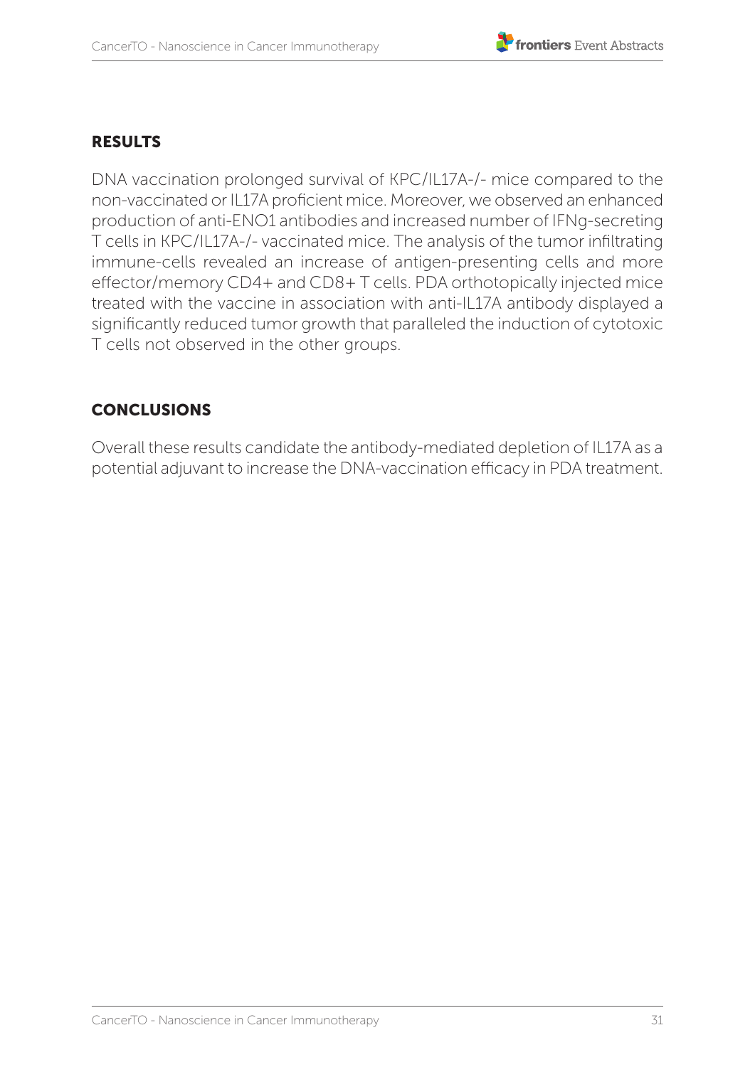## RESULTS

DNA vaccination prolonged survival of KPC/IL17A-/- mice compared to the non-vaccinated or IL17A proficient mice. Moreover, we observed an enhanced production of anti-ENO1 antibodies and increased number of IFNg-secreting T cells in KPC/IL17A-/- vaccinated mice. The analysis of the tumor infiltrating immune-cells revealed an increase of antigen-presenting cells and more effector/memory CD4+ and CD8+ T cells. PDA orthotopically injected mice treated with the vaccine in association with anti-IL17A antibody displayed a significantly reduced tumor growth that paralleled the induction of cytotoxic T cells not observed in the other groups.

## CONCLUSIONS

Overall these results candidate the antibody-mediated depletion of IL17A as a potential adjuvant to increase the DNA-vaccination efficacy in PDA treatment.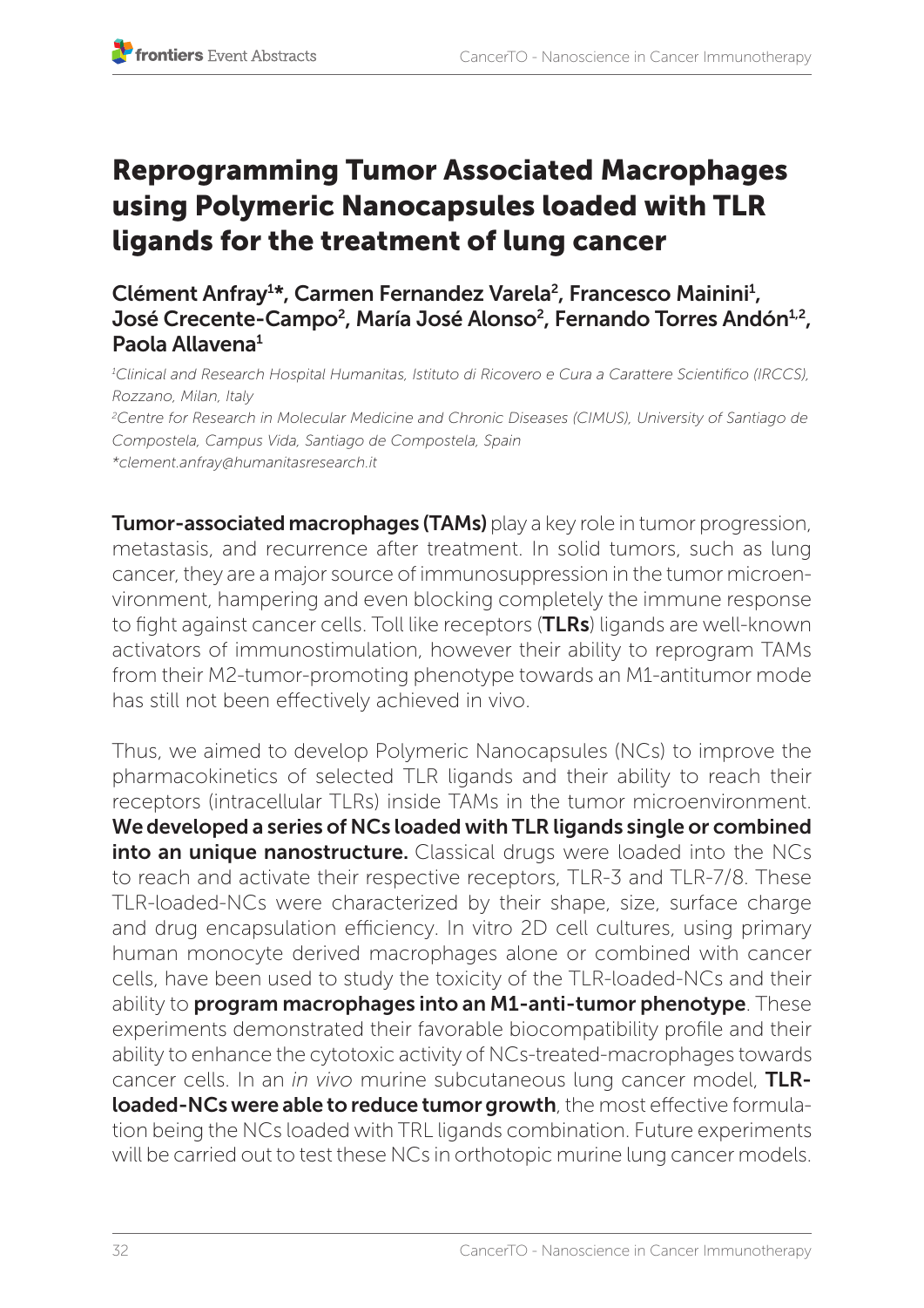# Reprogramming Tumor Associated Macrophages using Polymeric Nanocapsules loaded with TLR ligands for the treatment of lung cancer

**Clément Anfray[1]*, Carmen Fernandez Varela[2], Francesco Mainini[1], José Crecente-Campo[2], María José Alonso[2], Fernando Torres Andón[1,2], Paola Allavena[1]**

*[1]Clinical and Research Hospital Humanitas, Istituto di Ricovero e Cura a Carattere Scientifico (IRCCS), Rozzano, Milan, Italy*

*[2]Centre for Research in Molecular Medicine and Chronic Diseases (CIMUS), University of Santiago de Compostela, Campus Vida, Santiago de Compostela, Spain*

*\*clement.anfray@humanitasresearch.it*

**Tumor-associated macrophages (TAMs)** play a key role in tumor progression, metastasis, and recurrence after treatment. In solid tumors, such as lung cancer, they are a major source of immunosuppression in the tumor microenvironment, hampering and even blocking completely the immune response to fight against cancer cells. Toll like receptors (**TLRs**) ligands are well-known activators of immunostimulation, however their ability to reprogram TAMs from their M2-tumor-promoting phenotype towards an M1-antitumor mode has still not been effectively achieved in vivo.

Thus, we aimed to develop Polymeric Nanocapsules (NCs) to improve the pharmacokinetics of selected TLR ligands and their ability to reach their receptors (intracellular TLRs) inside TAMs in the tumor microenvironment. **We developed a series of NCs loaded with TLR ligands single or combined into an unique nanostructure.** Classical drugs were loaded into the NCs to reach and activate their respective receptors, TLR-3 and TLR-7/8. These TLR-loaded-NCs were characterized by their shape, size, surface charge and drug encapsulation efficiency. In vitro 2D cell cultures, using primary human monocyte derived macrophages alone or combined with cancer cells, have been used to study the toxicity of the TLR-loaded-NCs and their ability to **program macrophages into an M1-anti-tumor phenotype**. These experiments demonstrated their favorable biocompatibility profile and their ability to enhance the cytotoxic activity of NCs-treated-macrophages towards cancer cells. In an *in vivo* murine subcutaneous lung cancer model, **TLR-loaded-NCs were able to reduce tumor growth**, the most effective formulation being the NCs loaded with TRL ligands combination. Future experiments will be carried out to test these NCs in orthotopic murine lung cancer models.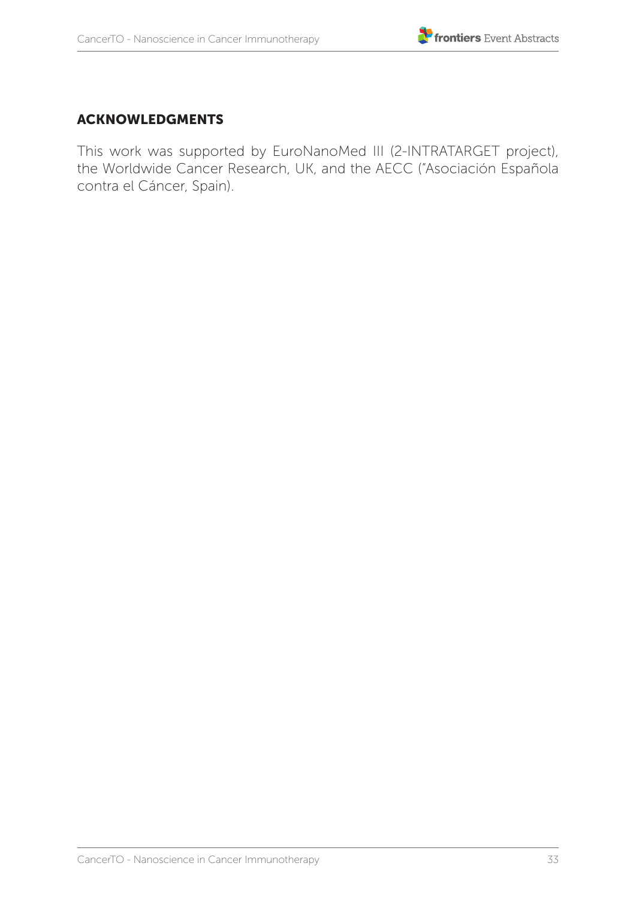## ACKNOWLEDGMENTS

This work was supported by EuroNanoMed III (2-INTRATARGET project), the Worldwide Cancer Research, UK, and the AECC ("Asociación Española contra el Cáncer, Spain).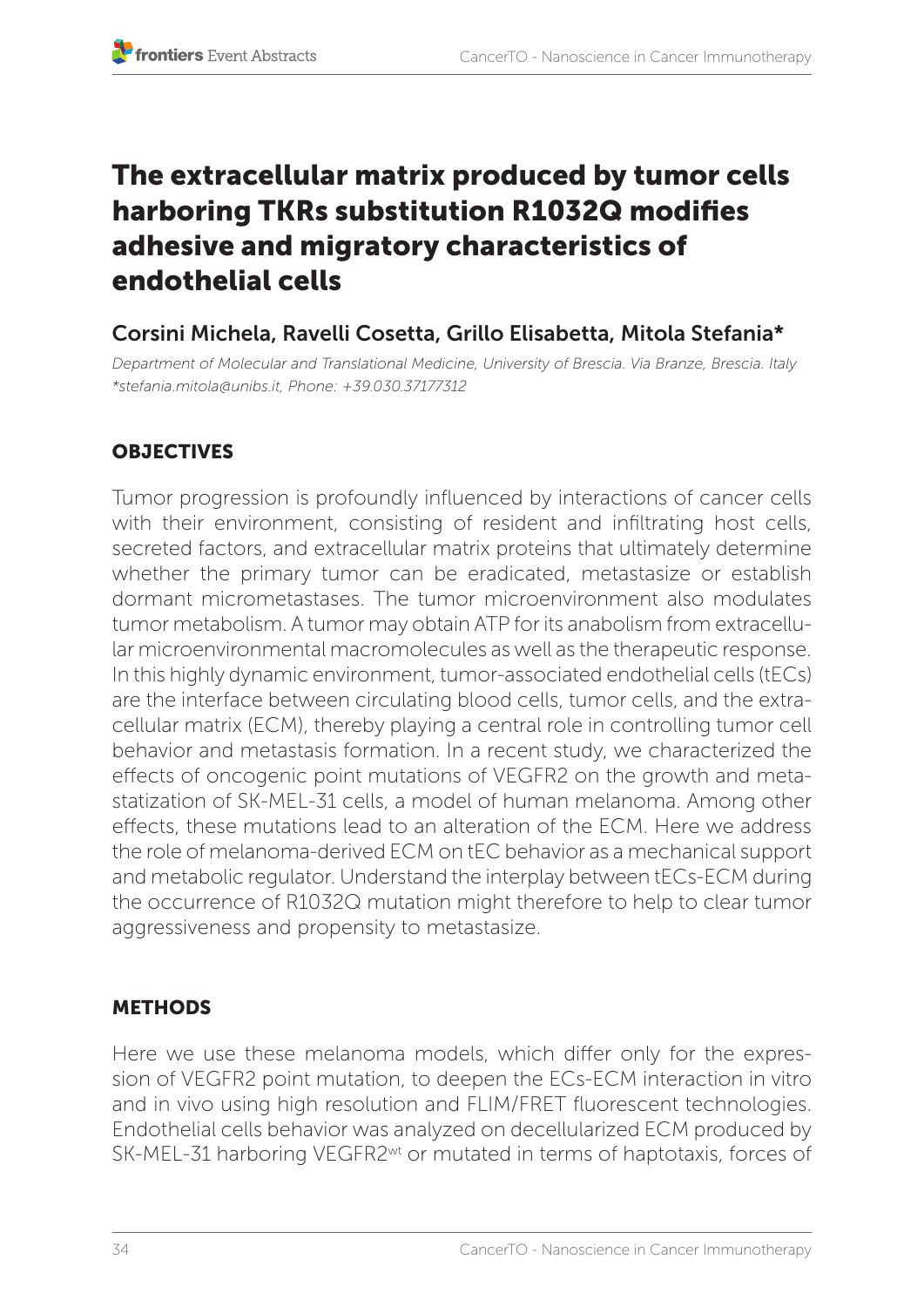# The extracellular matrix produced by tumor cells harboring TKRs substitution R1032Q modifies adhesive and migratory characteristics of endothelial cells

## Corsini Michela, Ravelli Cosetta, Grillo Elisabetta, Mitola Stefania*

*Department of Molecular and Translational Medicine, University of Brescia. Via Branze, Brescia. Italy*
*\*stefania.mitola@unibs.it, Phone: +39.030.37177312*

### OBJECTIVES

Tumor progression is profoundly influenced by interactions of cancer cells with their environment, consisting of resident and infiltrating host cells, secreted factors, and extracellular matrix proteins that ultimately determine whether the primary tumor can be eradicated, metastasize or establish dormant micrometastases. The tumor microenvironment also modulates tumor metabolism. A tumor may obtain ATP for its anabolism from extracellular microenvironmental macromolecules as well as the therapeutic response. In this highly dynamic environment, tumor-associated endothelial cells (tECs) are the interface between circulating blood cells, tumor cells, and the extracellular matrix (ECM), thereby playing a central role in controlling tumor cell behavior and metastasis formation. In a recent study, we characterized the effects of oncogenic point mutations of VEGFR2 on the growth and metastatization of SK-MEL-31 cells, a model of human melanoma. Among other effects, these mutations lead to an alteration of the ECM. Here we address the role of melanoma-derived ECM on tEC behavior as a mechanical support and metabolic regulator. Understand the interplay between tECs-ECM during the occurrence of R1032Q mutation might therefore to help to clear tumor aggressiveness and propensity to metastasize.

### METHODS

Here we use these melanoma models, which differ only for the expression of VEGFR2 point mutation, to deepen the ECs-ECM interaction in vitro and in vivo using high resolution and FLIM/FRET fluorescent technologies. Endothelial cells behavior was analyzed on decellularized ECM produced by SK-MEL-31 harboring VEGFR2$^{wt}$ or mutated in terms of haptotaxis, forces of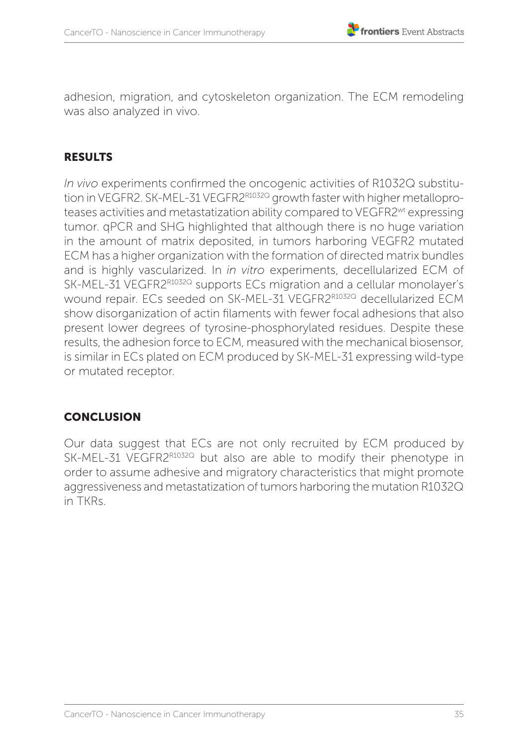adhesion, migration, and cytoskeleton organization. The ECM remodeling was also analyzed in vivo.

### RESULTS

*In vivo* experiments confirmed the oncogenic activities of R1032Q substitution in VEGFR2. SK-MEL-31 VEGFR2$^{R1032Q}$ growth faster with higher metalloproteases activities and metastatization ability compared to VEGFR2$^{wt}$ expressing tumor. qPCR and SHG highlighted that although there is no huge variation in the amount of matrix deposited, in tumors harboring VEGFR2 mutated ECM has a higher organization with the formation of directed matrix bundles and is highly vascularized. In *in vitro* experiments, decellularized ECM of SK-MEL-31 VEGFR2$^{R1032Q}$ supports ECs migration and a cellular monolayer's wound repair. ECs seeded on SK-MEL-31 VEGFR2$^{R1032Q}$ decellularized ECM show disorganization of actin filaments with fewer focal adhesions that also present lower degrees of tyrosine-phosphorylated residues. Despite these results, the adhesion force to ECM, measured with the mechanical biosensor, is similar in ECs plated on ECM produced by SK-MEL-31 expressing wild-type or mutated receptor.

### CONCLUSION

Our data suggest that ECs are not only recruited by ECM produced by SK-MEL-31 VEGFR2$^{R1032Q}$ but also are able to modify their phenotype in order to assume adhesive and migratory characteristics that might promote aggressiveness and metastatization of tumors harboring the mutation R1032Q in TKRs.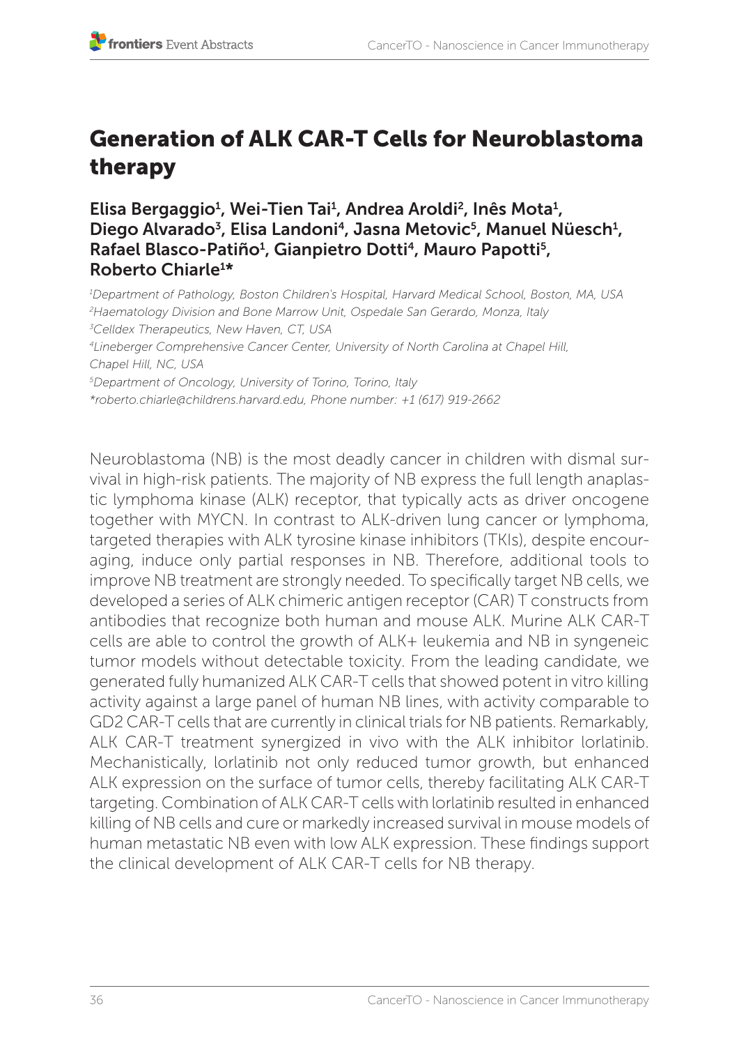# Generation of ALK CAR-T Cells for Neuroblastoma therapy

**Elisa Bergaggio[1], Wei-Tien Tai[1], Andrea Aroldi[2], Inês Mota[1], Diego Alvarado[3], Elisa Landoni[4], Jasna Metovic[5], Manuel Nüesch[1], Rafael Blasco-Patiño[1], Gianpietro Dotti[4], Mauro Papotti[5], Roberto Chiarle[1]***

*[1]Department of Pathology, Boston Children's Hospital, Harvard Medical School, Boston, MA, USA*
*[2]Haematology Division and Bone Marrow Unit, Ospedale San Gerardo, Monza, Italy*
*[3]Celldex Therapeutics, New Haven, CT, USA*
*[4]Lineberger Comprehensive Cancer Center, University of North Carolina at Chapel Hill, Chapel Hill, NC, USA*
*[5]Department of Oncology, University of Torino, Torino, Italy*
*\*roberto.chiarle@childrens.harvard.edu, Phone number: +1 (617) 919-2662*

Neuroblastoma (NB) is the most deadly cancer in children with dismal survival in high-risk patients. The majority of NB express the full length anaplastic lymphoma kinase (ALK) receptor, that typically acts as driver oncogene together with MYCN. In contrast to ALK-driven lung cancer or lymphoma, targeted therapies with ALK tyrosine kinase inhibitors (TKIs), despite encouraging, induce only partial responses in NB. Therefore, additional tools to improve NB treatment are strongly needed. To specifically target NB cells, we developed a series of ALK chimeric antigen receptor (CAR) T constructs from antibodies that recognize both human and mouse ALK. Murine ALK CAR-T cells are able to control the growth of ALK+ leukemia and NB in syngeneic tumor models without detectable toxicity. From the leading candidate, we generated fully humanized ALK CAR-T cells that showed potent in vitro killing activity against a large panel of human NB lines, with activity comparable to GD2 CAR-T cells that are currently in clinical trials for NB patients. Remarkably, ALK CAR-T treatment synergized in vivo with the ALK inhibitor lorlatinib. Mechanistically, lorlatinib not only reduced tumor growth, but enhanced ALK expression on the surface of tumor cells, thereby facilitating ALK CAR-T targeting. Combination of ALK CAR-T cells with lorlatinib resulted in enhanced killing of NB cells and cure or markedly increased survival in mouse models of human metastatic NB even with low ALK expression. These findings support the clinical development of ALK CAR-T cells for NB therapy.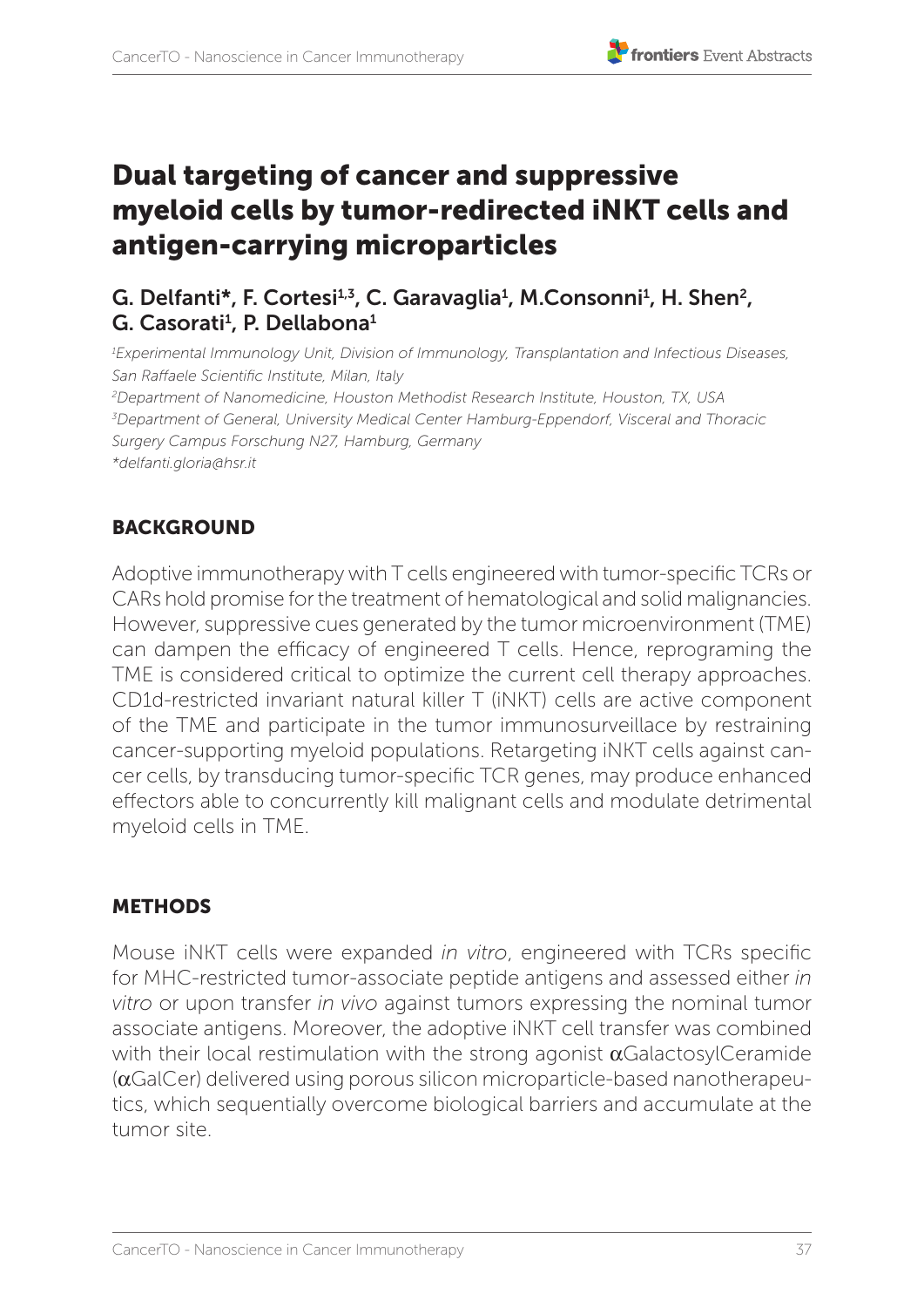# Dual targeting of cancer and suppressive myeloid cells by tumor-redirected iNKT cells and antigen-carrying microparticles

## G. Delfanti*, F. Cortesi[1,3], C. Garavaglia[1], M.Consonni[1], H. Shen[2], G. Casorati[1], P. Dellabona[1]

*[1]Experimental Immunology Unit, Division of Immunology, Transplantation and Infectious Diseases, San Raffaele Scientific Institute, Milan, Italy*
*[2]Department of Nanomedicine, Houston Methodist Research Institute, Houston, TX, USA*
*[3]Department of General, University Medical Center Hamburg-Eppendorf, Visceral and Thoracic Surgery Campus Forschung N27, Hamburg, Germany*
*\*delfanti.gloria@hsr.it*

### BACKGROUND

Adoptive immunotherapy with T cells engineered with tumor-specific TCRs or CARs hold promise for the treatment of hematological and solid malignancies. However, suppressive cues generated by the tumor microenvironment (TME) can dampen the efficacy of engineered T cells. Hence, reprograming the TME is considered critical to optimize the current cell therapy approaches. CD1d-restricted invariant natural killer T (iNKT) cells are active component of the TME and participate in the tumor immunosurveillace by restraining cancer-supporting myeloid populations. Retargeting iNKT cells against cancer cells, by transducing tumor-specific TCR genes, may produce enhanced effectors able to concurrently kill malignant cells and modulate detrimental myeloid cells in TME.

### METHODS

Mouse iNKT cells were expanded *in vitro*, engineered with TCRs specific for MHC-restricted tumor-associate peptide antigens and assessed either *in vitro* or upon transfer *in vivo* against tumors expressing the nominal tumor associate antigens. Moreover, the adoptive iNKT cell transfer was combined with their local restimulation with the strong agonist αGalactosylCeramide (αGalCer) delivered using porous silicon microparticle-based nanotherapeutics, which sequentially overcome biological barriers and accumulate at the tumor site.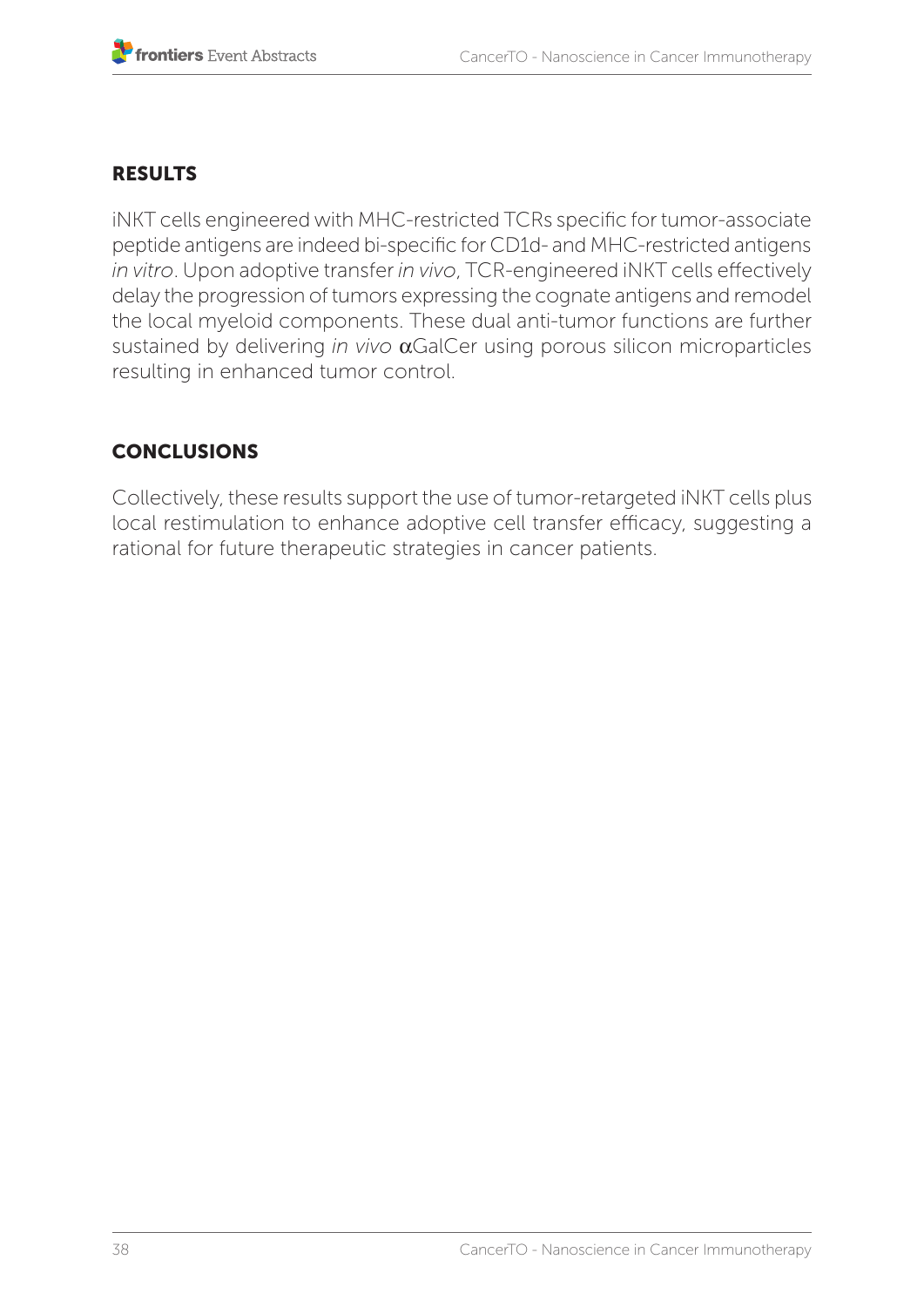## RESULTS

iNKT cells engineered with MHC-restricted TCRs specific for tumor-associate peptide antigens are indeed bi-specific for CD1d- and MHC-restricted antigens *in vitro*. Upon adoptive transfer *in vivo*, TCR-engineered iNKT cells effectively delay the progression of tumors expressing the cognate antigens and remodel the local myeloid components. These dual anti-tumor functions are further sustained by delivering *in vivo* αGalCer using porous silicon microparticles resulting in enhanced tumor control.

## CONCLUSIONS

Collectively, these results support the use of tumor-retargeted iNKT cells plus local restimulation to enhance adoptive cell transfer efficacy, suggesting a rational for future therapeutic strategies in cancer patients.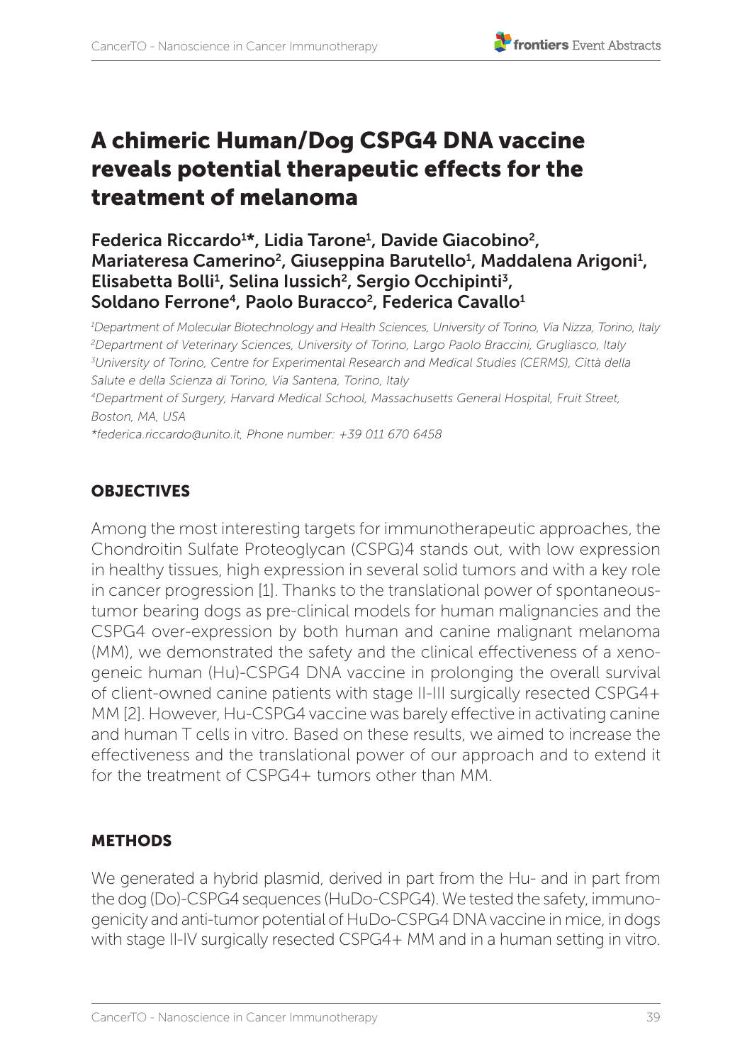# A chimeric Human/Dog CSPG4 DNA vaccine reveals potential therapeutic effects for the treatment of melanoma

**Federica Riccardo[1]*, Lidia Tarone[1], Davide Giacobino[2], Mariateresa Camerino[2], Giuseppina Barutello[1], Maddalena Arigoni[1], Elisabetta Bolli[1], Selina Iussich[2], Sergio Occhipinti[3], Soldano Ferrone[4], Paolo Buracco[2], Federica Cavallo[1]**

*[1]Department of Molecular Biotechnology and Health Sciences, University of Torino, Via Nizza, Torino, Italy*
*[2]Department of Veterinary Sciences, University of Torino, Largo Paolo Braccini, Grugliasco, Italy*
*[3]University of Torino, Centre for Experimental Research and Medical Studies (CERMS), Città della Salute e della Scienza di Torino, Via Santena, Torino, Italy*
*[4]Department of Surgery, Harvard Medical School, Massachusetts General Hospital, Fruit Street, Boston, MA, USA*
**federica.riccardo@unito.it, Phone number: +39 011 670 6458*

## OBJECTIVES

Among the most interesting targets for immunotherapeutic approaches, the Chondroitin Sulfate Proteoglycan (CSPG)4 stands out, with low expression in healthy tissues, high expression in several solid tumors and with a key role in cancer progression [1]. Thanks to the translational power of spontaneous-tumor bearing dogs as pre-clinical models for human malignancies and the CSPG4 over-expression by both human and canine malignant melanoma (MM), we demonstrated the safety and the clinical effectiveness of a xeno-geneic human (Hu)-CSPG4 DNA vaccine in prolonging the overall survival of client-owned canine patients with stage II-III surgically resected CSPG4+ MM [2]. However, Hu-CSPG4 vaccine was barely effective in activating canine and human T cells in vitro. Based on these results, we aimed to increase the effectiveness and the translational power of our approach and to extend it for the treatment of CSPG4+ tumors other than MM.

## METHODS

We generated a hybrid plasmid, derived in part from the Hu- and in part from the dog (Do)-CSPG4 sequences (HuDo-CSPG4). We tested the safety, immuno-genicity and anti-tumor potential of HuDo-CSPG4 DNA vaccine in mice, in dogs with stage II-IV surgically resected CSPG4+ MM and in a human setting in vitro.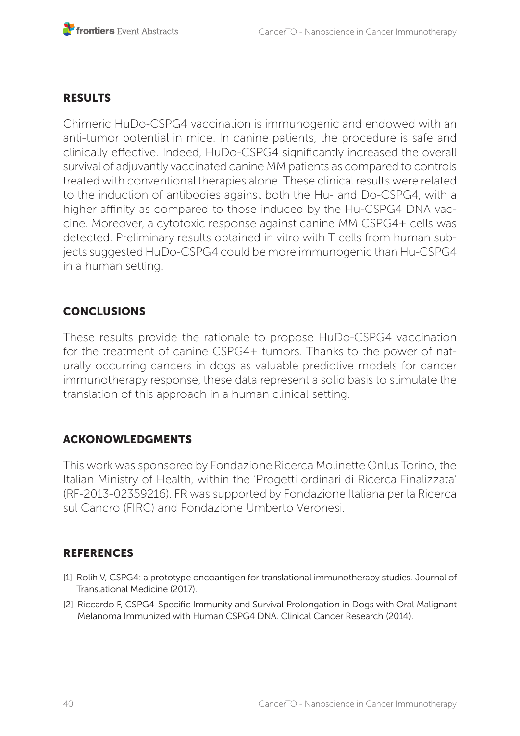## RESULTS

Chimeric HuDo-CSPG4 vaccination is immunogenic and endowed with an anti-tumor potential in mice. In canine patients, the procedure is safe and clinically effective. Indeed, HuDo-CSPG4 significantly increased the overall survival of adjuvantly vaccinated canine MM patients as compared to controls treated with conventional therapies alone. These clinical results were related to the induction of antibodies against both the Hu- and Do-CSPG4, with a higher affinity as compared to those induced by the Hu-CSPG4 DNA vaccine. Moreover, a cytotoxic response against canine MM CSPG4+ cells was detected. Preliminary results obtained in vitro with T cells from human subjects suggested HuDo-CSPG4 could be more immunogenic than Hu-CSPG4 in a human setting.

## CONCLUSIONS

These results provide the rationale to propose HuDo-CSPG4 vaccination for the treatment of canine CSPG4+ tumors. Thanks to the power of naturally occurring cancers in dogs as valuable predictive models for cancer immunotherapy response, these data represent a solid basis to stimulate the translation of this approach in a human clinical setting.

## ACKONOWLEDGMENTS

This work was sponsored by Fondazione Ricerca Molinette Onlus Torino, the Italian Ministry of Health, within the 'Progetti ordinari di Ricerca Finalizzata' (RF-2013-02359216). FR was supported by Fondazione Italiana per la Ricerca sul Cancro (FIRC) and Fondazione Umberto Veronesi.

## REFERENCES

[1] Rolih V, CSPG4: a prototype oncoantigen for translational immunotherapy studies. Journal of Translational Medicine (2017).

[2] Riccardo F, CSPG4-Specific Immunity and Survival Prolongation in Dogs with Oral Malignant Melanoma Immunized with Human CSPG4 DNA. Clinical Cancer Research (2014).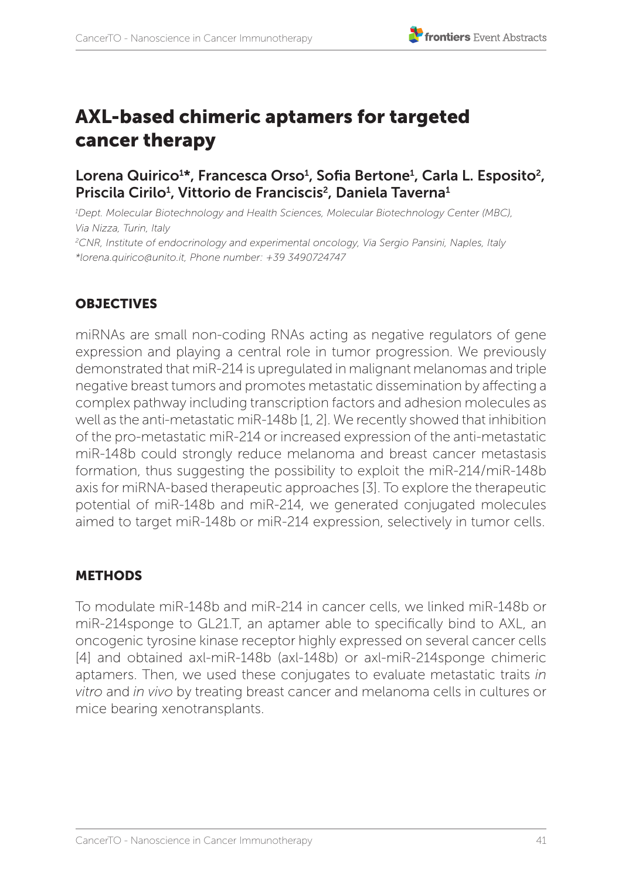# AXL-based chimeric aptamers for targeted cancer therapy

## Lorena Quirico[1]*, Francesca Orso[1], Sofia Bertone[1], Carla L. Esposito[2], Priscila Cirilo[1], Vittorio de Franciscis[2], Daniela Taverna[1]

*[1]Dept. Molecular Biotechnology and Health Sciences, Molecular Biotechnology Center (MBC), Via Nizza, Turin, Italy*
*[2]CNR, Institute of endocrinology and experimental oncology, Via Sergio Pansini, Naples, Italy*
*\*lorena.quirico@unito.it, Phone number: +39 3490724747*

### OBJECTIVES

miRNAs are small non-coding RNAs acting as negative regulators of gene expression and playing a central role in tumor progression. We previously demonstrated that miR-214 is upregulated in malignant melanomas and triple negative breast tumors and promotes metastatic dissemination by affecting a complex pathway including transcription factors and adhesion molecules as well as the anti-metastatic miR-148b [1, 2]. We recently showed that inhibition of the pro-metastatic miR-214 or increased expression of the anti-metastatic miR-148b could strongly reduce melanoma and breast cancer metastasis formation, thus suggesting the possibility to exploit the miR-214/miR-148b axis for miRNA-based therapeutic approaches [3]. To explore the therapeutic potential of miR-148b and miR-214, we generated conjugated molecules aimed to target miR-148b or miR-214 expression, selectively in tumor cells.

### METHODS

To modulate miR-148b and miR-214 in cancer cells, we linked miR-148b or miR-214sponge to GL21.T, an aptamer able to specifically bind to AXL, an oncogenic tyrosine kinase receptor highly expressed on several cancer cells [4] and obtained axl-miR-148b (axl-148b) or axl-miR-214sponge chimeric aptamers. Then, we used these conjugates to evaluate metastatic traits *in vitro* and *in vivo* by treating breast cancer and melanoma cells in cultures or mice bearing xenotransplants.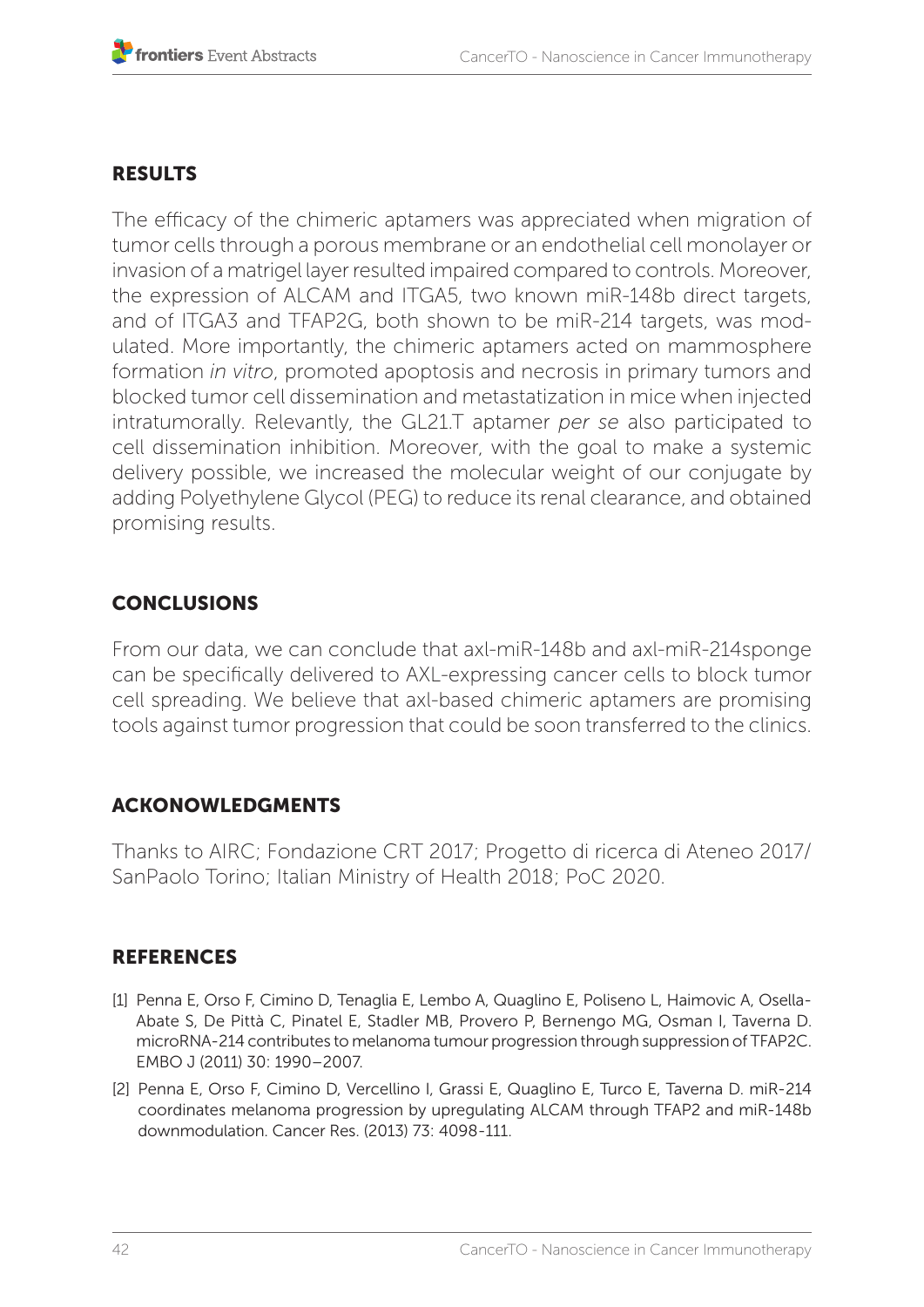## RESULTS

The efficacy of the chimeric aptamers was appreciated when migration of tumor cells through a porous membrane or an endothelial cell monolayer or invasion of a matrigel layer resulted impaired compared to controls. Moreover, the expression of ALCAM and ITGA5, two known miR-148b direct targets, and of ITGA3 and TFAP2G, both shown to be miR-214 targets, was modulated. More importantly, the chimeric aptamers acted on mammosphere formation *in vitro*, promoted apoptosis and necrosis in primary tumors and blocked tumor cell dissemination and metastatization in mice when injected intratumorally. Relevantly, the GL21.T aptamer *per se* also participated to cell dissemination inhibition. Moreover, with the goal to make a systemic delivery possible, we increased the molecular weight of our conjugate by adding Polyethylene Glycol (PEG) to reduce its renal clearance, and obtained promising results.

## CONCLUSIONS

From our data, we can conclude that axl-miR-148b and axl-miR-214sponge can be specifically delivered to AXL-expressing cancer cells to block tumor cell spreading. We believe that axl-based chimeric aptamers are promising tools against tumor progression that could be soon transferred to the clinics.

## ACKONOWLEDGMENTS

Thanks to AIRC; Fondazione CRT 2017; Progetto di ricerca di Ateneo 2017/SanPaolo Torino; Italian Ministry of Health 2018; PoC 2020.

## REFERENCES

[1] Penna E, Orso F, Cimino D, Tenaglia E, Lembo A, Quaglino E, Poliseno L, Haimovic A, Osella-Abate S, De Pittà C, Pinatel E, Stadler MB, Provero P, Bernengo MG, Osman I, Taverna D. microRNA-214 contributes to melanoma tumour progression through suppression of TFAP2C. EMBO J (2011) 30: 1990–2007.

[2] Penna E, Orso F, Cimino D, Vercellino I, Grassi E, Quaglino E, Turco E, Taverna D. miR-214 coordinates melanoma progression by upregulating ALCAM through TFAP2 and miR-148b downmodulation. Cancer Res. (2013) 73: 4098-111.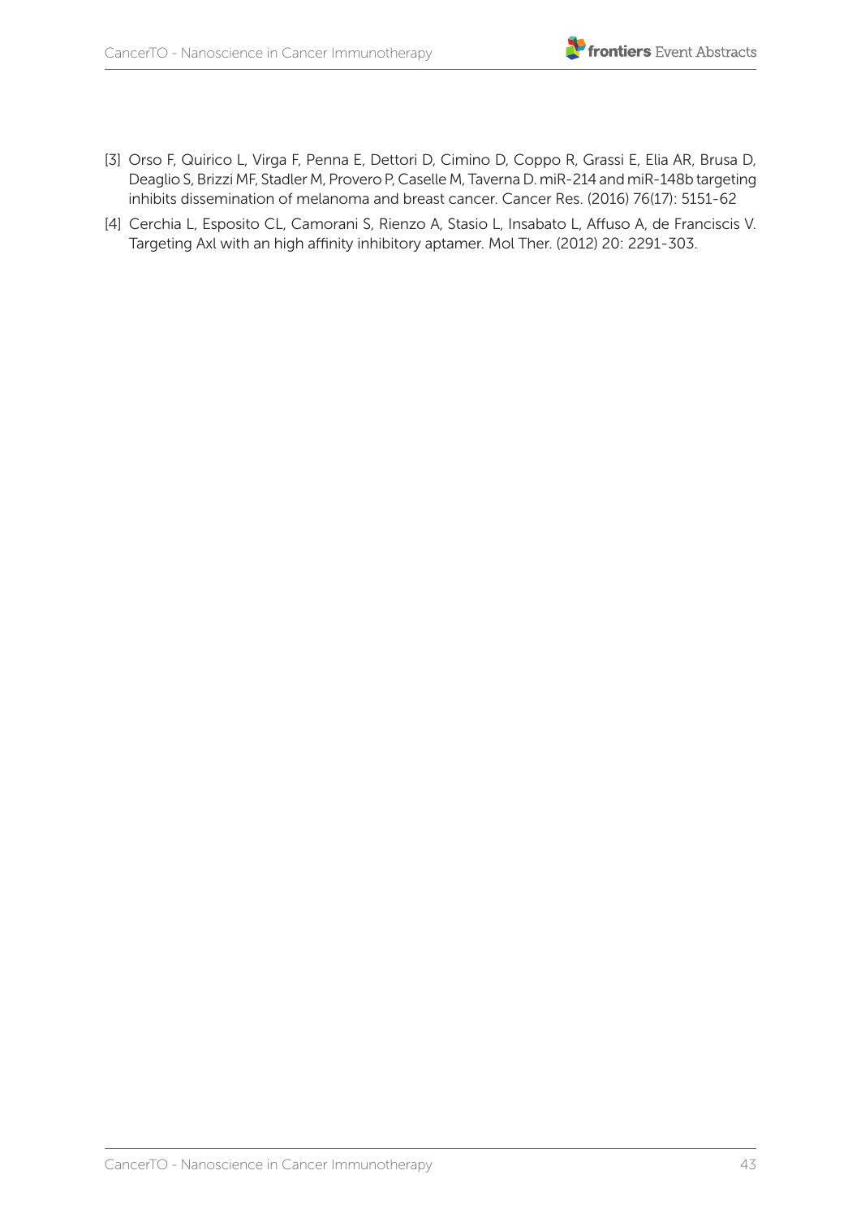[3] Orso F, Quirico L, Virga F, Penna E, Dettori D, Cimino D, Coppo R, Grassi E, Elia AR, Brusa D, Deaglio S, Brizzi MF, Stadler M, Provero P, Caselle M, Taverna D. miR-214 and miR-148b targeting inhibits dissemination of melanoma and breast cancer. Cancer Res. (2016) 76(17): 5151-62

[4] Cerchia L, Esposito CL, Camorani S, Rienzo A, Stasio L, Insabato L, Affuso A, de Franciscis V. Targeting Axl with an high affinity inhibitory aptamer. Mol Ther. (2012) 20: 2291-303.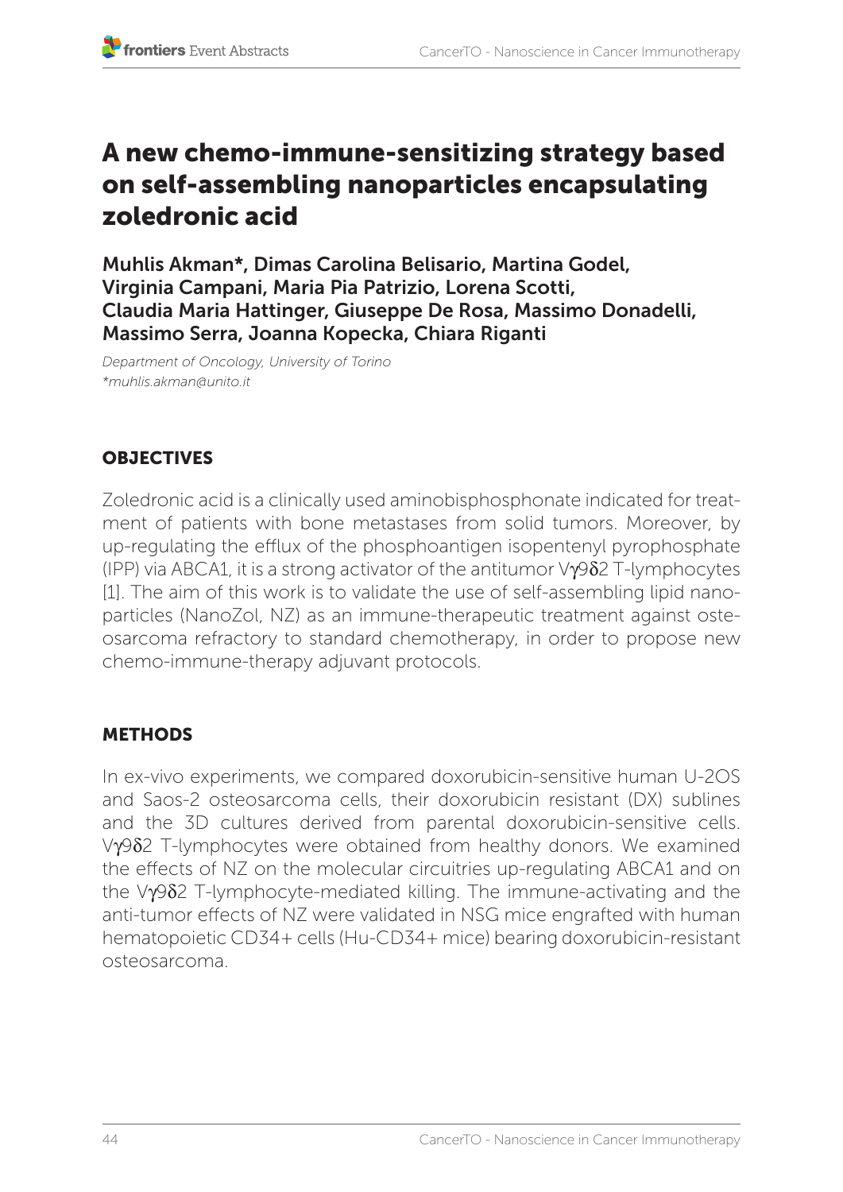# A new chemo-immune-sensitizing strategy based on self-assembling nanoparticles encapsulating zoledronic acid

**Muhlis Akman*, Dimas Carolina Belisario, Martina Godel, Virginia Campani, Maria Pia Patrizio, Lorena Scotti, Claudia Maria Hattinger, Giuseppe De Rosa, Massimo Donadelli, Massimo Serra, Joanna Kopecka, Chiara Riganti**

*Department of Oncology, University of Torino*
*\*muhlis.akman@unito.it*

## OBJECTIVES

Zoledronic acid is a clinically used aminobisphosphonate indicated for treatment of patients with bone metastases from solid tumors. Moreover, by up-regulating the efflux of the phosphoantigen isopentenyl pyrophosphate (IPP) via ABCA1, it is a strong activator of the antitumor Vγ9δ2 T-lymphocytes [1]. The aim of this work is to validate the use of self-assembling lipid nanoparticles (NanoZol, NZ) as an immune-therapeutic treatment against osteosarcoma refractory to standard chemotherapy, in order to propose new chemo-immune-therapy adjuvant protocols.

## METHODS

In ex-vivo experiments, we compared doxorubicin-sensitive human U-2OS and Saos-2 osteosarcoma cells, their doxorubicin resistant (DX) sublines and the 3D cultures derived from parental doxorubicin-sensitive cells. Vγ9δ2 T-lymphocytes were obtained from healthy donors. We examined the effects of NZ on the molecular circuitries up-regulating ABCA1 and on the Vγ9δ2 T-lymphocyte-mediated killing. The immune-activating and the anti-tumor effects of NZ were validated in NSG mice engrafted with human hematopoietic CD34+ cells (Hu-CD34+ mice) bearing doxorubicin-resistant osteosarcoma.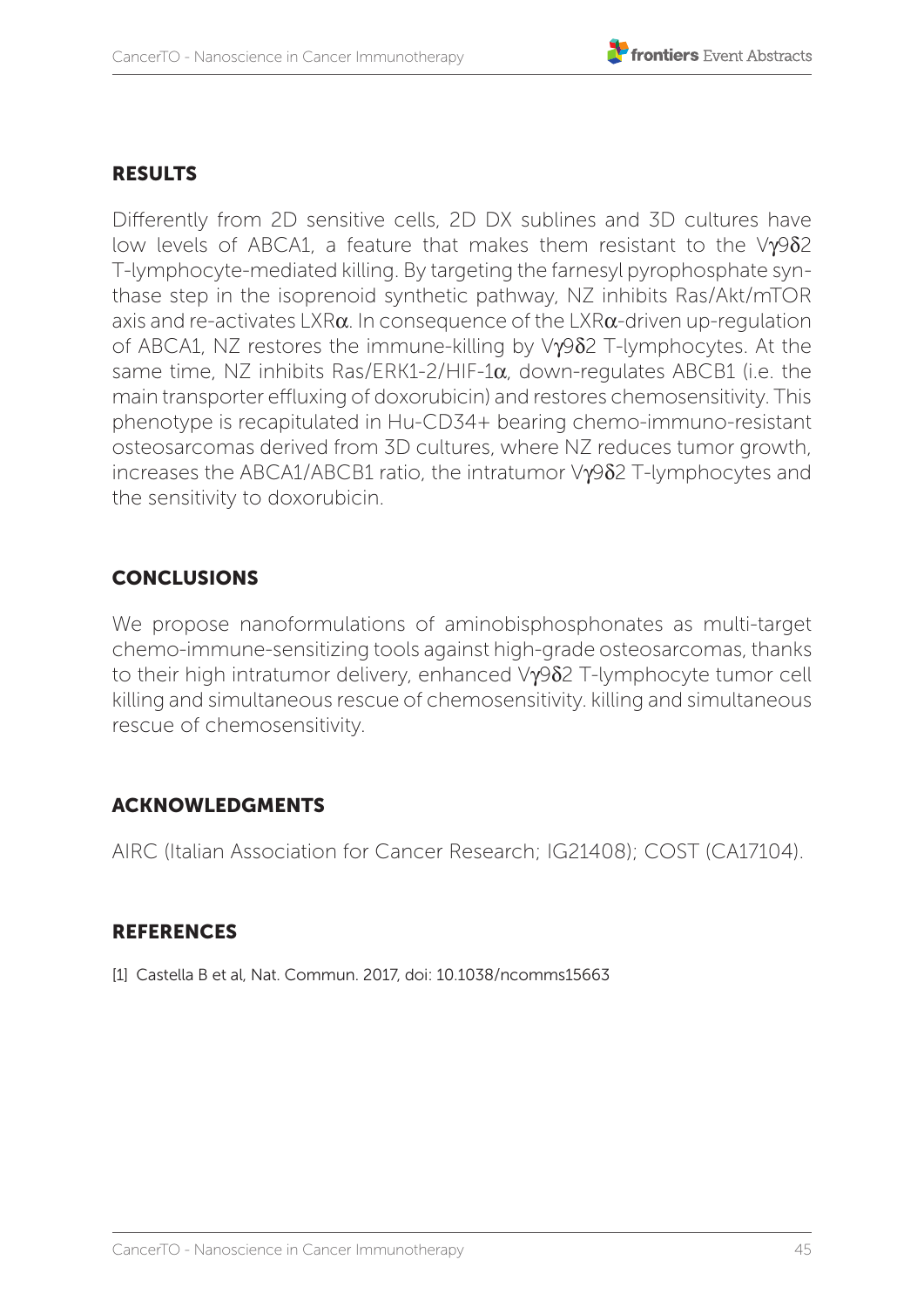## RESULTS

Differently from 2D sensitive cells, 2D DX sublines and 3D cultures have low levels of ABCA1, a feature that makes them resistant to the Vγ9δ2 T-lymphocyte-mediated killing. By targeting the farnesyl pyrophosphate synthase step in the isoprenoid synthetic pathway, NZ inhibits Ras/Akt/mTOR axis and re-activates LXRα. In consequence of the LXRα-driven up-regulation of ABCA1, NZ restores the immune-killing by Vγ9δ2 T-lymphocytes. At the same time, NZ inhibits Ras/ERK1-2/HIF-1α, down-regulates ABCB1 (i.e. the main transporter effluxing of doxorubicin) and restores chemosensitivity. This phenotype is recapitulated in Hu-CD34+ bearing chemo-immuno-resistant osteosarcomas derived from 3D cultures, where NZ reduces tumor growth, increases the ABCA1/ABCB1 ratio, the intratumor Vγ9δ2 T-lymphocytes and the sensitivity to doxorubicin.

## CONCLUSIONS

We propose nanoformulations of aminobisphosphonates as multi-target chemo-immune-sensitizing tools against high-grade osteosarcomas, thanks to their high intratumor delivery, enhanced Vγ9δ2 T-lymphocyte tumor cell killing and simultaneous rescue of chemosensitivity. killing and simultaneous rescue of chemosensitivity.

## ACKNOWLEDGMENTS

AIRC (Italian Association for Cancer Research; IG21408); COST (CA17104).

## REFERENCES

[1] Castella B et al, Nat. Commun. 2017, doi: 10.1038/ncomms15663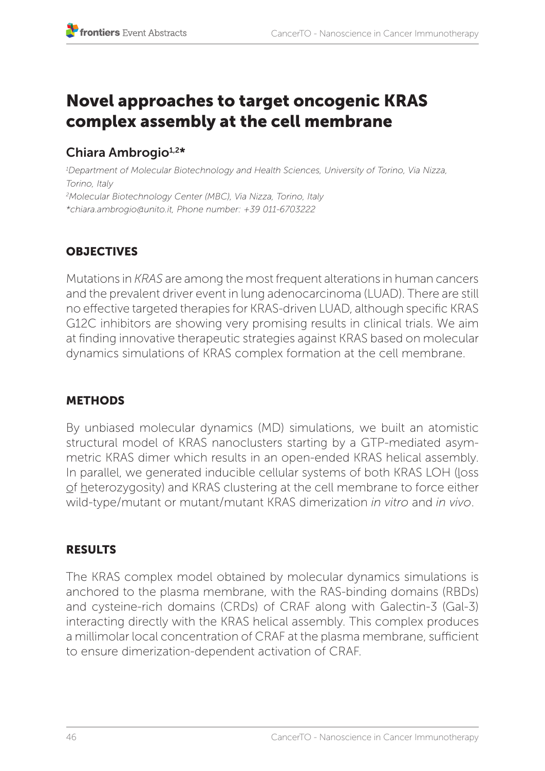# Novel approaches to target oncogenic KRAS complex assembly at the cell membrane

## Chiara Ambrogio[1,2]*

*[1]Department of Molecular Biotechnology and Health Sciences, University of Torino, Via Nizza, Torino, Italy*
*[2]Molecular Biotechnology Center (MBC), Via Nizza, Torino, Italy*
*\*chiara.ambrogio@unito.it, Phone number: +39 011-6703222*

### OBJECTIVES

Mutations in *KRAS* are among the most frequent alterations in human cancers and the prevalent driver event in lung adenocarcinoma (LUAD). There are still no effective targeted therapies for KRAS-driven LUAD, although specific KRAS G12C inhibitors are showing very promising results in clinical trials. We aim at finding innovative therapeutic strategies against KRAS based on molecular dynamics simulations of KRAS complex formation at the cell membrane.

### METHODS

By unbiased molecular dynamics (MD) simulations, we built an atomistic structural model of KRAS nanoclusters starting by a GTP-mediated asymmetric KRAS dimer which results in an open-ended KRAS helical assembly. In parallel, we generated inducible cellular systems of both KRAS LOH (loss of heterozygosity) and KRAS clustering at the cell membrane to force either wild-type/mutant or mutant/mutant KRAS dimerization *in vitro* and *in vivo*.

### RESULTS

The KRAS complex model obtained by molecular dynamics simulations is anchored to the plasma membrane, with the RAS-binding domains (RBDs) and cysteine-rich domains (CRDs) of CRAF along with Galectin-3 (Gal-3) interacting directly with the KRAS helical assembly. This complex produces a millimolar local concentration of CRAF at the plasma membrane, sufficient to ensure dimerization-dependent activation of CRAF.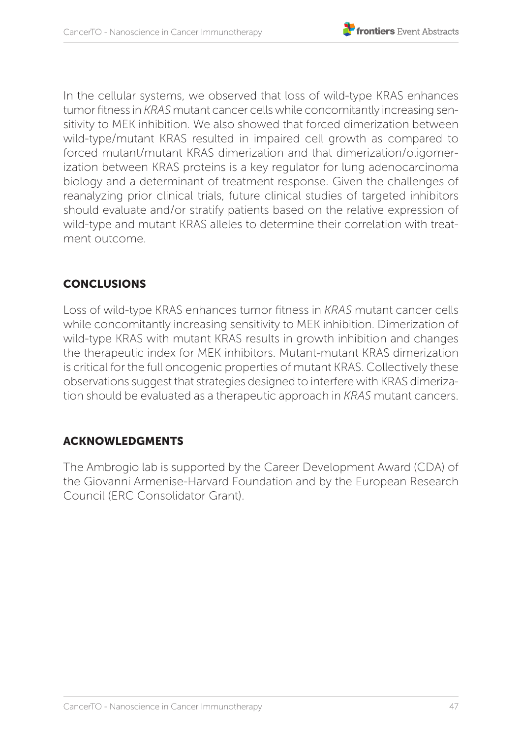In the cellular systems, we observed that loss of wild-type KRAS enhances tumor fitness in *KRAS* mutant cancer cells while concomitantly increasing sensitivity to MEK inhibition. We also showed that forced dimerization between wild-type/mutant KRAS resulted in impaired cell growth as compared to forced mutant/mutant KRAS dimerization and that dimerization/oligomerization between KRAS proteins is a key regulator for lung adenocarcinoma biology and a determinant of treatment response. Given the challenges of reanalyzing prior clinical trials, future clinical studies of targeted inhibitors should evaluate and/or stratify patients based on the relative expression of wild-type and mutant KRAS alleles to determine their correlation with treatment outcome.

## CONCLUSIONS

Loss of wild-type KRAS enhances tumor fitness in *KRAS* mutant cancer cells while concomitantly increasing sensitivity to MEK inhibition. Dimerization of wild-type KRAS with mutant KRAS results in growth inhibition and changes the therapeutic index for MEK inhibitors. Mutant-mutant KRAS dimerization is critical for the full oncogenic properties of mutant KRAS. Collectively these observations suggest that strategies designed to interfere with KRAS dimerization should be evaluated as a therapeutic approach in *KRAS* mutant cancers.

## ACKNOWLEDGMENTS

The Ambrogio lab is supported by the Career Development Award (CDA) of the Giovanni Armenise-Harvard Foundation and by the European Research Council (ERC Consolidator Grant).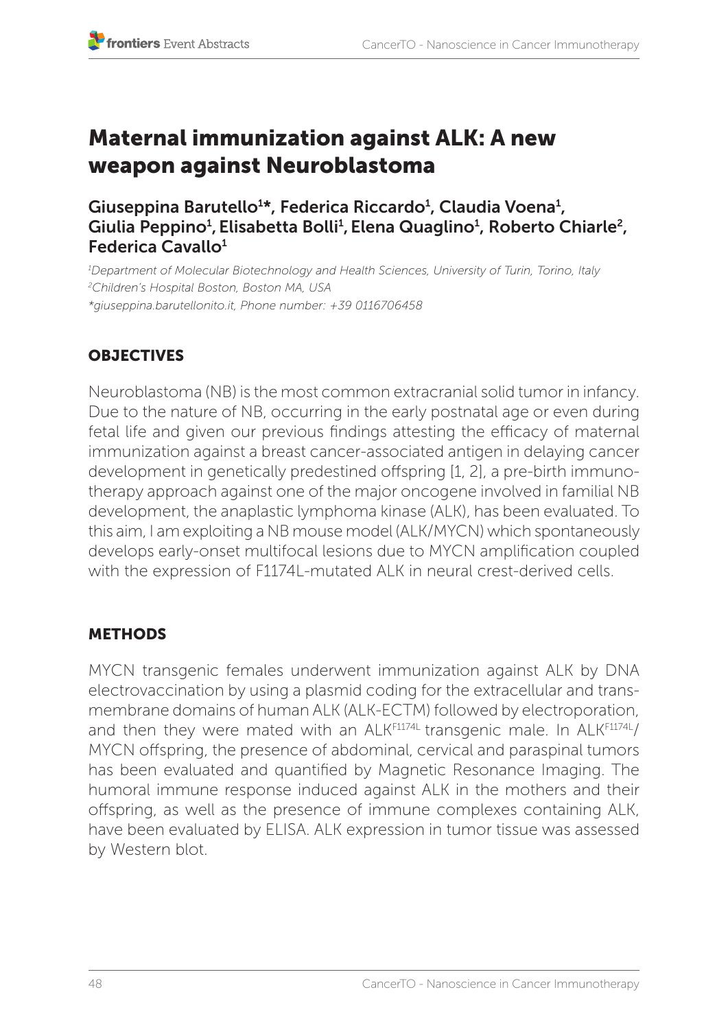# Maternal immunization against ALK: A new weapon against Neuroblastoma

**Giuseppina Barutello[1]\*, Federica Riccardo[1], Claudia Voena[1], Giulia Peppino[1], Elisabetta Bolli[1], Elena Quaglino[1], Roberto Chiarle[2], Federica Cavallo[1]**

*[1]Department of Molecular Biotechnology and Health Sciences, University of Turin, Torino, Italy*
*[2]Children's Hospital Boston, Boston MA, USA*
*\*giuseppina.barutellonito.it, Phone number: +39 0116706458*

## OBJECTIVES

Neuroblastoma (NB) is the most common extracranial solid tumor in infancy. Due to the nature of NB, occurring in the early postnatal age or even during fetal life and given our previous findings attesting the efficacy of maternal immunization against a breast cancer-associated antigen in delaying cancer development in genetically predestined offspring [1, 2], a pre-birth immunotherapy approach against one of the major oncogene involved in familial NB development, the anaplastic lymphoma kinase (ALK), has been evaluated. To this aim, I am exploiting a NB mouse model (ALK/MYCN) which spontaneously develops early-onset multifocal lesions due to MYCN amplification coupled with the expression of F1174L-mutated ALK in neural crest-derived cells.

## METHODS

MYCN transgenic females underwent immunization against ALK by DNA electrovaccination by using a plasmid coding for the extracellular and transmembrane domains of human ALK (ALK-ECTM) followed by electroporation, and then they were mated with an $ALK^{F1174L}$ transgenic male. In $ALK^{F1174L}$/MYCN offspring, the presence of abdominal, cervical and paraspinal tumors has been evaluated and quantified by Magnetic Resonance Imaging. The humoral immune response induced against ALK in the mothers and their offspring, as well as the presence of immune complexes containing ALK, have been evaluated by ELISA. ALK expression in tumor tissue was assessed by Western blot.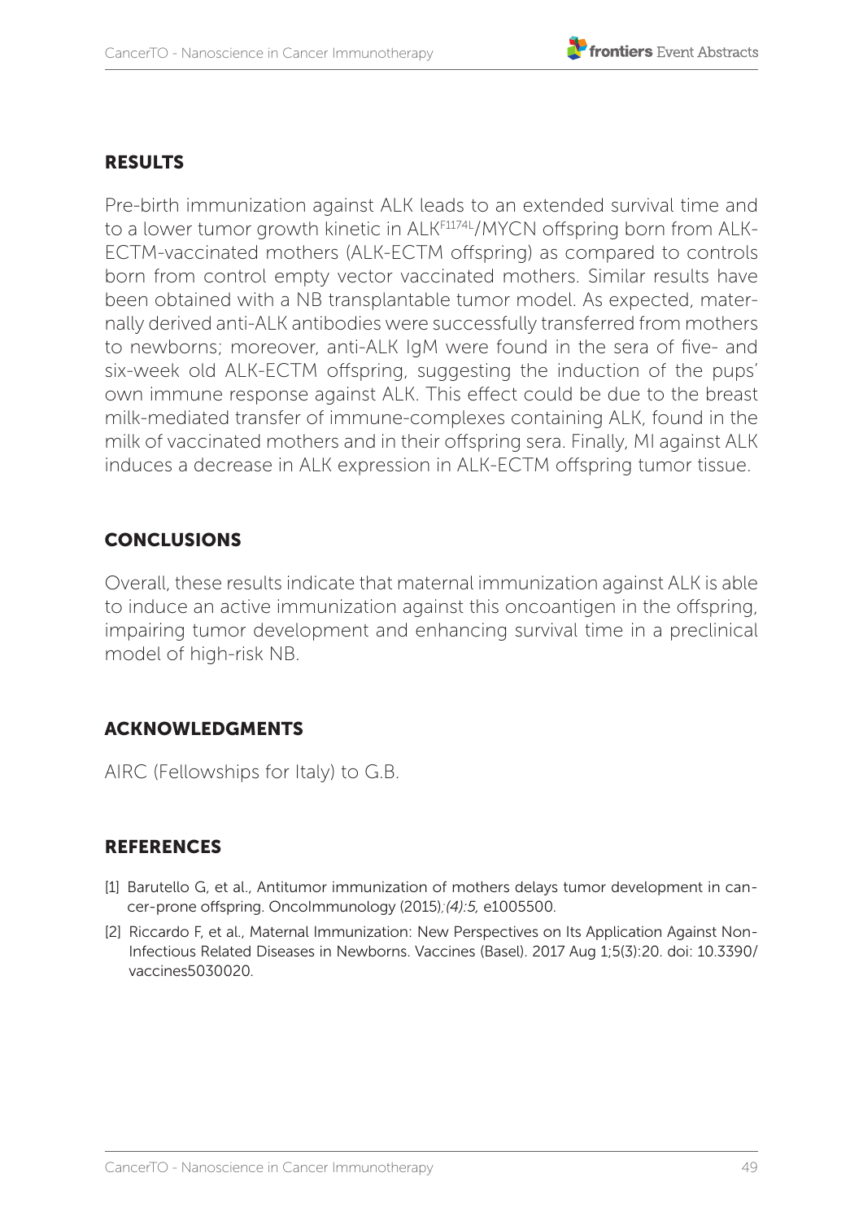## RESULTS

Pre-birth immunization against ALK leads to an extended survival time and to a lower tumor growth kinetic in $ALK^{F1174L}$/MYCN offspring born from ALK-ECTM-vaccinated mothers (ALK-ECTM offspring) as compared to controls born from control empty vector vaccinated mothers. Similar results have been obtained with a NB transplantable tumor model. As expected, maternally derived anti-ALK antibodies were successfully transferred from mothers to newborns; moreover, anti-ALK IgM were found in the sera of five- and six-week old ALK-ECTM offspring, suggesting the induction of the pups' own immune response against ALK. This effect could be due to the breast milk-mediated transfer of immune-complexes containing ALK, found in the milk of vaccinated mothers and in their offspring sera. Finally, MI against ALK induces a decrease in ALK expression in ALK-ECTM offspring tumor tissue.

## CONCLUSIONS

Overall, these results indicate that maternal immunization against ALK is able to induce an active immunization against this oncoantigen in the offspring, impairing tumor development and enhancing survival time in a preclinical model of high-risk NB.

## ACKNOWLEDGMENTS

AIRC (Fellowships for Italy) to G.B.

## REFERENCES

[1] Barutello G, et al., Antitumor immunization of mothers delays tumor development in cancer-prone offspring. OncoImmunology (2015)*;(4):5,* e1005500.

[2] Riccardo F, et al., Maternal Immunization: New Perspectives on Its Application Against Non-Infectious Related Diseases in Newborns. Vaccines (Basel). 2017 Aug 1;5(3):20. doi: 10.3390/vaccines5030020.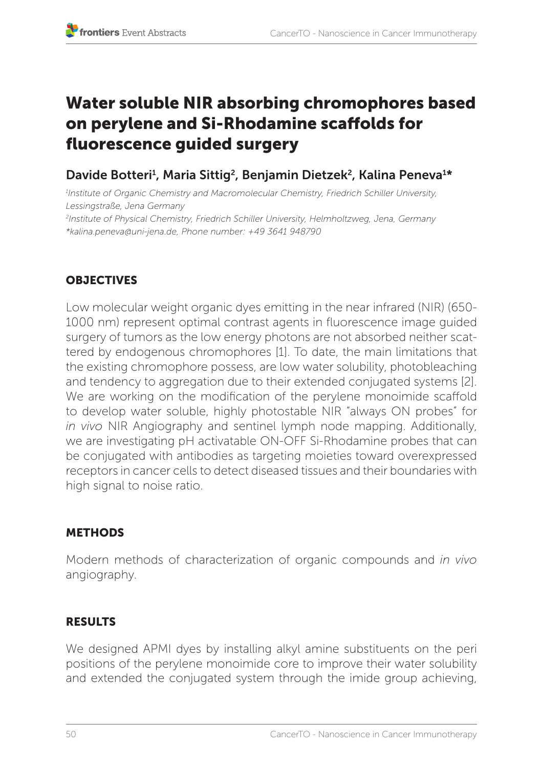# Water soluble NIR absorbing chromophores based on perylene and Si-Rhodamine scaffolds for fluorescence guided surgery

Davide Botteri[1], Maria Sittig[2], Benjamin Dietzek[2], Kalina Peneva[1]*

[1]*Institute of Organic Chemistry and Macromolecular Chemistry, Friedrich Schiller University, Lessingstraße, Jena Germany*
[2]*Institute of Physical Chemistry, Friedrich Schiller University, Helmholtzweg, Jena, Germany*
*\*kalina.peneva@uni-jena.de, Phone number: +49 3641 948790*

## OBJECTIVES

Low molecular weight organic dyes emitting in the near infrared (NIR) (650-1000 nm) represent optimal contrast agents in fluorescence image guided surgery of tumors as the low energy photons are not absorbed neither scattered by endogenous chromophores [1]. To date, the main limitations that the existing chromophore possess, are low water solubility, photobleaching and tendency to aggregation due to their extended conjugated systems [2]. We are working on the modification of the perylene monoimide scaffold to develop water soluble, highly photostable NIR "always ON probes" for *in vivo* NIR Angiography and sentinel lymph node mapping. Additionally, we are investigating pH activatable ON-OFF Si-Rhodamine probes that can be conjugated with antibodies as targeting moieties toward overexpressed receptors in cancer cells to detect diseased tissues and their boundaries with high signal to noise ratio.

## METHODS

Modern methods of characterization of organic compounds and *in vivo* angiography.

## RESULTS

We designed APMI dyes by installing alkyl amine substituents on the peri positions of the perylene monoimide core to improve their water solubility and extended the conjugated system through the imide group achieving,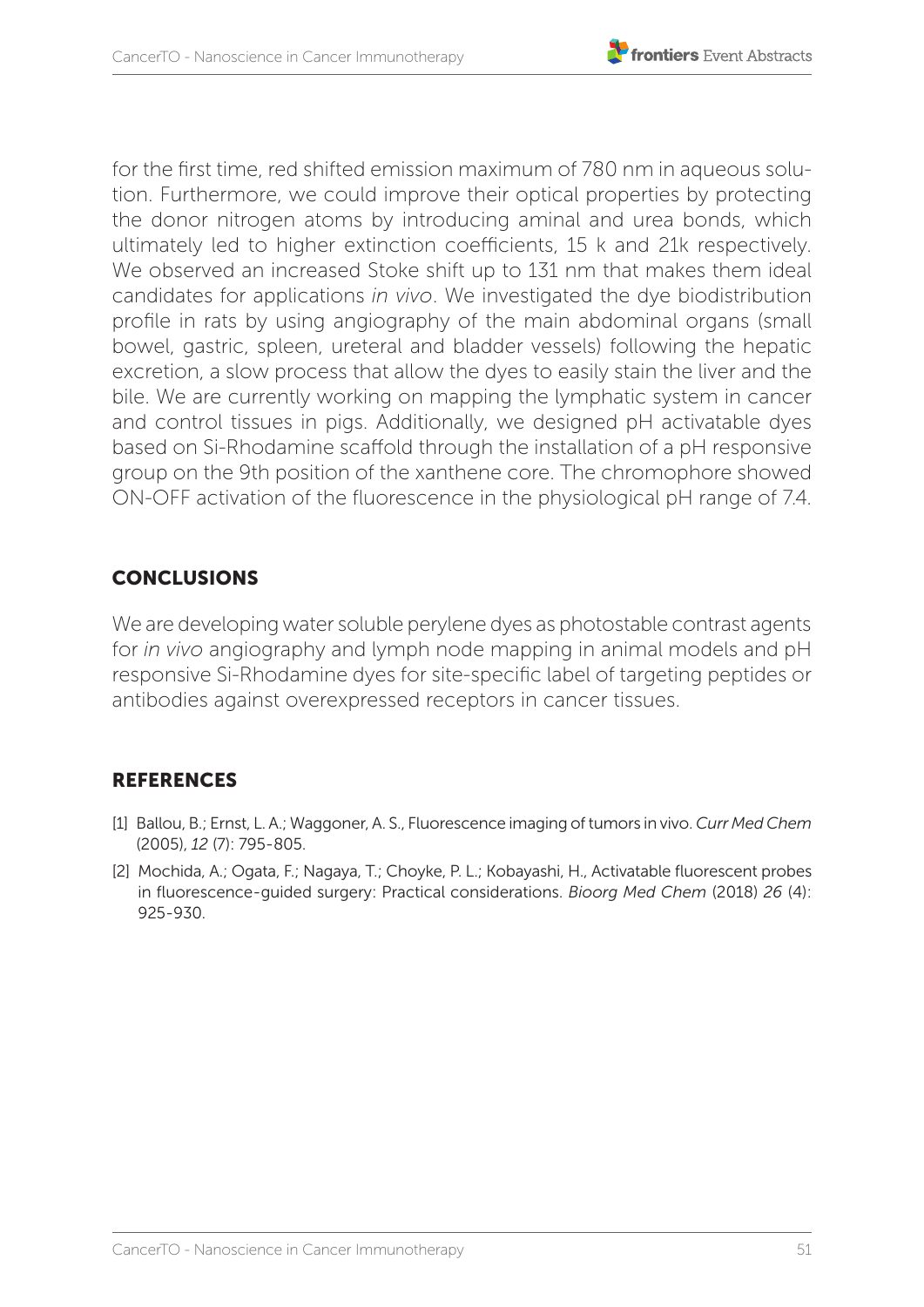for the first time, red shifted emission maximum of 780 nm in aqueous solution. Furthermore, we could improve their optical properties by protecting the donor nitrogen atoms by introducing aminal and urea bonds, which ultimately led to higher extinction coefficients, 15 k and 21k respectively. We observed an increased Stoke shift up to 131 nm that makes them ideal candidates for applications *in vivo*. We investigated the dye biodistribution profile in rats by using angiography of the main abdominal organs (small bowel, gastric, spleen, ureteral and bladder vessels) following the hepatic excretion, a slow process that allow the dyes to easily stain the liver and the bile. We are currently working on mapping the lymphatic system in cancer and control tissues in pigs. Additionally, we designed pH activatable dyes based on Si-Rhodamine scaffold through the installation of a pH responsive group on the 9th position of the xanthene core. The chromophore showed ON-OFF activation of the fluorescence in the physiological pH range of 7.4.

## CONCLUSIONS

We are developing water soluble perylene dyes as photostable contrast agents for *in vivo* angiography and lymph node mapping in animal models and pH responsive Si-Rhodamine dyes for site-specific label of targeting peptides or antibodies against overexpressed receptors in cancer tissues.

## REFERENCES

[1] Ballou, B.; Ernst, L. A.; Waggoner, A. S., Fluorescence imaging of tumors in vivo. *Curr Med Chem* (2005), *12* (7): 795-805.

[2] Mochida, A.; Ogata, F.; Nagaya, T.; Choyke, P. L.; Kobayashi, H., Activatable fluorescent probes in fluorescence-guided surgery: Practical considerations. *Bioorg Med Chem* (2018) *26* (4): 925-930.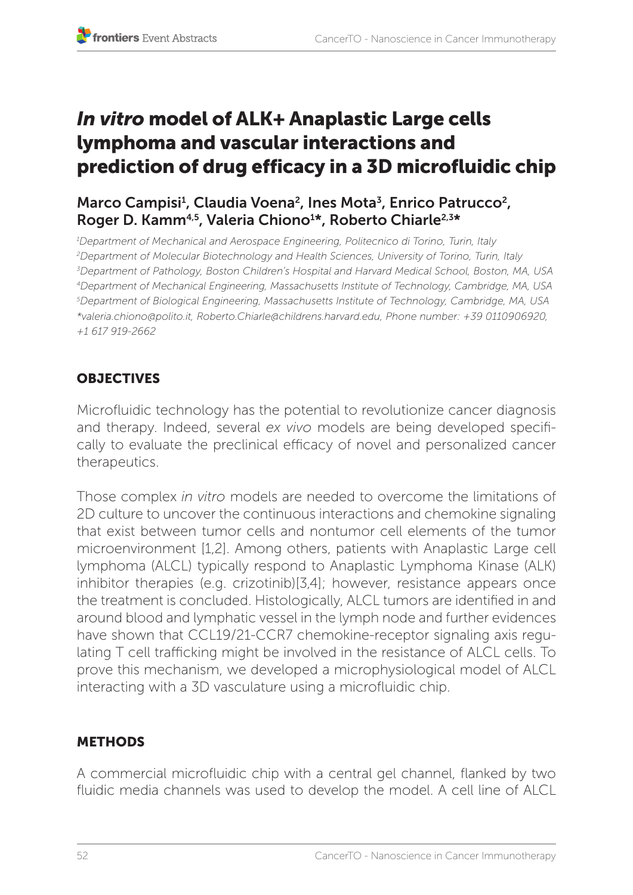# *In vitro* model of ALK+ Anaplastic Large cells lymphoma and vascular interactions and prediction of drug efficacy in a 3D microfluidic chip

Marco Campisi[1], Claudia Voena[2], Ines Mota[3], Enrico Patrucco[2], Roger D. Kamm[4,5], Valeria Chiono[1]*, Roberto Chiarle[2,3]*

*[1]Department of Mechanical and Aerospace Engineering, Politecnico di Torino, Turin, Italy*
*[2]Department of Molecular Biotechnology and Health Sciences, University of Torino, Turin, Italy*
*[3]Department of Pathology, Boston Children's Hospital and Harvard Medical School, Boston, MA, USA*
*[4]Department of Mechanical Engineering, Massachusetts Institute of Technology, Cambridge, MA, USA*
*[5]Department of Biological Engineering, Massachusetts Institute of Technology, Cambridge, MA, USA*
*\*valeria.chiono@polito.it, Roberto.Chiarle@childrens.harvard.edu, Phone number: +39 0110906920, +1 617 919-2662*

## OBJECTIVES

Microfluidic technology has the potential to revolutionize cancer diagnosis and therapy. Indeed, several *ex vivo* models are being developed specifically to evaluate the preclinical efficacy of novel and personalized cancer therapeutics.

Those complex *in vitro* models are needed to overcome the limitations of 2D culture to uncover the continuous interactions and chemokine signaling that exist between tumor cells and nontumor cell elements of the tumor microenvironment [1,2]. Among others, patients with Anaplastic Large cell lymphoma (ALCL) typically respond to Anaplastic Lymphoma Kinase (ALK) inhibitor therapies (e.g. crizotinib)[3,4]; however, resistance appears once the treatment is concluded. Histologically, ALCL tumors are identified in and around blood and lymphatic vessel in the lymph node and further evidences have shown that CCL19/21-CCR7 chemokine-receptor signaling axis regulating T cell trafficking might be involved in the resistance of ALCL cells. To prove this mechanism, we developed a microphysiological model of ALCL interacting with a 3D vasculature using a microfluidic chip.

## METHODS

A commercial microfluidic chip with a central gel channel, flanked by two fluidic media channels was used to develop the model. A cell line of ALCL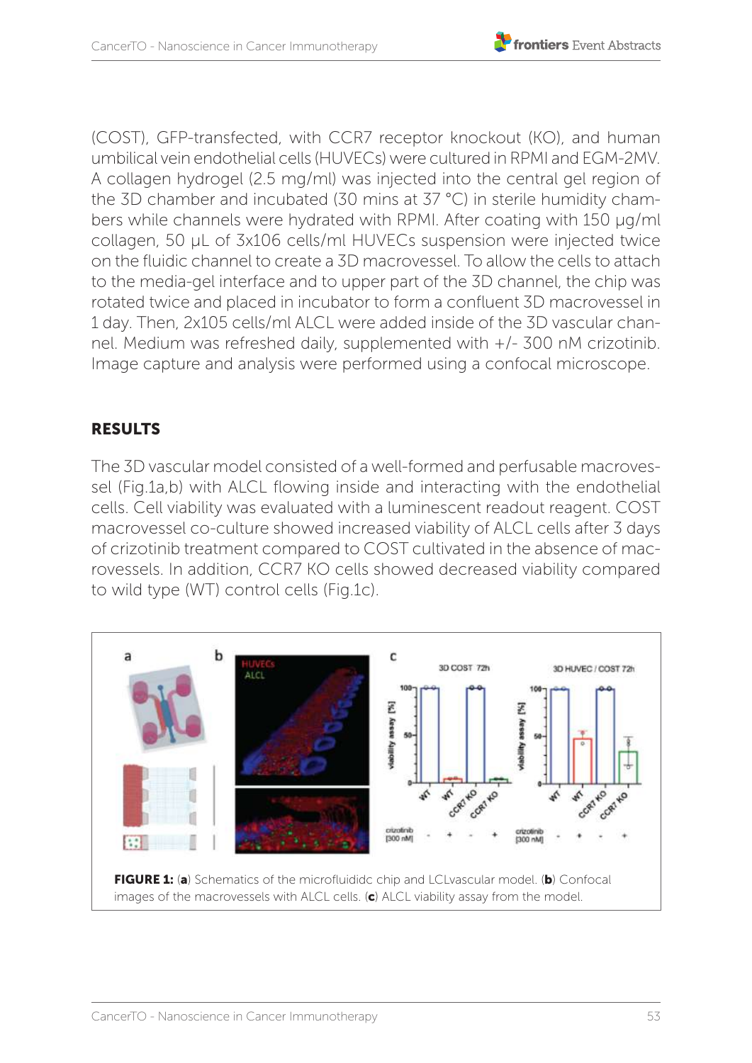(COST), GFP-transfected, with CCR7 receptor knockout (KO), and human umbilical vein endothelial cells (HUVECs) were cultured in RPMI and EGM-2MV. A collagen hydrogel (2.5 mg/ml) was injected into the central gel region of the 3D chamber and incubated (30 mins at 37 °C) in sterile humidity chambers while channels were hydrated with RPMI. After coating with 150 µg/ml collagen, 50 µL of 3x106 cells/ml HUVECs suspension were injected twice on the fluidic channel to create a 3D macrovessel. To allow the cells to attach to the media-gel interface and to upper part of the 3D channel, the chip was rotated twice and placed in incubator to form a confluent 3D macrovessel in 1 day. Then, 2x105 cells/ml ALCL were added inside of the 3D vascular channel. Medium was refreshed daily, supplemented with +/- 300 nM crizotinib. Image capture and analysis were performed using a confocal microscope.

## RESULTS

The 3D vascular model consisted of a well-formed and perfusable macrovessel (Fig.1a,b) with ALCL flowing inside and interacting with the endothelial cells. Cell viability was evaluated with a luminescent readout reagent. COST macrovessel co-culture showed increased viability of ALCL cells after 3 days of crizotinib treatment compared to COST cultivated in the absence of macrovessels. In addition, CCR7 KO cells showed decreased viability compared to wild type (WT) control cells (Fig.1c).

**FIGURE 1:** (**a**) Schematics of the microfluididc chip and LCLvascular model. (**b**) Confocal images of the macrovessels with ALCL cells. (**c**) ALCL viability assay from the model.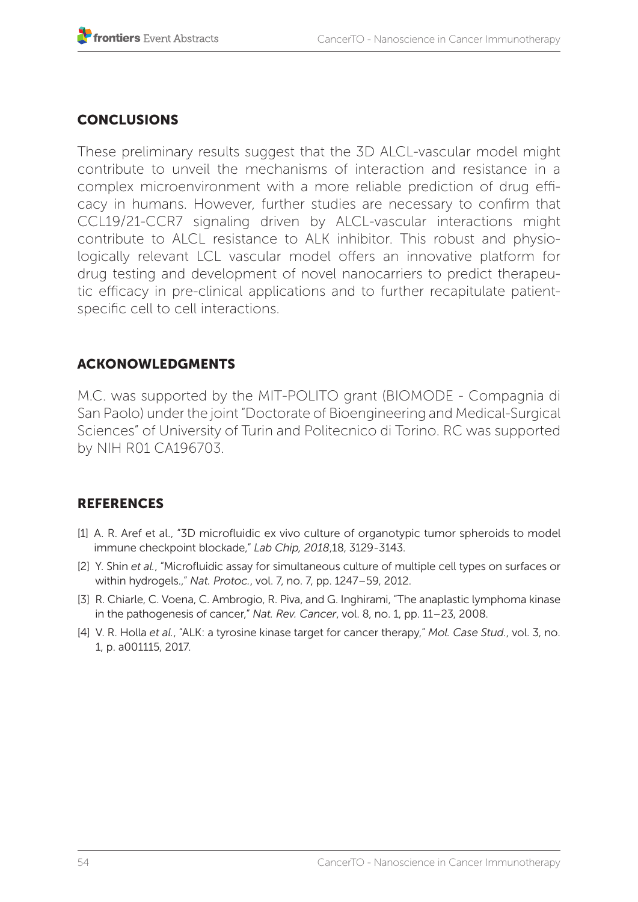## CONCLUSIONS

These preliminary results suggest that the 3D ALCL-vascular model might contribute to unveil the mechanisms of interaction and resistance in a complex microenvironment with a more reliable prediction of drug efficacy in humans. However, further studies are necessary to confirm that CCL19/21-CCR7 signaling driven by ALCL-vascular interactions might contribute to ALCL resistance to ALK inhibitor. This robust and physiologically relevant LCL vascular model offers an innovative platform for drug testing and development of novel nanocarriers to predict therapeutic efficacy in pre-clinical applications and to further recapitulate patient-specific cell to cell interactions.

## ACKONOWLEDGMENTS

M.C. was supported by the MIT-POLITO grant (BIOMODE - Compagnia di San Paolo) under the joint "Doctorate of Bioengineering and Medical-Surgical Sciences" of University of Turin and Politecnico di Torino. RC was supported by NIH R01 CA196703.

## REFERENCES

[1] A. R. Aref et al., "3D microfluidic ex vivo culture of organotypic tumor spheroids to model immune checkpoint blockade," *Lab Chip, 2018*,18, 3129-3143.

[2] Y. Shin *et al.*, "Microfluidic assay for simultaneous culture of multiple cell types on surfaces or within hydrogels.," *Nat. Protoc.*, vol. 7, no. 7, pp. 1247–59, 2012.

[3] R. Chiarle, C. Voena, C. Ambrogio, R. Piva, and G. Inghirami, "The anaplastic lymphoma kinase in the pathogenesis of cancer," *Nat. Rev. Cancer*, vol. 8, no. 1, pp. 11–23, 2008.

[4] V. R. Holla *et al.*, "ALK: a tyrosine kinase target for cancer therapy," *Mol. Case Stud.*, vol. 3, no. 1, p. a001115, 2017.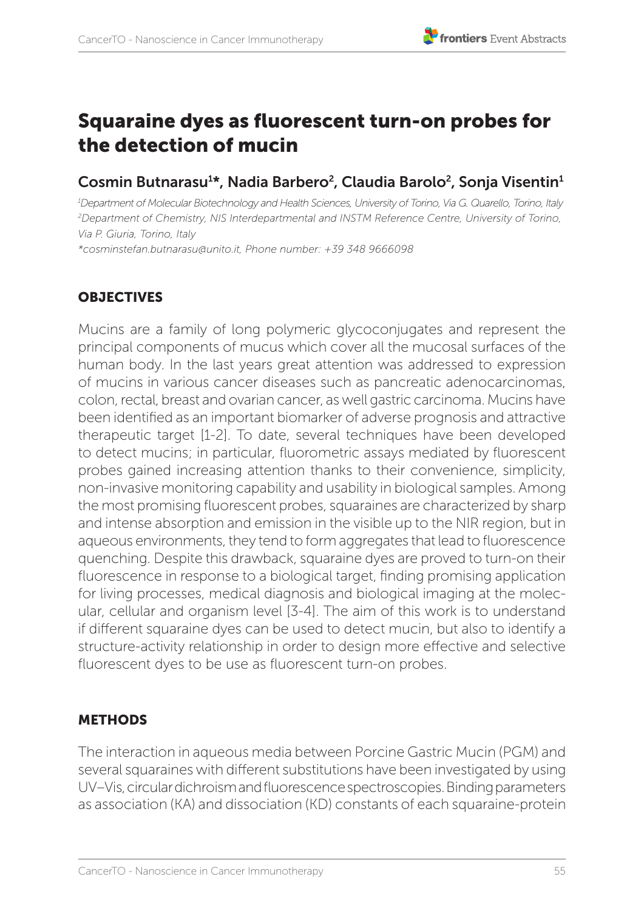# Squaraine dyes as fluorescent turn-on probes for the detection of mucin

## Cosmin Butnarasu[1]*, Nadia Barbero[2], Claudia Barolo[2], Sonja Visentin[1]

*[1]Department of Molecular Biotechnology and Health Sciences, University of Torino, Via G. Quarello, Torino, Italy*
*[2]Department of Chemistry, NIS Interdepartmental and INSTM Reference Centre, University of Torino, Via P. Giuria, Torino, Italy*
*\*cosminstefan.butnarasu@unito.it, Phone number: +39 348 9666098*

### OBJECTIVES

Mucins are a family of long polymeric glycoconjugates and represent the principal components of mucus which cover all the mucosal surfaces of the human body. In the last years great attention was addressed to expression of mucins in various cancer diseases such as pancreatic adenocarcinomas, colon, rectal, breast and ovarian cancer, as well gastric carcinoma. Mucins have been identified as an important biomarker of adverse prognosis and attractive therapeutic target [1-2]. To date, several techniques have been developed to detect mucins; in particular, fluorometric assays mediated by fluorescent probes gained increasing attention thanks to their convenience, simplicity, non-invasive monitoring capability and usability in biological samples. Among the most promising fluorescent probes, squaraines are characterized by sharp and intense absorption and emission in the visible up to the NIR region, but in aqueous environments, they tend to form aggregates that lead to fluorescence quenching. Despite this drawback, squaraine dyes are proved to turn-on their fluorescence in response to a biological target, finding promising application for living processes, medical diagnosis and biological imaging at the molecular, cellular and organism level [3-4]. The aim of this work is to understand if different squaraine dyes can be used to detect mucin, but also to identify a structure-activity relationship in order to design more effective and selective fluorescent dyes to be use as fluorescent turn-on probes.

### METHODS

The interaction in aqueous media between Porcine Gastric Mucin (PGM) and several squaraines with different substitutions have been investigated by using UV–Vis, circular dichroism and fluorescence spectroscopies. Binding parameters as association (KA) and dissociation (KD) constants of each squaraine-protein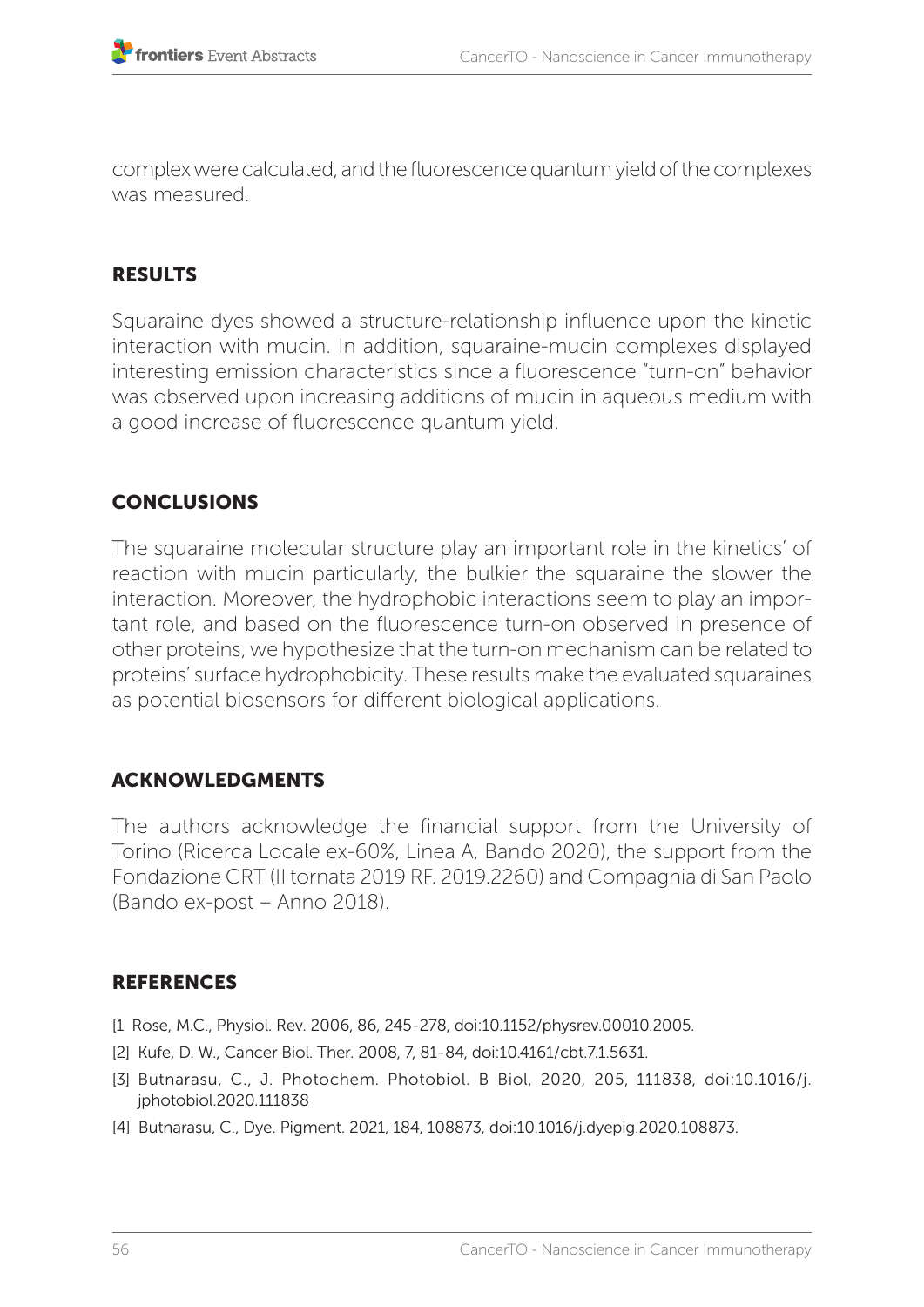complex were calculated, and the fluorescence quantum yield of the complexes was measured.

## RESULTS

Squaraine dyes showed a structure-relationship influence upon the kinetic interaction with mucin. In addition, squaraine-mucin complexes displayed interesting emission characteristics since a fluorescence "turn-on" behavior was observed upon increasing additions of mucin in aqueous medium with a good increase of fluorescence quantum yield.

## CONCLUSIONS

The squaraine molecular structure play an important role in the kinetics' of reaction with mucin particularly, the bulkier the squaraine the slower the interaction. Moreover, the hydrophobic interactions seem to play an important role, and based on the fluorescence turn-on observed in presence of other proteins, we hypothesize that the turn-on mechanism can be related to proteins' surface hydrophobicity. These results make the evaluated squaraines as potential biosensors for different biological applications.

## ACKNOWLEDGMENTS

The authors acknowledge the financial support from the University of Torino (Ricerca Locale ex-60%, Linea A, Bando 2020), the support from the Fondazione CRT (II tornata 2019 RF. 2019.2260) and Compagnia di San Paolo (Bando ex-post – Anno 2018).

## REFERENCES

[1 Rose, M.C., Physiol. Rev. 2006, 86, 245-278, doi:10.1152/physrev.00010.2005.

[2] Kufe, D. W., Cancer Biol. Ther. 2008, 7, 81-84, doi:10.4161/cbt.7.1.5631.

[3] Butnarasu, C., J. Photochem. Photobiol. B Biol, 2020, 205, 111838, doi:10.1016/j.jphotobiol.2020.111838

[4] Butnarasu, C., Dye. Pigment. 2021, 184, 108873, doi:10.1016/j.dyepig.2020.108873.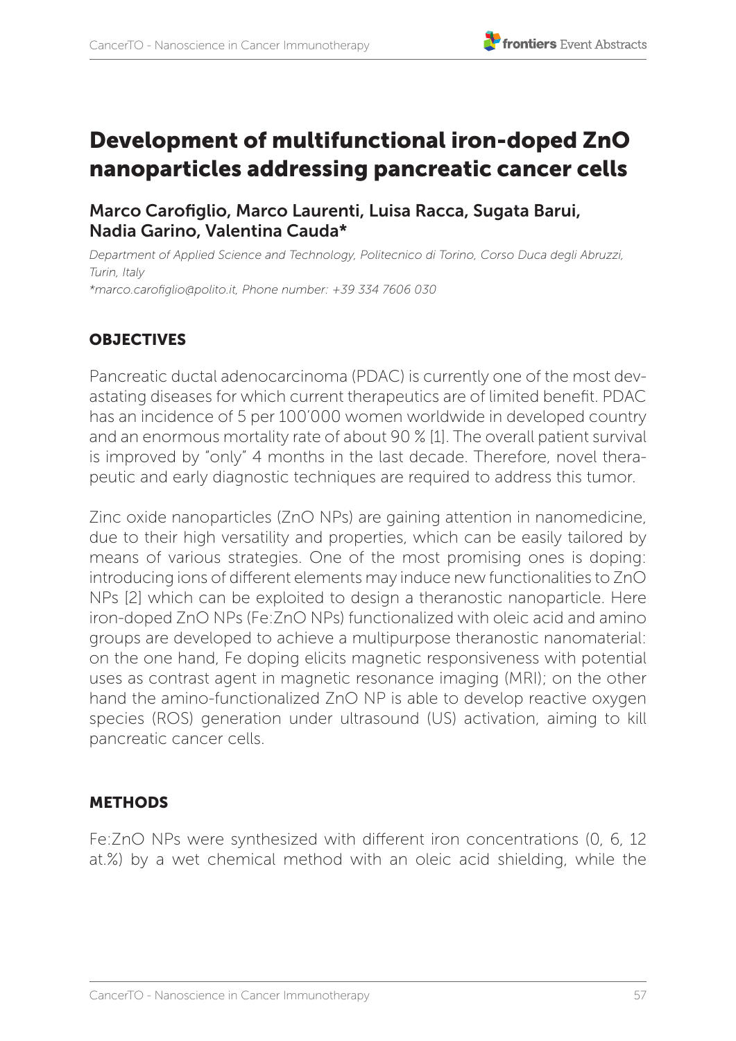# Development of multifunctional iron-doped ZnO nanoparticles addressing pancreatic cancer cells

**Marco Carofiglio, Marco Laurenti, Luisa Racca, Sugata Barui, Nadia Garino, Valentina Cauda***

*Department of Applied Science and Technology, Politecnico di Torino, Corso Duca degli Abruzzi, Turin, Italy*

*\*marco.carofiglio@polito.it, Phone number: +39 334 7606 030*

## OBJECTIVES

Pancreatic ductal adenocarcinoma (PDAC) is currently one of the most devastating diseases for which current therapeutics are of limited benefit. PDAC has an incidence of 5 per 100'000 women worldwide in developed country and an enormous mortality rate of about 90 % [1]. The overall patient survival is improved by "only" 4 months in the last decade. Therefore, novel therapeutic and early diagnostic techniques are required to address this tumor.

Zinc oxide nanoparticles (ZnO NPs) are gaining attention in nanomedicine, due to their high versatility and properties, which can be easily tailored by means of various strategies. One of the most promising ones is doping: introducing ions of different elements may induce new functionalities to ZnO NPs [2] which can be exploited to design a theranostic nanoparticle. Here iron-doped ZnO NPs (Fe:ZnO NPs) functionalized with oleic acid and amino groups are developed to achieve a multipurpose theranostic nanomaterial: on the one hand, Fe doping elicits magnetic responsiveness with potential uses as contrast agent in magnetic resonance imaging (MRI); on the other hand the amino-functionalized ZnO NP is able to develop reactive oxygen species (ROS) generation under ultrasound (US) activation, aiming to kill pancreatic cancer cells.

## METHODS

Fe:ZnO NPs were synthesized with different iron concentrations (0, 6, 12 at.%) by a wet chemical method with an oleic acid shielding, while the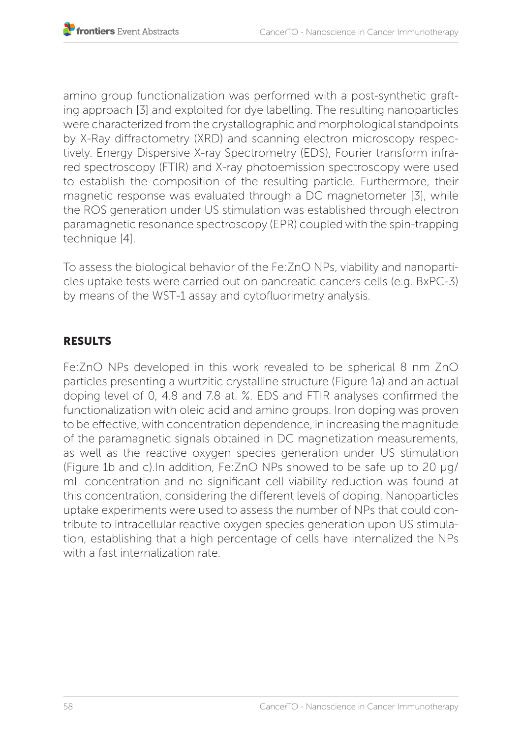amino group functionalization was performed with a post-synthetic grafting approach [3] and exploited for dye labelling. The resulting nanoparticles were characterized from the crystallographic and morphological standpoints by X-Ray diffractometry (XRD) and scanning electron microscopy respectively. Energy Dispersive X-ray Spectrometry (EDS), Fourier transform infrared spectroscopy (FTIR) and X-ray photoemission spectroscopy were used to establish the composition of the resulting particle. Furthermore, their magnetic response was evaluated through a DC magnetometer [3], while the ROS generation under US stimulation was established through electron paramagnetic resonance spectroscopy (EPR) coupled with the spin-trapping technique [4].

To assess the biological behavior of the Fe:ZnO NPs, viability and nanoparticles uptake tests were carried out on pancreatic cancers cells (e.g. BxPC-3) by means of the WST-1 assay and cytofluorimetry analysis.

## RESULTS

Fe:ZnO NPs developed in this work revealed to be spherical 8 nm ZnO particles presenting a wurtzitic crystalline structure (Figure 1a) and an actual doping level of 0, 4.8 and 7.8 at. %. EDS and FTIR analyses confirmed the functionalization with oleic acid and amino groups. Iron doping was proven to be effective, with concentration dependence, in increasing the magnitude of the paramagnetic signals obtained in DC magnetization measurements, as well as the reactive oxygen species generation under US stimulation (Figure 1b and c).In addition, Fe:ZnO NPs showed to be safe up to 20 μg/mL concentration and no significant cell viability reduction was found at this concentration, considering the different levels of doping. Nanoparticles uptake experiments were used to assess the number of NPs that could contribute to intracellular reactive oxygen species generation upon US stimulation, establishing that a high percentage of cells have internalized the NPs with a fast internalization rate.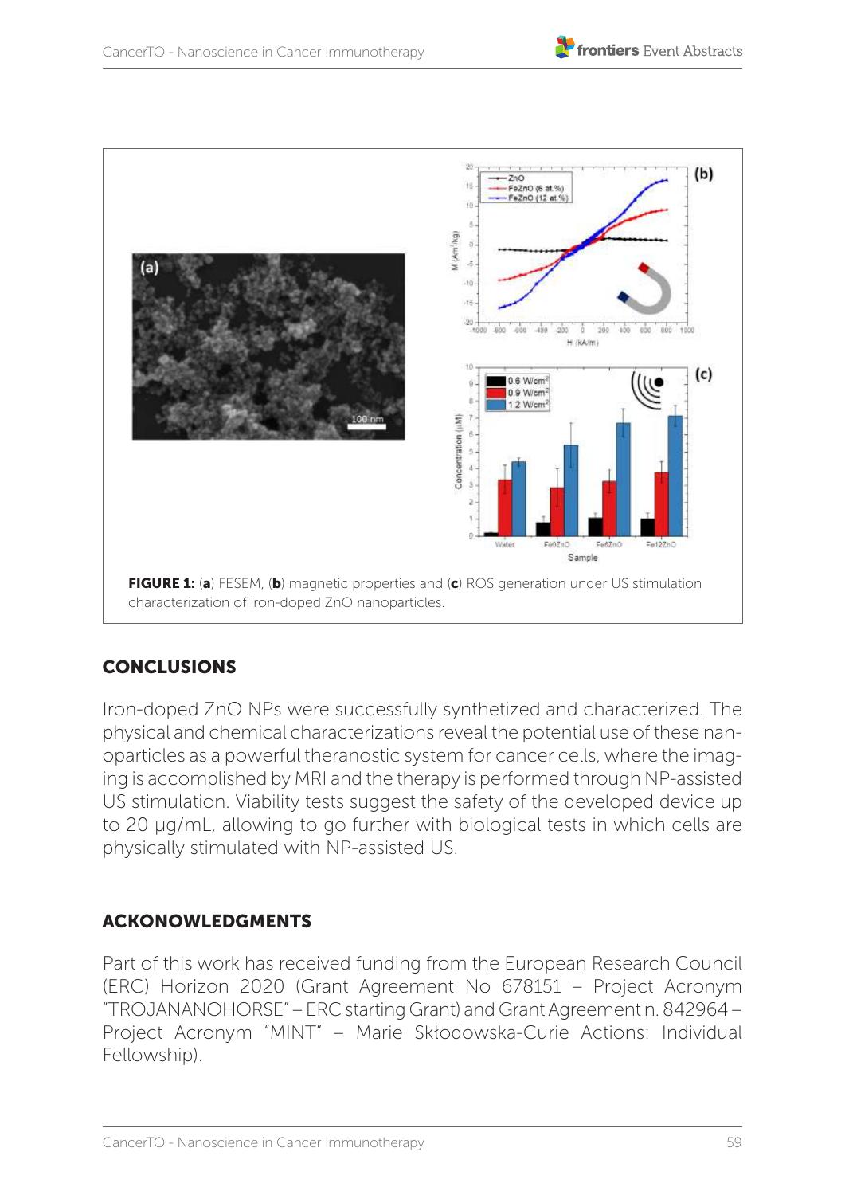**FIGURE 1:** (**a**) FESEM, (**b**) magnetic properties and (**c**) ROS generation under US stimulation characterization of iron-doped ZnO nanoparticles.

## CONCLUSIONS

Iron-doped ZnO NPs were successfully synthetized and characterized. The physical and chemical characterizations reveal the potential use of these nanoparticles as a powerful theranostic system for cancer cells, where the imaging is accomplished by MRI and the therapy is performed through NP-assisted US stimulation. Viability tests suggest the safety of the developed device up to 20 µg/mL, allowing to go further with biological tests in which cells are physically stimulated with NP-assisted US.

## ACKONOWLEDGMENTS

Part of this work has received funding from the European Research Council (ERC) Horizon 2020 (Grant Agreement No 678151 – Project Acronym "TROJANANOHORSE" – ERC starting Grant) and Grant Agreement n. 842964 – Project Acronym "MINT" – Marie Skłodowska-Curie Actions: Individual Fellowship).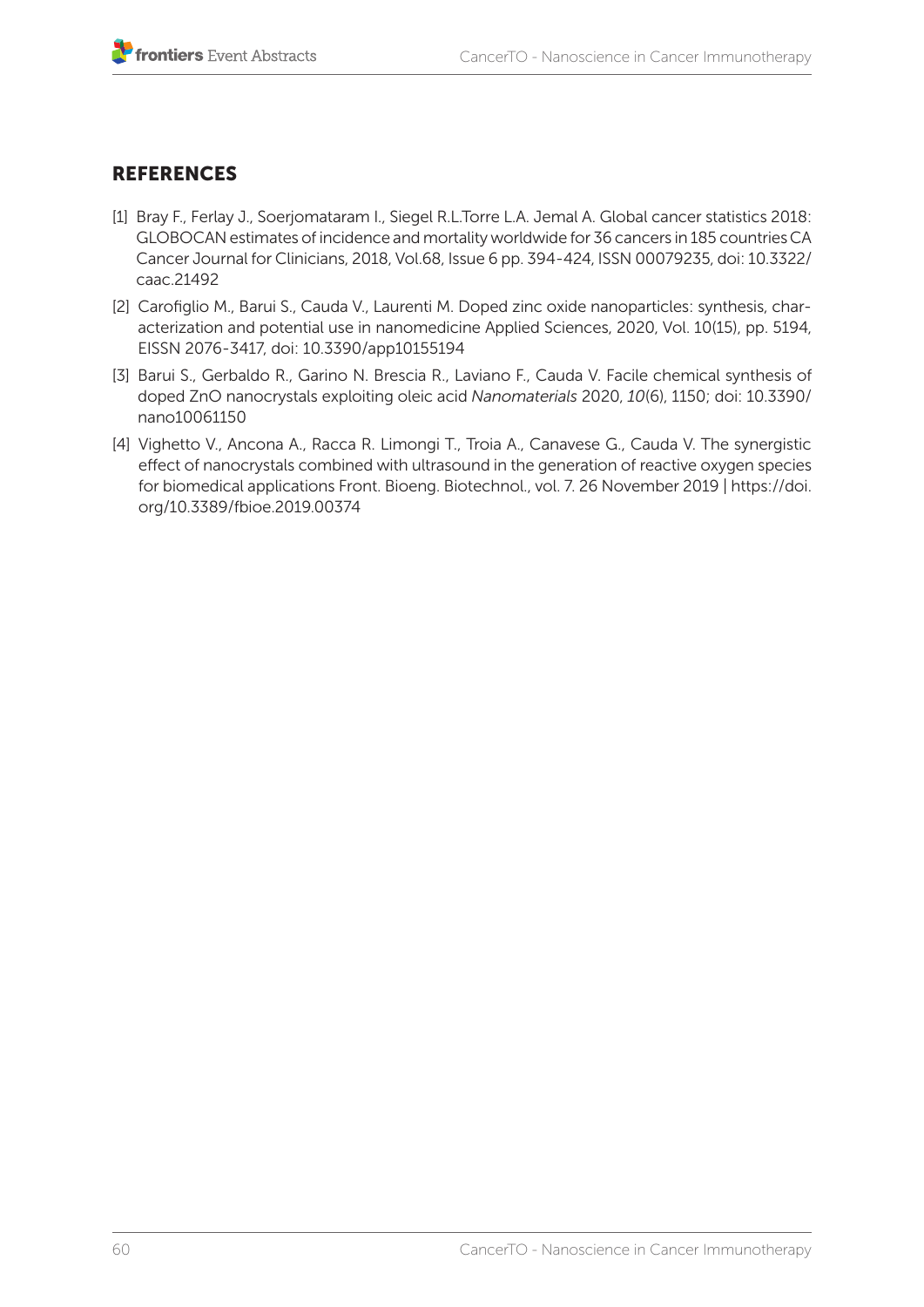## REFERENCES

[1] Bray F., Ferlay J., Soerjomataram I., Siegel R.L.Torre L.A. Jemal A. Global cancer statistics 2018: GLOBOCAN estimates of incidence and mortality worldwide for 36 cancers in 185 countries CA Cancer Journal for Clinicians, 2018, Vol.68, Issue 6 pp. 394-424, ISSN 00079235, doi: 10.3322/caac.21492

[2] Carofiglio M., Barui S., Cauda V., Laurenti M. Doped zinc oxide nanoparticles: synthesis, characterization and potential use in nanomedicine Applied Sciences, 2020, Vol. 10(15), pp. 5194, EISSN 2076-3417, doi: 10.3390/app10155194

[3] Barui S., Gerbaldo R., Garino N. Brescia R., Laviano F., Cauda V. Facile chemical synthesis of doped ZnO nanocrystals exploiting oleic acid *Nanomaterials* 2020, *10*(6), 1150; doi: 10.3390/nano10061150

[4] Vighetto V., Ancona A., Racca R. Limongi T., Troia A., Canavese G., Cauda V. The synergistic effect of nanocrystals combined with ultrasound in the generation of reactive oxygen species for biomedical applications Front. Bioeng. Biotechnol., vol. 7. 26 November 2019 | https://doi.org/10.3389/fbioe.2019.00374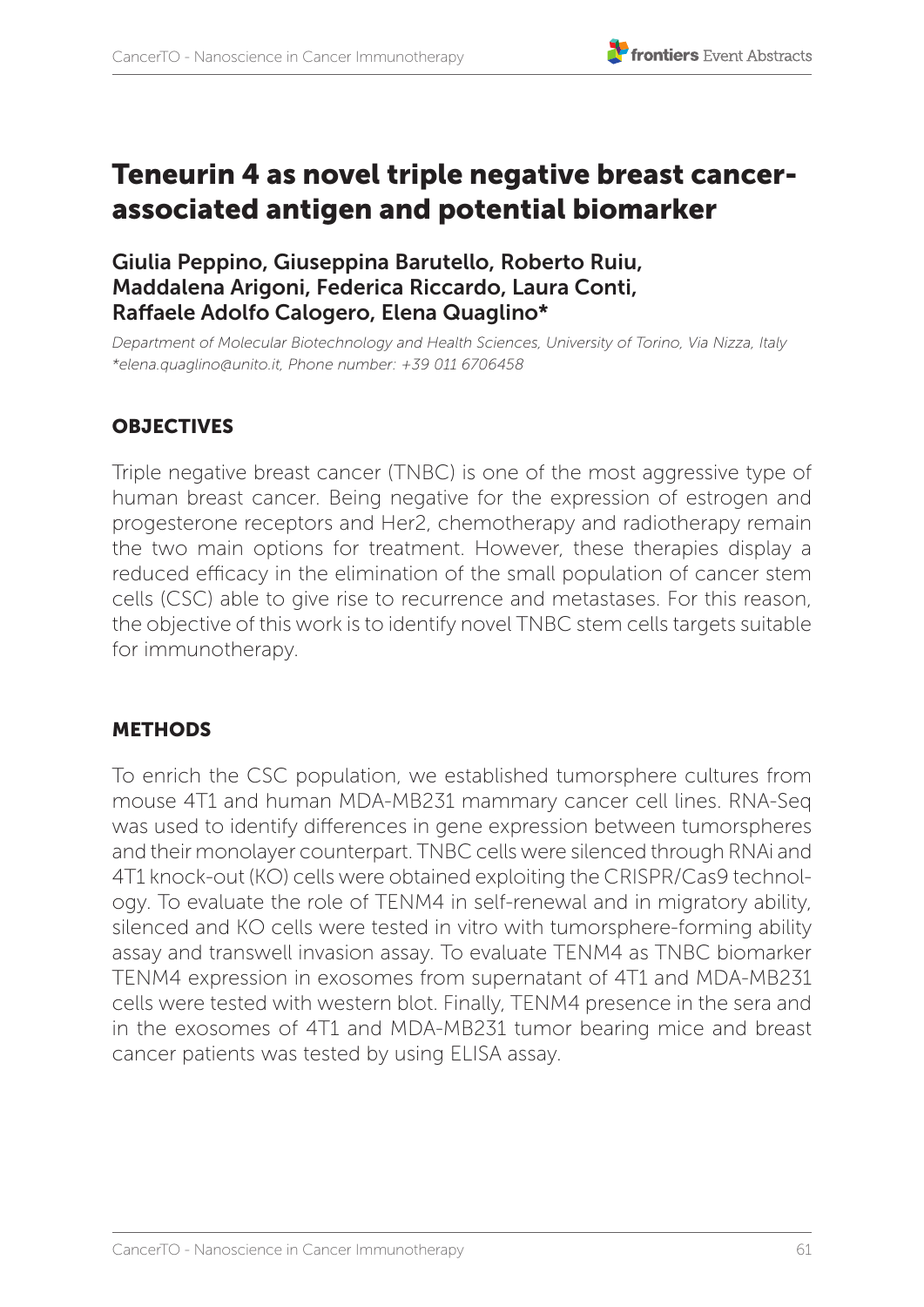# Teneurin 4 as novel triple negative breast cancer-associated antigen and potential biomarker

**Giulia Peppino, Giuseppina Barutello, Roberto Ruiu, Maddalena Arigoni, Federica Riccardo, Laura Conti, Raffaele Adolfo Calogero, Elena Quaglino***

*Department of Molecular Biotechnology and Health Sciences, University of Torino, Via Nizza, Italy*
*\*elena.quaglino@unito.it, Phone number: +39 011 6706458*

## OBJECTIVES

Triple negative breast cancer (TNBC) is one of the most aggressive type of human breast cancer. Being negative for the expression of estrogen and progesterone receptors and Her2, chemotherapy and radiotherapy remain the two main options for treatment. However, these therapies display a reduced efficacy in the elimination of the small population of cancer stem cells (CSC) able to give rise to recurrence and metastases. For this reason, the objective of this work is to identify novel TNBC stem cells targets suitable for immunotherapy.

## METHODS

To enrich the CSC population, we established tumorsphere cultures from mouse 4T1 and human MDA-MB231 mammary cancer cell lines. RNA-Seq was used to identify differences in gene expression between tumorspheres and their monolayer counterpart. TNBC cells were silenced through RNAi and 4T1 knock-out (KO) cells were obtained exploiting the CRISPR/Cas9 technology. To evaluate the role of TENM4 in self-renewal and in migratory ability, silenced and KO cells were tested in vitro with tumorsphere-forming ability assay and transwell invasion assay. To evaluate TENM4 as TNBC biomarker TENM4 expression in exosomes from supernatant of 4T1 and MDA-MB231 cells were tested with western blot. Finally, TENM4 presence in the sera and in the exosomes of 4T1 and MDA-MB231 tumor bearing mice and breast cancer patients was tested by using ELISA assay.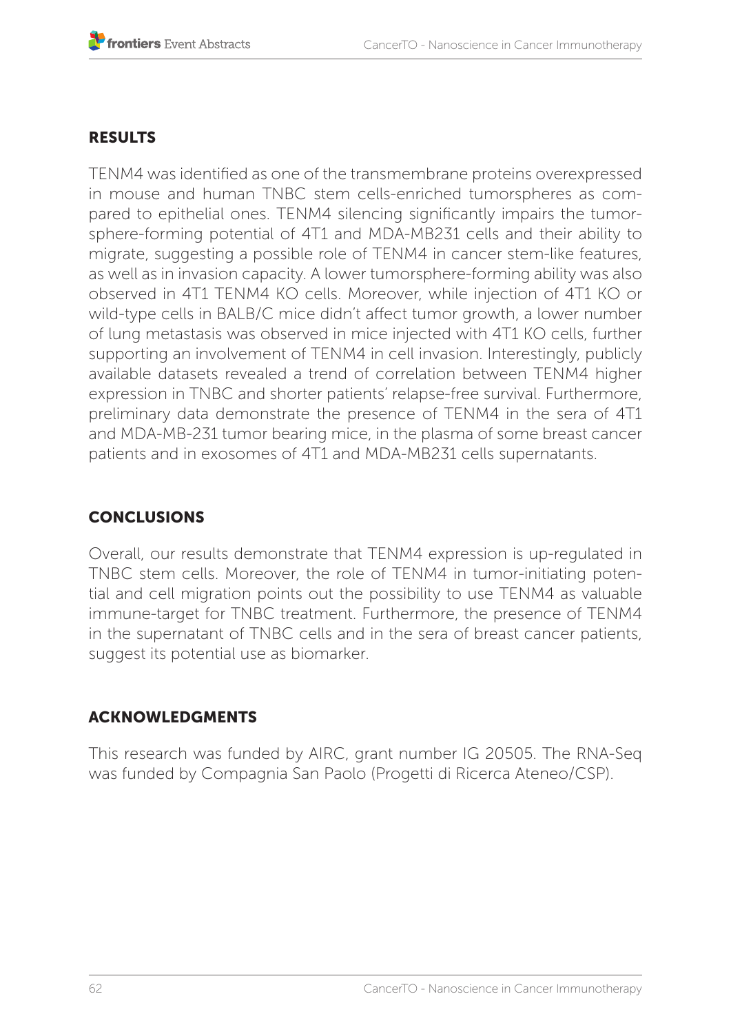## RESULTS

TENM4 was identified as one of the transmembrane proteins overexpressed in mouse and human TNBC stem cells-enriched tumorspheres as compared to epithelial ones. TENM4 silencing significantly impairs the tumorsphere-forming potential of 4T1 and MDA-MB231 cells and their ability to migrate, suggesting a possible role of TENM4 in cancer stem-like features, as well as in invasion capacity. A lower tumorsphere-forming ability was also observed in 4T1 TENM4 KO cells. Moreover, while injection of 4T1 KO or wild-type cells in BALB/C mice didn't affect tumor growth, a lower number of lung metastasis was observed in mice injected with 4T1 KO cells, further supporting an involvement of TENM4 in cell invasion. Interestingly, publicly available datasets revealed a trend of correlation between TENM4 higher expression in TNBC and shorter patients' relapse-free survival. Furthermore, preliminary data demonstrate the presence of TENM4 in the sera of 4T1 and MDA-MB-231 tumor bearing mice, in the plasma of some breast cancer patients and in exosomes of 4T1 and MDA-MB231 cells supernatants.

## CONCLUSIONS

Overall, our results demonstrate that TENM4 expression is up-regulated in TNBC stem cells. Moreover, the role of TENM4 in tumor-initiating potential and cell migration points out the possibility to use TENM4 as valuable immune-target for TNBC treatment. Furthermore, the presence of TENM4 in the supernatant of TNBC cells and in the sera of breast cancer patients, suggest its potential use as biomarker.

## ACKNOWLEDGMENTS

This research was funded by AIRC, grant number IG 20505. The RNA-Seq was funded by Compagnia San Paolo (Progetti di Ricerca Ateneo/CSP).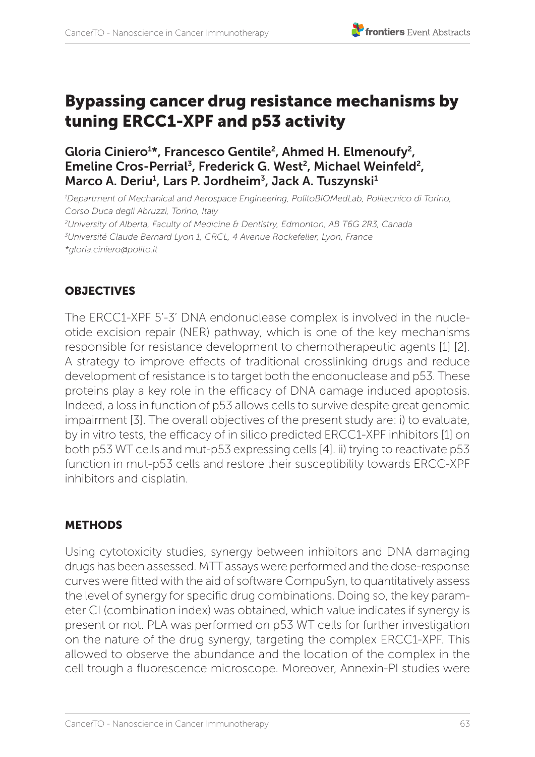# Bypassing cancer drug resistance mechanisms by tuning ERCC1-XPF and p53 activity

**Gloria Ciniero[1]*, Francesco Gentile[2], Ahmed H. Elmenoufy[2], Emeline Cros-Perrial[3], Frederick G. West[2], Michael Weinfeld[2], Marco A. Deriu[1], Lars P. Jordheim[3], Jack A. Tuszynski[1]**

*[1]Department of Mechanical and Aerospace Engineering, PolitoBIOMedLab, Politecnico di Torino, Corso Duca degli Abruzzi, Torino, Italy*
*[2]University of Alberta, Faculty of Medicine & Dentistry, Edmonton, AB T6G 2R3, Canada*
*[3]Université Claude Bernard Lyon 1, CRCL, 4 Avenue Rockefeller, Lyon, France*
**gloria.ciniero@polito.it*

## OBJECTIVES

The ERCC1-XPF 5'-3' DNA endonuclease complex is involved in the nucleotide excision repair (NER) pathway, which is one of the key mechanisms responsible for resistance development to chemotherapeutic agents [1] [2]. A strategy to improve effects of traditional crosslinking drugs and reduce development of resistance is to target both the endonuclease and p53. These proteins play a key role in the efficacy of DNA damage induced apoptosis. Indeed, a loss in function of p53 allows cells to survive despite great genomic impairment [3]. The overall objectives of the present study are: i) to evaluate, by in vitro tests, the efficacy of in silico predicted ERCC1-XPF inhibitors [1] on both p53 WT cells and mut-p53 expressing cells [4]. ii) trying to reactivate p53 function in mut-p53 cells and restore their susceptibility towards ERCC-XPF inhibitors and cisplatin.

## METHODS

Using cytotoxicity studies, synergy between inhibitors and DNA damaging drugs has been assessed. MTT assays were performed and the dose-response curves were fitted with the aid of software CompuSyn, to quantitatively assess the level of synergy for specific drug combinations. Doing so, the key parameter CI (combination index) was obtained, which value indicates if synergy is present or not. PLA was performed on p53 WT cells for further investigation on the nature of the drug synergy, targeting the complex ERCC1-XPF. This allowed to observe the abundance and the location of the complex in the cell trough a fluorescence microscope. Moreover, Annexin-PI studies were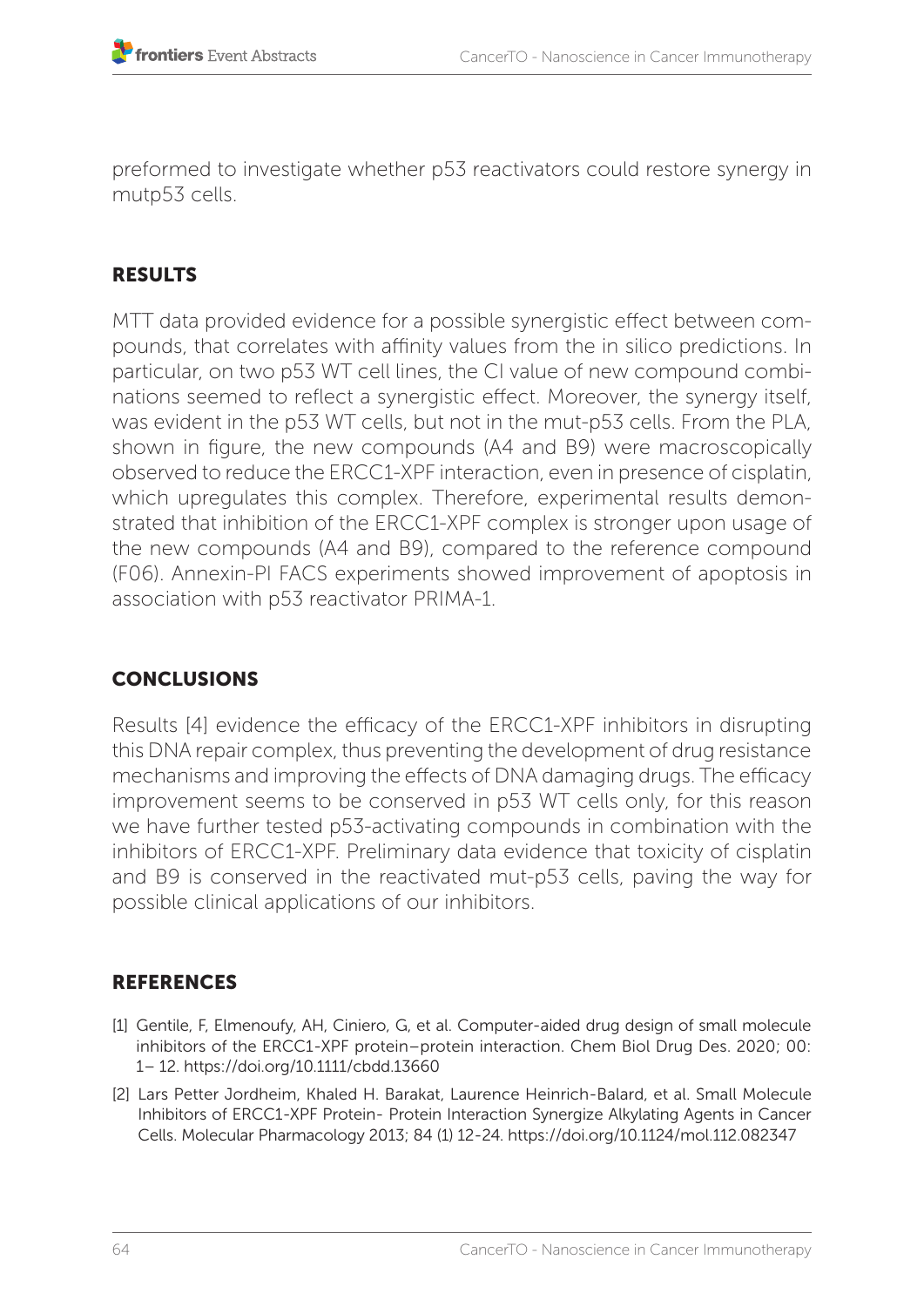preformed to investigate whether p53 reactivators could restore synergy in mutp53 cells.

## RESULTS

MTT data provided evidence for a possible synergistic effect between compounds, that correlates with affinity values from the in silico predictions. In particular, on two p53 WT cell lines, the CI value of new compound combinations seemed to reflect a synergistic effect. Moreover, the synergy itself, was evident in the p53 WT cells, but not in the mut-p53 cells. From the PLA, shown in figure, the new compounds (A4 and B9) were macroscopically observed to reduce the ERCC1-XPF interaction, even in presence of cisplatin, which upregulates this complex. Therefore, experimental results demonstrated that inhibition of the ERCC1-XPF complex is stronger upon usage of the new compounds (A4 and B9), compared to the reference compound (F06). Annexin-PI FACS experiments showed improvement of apoptosis in association with p53 reactivator PRIMA-1.

## CONCLUSIONS

Results [4] evidence the efficacy of the ERCC1-XPF inhibitors in disrupting this DNA repair complex, thus preventing the development of drug resistance mechanisms and improving the effects of DNA damaging drugs. The efficacy improvement seems to be conserved in p53 WT cells only, for this reason we have further tested p53-activating compounds in combination with the inhibitors of ERCC1-XPF. Preliminary data evidence that toxicity of cisplatin and B9 is conserved in the reactivated mut-p53 cells, paving the way for possible clinical applications of our inhibitors.

## REFERENCES

[1] Gentile, F, Elmenoufy, AH, Ciniero, G, et al. Computer-aided drug design of small molecule inhibitors of the ERCC1-XPF protein–protein interaction. Chem Biol Drug Des. 2020; 00: 1– 12. https://doi.org/10.1111/cbdd.13660

[2] Lars Petter Jordheim, Khaled H. Barakat, Laurence Heinrich-Balard, et al. Small Molecule Inhibitors of ERCC1-XPF Protein- Protein Interaction Synergize Alkylating Agents in Cancer Cells. Molecular Pharmacology 2013; 84 (1) 12-24. https://doi.org/10.1124/mol.112.082347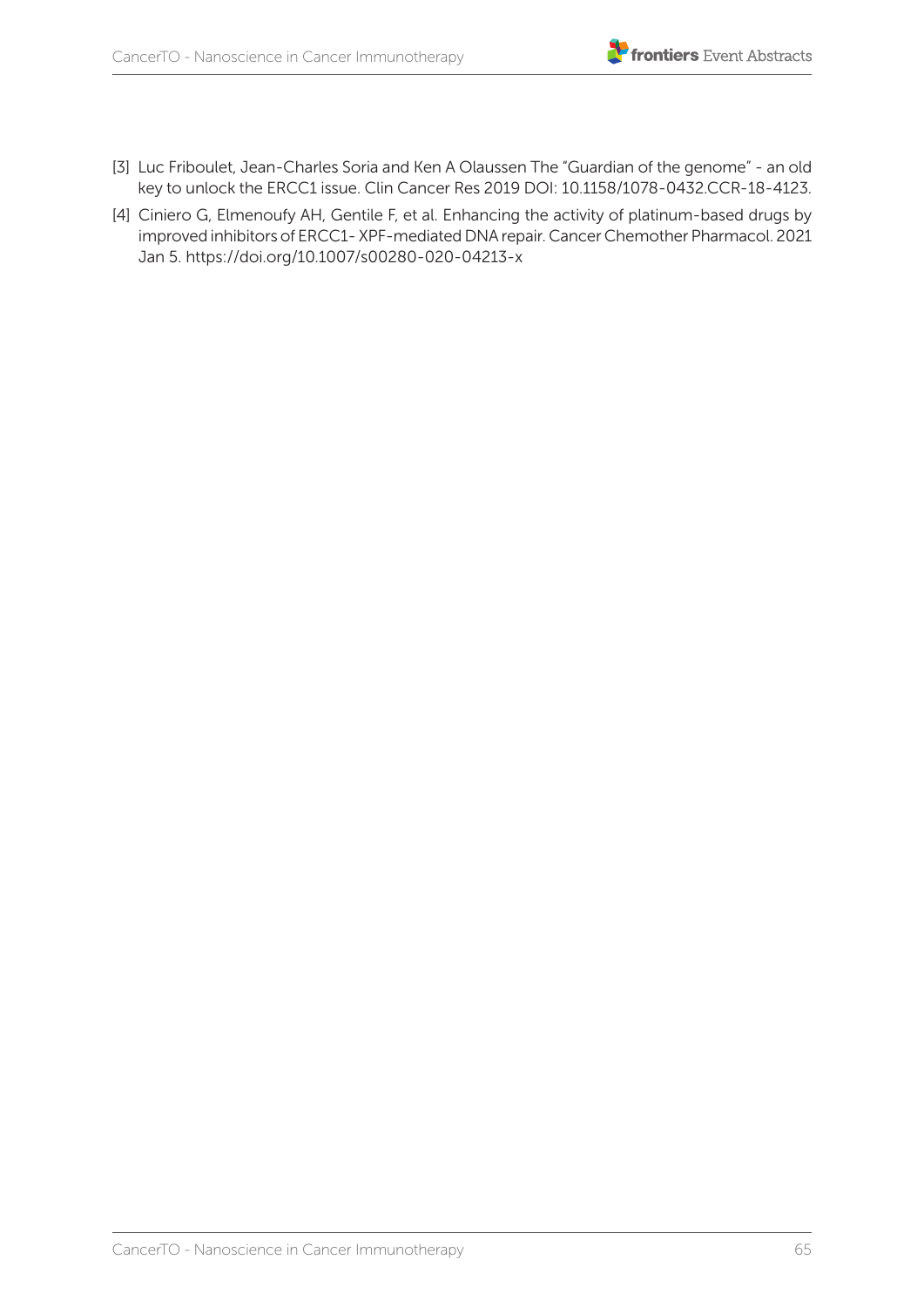[3] Luc Friboulet, Jean-Charles Soria and Ken A Olaussen The "Guardian of the genome" - an old key to unlock the ERCC1 issue. Clin Cancer Res 2019 DOI: 10.1158/1078-0432.CCR-18-4123.

[4] Ciniero G, Elmenoufy AH, Gentile F, et al. Enhancing the activity of platinum-based drugs by improved inhibitors of ERCC1- XPF-mediated DNA repair. Cancer Chemother Pharmacol. 2021 Jan 5. https://doi.org/10.1007/s00280-020-04213-x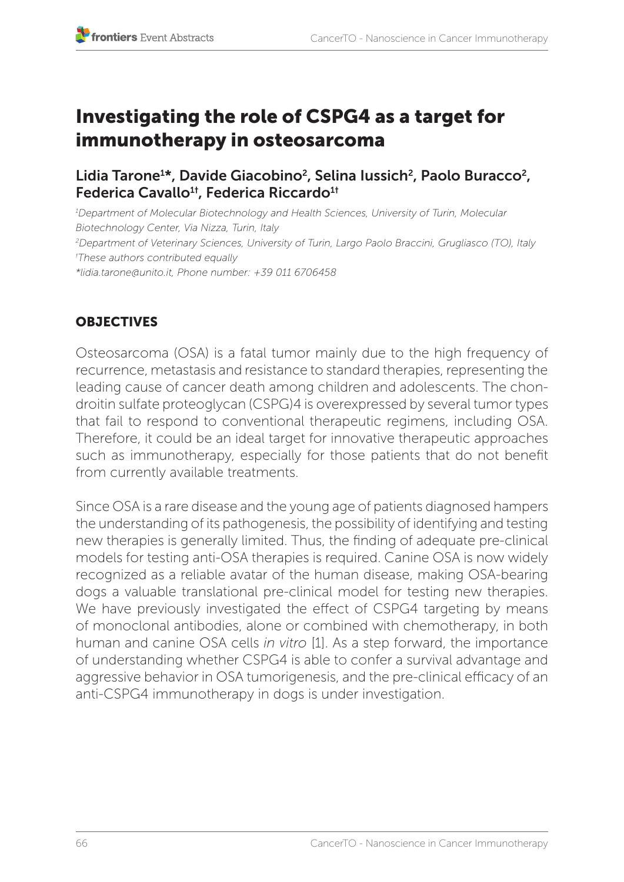# Investigating the role of CSPG4 as a target for immunotherapy in osteosarcoma

**Lidia Tarone[1]*, Davide Giacobino[2], Selina Iussich[2], Paolo Buracco[2], Federica Cavallo[1†], Federica Riccardo[1†]**

*[1]Department of Molecular Biotechnology and Health Sciences, University of Turin, Molecular Biotechnology Center, Via Nizza, Turin, Italy*
*[2]Department of Veterinary Sciences, University of Turin, Largo Paolo Braccini, Grugliasco (TO), Italy*
*[†]These authors contributed equally*
*\*lidia.tarone@unito.it, Phone number: +39 011 6706458*

## OBJECTIVES

Osteosarcoma (OSA) is a fatal tumor mainly due to the high frequency of recurrence, metastasis and resistance to standard therapies, representing the leading cause of cancer death among children and adolescents. The chondroitin sulfate proteoglycan (CSPG)4 is overexpressed by several tumor types that fail to respond to conventional therapeutic regimens, including OSA. Therefore, it could be an ideal target for innovative therapeutic approaches such as immunotherapy, especially for those patients that do not benefit from currently available treatments.

Since OSA is a rare disease and the young age of patients diagnosed hampers the understanding of its pathogenesis, the possibility of identifying and testing new therapies is generally limited. Thus, the finding of adequate pre-clinical models for testing anti-OSA therapies is required. Canine OSA is now widely recognized as a reliable avatar of the human disease, making OSA-bearing dogs a valuable translational pre-clinical model for testing new therapies. We have previously investigated the effect of CSPG4 targeting by means of monoclonal antibodies, alone or combined with chemotherapy, in both human and canine OSA cells *in vitro* [1]. As a step forward, the importance of understanding whether CSPG4 is able to confer a survival advantage and aggressive behavior in OSA tumorigenesis, and the pre-clinical efficacy of an anti-CSPG4 immunotherapy in dogs is under investigation.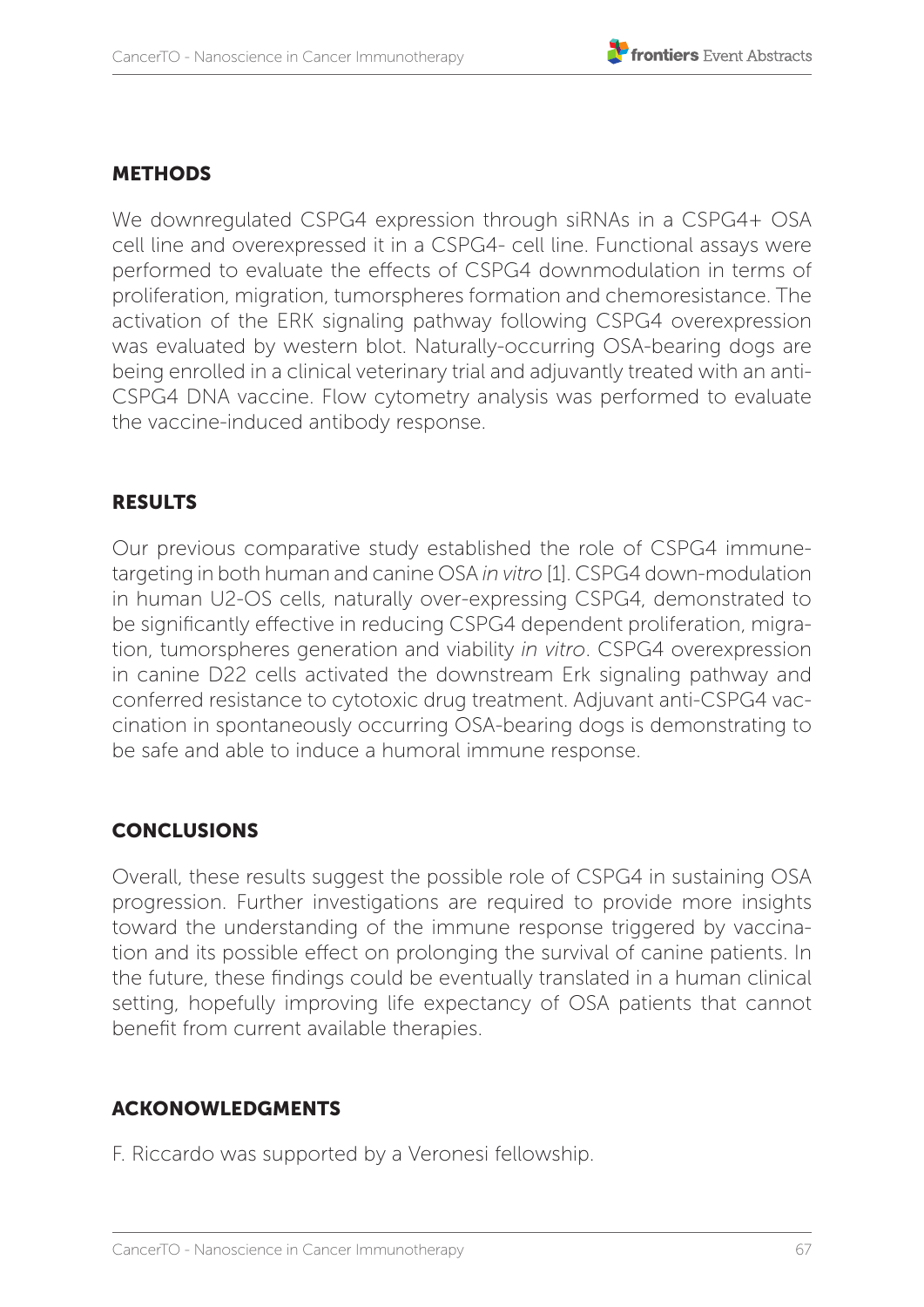## METHODS

We downregulated CSPG4 expression through siRNAs in a CSPG4+ OSA cell line and overexpressed it in a CSPG4- cell line. Functional assays were performed to evaluate the effects of CSPG4 downmodulation in terms of proliferation, migration, tumorspheres formation and chemoresistance. The activation of the ERK signaling pathway following CSPG4 overexpression was evaluated by western blot. Naturally-occurring OSA-bearing dogs are being enrolled in a clinical veterinary trial and adjuvantly treated with an anti-CSPG4 DNA vaccine. Flow cytometry analysis was performed to evaluate the vaccine-induced antibody response.

## RESULTS

Our previous comparative study established the role of CSPG4 immune-targeting in both human and canine OSA *in vitro* [1]. CSPG4 down-modulation in human U2-OS cells, naturally over-expressing CSPG4, demonstrated to be significantly effective in reducing CSPG4 dependent proliferation, migration, tumorspheres generation and viability *in vitro*. CSPG4 overexpression in canine D22 cells activated the downstream Erk signaling pathway and conferred resistance to cytotoxic drug treatment. Adjuvant anti-CSPG4 vaccination in spontaneously occurring OSA-bearing dogs is demonstrating to be safe and able to induce a humoral immune response.

## CONCLUSIONS

Overall, these results suggest the possible role of CSPG4 in sustaining OSA progression. Further investigations are required to provide more insights toward the understanding of the immune response triggered by vaccination and its possible effect on prolonging the survival of canine patients. In the future, these findings could be eventually translated in a human clinical setting, hopefully improving life expectancy of OSA patients that cannot benefit from current available therapies.

## ACKONOWLEDGMENTS

F. Riccardo was supported by a Veronesi fellowship.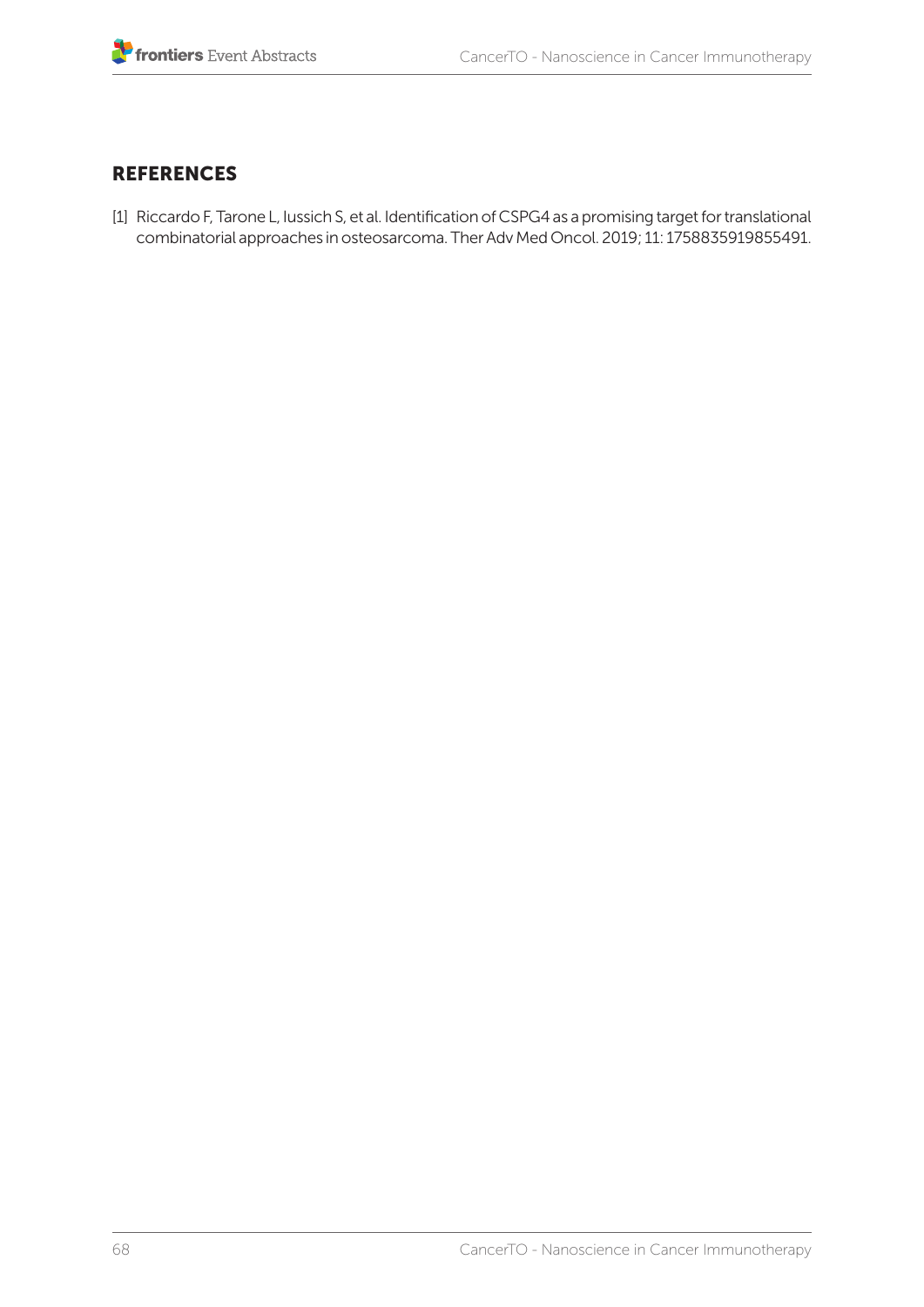## REFERENCES

[1] Riccardo F, Tarone L, Iussich S, et al. Identification of CSPG4 as a promising target for translational combinatorial approaches in osteosarcoma. Ther Adv Med Oncol. 2019; 11: 1758835919855491.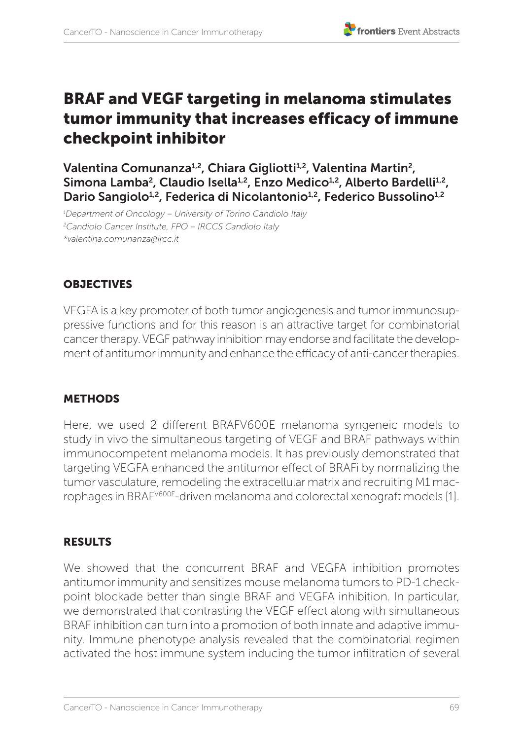# BRAF and VEGF targeting in melanoma stimulates tumor immunity that increases efficacy of immune checkpoint inhibitor

**Valentina Comunanza[1,2], Chiara Gigliotti[1,2], Valentina Martin[2], Simona Lamba[2], Claudio Isella[1,2], Enzo Medico[1,2], Alberto Bardelli[1,2], Dario Sangiolo[1,2], Federica di Nicolantonio[1,2], Federico Bussolino[1,2]**

*[1]Department of Oncology – University of Torino Candiolo Italy*
*[2]Candiolo Cancer Institute, FPO – IRCCS Candiolo Italy*
*\*valentina.comunanza@ircc.it*

## OBJECTIVES

VEGFA is a key promoter of both tumor angiogenesis and tumor immunosuppressive functions and for this reason is an attractive target for combinatorial cancer therapy. VEGF pathway inhibition may endorse and facilitate the development of antitumor immunity and enhance the efficacy of anti-cancer therapies.

## METHODS

Here, we used 2 different BRAFV600E melanoma syngeneic models to study in vivo the simultaneous targeting of VEGF and BRAF pathways within immunocompetent melanoma models. It has previously demonstrated that targeting VEGFA enhanced the antitumor effect of BRAFi by normalizing the tumor vasculature, remodeling the extracellular matrix and recruiting M1 macrophages in $BRAF^{V600E}$-driven melanoma and colorectal xenograft models [1].

## RESULTS

We showed that the concurrent BRAF and VEGFA inhibition promotes antitumor immunity and sensitizes mouse melanoma tumors to PD-1 checkpoint blockade better than single BRAF and VEGFA inhibition. In particular, we demonstrated that contrasting the VEGF effect along with simultaneous BRAF inhibition can turn into a promotion of both innate and adaptive immunity. Immune phenotype analysis revealed that the combinatorial regimen activated the host immune system inducing the tumor infiltration of several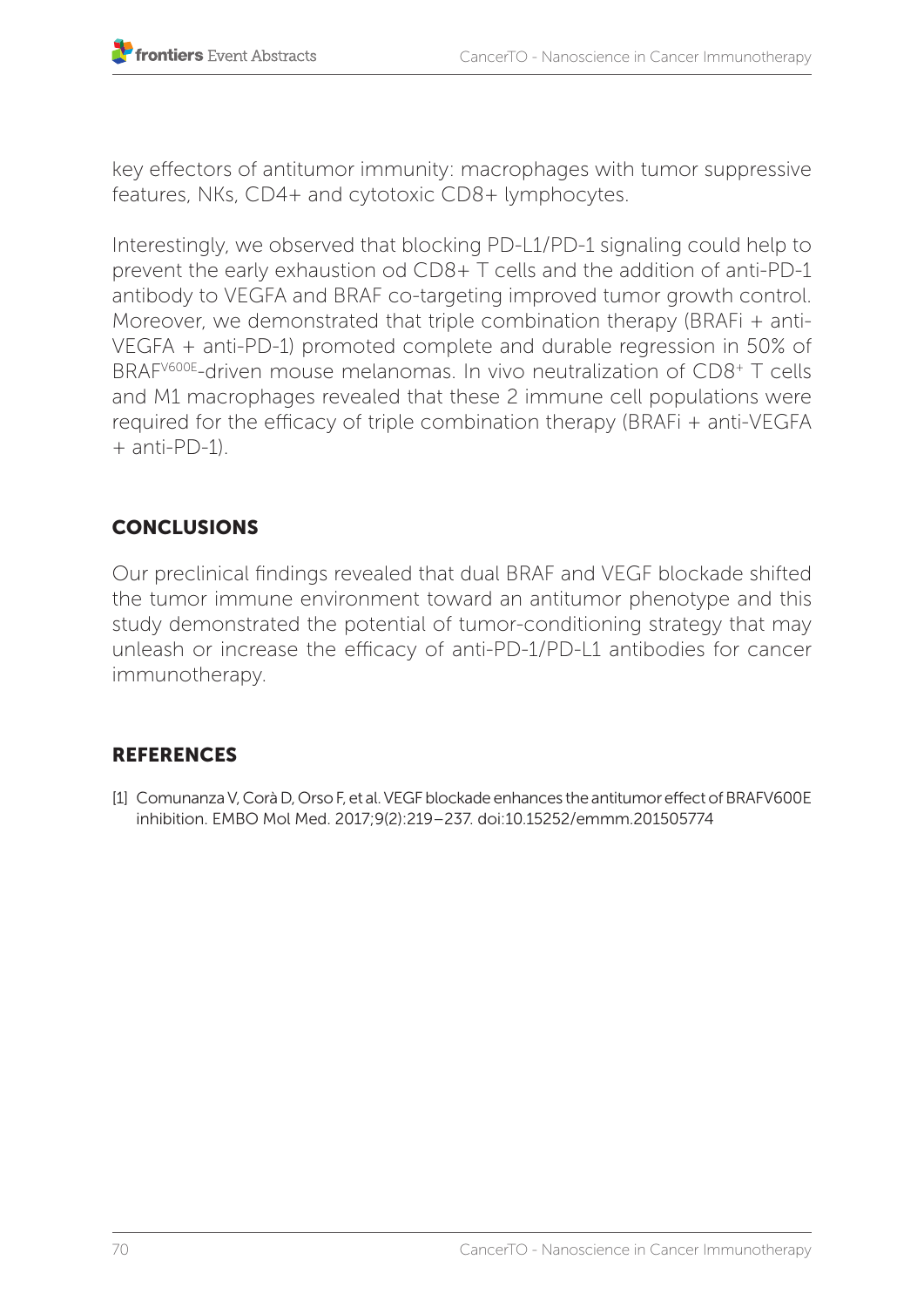key effectors of antitumor immunity: macrophages with tumor suppressive features, NKs, CD4+ and cytotoxic CD8+ lymphocytes.

Interestingly, we observed that blocking PD-L1/PD-1 signaling could help to prevent the early exhaustion od CD8+ T cells and the addition of anti-PD-1 antibody to VEGFA and BRAF co-targeting improved tumor growth control. Moreover, we demonstrated that triple combination therapy (BRAFi + anti-VEGFA + anti-PD-1) promoted complete and durable regression in 50% of $BRAF^{V600E}$-driven mouse melanomas. In vivo neutralization of $CD8^{+}$ T cells and M1 macrophages revealed that these 2 immune cell populations were required for the efficacy of triple combination therapy (BRAFi + anti-VEGFA + anti-PD-1).

## CONCLUSIONS

Our preclinical findings revealed that dual BRAF and VEGF blockade shifted the tumor immune environment toward an antitumor phenotype and this study demonstrated the potential of tumor-conditioning strategy that may unleash or increase the efficacy of anti-PD-1/PD-L1 antibodies for cancer immunotherapy.

## REFERENCES

[1] Comunanza V, Corà D, Orso F, et al. VEGF blockade enhances the antitumor effect of BRAFV600E inhibition. EMBO Mol Med. 2017;9(2):219–237. doi:10.15252/emmm.201505774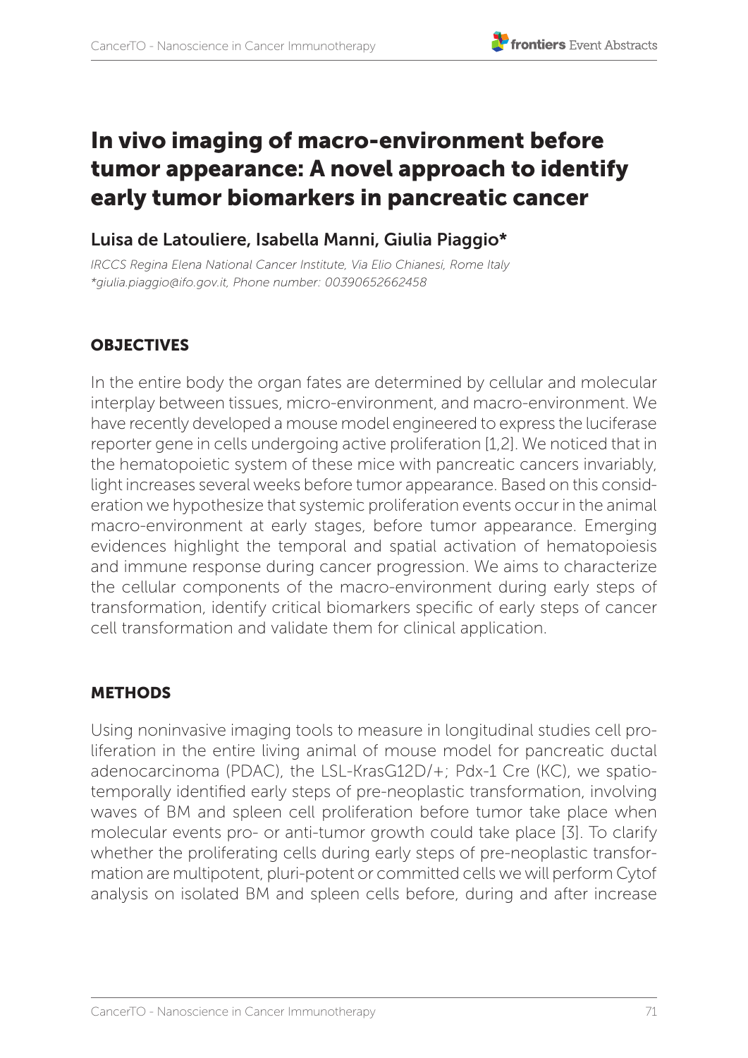# In vivo imaging of macro-environment before tumor appearance: A novel approach to identify early tumor biomarkers in pancreatic cancer

## Luisa de Latouliere, Isabella Manni, Giulia Piaggio*

*IRCCS Regina Elena National Cancer Institute, Via Elio Chianesi, Rome Italy*
*\*giulia.piaggio@ifo.gov.it, Phone number: 00390652662458*

### OBJECTIVES

In the entire body the organ fates are determined by cellular and molecular interplay between tissues, micro-environment, and macro-environment. We have recently developed a mouse model engineered to express the luciferase reporter gene in cells undergoing active proliferation [1,2]. We noticed that in the hematopoietic system of these mice with pancreatic cancers invariably, light increases several weeks before tumor appearance. Based on this consideration we hypothesize that systemic proliferation events occur in the animal macro-environment at early stages, before tumor appearance. Emerging evidences highlight the temporal and spatial activation of hematopoiesis and immune response during cancer progression. We aims to characterize the cellular components of the macro-environment during early steps of transformation, identify critical biomarkers specific of early steps of cancer cell transformation and validate them for clinical application.

### METHODS

Using noninvasive imaging tools to measure in longitudinal studies cell proliferation in the entire living animal of mouse model for pancreatic ductal adenocarcinoma (PDAC), the LSL-KrasG12D/+; Pdx-1 Cre (KC), we spatiotemporally identified early steps of pre-neoplastic transformation, involving waves of BM and spleen cell proliferation before tumor take place when molecular events pro- or anti-tumor growth could take place [3]. To clarify whether the proliferating cells during early steps of pre-neoplastic transformation are multipotent, pluri-potent or committed cells we will perform Cytof analysis on isolated BM and spleen cells before, during and after increase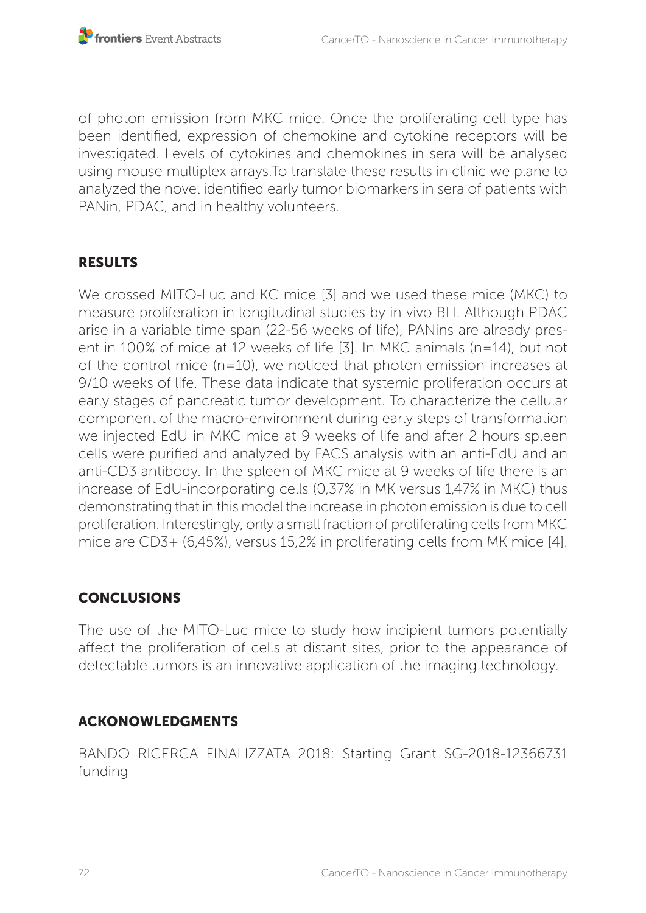of photon emission from MKC mice. Once the proliferating cell type has been identified, expression of chemokine and cytokine receptors will be investigated. Levels of cytokines and chemokines in sera will be analysed using mouse multiplex arrays.To translate these results in clinic we plane to analyzed the novel identified early tumor biomarkers in sera of patients with PANin, PDAC, and in healthy volunteers.

## RESULTS

We crossed MITO-Luc and KC mice [3] and we used these mice (MKC) to measure proliferation in longitudinal studies by in vivo BLI. Although PDAC arise in a variable time span (22-56 weeks of life), PANins are already present in 100% of mice at 12 weeks of life [3]. In MKC animals (n=14), but not of the control mice (n=10), we noticed that photon emission increases at 9/10 weeks of life. These data indicate that systemic proliferation occurs at early stages of pancreatic tumor development. To characterize the cellular component of the macro-environment during early steps of transformation we injected EdU in MKC mice at 9 weeks of life and after 2 hours spleen cells were purified and analyzed by FACS analysis with an anti-EdU and an anti-CD3 antibody. In the spleen of MKC mice at 9 weeks of life there is an increase of EdU-incorporating cells (0,37% in MK versus 1,47% in MKC) thus demonstrating that in this model the increase in photon emission is due to cell proliferation. Interestingly, only a small fraction of proliferating cells from MKC mice are CD3+ (6,45%), versus 15,2% in proliferating cells from MK mice [4].

## CONCLUSIONS

The use of the MITO-Luc mice to study how incipient tumors potentially affect the proliferation of cells at distant sites, prior to the appearance of detectable tumors is an innovative application of the imaging technology.

## ACKONOWLEDGMENTS

BANDO RICERCA FINALIZZATA 2018: Starting Grant SG-2018-12366731 funding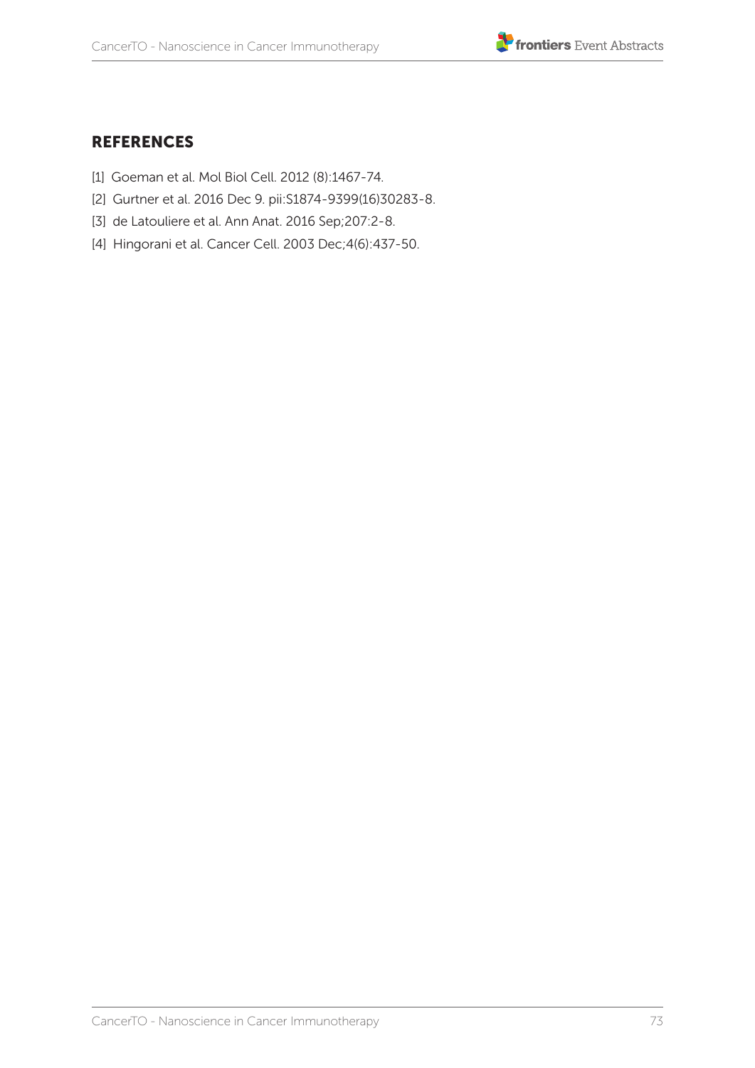## REFERENCES

[1] Goeman et al. Mol Biol Cell. 2012 (8):1467-74.

[2] Gurtner et al. 2016 Dec 9. pii:S1874-9399(16)30283-8.

[3] de Latouliere et al. Ann Anat. 2016 Sep;207:2-8.

[4] Hingorani et al. Cancer Cell. 2003 Dec;4(6):437-50.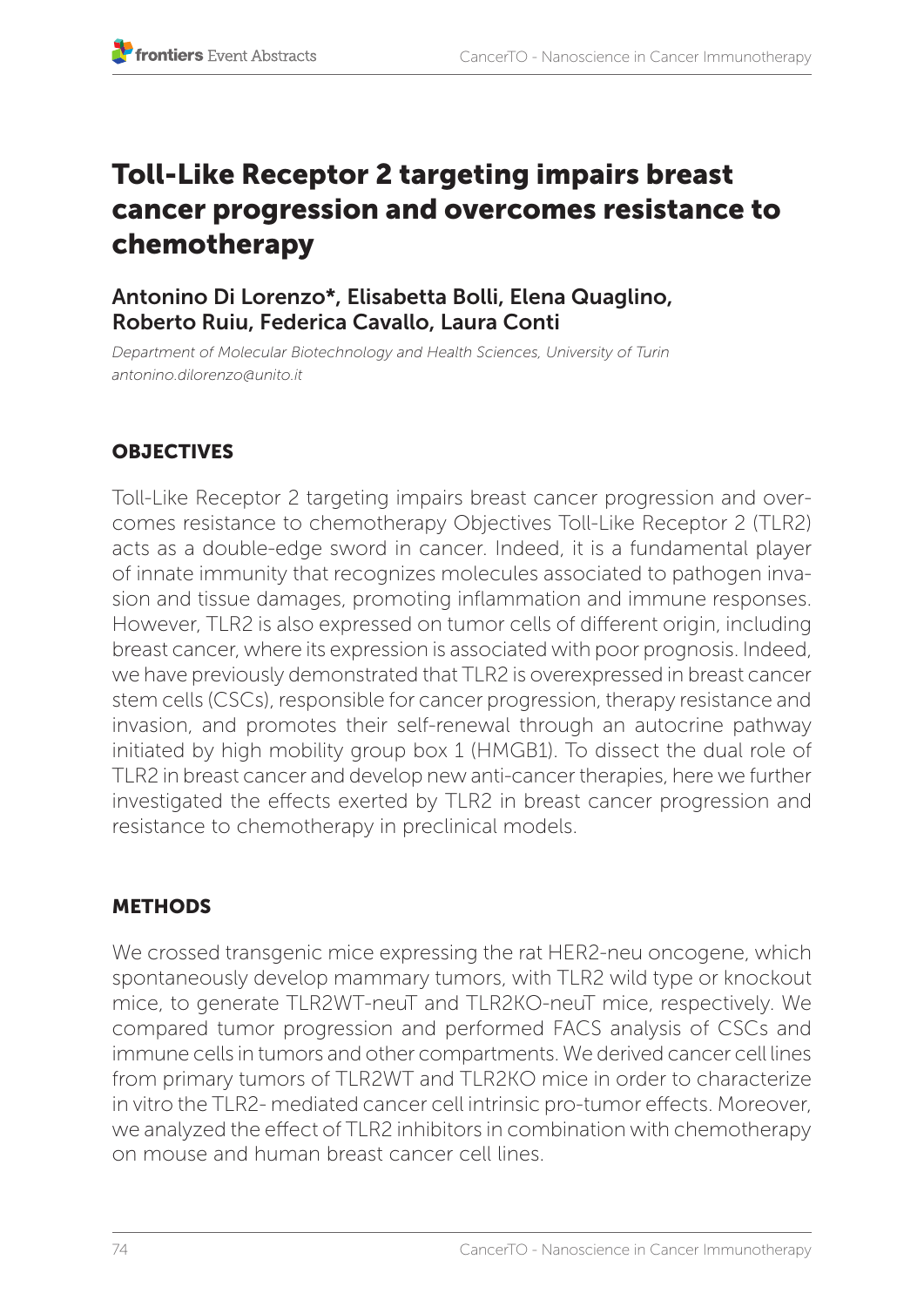# Toll-Like Receptor 2 targeting impairs breast cancer progression and overcomes resistance to chemotherapy

## Antonino Di Lorenzo*, Elisabetta Bolli, Elena Quaglino, Roberto Ruiu, Federica Cavallo, Laura Conti

*Department of Molecular Biotechnology and Health Sciences, University of Turin*
*antonino.dilorenzo@unito.it*

### OBJECTIVES

Toll-Like Receptor 2 targeting impairs breast cancer progression and overcomes resistance to chemotherapy Objectives Toll-Like Receptor 2 (TLR2) acts as a double-edge sword in cancer. Indeed, it is a fundamental player of innate immunity that recognizes molecules associated to pathogen invasion and tissue damages, promoting inflammation and immune responses. However, TLR2 is also expressed on tumor cells of different origin, including breast cancer, where its expression is associated with poor prognosis. Indeed, we have previously demonstrated that TLR2 is overexpressed in breast cancer stem cells (CSCs), responsible for cancer progression, therapy resistance and invasion, and promotes their self-renewal through an autocrine pathway initiated by high mobility group box 1 (HMGB1). To dissect the dual role of TLR2 in breast cancer and develop new anti-cancer therapies, here we further investigated the effects exerted by TLR2 in breast cancer progression and resistance to chemotherapy in preclinical models.

### METHODS

We crossed transgenic mice expressing the rat HER2-neu oncogene, which spontaneously develop mammary tumors, with TLR2 wild type or knockout mice, to generate TLR2WT-neuT and TLR2KO-neuT mice, respectively. We compared tumor progression and performed FACS analysis of CSCs and immune cells in tumors and other compartments. We derived cancer cell lines from primary tumors of TLR2WT and TLR2KO mice in order to characterize in vitro the TLR2- mediated cancer cell intrinsic pro-tumor effects. Moreover, we analyzed the effect of TLR2 inhibitors in combination with chemotherapy on mouse and human breast cancer cell lines.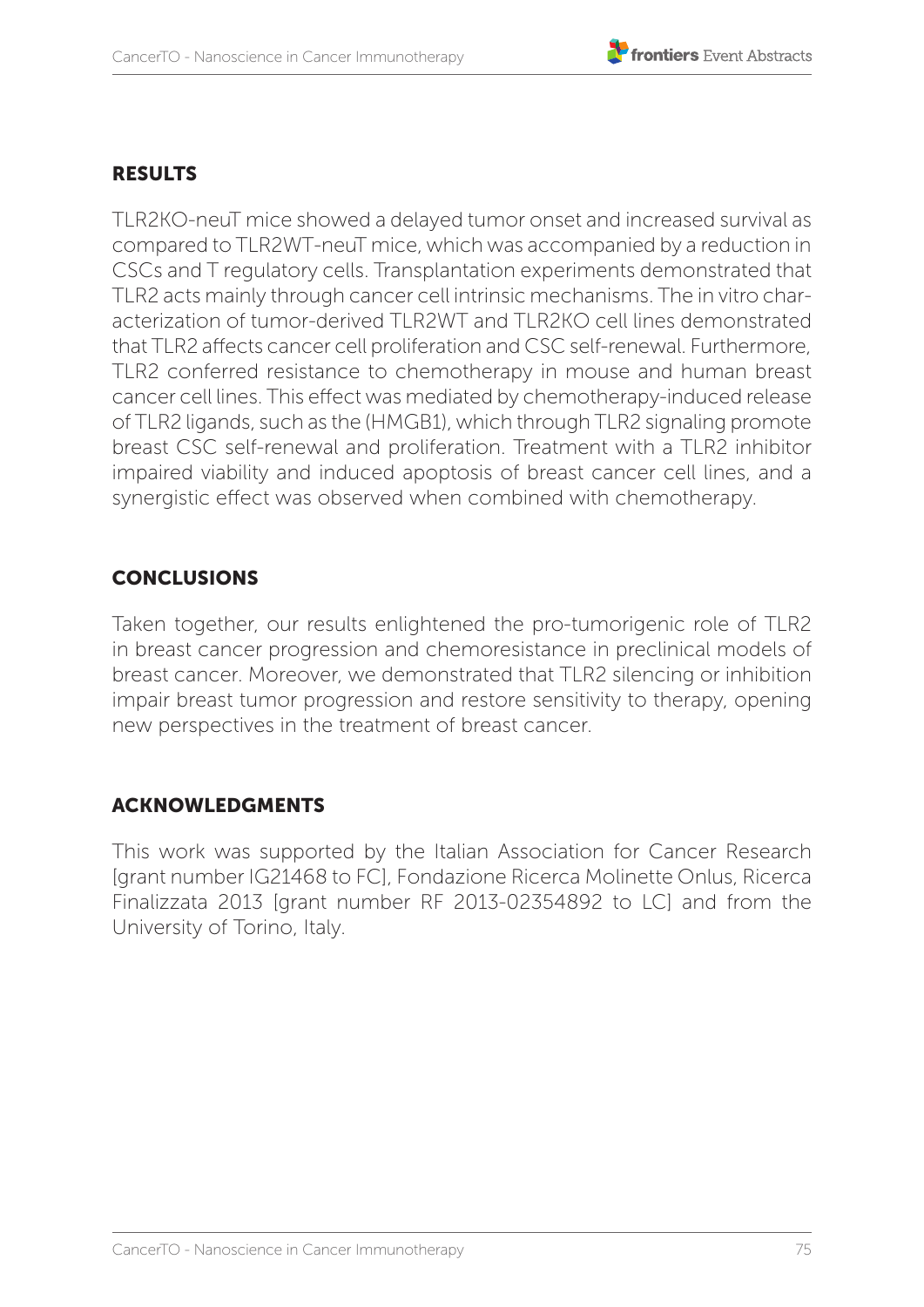## RESULTS

TLR2KO-neuT mice showed a delayed tumor onset and increased survival as compared to TLR2WT-neuT mice, which was accompanied by a reduction in CSCs and T regulatory cells. Transplantation experiments demonstrated that TLR2 acts mainly through cancer cell intrinsic mechanisms. The in vitro characterization of tumor-derived TLR2WT and TLR2KO cell lines demonstrated that TLR2 affects cancer cell proliferation and CSC self-renewal. Furthermore, TLR2 conferred resistance to chemotherapy in mouse and human breast cancer cell lines. This effect was mediated by chemotherapy-induced release of TLR2 ligands, such as the (HMGB1), which through TLR2 signaling promote breast CSC self-renewal and proliferation. Treatment with a TLR2 inhibitor impaired viability and induced apoptosis of breast cancer cell lines, and a synergistic effect was observed when combined with chemotherapy.

## CONCLUSIONS

Taken together, our results enlightened the pro-tumorigenic role of TLR2 in breast cancer progression and chemoresistance in preclinical models of breast cancer. Moreover, we demonstrated that TLR2 silencing or inhibition impair breast tumor progression and restore sensitivity to therapy, opening new perspectives in the treatment of breast cancer.

## ACKNOWLEDGMENTS

This work was supported by the Italian Association for Cancer Research [grant number IG21468 to FC], Fondazione Ricerca Molinette Onlus, Ricerca Finalizzata 2013 [grant number RF 2013-02354892 to LC] and from the University of Torino, Italy.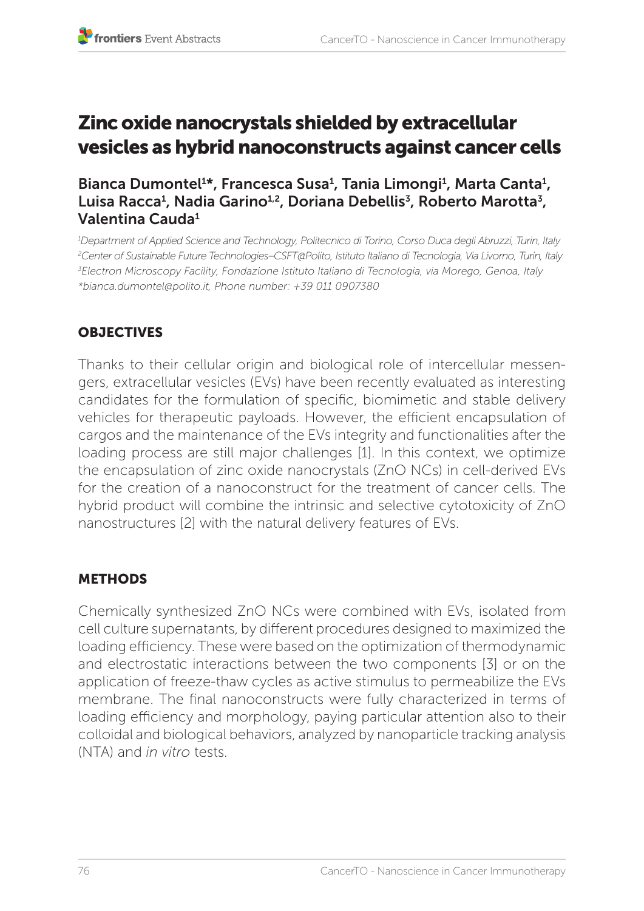# Zinc oxide nanocrystals shielded by extracellular vesicles as hybrid nanoconstructs against cancer cells

**Bianca Dumontel[1]*, Francesca Susa[1], Tania Limongi[1], Marta Canta[1], Luisa Racca[1], Nadia Garino[1,2], Doriana Debellis[3], Roberto Marotta[3], Valentina Cauda[1]**

*[1]Department of Applied Science and Technology, Politecnico di Torino, Corso Duca degli Abruzzi, Turin, Italy*
*[2]Center of Sustainable Future Technologies–CSFT@Polito, Istituto Italiano di Tecnologia, Via Livorno, Turin, Italy*
*[3]Electron Microscopy Facility, Fondazione Istituto Italiano di Tecnologia, via Morego, Genoa, Italy*
*\*bianca.dumontel@polito.it, Phone number: +39 011 0907380*

## OBJECTIVES

Thanks to their cellular origin and biological role of intercellular messengers, extracellular vesicles (EVs) have been recently evaluated as interesting candidates for the formulation of specific, biomimetic and stable delivery vehicles for therapeutic payloads. However, the efficient encapsulation of cargos and the maintenance of the EVs integrity and functionalities after the loading process are still major challenges [1]. In this context, we optimize the encapsulation of zinc oxide nanocrystals (ZnO NCs) in cell-derived EVs for the creation of a nanoconstruct for the treatment of cancer cells. The hybrid product will combine the intrinsic and selective cytotoxicity of ZnO nanostructures [2] with the natural delivery features of EVs.

## METHODS

Chemically synthesized ZnO NCs were combined with EVs, isolated from cell culture supernatants, by different procedures designed to maximized the loading efficiency. These were based on the optimization of thermodynamic and electrostatic interactions between the two components [3] or on the application of freeze-thaw cycles as active stimulus to permeabilize the EVs membrane. The final nanoconstructs were fully characterized in terms of loading efficiency and morphology, paying particular attention also to their colloidal and biological behaviors, analyzed by nanoparticle tracking analysis (NTA) and *in vitro* tests.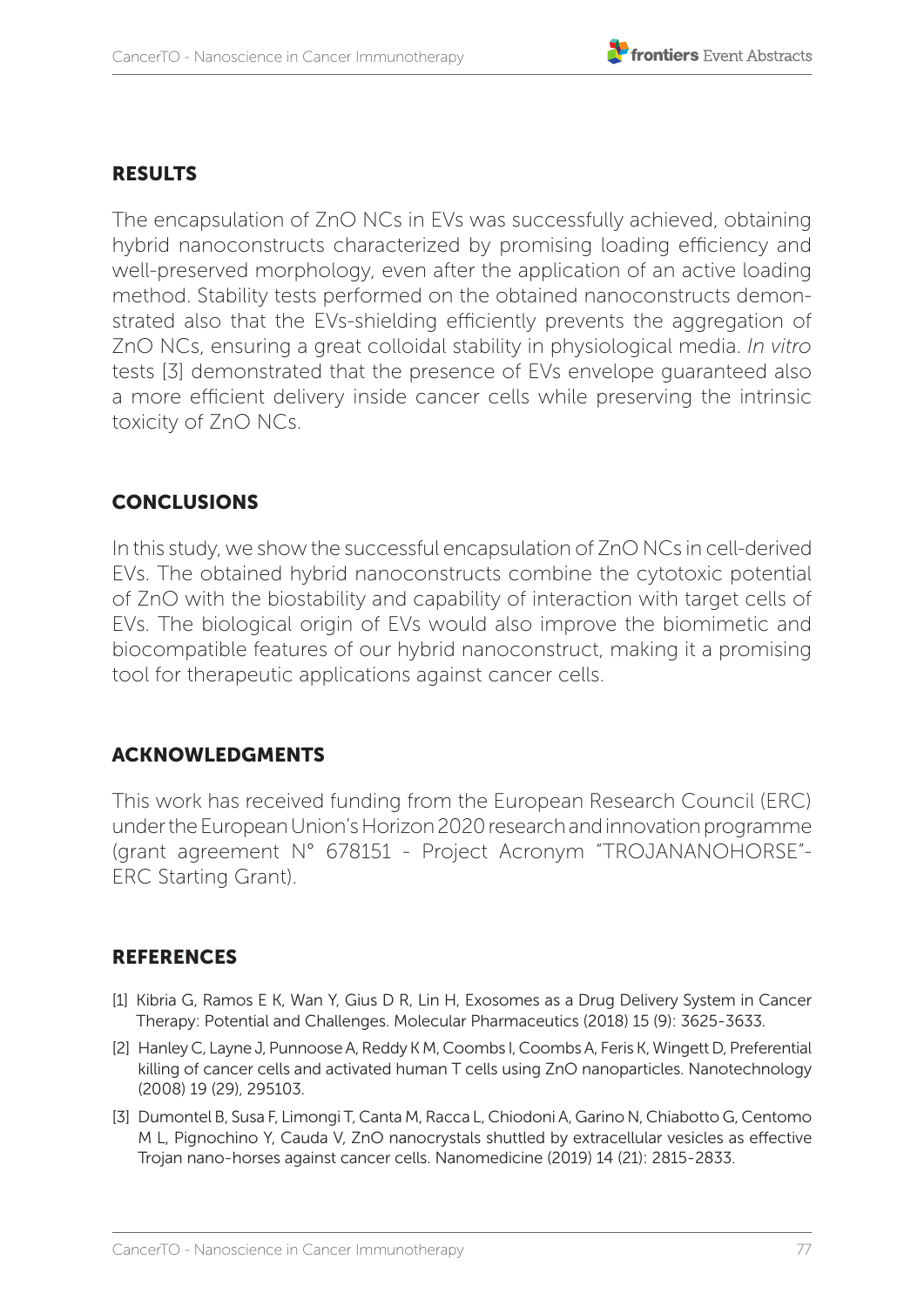## RESULTS

The encapsulation of ZnO NCs in EVs was successfully achieved, obtaining hybrid nanoconstructs characterized by promising loading efficiency and well-preserved morphology, even after the application of an active loading method. Stability tests performed on the obtained nanoconstructs demonstrated also that the EVs-shielding efficiently prevents the aggregation of ZnO NCs, ensuring a great colloidal stability in physiological media. *In vitro* tests [3] demonstrated that the presence of EVs envelope guaranteed also a more efficient delivery inside cancer cells while preserving the intrinsic toxicity of ZnO NCs.

## CONCLUSIONS

In this study, we show the successful encapsulation of ZnO NCs in cell-derived EVs. The obtained hybrid nanoconstructs combine the cytotoxic potential of ZnO with the biostability and capability of interaction with target cells of EVs. The biological origin of EVs would also improve the biomimetic and biocompatible features of our hybrid nanoconstruct, making it a promising tool for therapeutic applications against cancer cells.

## ACKNOWLEDGMENTS

This work has received funding from the European Research Council (ERC) under the European Union's Horizon 2020 research and innovation programme (grant agreement N° 678151 - Project Acronym "TROJANANOHORSE"-ERC Starting Grant).

## REFERENCES

[1] Kibria G, Ramos E K, Wan Y, Gius D R, Lin H, Exosomes as a Drug Delivery System in Cancer Therapy: Potential and Challenges. Molecular Pharmaceutics (2018) 15 (9): 3625-3633.

[2] Hanley C, Layne J, Punnoose A, Reddy K M, Coombs I, Coombs A, Feris K, Wingett D, Preferential killing of cancer cells and activated human T cells using ZnO nanoparticles. Nanotechnology (2008) 19 (29), 295103.

[3] Dumontel B, Susa F, Limongi T, Canta M, Racca L, Chiodoni A, Garino N, Chiabotto G, Centomo M L, Pignochino Y, Cauda V, ZnO nanocrystals shuttled by extracellular vesicles as effective Trojan nano-horses against cancer cells. Nanomedicine (2019) 14 (21): 2815-2833.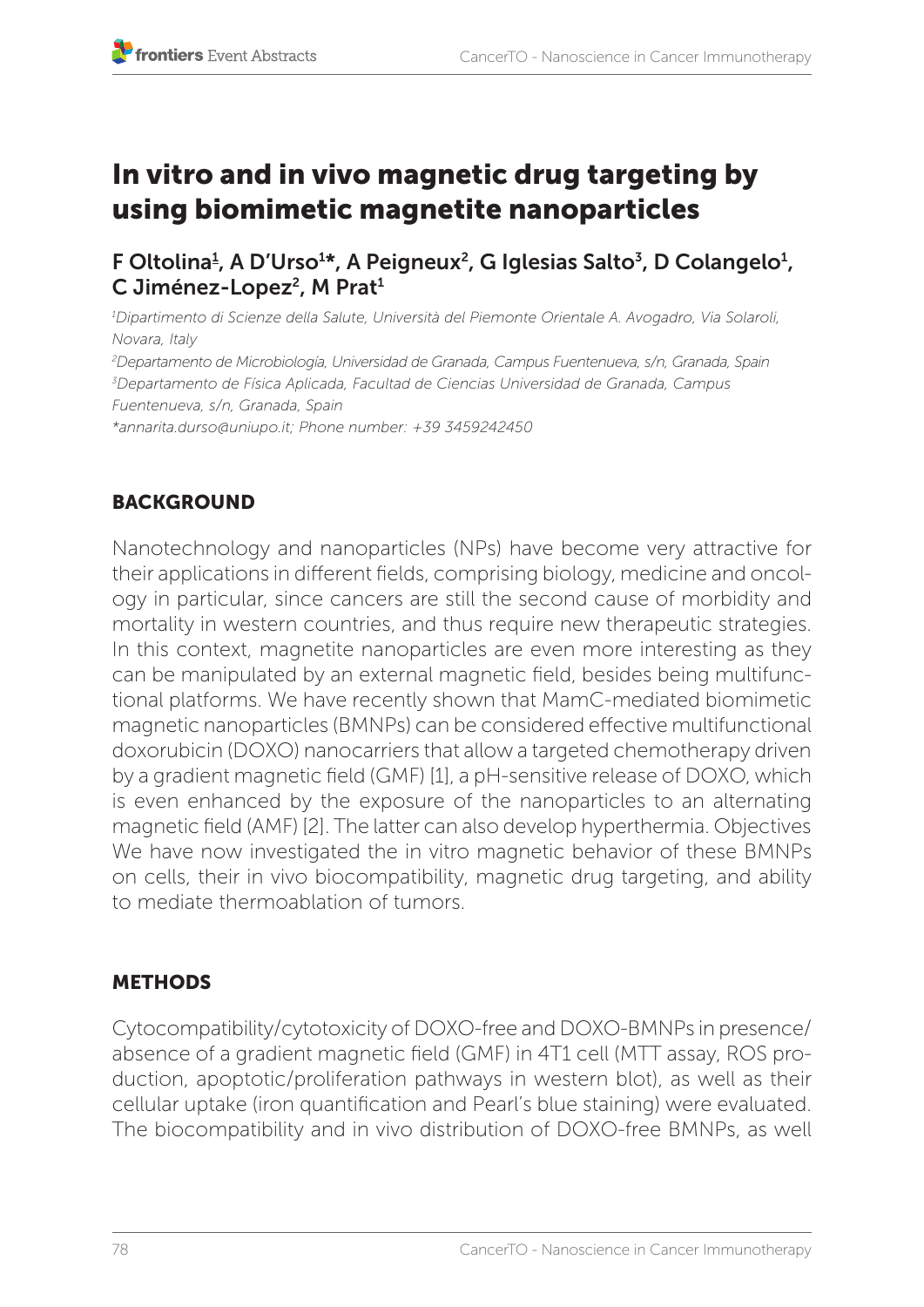# In vitro and in vivo magnetic drug targeting by using biomimetic magnetite nanoparticles

## F Oltolina[1], A D'Urso[1]*, A Peigneux[2], G Iglesias Salto[3], D Colangelo[1], C Jiménez-Lopez[2], M Prat[1]

*[1]Dipartimento di Scienze della Salute, Università del Piemonte Orientale A. Avogadro, Via Solaroli, Novara, Italy*

*[2]Departamento de Microbiología, Universidad de Granada, Campus Fuentenueva, s/n, Granada, Spain*

*[3]Departamento de Física Aplicada, Facultad de Ciencias Universidad de Granada, Campus Fuentenueva, s/n, Granada, Spain*

*\*annarita.durso@uniupo.it; Phone number: +39 3459242450*

### BACKGROUND

Nanotechnology and nanoparticles (NPs) have become very attractive for their applications in different fields, comprising biology, medicine and oncology in particular, since cancers are still the second cause of morbidity and mortality in western countries, and thus require new therapeutic strategies. In this context, magnetite nanoparticles are even more interesting as they can be manipulated by an external magnetic field, besides being multifunctional platforms. We have recently shown that MamC-mediated biomimetic magnetic nanoparticles (BMNPs) can be considered effective multifunctional doxorubicin (DOXO) nanocarriers that allow a targeted chemotherapy driven by a gradient magnetic field (GMF) [1], a pH-sensitive release of DOXO, which is even enhanced by the exposure of the nanoparticles to an alternating magnetic field (AMF) [2]. The latter can also develop hyperthermia. Objectives We have now investigated the in vitro magnetic behavior of these BMNPs on cells, their in vivo biocompatibility, magnetic drug targeting, and ability to mediate thermoablation of tumors.

### METHODS

Cytocompatibility/cytotoxicity of DOXO-free and DOXO-BMNPs in presence/absence of a gradient magnetic field (GMF) in 4T1 cell (MTT assay, ROS production, apoptotic/proliferation pathways in western blot), as well as their cellular uptake (iron quantification and Pearl's blue staining) were evaluated. The biocompatibility and in vivo distribution of DOXO-free BMNPs, as well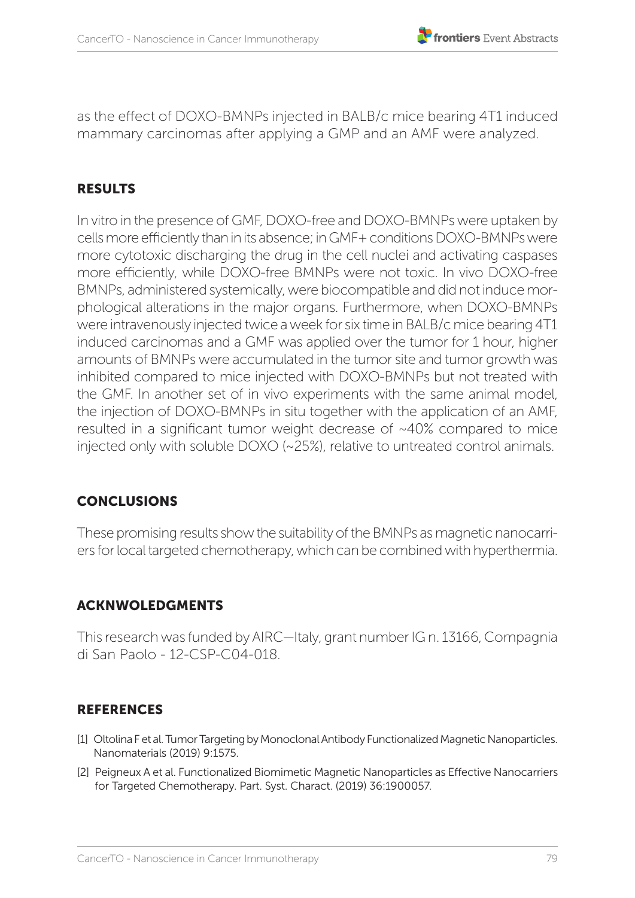as the effect of DOXO-BMNPs injected in BALB/c mice bearing 4T1 induced mammary carcinomas after applying a GMP and an AMF were analyzed.

## RESULTS

In vitro in the presence of GMF, DOXO-free and DOXO-BMNPs were uptaken by cells more efficiently than in its absence; in GMF+ conditions DOXO-BMNPs were more cytotoxic discharging the drug in the cell nuclei and activating caspases more efficiently, while DOXO-free BMNPs were not toxic. In vivo DOXO-free BMNPs, administered systemically, were biocompatible and did not induce morphological alterations in the major organs. Furthermore, when DOXO-BMNPs were intravenously injected twice a week for six time in BALB/c mice bearing 4T1 induced carcinomas and a GMF was applied over the tumor for 1 hour, higher amounts of BMNPs were accumulated in the tumor site and tumor growth was inhibited compared to mice injected with DOXO-BMNPs but not treated with the GMF. In another set of in vivo experiments with the same animal model, the injection of DOXO-BMNPs in situ together with the application of an AMF, resulted in a significant tumor weight decrease of ~40% compared to mice injected only with soluble DOXO (~25%), relative to untreated control animals.

## CONCLUSIONS

These promising results show the suitability of the BMNPs as magnetic nanocarriers for local targeted chemotherapy, which can be combined with hyperthermia.

## ACKNWOLEDGMENTS

This research was funded by AIRC—Italy, grant number IG n. 13166, Compagnia di San Paolo - 12-CSP-C04-018.

## REFERENCES

[1] Oltolina F et al. Tumor Targeting by Monoclonal Antibody Functionalized Magnetic Nanoparticles. Nanomaterials (2019) 9:1575.

[2] Peigneux A et al. Functionalized Biomimetic Magnetic Nanoparticles as Effective Nanocarriers for Targeted Chemotherapy. Part. Syst. Charact. (2019) 36:1900057.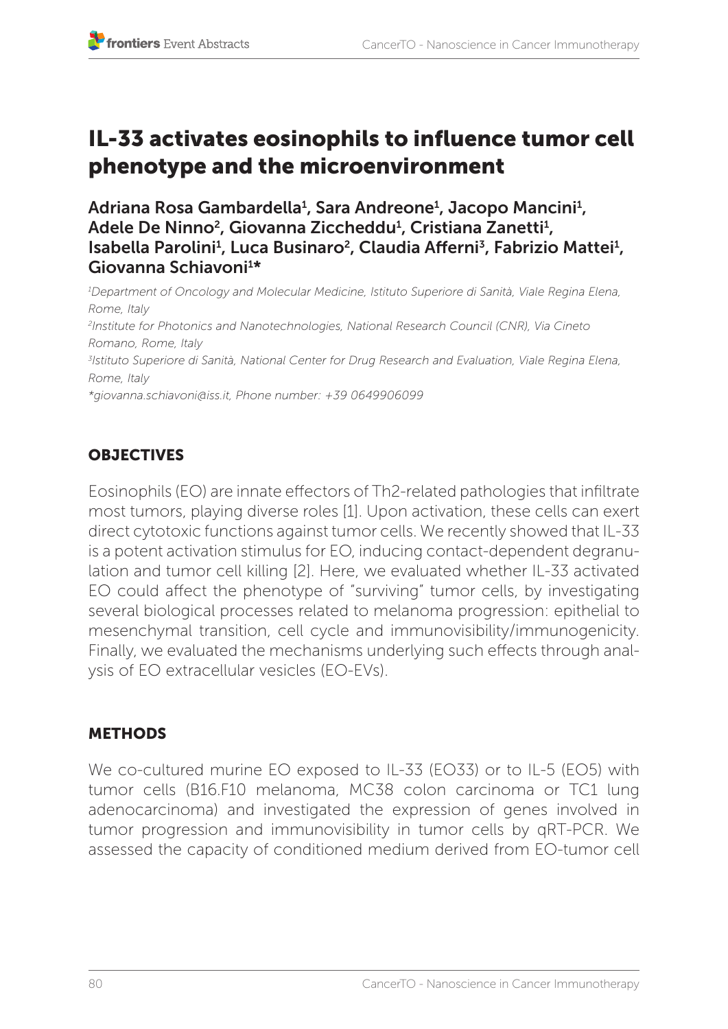# IL-33 activates eosinophils to influence tumor cell phenotype and the microenvironment

**Adriana Rosa Gambardella[1], Sara Andreone[1], Jacopo Mancini[1], Adele De Ninno[2], Giovanna Ziccheddu[1], Cristiana Zanetti[1], Isabella Parolini[1], Luca Businaro[2], Claudia Afferni[3], Fabrizio Mattei[1], Giovanna Schiavoni[1]***

*[1]Department of Oncology and Molecular Medicine, Istituto Superiore di Sanità, Viale Regina Elena, Rome, Italy*

*[2]Institute for Photonics and Nanotechnologies, National Research Council (CNR), Via Cineto Romano, Rome, Italy*

*[3]Istituto Superiore di Sanità, National Center for Drug Research and Evaluation, Viale Regina Elena, Rome, Italy*

*\*giovanna.schiavoni@iss.it, Phone number: +39 0649906099*

## OBJECTIVES

Eosinophils (EO) are innate effectors of Th2-related pathologies that infiltrate most tumors, playing diverse roles [1]. Upon activation, these cells can exert direct cytotoxic functions against tumor cells. We recently showed that IL-33 is a potent activation stimulus for EO, inducing contact-dependent degranulation and tumor cell killing [2]. Here, we evaluated whether IL-33 activated EO could affect the phenotype of "surviving" tumor cells, by investigating several biological processes related to melanoma progression: epithelial to mesenchymal transition, cell cycle and immunovisibility/immunogenicity. Finally, we evaluated the mechanisms underlying such effects through analysis of EO extracellular vesicles (EO-EVs).

## METHODS

We co-cultured murine EO exposed to IL-33 (EO33) or to IL-5 (EO5) with tumor cells (B16.F10 melanoma, MC38 colon carcinoma or TC1 lung adenocarcinoma) and investigated the expression of genes involved in tumor progression and immunovisibility in tumor cells by qRT-PCR. We assessed the capacity of conditioned medium derived from EO-tumor cell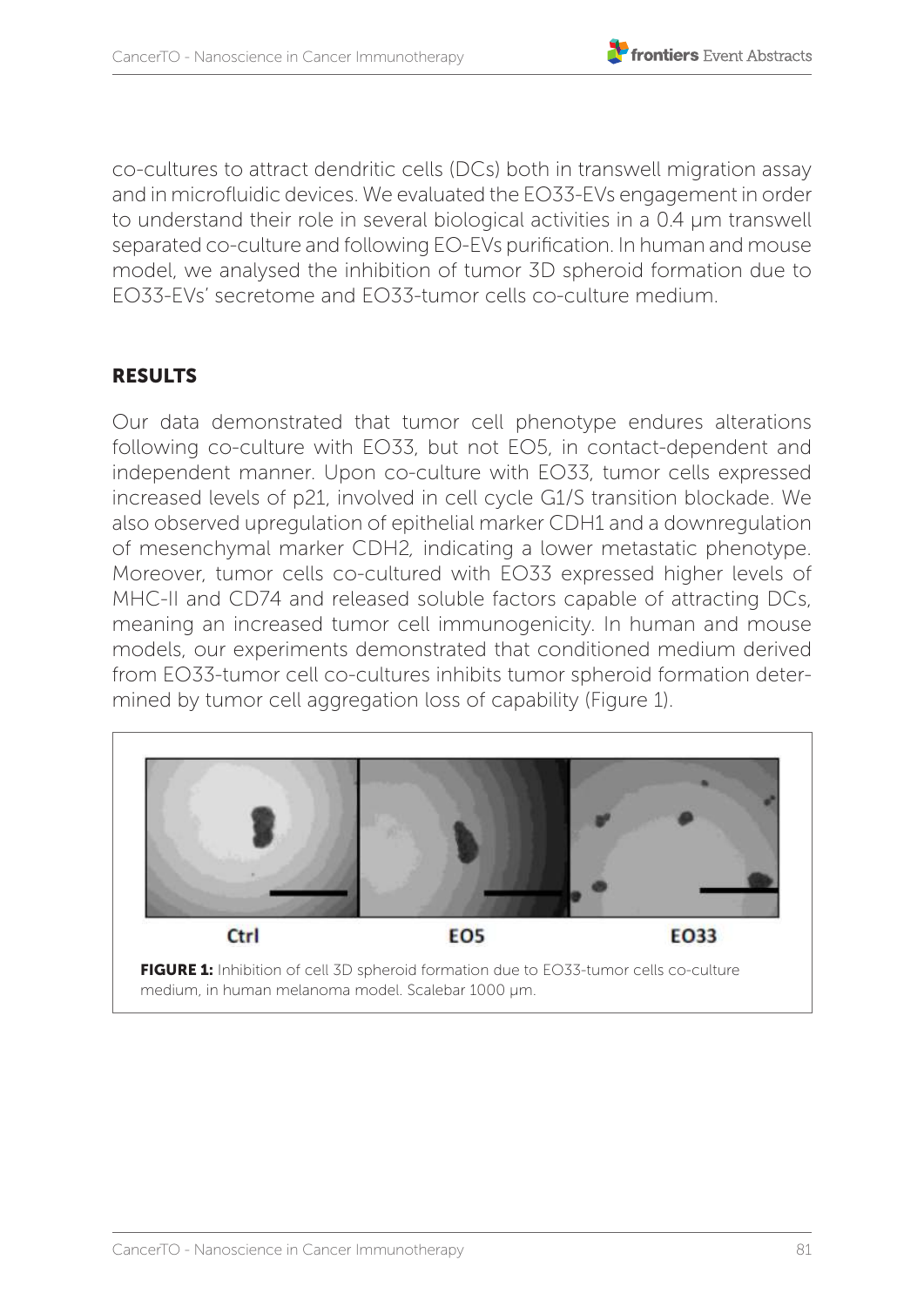co-cultures to attract dendritic cells (DCs) both in transwell migration assay and in microfluidic devices. We evaluated the EO33-EVs engagement in order to understand their role in several biological activities in a 0.4 μm transwell separated co-culture and following EO-EVs purification. In human and mouse model, we analysed the inhibition of tumor 3D spheroid formation due to EO33-EVs' secretome and EO33-tumor cells co-culture medium.

## RESULTS

Our data demonstrated that tumor cell phenotype endures alterations following co-culture with EO33, but not EO5, in contact-dependent and independent manner. Upon co-culture with EO33, tumor cells expressed increased levels of p21, involved in cell cycle G1/S transition blockade. We also observed upregulation of epithelial marker CDH1 and a downregulation of mesenchymal marker CDH2, indicating a lower metastatic phenotype. Moreover, tumor cells co-cultured with EO33 expressed higher levels of MHC-II and CD74 and released soluble factors capable of attracting DCs, meaning an increased tumor cell immunogenicity. In human and mouse models, our experiments demonstrated that conditioned medium derived from EO33-tumor cell co-cultures inhibits tumor spheroid formation determined by tumor cell aggregation loss of capability (Figure 1).

Ctrl EO5 EO33

**FIGURE 1:** Inhibition of cell 3D spheroid formation due to EO33-tumor cells co-culture medium, in human melanoma model. Scalebar 1000 μm.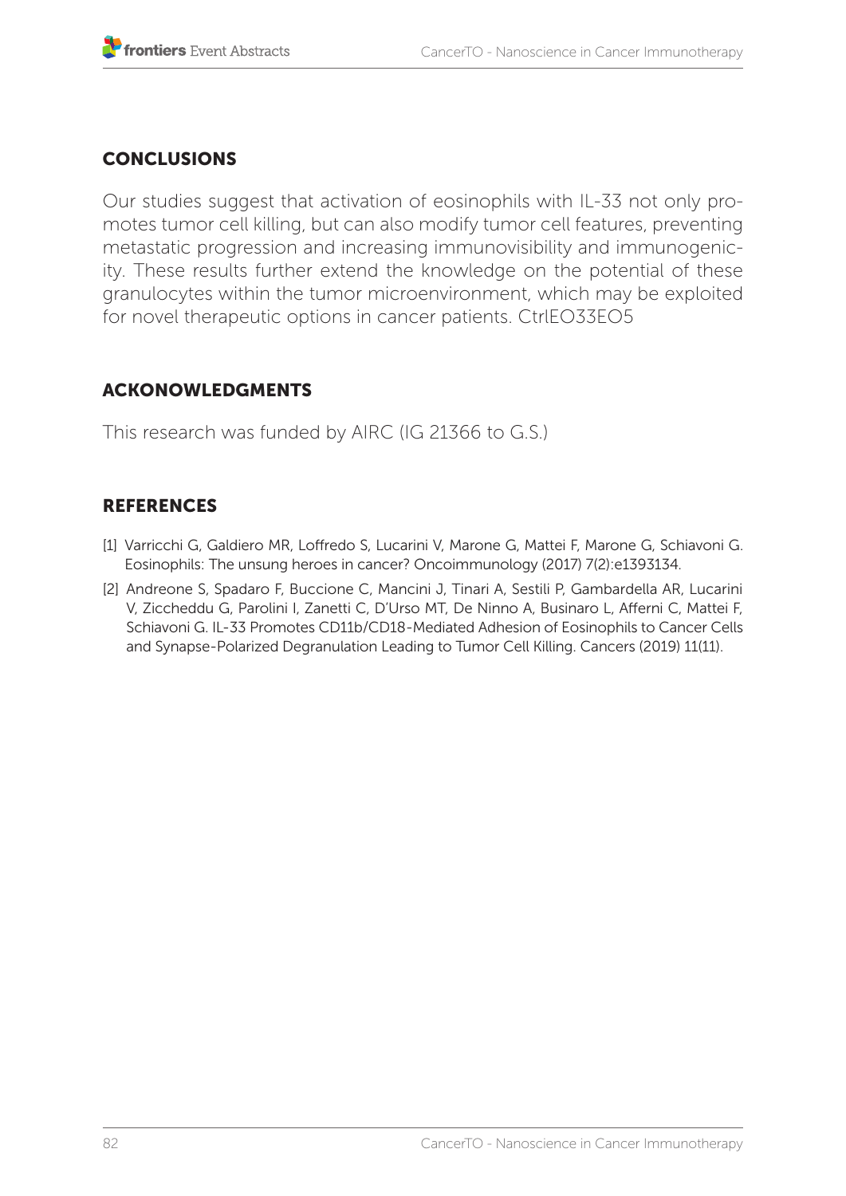## CONCLUSIONS

Our studies suggest that activation of eosinophils with IL-33 not only promotes tumor cell killing, but can also modify tumor cell features, preventing metastatic progression and increasing immunovisibility and immunogenicity. These results further extend the knowledge on the potential of these granulocytes within the tumor microenvironment, which may be exploited for novel therapeutic options in cancer patients. CtrlEO33EO5

## ACKONOWLEDGMENTS

This research was funded by AIRC (IG 21366 to G.S.)

## REFERENCES

[1] Varricchi G, Galdiero MR, Loffredo S, Lucarini V, Marone G, Mattei F, Marone G, Schiavoni G. Eosinophils: The unsung heroes in cancer? Oncoimmunology (2017) 7(2):e1393134.

[2] Andreone S, Spadaro F, Buccione C, Mancini J, Tinari A, Sestili P, Gambardella AR, Lucarini V, Ziccheddu G, Parolini I, Zanetti C, D'Urso MT, De Ninno A, Businaro L, Afferni C, Mattei F, Schiavoni G. IL-33 Promotes CD11b/CD18-Mediated Adhesion of Eosinophils to Cancer Cells and Synapse-Polarized Degranulation Leading to Tumor Cell Killing. Cancers (2019) 11(11).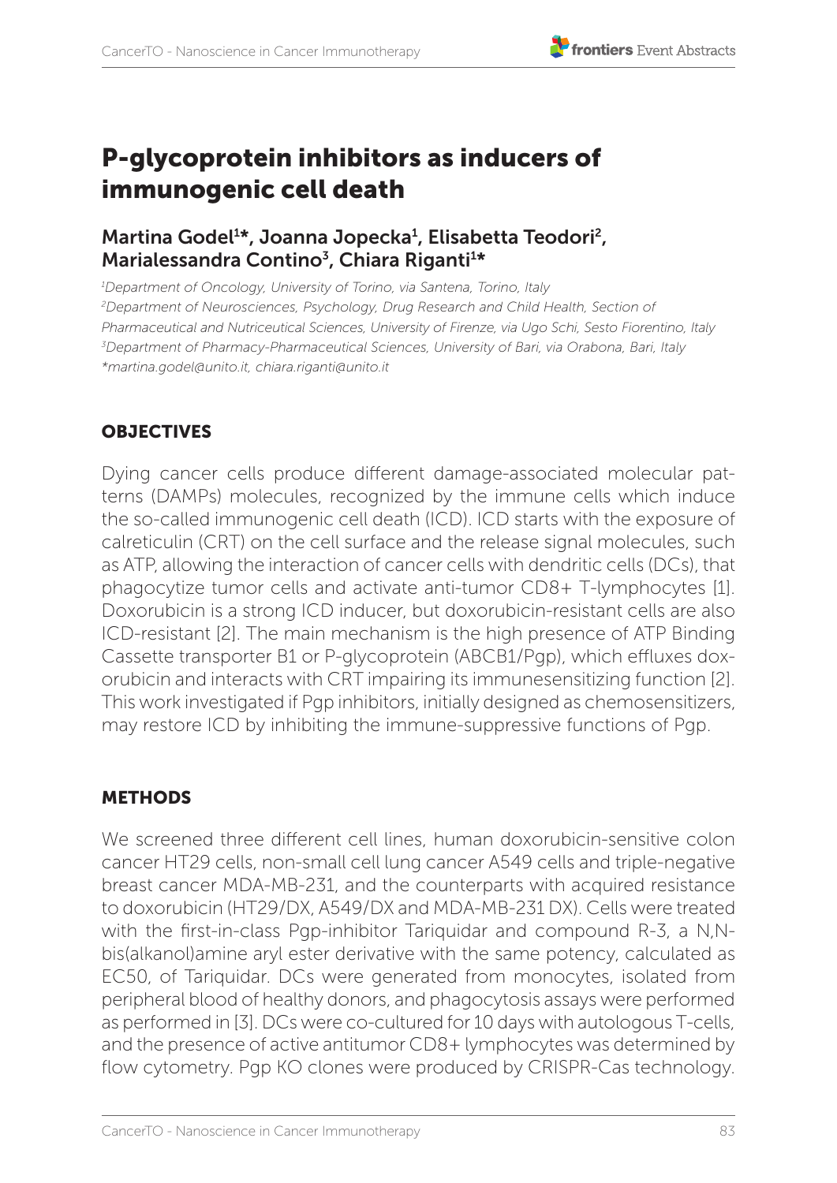# P-glycoprotein inhibitors as inducers of immunogenic cell death

## Martina Godel[1]*, Joanna Jopecka[1], Elisabetta Teodori[2], Marialessandra Contino[3], Chiara Riganti[1]*

*[1]Department of Oncology, University of Torino, via Santena, Torino, Italy*
*[2]Department of Neurosciences, Psychology, Drug Research and Child Health, Section of Pharmaceutical and Nutriceutical Sciences, University of Firenze, via Ugo Schi, Sesto Fiorentino, Italy*
*[3]Department of Pharmacy-Pharmaceutical Sciences, University of Bari, via Orabona, Bari, Italy*
*\*martina.godel@unito.it, chiara.riganti@unito.it*

### OBJECTIVES

Dying cancer cells produce different damage-associated molecular patterns (DAMPs) molecules, recognized by the immune cells which induce the so-called immunogenic cell death (ICD). ICD starts with the exposure of calreticulin (CRT) on the cell surface and the release signal molecules, such as ATP, allowing the interaction of cancer cells with dendritic cells (DCs), that phagocytize tumor cells and activate anti-tumor CD8+ T-lymphocytes [1]. Doxorubicin is a strong ICD inducer, but doxorubicin-resistant cells are also ICD-resistant [2]. The main mechanism is the high presence of ATP Binding Cassette transporter B1 or P-glycoprotein (ABCB1/Pgp), which effluxes doxorubicin and interacts with CRT impairing its immunesensitizing function [2]. This work investigated if Pgp inhibitors, initially designed as chemosensitizers, may restore ICD by inhibiting the immune-suppressive functions of Pgp.

### METHODS

We screened three different cell lines, human doxorubicin-sensitive colon cancer HT29 cells, non-small cell lung cancer A549 cells and triple-negative breast cancer MDA-MB-231, and the counterparts with acquired resistance to doxorubicin (HT29/DX, A549/DX and MDA-MB-231 DX). Cells were treated with the first-in-class Pgp-inhibitor Tariquidar and compound R-3, a N,N-bis(alkanol)amine aryl ester derivative with the same potency, calculated as EC50, of Tariquidar. DCs were generated from monocytes, isolated from peripheral blood of healthy donors, and phagocytosis assays were performed as performed in [3]. DCs were co-cultured for 10 days with autologous T-cells, and the presence of active antitumor CD8+ lymphocytes was determined by flow cytometry. Pgp KO clones were produced by CRISPR-Cas technology.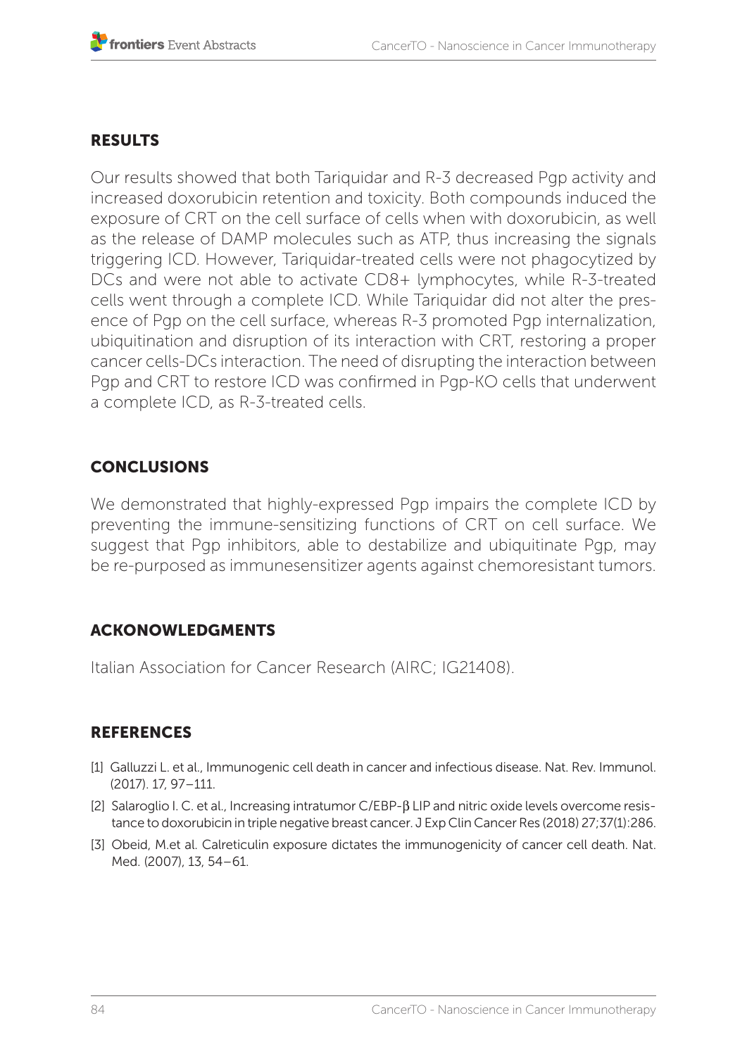## RESULTS

Our results showed that both Tariquidar and R-3 decreased Pgp activity and increased doxorubicin retention and toxicity. Both compounds induced the exposure of CRT on the cell surface of cells when with doxorubicin, as well as the release of DAMP molecules such as ATP, thus increasing the signals triggering ICD. However, Tariquidar-treated cells were not phagocytized by DCs and were not able to activate CD8+ lymphocytes, while R-3-treated cells went through a complete ICD. While Tariquidar did not alter the presence of Pgp on the cell surface, whereas R-3 promoted Pgp internalization, ubiquitination and disruption of its interaction with CRT, restoring a proper cancer cells-DCs interaction. The need of disrupting the interaction between Pgp and CRT to restore ICD was confirmed in Pgp-KO cells that underwent a complete ICD, as R-3-treated cells.

## CONCLUSIONS

We demonstrated that highly-expressed Pgp impairs the complete ICD by preventing the immune-sensitizing functions of CRT on cell surface. We suggest that Pgp inhibitors, able to destabilize and ubiquitinate Pgp, may be re-purposed as immunesensitizer agents against chemoresistant tumors.

## ACKONOWLEDGMENTS

Italian Association for Cancer Research (AIRC; IG21408).

## REFERENCES

[1] Galluzzi L. et al., Immunogenic cell death in cancer and infectious disease. Nat. Rev. Immunol. (2017). 17, 97–111.

[2] Salaroglio I. C. et al., Increasing intratumor C/EBP-β LIP and nitric oxide levels overcome resistance to doxorubicin in triple negative breast cancer. J Exp Clin Cancer Res (2018) 27;37(1):286.

[3] Obeid, M.et al. Calreticulin exposure dictates the immunogenicity of cancer cell death. Nat. Med. (2007), 13, 54–61.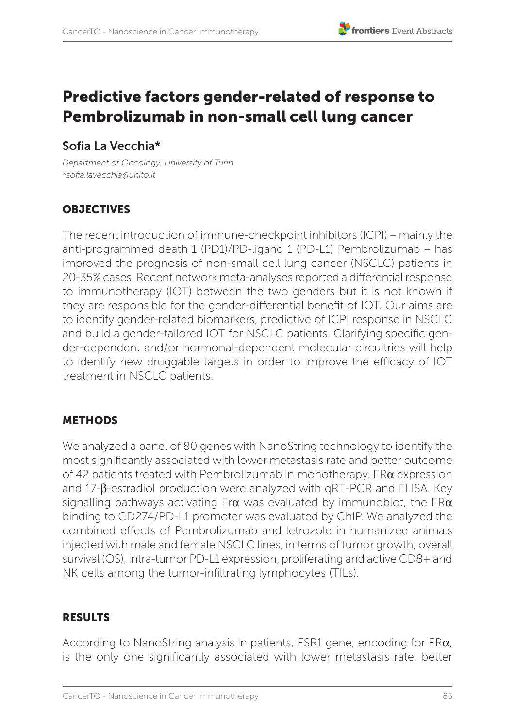# Predictive factors gender-related of response to Pembrolizumab in non-small cell lung cancer

## Sofia La Vecchia*

*Department of Oncology, University of Turin*
*\*sofia.lavecchia@unito.it*

### OBJECTIVES

The recent introduction of immune-checkpoint inhibitors (ICPI) – mainly the anti-programmed death 1 (PD1)/PD-ligand 1 (PD-L1) Pembrolizumab – has improved the prognosis of non-small cell lung cancer (NSCLC) patients in 20-35% cases. Recent network meta-analyses reported a differential response to immunotherapy (IOT) between the two genders but it is not known if they are responsible for the gender-differential benefit of IOT. Our aims are to identify gender-related biomarkers, predictive of ICPI response in NSCLC and build a gender-tailored IOT for NSCLC patients. Clarifying specific gender-dependent and/or hormonal-dependent molecular circuitries will help to identify new druggable targets in order to improve the efficacy of IOT treatment in NSCLC patients.

### METHODS

We analyzed a panel of 80 genes with NanoString technology to identify the most significantly associated with lower metastasis rate and better outcome of 42 patients treated with Pembrolizumab in monotherapy. ERα expression and 17-β-estradiol production were analyzed with qRT-PCR and ELISA. Key signalling pathways activating Erα was evaluated by immunoblot, the ERα binding to CD274/PD-L1 promoter was evaluated by ChIP. We analyzed the combined effects of Pembrolizumab and letrozole in humanized animals injected with male and female NSCLC lines, in terms of tumor growth, overall survival (OS), intra-tumor PD-L1 expression, proliferating and active CD8+ and NK cells among the tumor-infiltrating lymphocytes (TILs).

### RESULTS

According to NanoString analysis in patients, ESR1 gene, encoding for ERα, is the only one significantly associated with lower metastasis rate, better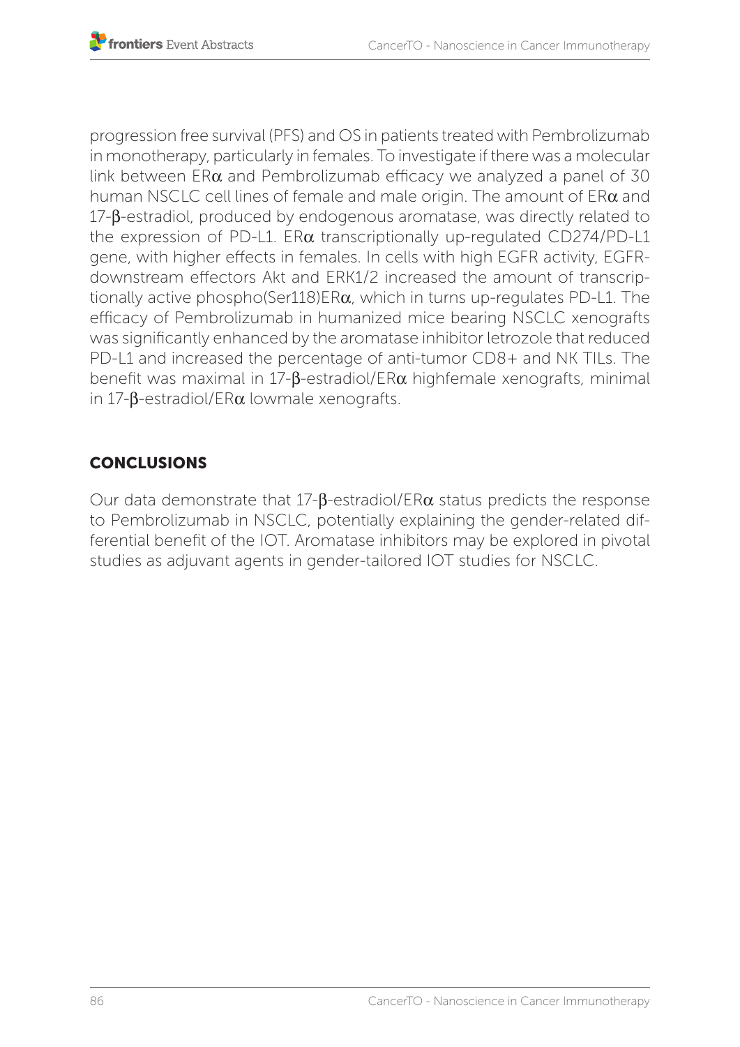progression free survival (PFS) and OS in patients treated with Pembrolizumab in monotherapy, particularly in females. To investigate if there was a molecular link between ERα and Pembrolizumab efficacy we analyzed a panel of 30 human NSCLC cell lines of female and male origin. The amount of ERα and 17-β-estradiol, produced by endogenous aromatase, was directly related to the expression of PD-L1. ERα transcriptionally up-regulated CD274/PD-L1 gene, with higher effects in females. In cells with high EGFR activity, EGFR-downstream effectors Akt and ERK1/2 increased the amount of transcriptionally active phospho(Ser118)ERα, which in turns up-regulates PD-L1. The efficacy of Pembrolizumab in humanized mice bearing NSCLC xenografts was significantly enhanced by the aromatase inhibitor letrozole that reduced PD-L1 and increased the percentage of anti-tumor CD8+ and NK TILs. The benefit was maximal in 17-β-estradiol/ERα highfemale xenografts, minimal in 17-β-estradiol/ERα lowmale xenografts.

## CONCLUSIONS

Our data demonstrate that 17-β-estradiol/ERα status predicts the response to Pembrolizumab in NSCLC, potentially explaining the gender-related differential benefit of the IOT. Aromatase inhibitors may be explored in pivotal studies as adjuvant agents in gender-tailored IOT studies for NSCLC.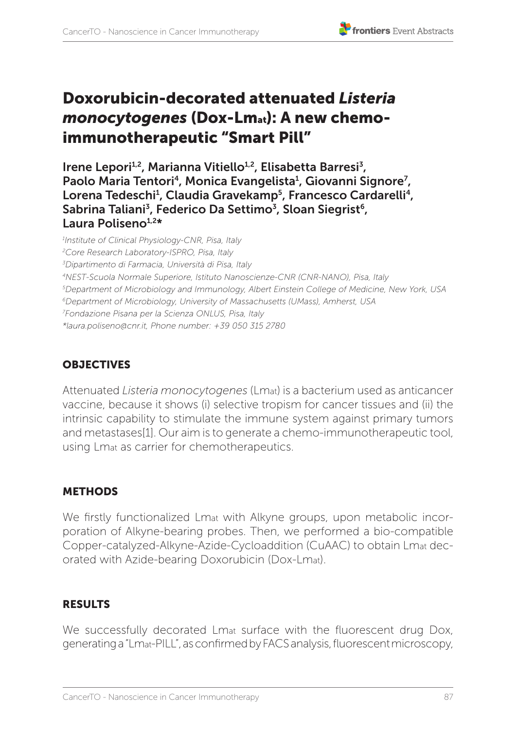# Doxorubicin-decorated attenuated *Listeria monocytogenes* (Dox-Lmat): A new chemo-immunotherapeutic "Smart Pill"

**Irene Lepori[1,2], Marianna Vitiello[1,2], Elisabetta Barresi[3], Paolo Maria Tentori[4], Monica Evangelista[1], Giovanni Signore[7], Lorena Tedeschi[1], Claudia Gravekamp[5], Francesco Cardarelli[4], Sabrina Taliani[3], Federico Da Settimo[3], Sloan Siegrist[6], Laura Poliseno[1,2]*** 

[1]*Institute of Clinical Physiology-CNR, Pisa, Italy*
[2]*Core Research Laboratory-ISPRO, Pisa, Italy*
[3]*Dipartimento di Farmacia, Università di Pisa, Italy*
[4]*NEST-Scuola Normale Superiore, Istituto Nanoscienze-CNR (CNR-NANO), Pisa, Italy*
[5]*Department of Microbiology and Immunology, Albert Einstein College of Medicine, New York, USA*
[6]*Department of Microbiology, University of Massachusetts (UMass), Amherst, USA*
[7]*Fondazione Pisana per la Scienza ONLUS, Pisa, Italy*
**laura.poliseno@cnr.it, Phone number: +39 050 315 2780*

## OBJECTIVES

Attenuated *Listeria monocytogenes* (Lmat) is a bacterium used as anticancer vaccine, because it shows (i) selective tropism for cancer tissues and (ii) the intrinsic capability to stimulate the immune system against primary tumors and metastases[1]. Our aim is to generate a chemo-immunotherapeutic tool, using Lmat as carrier for chemotherapeutics.

## METHODS

We firstly functionalized Lmat with Alkyne groups, upon metabolic incorporation of Alkyne-bearing probes. Then, we performed a bio-compatible Copper-catalyzed-Alkyne-Azide-Cycloaddition (CuAAC) to obtain Lmat decorated with Azide-bearing Doxorubicin (Dox-Lmat).

## RESULTS

We successfully decorated Lmat surface with the fluorescent drug Dox, generating a "Lmat-PILL", as confirmed by FACS analysis, fluorescent microscopy,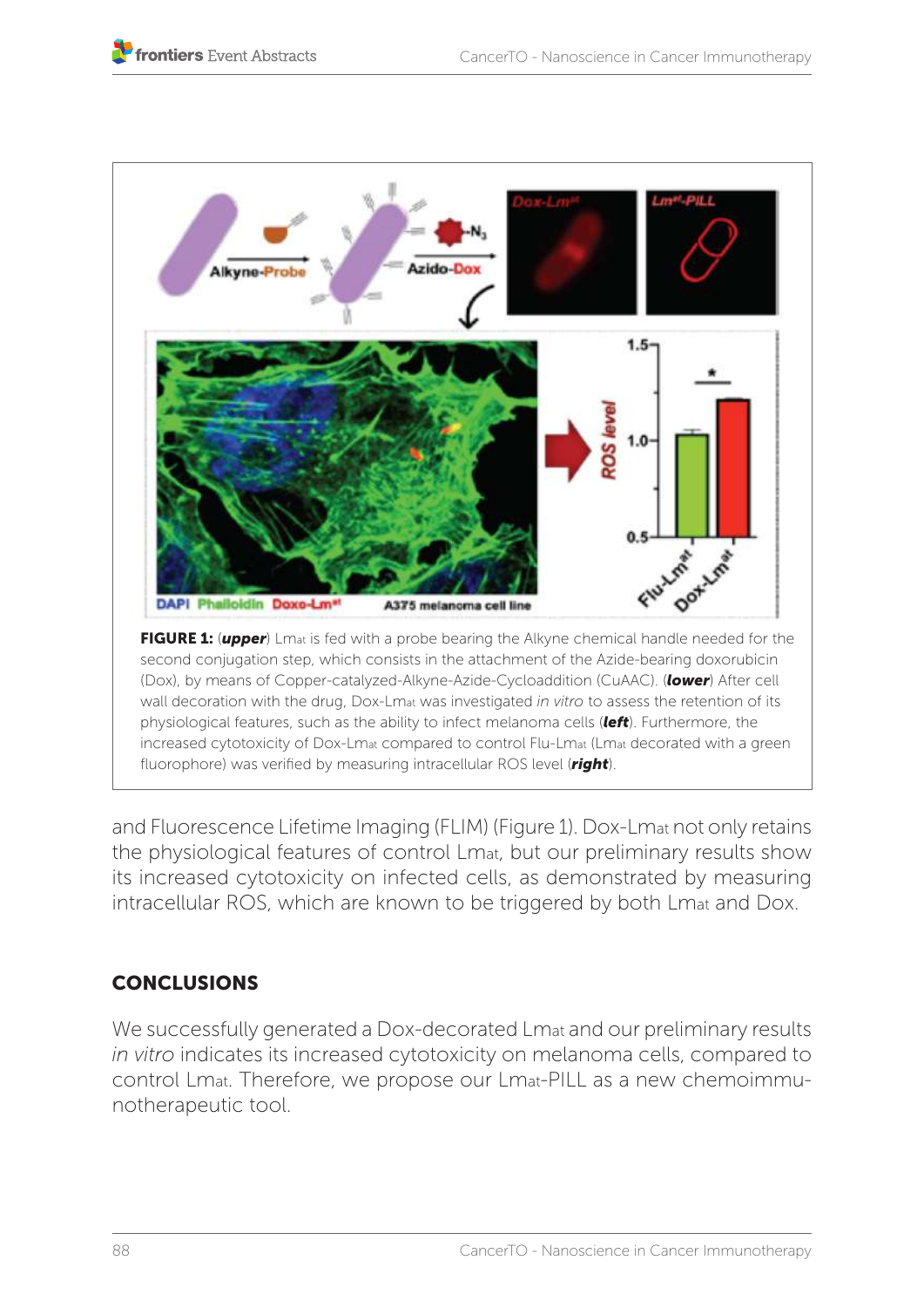**FIGURE 1:** (***upper***) Lmat is fed with a probe bearing the Alkyne chemical handle needed for the second conjugation step, which consists in the attachment of the Azide-bearing doxorubicin (Dox), by means of Copper-catalyzed-Alkyne-Azide-Cycloaddition (CuAAC). (***lower***) After cell wall decoration with the drug, Dox-Lmat was investigated *in vitro* to assess the retention of its physiological features, such as the ability to infect melanoma cells (***left***). Furthermore, the increased cytotoxicity of Dox-Lmat compared to control Flu-Lmat (Lmat decorated with a green fluorophore) was verified by measuring intracellular ROS level (***right***).

and Fluorescence Lifetime Imaging (FLIM) (Figure 1). Dox-Lmat not only retains the physiological features of control Lmat, but our preliminary results show its increased cytotoxicity on infected cells, as demonstrated by measuring intracellular ROS, which are known to be triggered by both Lmat and Dox.

## CONCLUSIONS

We successfully generated a Dox-decorated Lmat and our preliminary results *in vitro* indicates its increased cytotoxicity on melanoma cells, compared to control Lmat. Therefore, we propose our Lmat-PILL as a new chemoimmunotherapeutic tool.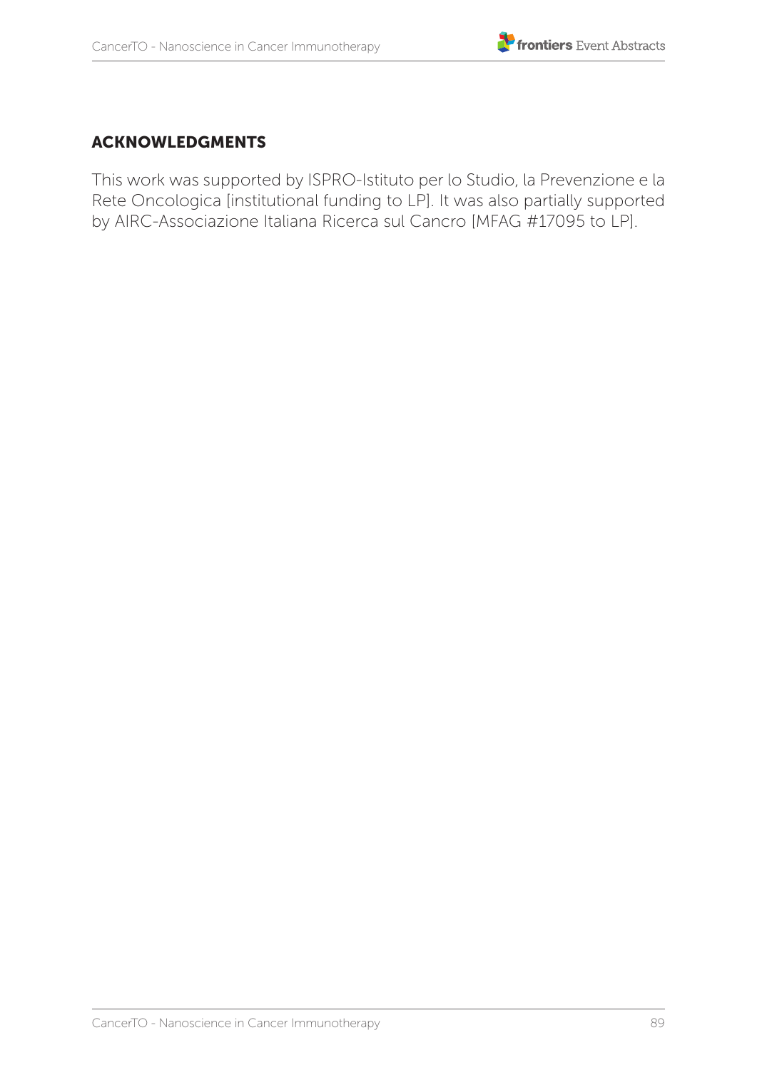## ACKNOWLEDGMENTS

This work was supported by ISPRO-Istituto per lo Studio, la Prevenzione e la Rete Oncologica [institutional funding to LP]. It was also partially supported by AIRC-Associazione Italiana Ricerca sul Cancro [MFAG #17095 to LP].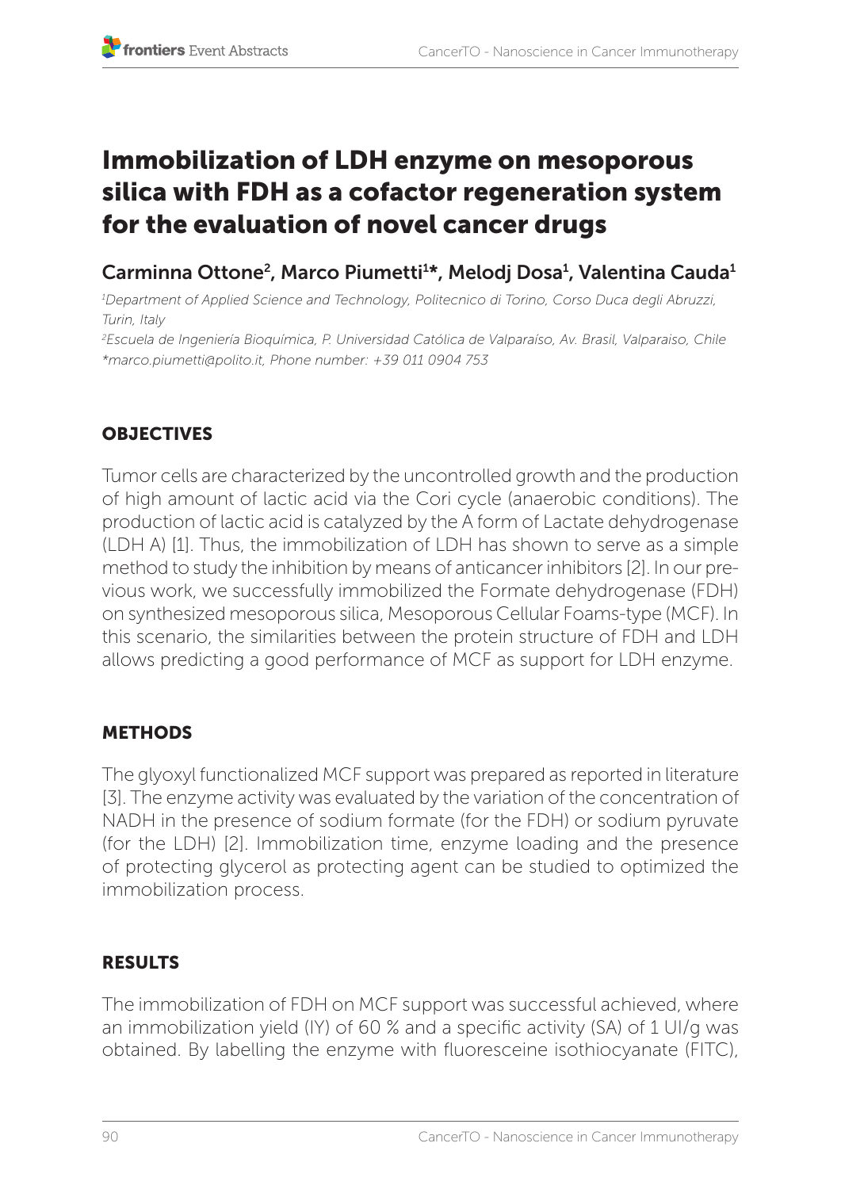# Immobilization of LDH enzyme on mesoporous silica with FDH as a cofactor regeneration system for the evaluation of novel cancer drugs

## Carminna Ottone[2], Marco Piumetti[1]*, Melodj Dosa[1], Valentina Cauda[1]

*[1]Department of Applied Science and Technology, Politecnico di Torino, Corso Duca degli Abruzzi, Turin, Italy*

*[2]Escuela de Ingeniería Bioquímica, P. Universidad Católica de Valparaíso, Av. Brasil, Valparaiso, Chile*

*\*marco.piumetti@polito.it, Phone number: +39 011 0904 753*

### OBJECTIVES

Tumor cells are characterized by the uncontrolled growth and the production of high amount of lactic acid via the Cori cycle (anaerobic conditions). The production of lactic acid is catalyzed by the A form of Lactate dehydrogenase (LDH A) [1]. Thus, the immobilization of LDH has shown to serve as a simple method to study the inhibition by means of anticancer inhibitors [2]. In our previous work, we successfully immobilized the Formate dehydrogenase (FDH) on synthesized mesoporous silica, Mesoporous Cellular Foams-type (MCF). In this scenario, the similarities between the protein structure of FDH and LDH allows predicting a good performance of MCF as support for LDH enzyme.

### METHODS

The glyoxyl functionalized MCF support was prepared as reported in literature [3]. The enzyme activity was evaluated by the variation of the concentration of NADH in the presence of sodium formate (for the FDH) or sodium pyruvate (for the LDH) [2]. Immobilization time, enzyme loading and the presence of protecting glycerol as protecting agent can be studied to optimized the immobilization process.

### RESULTS

The immobilization of FDH on MCF support was successful achieved, where an immobilization yield (IY) of 60 % and a specific activity (SA) of 1 UI/g was obtained. By labelling the enzyme with fluoresceine isothiocyanate (FITC),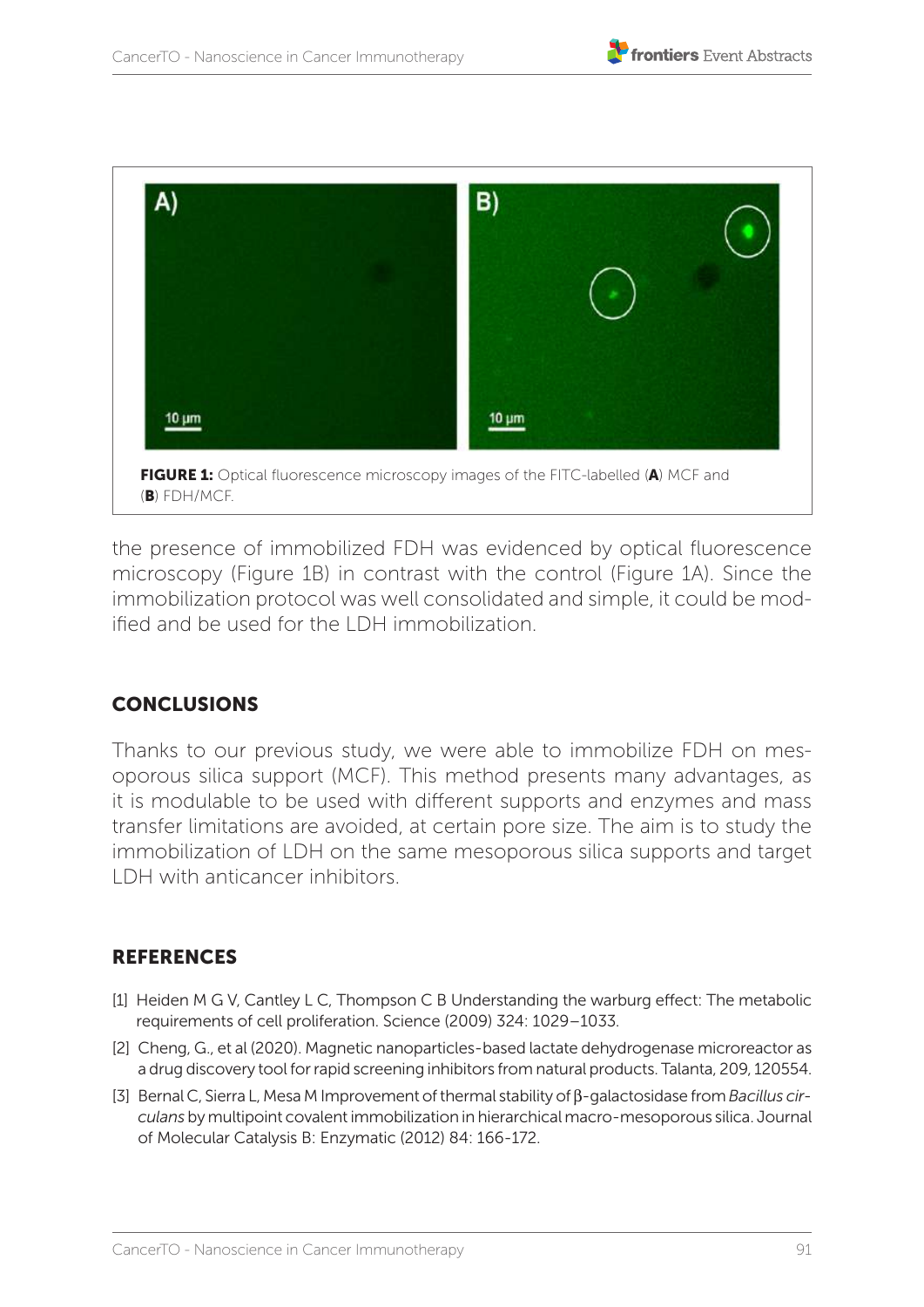**FIGURE 1:** Optical fluorescence microscopy images of the FITC-labelled (**A**) MCF and (**B**) FDH/MCF.

the presence of immobilized FDH was evidenced by optical fluorescence microscopy (Figure 1B) in contrast with the control (Figure 1A). Since the immobilization protocol was well consolidated and simple, it could be modified and be used for the LDH immobilization.

## CONCLUSIONS

Thanks to our previous study, we were able to immobilize FDH on mesoporous silica support (MCF). This method presents many advantages, as it is modulable to be used with different supports and enzymes and mass transfer limitations are avoided, at certain pore size. The aim is to study the immobilization of LDH on the same mesoporous silica supports and target LDH with anticancer inhibitors.

## REFERENCES

[1] Heiden M G V, Cantley L C, Thompson C B Understanding the warburg effect: The metabolic requirements of cell proliferation. Science (2009) 324: 1029–1033.

[2] Cheng, G., et al (2020). Magnetic nanoparticles-based lactate dehydrogenase microreactor as a drug discovery tool for rapid screening inhibitors from natural products. Talanta, 209, 120554.

[3] Bernal C, Sierra L, Mesa M Improvement of thermal stability of β-galactosidase from *Bacillus circulans* by multipoint covalent immobilization in hierarchical macro-mesoporous silica. Journal of Molecular Catalysis B: Enzymatic (2012) 84: 166-172.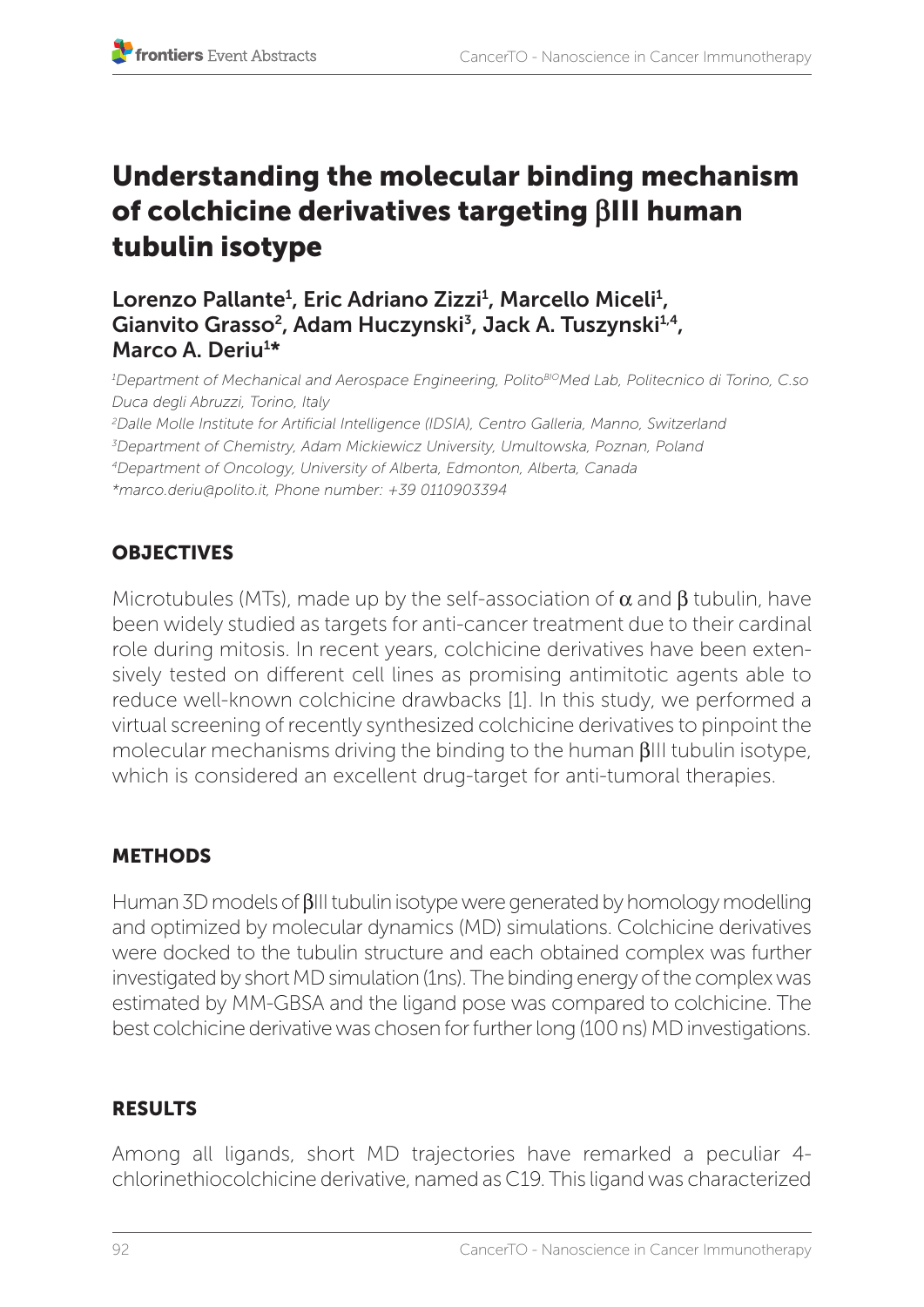# Understanding the molecular binding mechanism of colchicine derivatives targeting βIII human tubulin isotype

**Lorenzo Pallante[1], Eric Adriano Zizzi[1], Marcello Miceli[1], Gianvito Grasso[2], Adam Huczynski[3], Jack A. Tuszynski[1,4], Marco A. Deriu[1]***

*[1]Department of Mechanical and Aerospace Engineering, Polito[BIO]Med Lab, Politecnico di Torino, C.so Duca degli Abruzzi, Torino, Italy*

*[2]Dalle Molle Institute for Artificial Intelligence (IDSIA), Centro Galleria, Manno, Switzerland*

*[3]Department of Chemistry, Adam Mickiewicz University, Umultowska, Poznan, Poland*

*[4]Department of Oncology, University of Alberta, Edmonton, Alberta, Canada*

**marco.deriu@polito.it, Phone number: +39 0110903394*

## OBJECTIVES

Microtubules (MTs), made up by the self-association of α and β tubulin, have been widely studied as targets for anti-cancer treatment due to their cardinal role during mitosis. In recent years, colchicine derivatives have been extensively tested on different cell lines as promising antimitotic agents able to reduce well-known colchicine drawbacks [1]. In this study, we performed a virtual screening of recently synthesized colchicine derivatives to pinpoint the molecular mechanisms driving the binding to the human βIII tubulin isotype, which is considered an excellent drug-target for anti-tumoral therapies.

## METHODS

Human 3D models of βIII tubulin isotype were generated by homology modelling and optimized by molecular dynamics (MD) simulations. Colchicine derivatives were docked to the tubulin structure and each obtained complex was further investigated by short MD simulation (1ns). The binding energy of the complex was estimated by MM-GBSA and the ligand pose was compared to colchicine. The best colchicine derivative was chosen for further long (100 ns) MD investigations.

## RESULTS

Among all ligands, short MD trajectories have remarked a peculiar 4-chlorinethiocolchicine derivative, named as C19. This ligand was characterized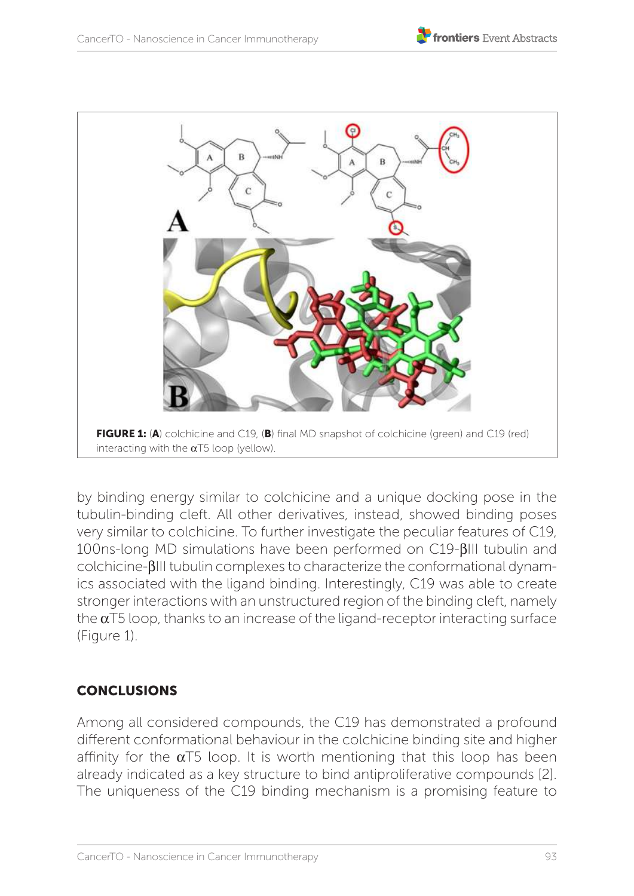**FIGURE 1:** (**A**) colchicine and C19, (**B**) final MD snapshot of colchicine (green) and C19 (red) interacting with the αT5 loop (yellow).

by binding energy similar to colchicine and a unique docking pose in the tubulin-binding cleft. All other derivatives, instead, showed binding poses very similar to colchicine. To further investigate the peculiar features of C19, 100ns-long MD simulations have been performed on C19-βIII tubulin and colchicine-βIII tubulin complexes to characterize the conformational dynamics associated with the ligand binding. Interestingly, C19 was able to create stronger interactions with an unstructured region of the binding cleft, namely the αT5 loop, thanks to an increase of the ligand-receptor interacting surface (Figure 1).

## CONCLUSIONS

Among all considered compounds, the C19 has demonstrated a profound different conformational behaviour in the colchicine binding site and higher affinity for the αT5 loop. It is worth mentioning that this loop has been already indicated as a key structure to bind antiproliferative compounds [2]. The uniqueness of the C19 binding mechanism is a promising feature to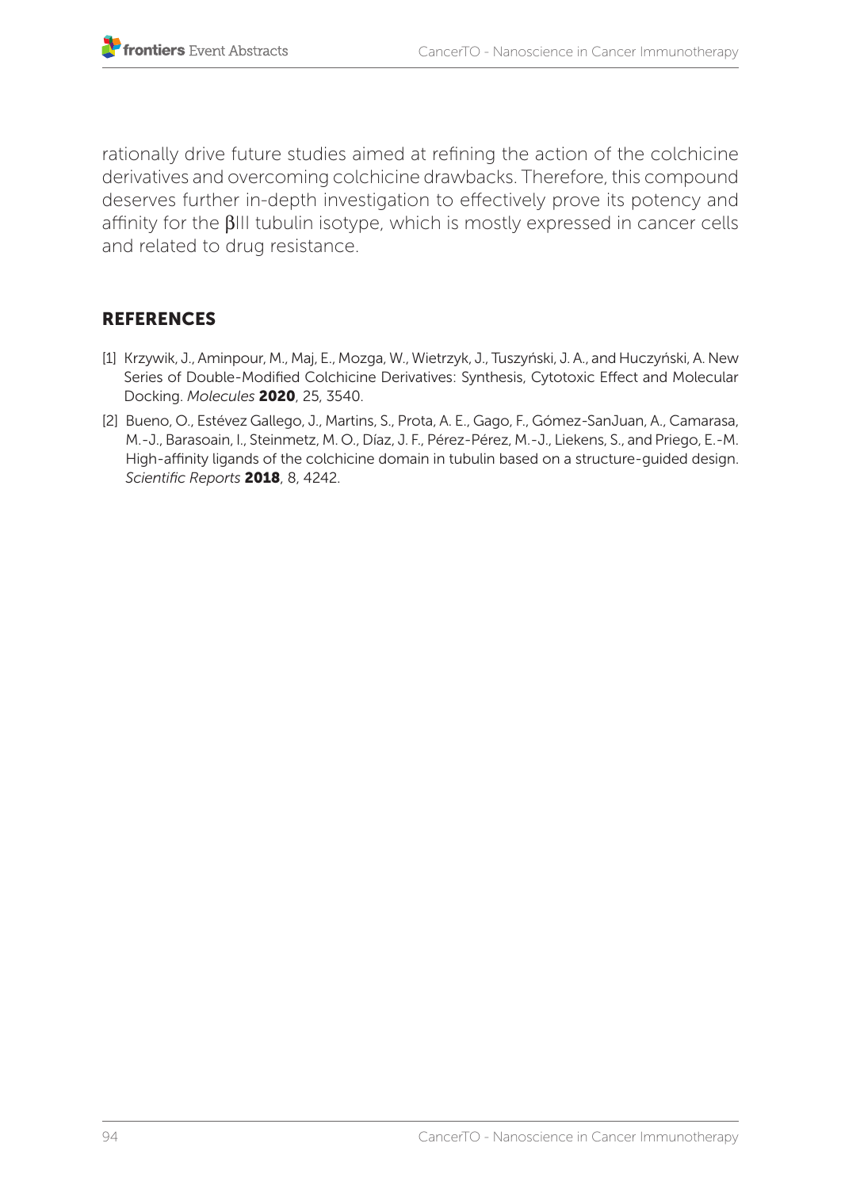rationally drive future studies aimed at refining the action of the colchicine derivatives and overcoming colchicine drawbacks. Therefore, this compound deserves further in-depth investigation to effectively prove its potency and affinity for the βIII tubulin isotype, which is mostly expressed in cancer cells and related to drug resistance.

## REFERENCES

[1] Krzywik, J., Aminpour, M., Maj, E., Mozga, W., Wietrzyk, J., Tuszyński, J. A., and Huczyński, A. New Series of Double-Modified Colchicine Derivatives: Synthesis, Cytotoxic Effect and Molecular Docking. *Molecules* **2020**, 25, 3540.

[2] Bueno, O., Estévez Gallego, J., Martins, S., Prota, A. E., Gago, F., Gómez-SanJuan, A., Camarasa, M.-J., Barasoain, I., Steinmetz, M. O., Díaz, J. F., Pérez-Pérez, M.-J., Liekens, S., and Priego, E.-M. High-affinity ligands of the colchicine domain in tubulin based on a structure-guided design. *Scientific Reports* **2018**, 8, 4242.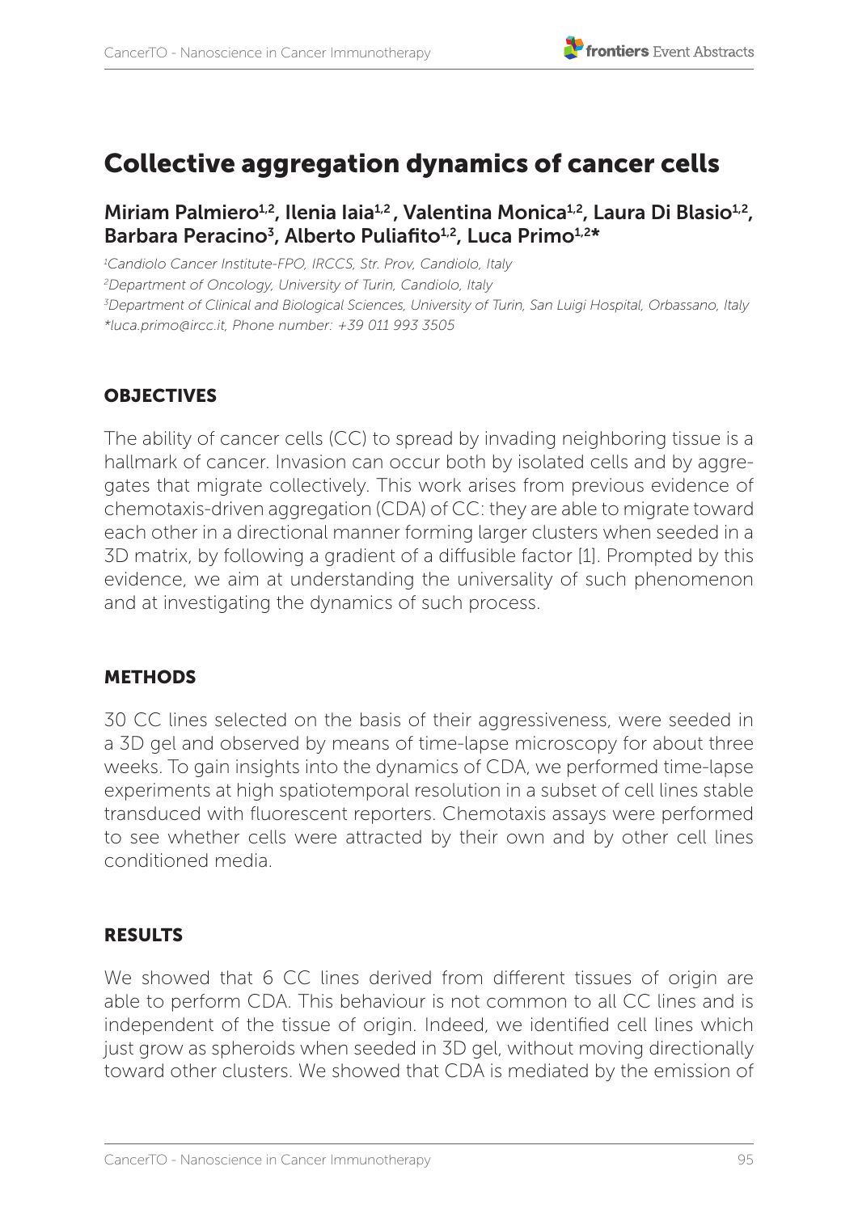# Collective aggregation dynamics of cancer cells

**Miriam Palmiero[1,2], Ilenia Iaia[1,2], Valentina Monica[1,2], Laura Di Blasio[1,2], Barbara Peracino[3], Alberto Puliafito[1,2], Luca Primo[1,2*]**

*[1]Candiolo Cancer Institute-FPO, IRCCS, Str. Prov, Candiolo, Italy*
*[2]Department of Oncology, University of Turin, Candiolo, Italy*
*[3]Department of Clinical and Biological Sciences, University of Turin, San Luigi Hospital, Orbassano, Italy*
*\*luca.primo@ircc.it, Phone number: +39 011 993 3505*

## OBJECTIVES

The ability of cancer cells (CC) to spread by invading neighboring tissue is a hallmark of cancer. Invasion can occur both by isolated cells and by aggregates that migrate collectively. This work arises from previous evidence of chemotaxis-driven aggregation (CDA) of CC: they are able to migrate toward each other in a directional manner forming larger clusters when seeded in a 3D matrix, by following a gradient of a diffusible factor [1]. Prompted by this evidence, we aim at understanding the universality of such phenomenon and at investigating the dynamics of such process.

## METHODS

30 CC lines selected on the basis of their aggressiveness, were seeded in a 3D gel and observed by means of time-lapse microscopy for about three weeks. To gain insights into the dynamics of CDA, we performed time-lapse experiments at high spatiotemporal resolution in a subset of cell lines stable transduced with fluorescent reporters. Chemotaxis assays were performed to see whether cells were attracted by their own and by other cell lines conditioned media.

## RESULTS

We showed that 6 CC lines derived from different tissues of origin are able to perform CDA. This behaviour is not common to all CC lines and is independent of the tissue of origin. Indeed, we identified cell lines which just grow as spheroids when seeded in 3D gel, without moving directionally toward other clusters. We showed that CDA is mediated by the emission of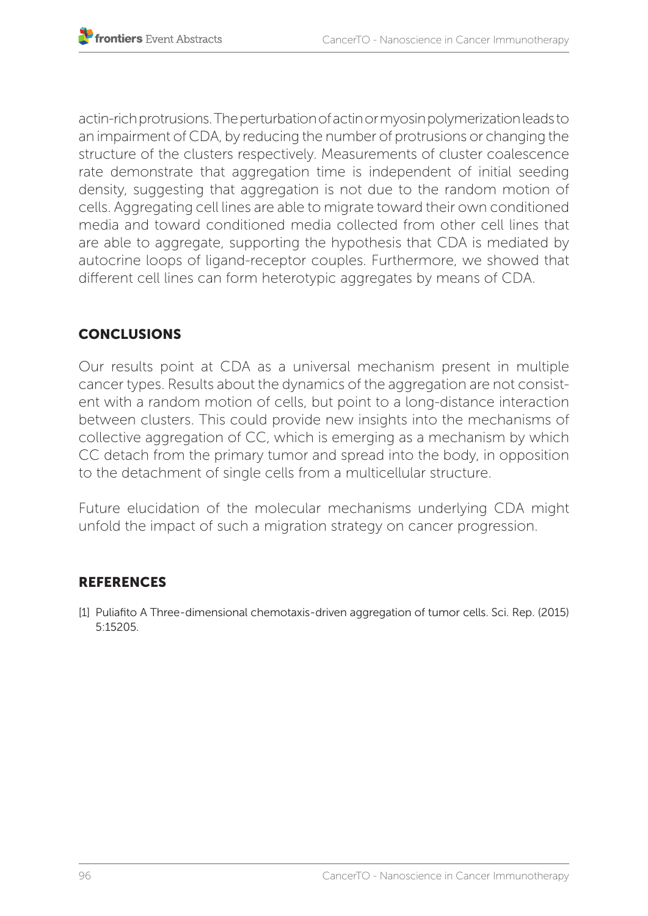actin-rich protrusions. The perturbation of actin or myosin polymerization leads to an impairment of CDA, by reducing the number of protrusions or changing the structure of the clusters respectively. Measurements of cluster coalescence rate demonstrate that aggregation time is independent of initial seeding density, suggesting that aggregation is not due to the random motion of cells. Aggregating cell lines are able to migrate toward their own conditioned media and toward conditioned media collected from other cell lines that are able to aggregate, supporting the hypothesis that CDA is mediated by autocrine loops of ligand-receptor couples. Furthermore, we showed that different cell lines can form heterotypic aggregates by means of CDA.

## CONCLUSIONS

Our results point at CDA as a universal mechanism present in multiple cancer types. Results about the dynamics of the aggregation are not consistent with a random motion of cells, but point to a long-distance interaction between clusters. This could provide new insights into the mechanisms of collective aggregation of CC, which is emerging as a mechanism by which CC detach from the primary tumor and spread into the body, in opposition to the detachment of single cells from a multicellular structure.

Future elucidation of the molecular mechanisms underlying CDA might unfold the impact of such a migration strategy on cancer progression.

## REFERENCES

[1] Puliafito A Three-dimensional chemotaxis-driven aggregation of tumor cells. Sci. Rep. (2015) 5:15205.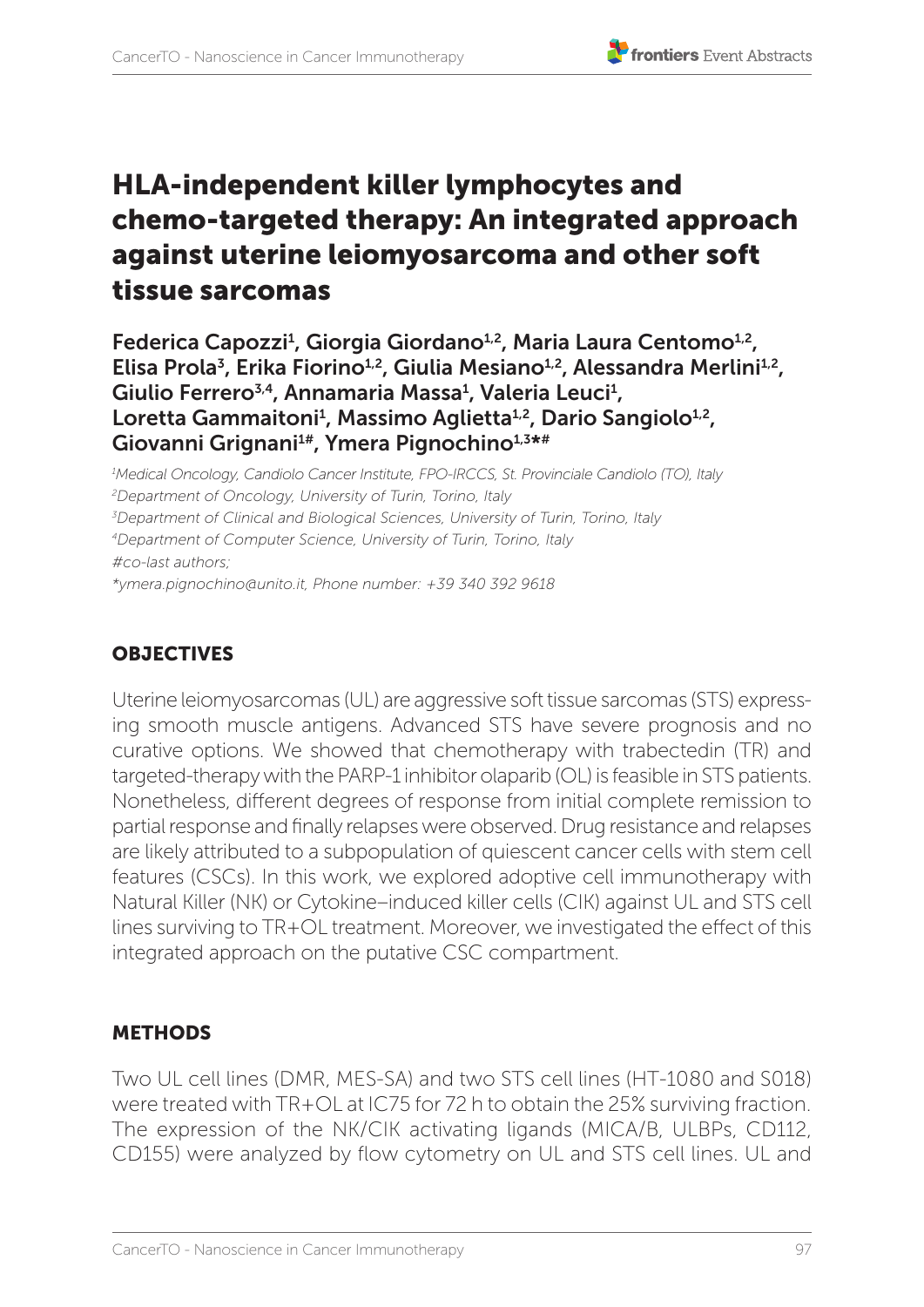# HLA-independent killer lymphocytes and chemo-targeted therapy: An integrated approach against uterine leiomyosarcoma and other soft tissue sarcomas

**Federica Capozzi[1], Giorgia Giordano[1,2], Maria Laura Centomo[1,2], Elisa Prola[3], Erika Fiorino[1,2], Giulia Mesiano[1,2], Alessandra Merlini[1,2], Giulio Ferrero[3,4], Annamaria Massa[1], Valeria Leuci[1], Loretta Gammaitoni[1], Massimo Aglietta[1,2], Dario Sangiolo[1,2], Giovanni Grignani[1#], Ymera Pignochino[1,3*#]**

*[1]Medical Oncology, Candiolo Cancer Institute, FPO-IRCCS, St. Provinciale Candiolo (TO), Italy*
*[2]Department of Oncology, University of Turin, Torino, Italy*
*[3]Department of Clinical and Biological Sciences, University of Turin, Torino, Italy*
*[4]Department of Computer Science, University of Turin, Torino, Italy*
*#co-last authors;*
*\*ymera.pignochino@unito.it, Phone number: +39 340 392 9618*

## OBJECTIVES

Uterine leiomyosarcomas (UL) are aggressive soft tissue sarcomas (STS) expressing smooth muscle antigens. Advanced STS have severe prognosis and no curative options. We showed that chemotherapy with trabectedin (TR) and targeted-therapy with the PARP-1 inhibitor olaparib (OL) is feasible in STS patients. Nonetheless, different degrees of response from initial complete remission to partial response and finally relapses were observed. Drug resistance and relapses are likely attributed to a subpopulation of quiescent cancer cells with stem cell features (CSCs). In this work, we explored adoptive cell immunotherapy with Natural Killer (NK) or Cytokine–induced killer cells (CIK) against UL and STS cell lines surviving to TR+OL treatment. Moreover, we investigated the effect of this integrated approach on the putative CSC compartment.

## METHODS

Two UL cell lines (DMR, MES-SA) and two STS cell lines (HT-1080 and S018) were treated with TR+OL at IC75 for 72 h to obtain the 25% surviving fraction. The expression of the NK/CIK activating ligands (MICA/B, ULBPs, CD112, CD155) were analyzed by flow cytometry on UL and STS cell lines. UL and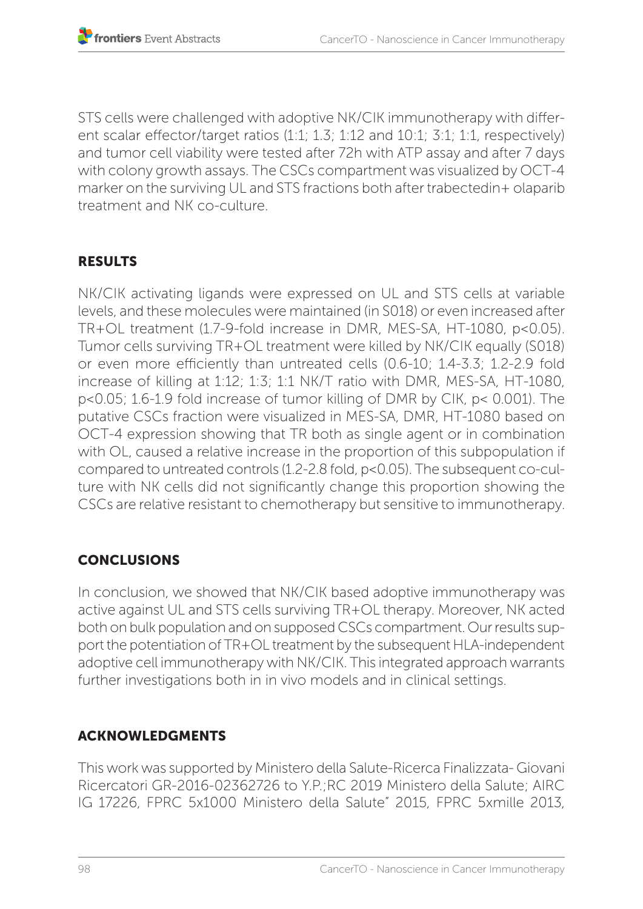STS cells were challenged with adoptive NK/CIK immunotherapy with different scalar effector/target ratios (1:1; 1.3; 1:12 and 10:1; 3:1; 1:1, respectively) and tumor cell viability were tested after 72h with ATP assay and after 7 days with colony growth assays. The CSCs compartment was visualized by OCT-4 marker on the surviving UL and STS fractions both after trabectedin+ olaparib treatment and NK co-culture.

## RESULTS

NK/CIK activating ligands were expressed on UL and STS cells at variable levels, and these molecules were maintained (in S018) or even increased after TR+OL treatment (1.7-9-fold increase in DMR, MES-SA, HT-1080, $p<0.05$). Tumor cells surviving TR+OL treatment were killed by NK/CIK equally (S018) or even more efficiently than untreated cells (0.6-10; 1.4-3.3; 1.2-2.9 fold increase of killing at 1:12; 1:3; 1:1 NK/T ratio with DMR, MES-SA, HT-1080, $p<0.05$; 1.6-1.9 fold increase of tumor killing of DMR by CIK, $p< 0.001$). The putative CSCs fraction were visualized in MES-SA, DMR, HT-1080 based on OCT-4 expression showing that TR both as single agent or in combination with OL, caused a relative increase in the proportion of this subpopulation if compared to untreated controls (1.2-2.8 fold, $p<0.05$). The subsequent co-culture with NK cells did not significantly change this proportion showing the CSCs are relative resistant to chemotherapy but sensitive to immunotherapy.

## CONCLUSIONS

In conclusion, we showed that NK/CIK based adoptive immunotherapy was active against UL and STS cells surviving TR+OL therapy. Moreover, NK acted both on bulk population and on supposed CSCs compartment. Our results support the potentiation of TR+OL treatment by the subsequent HLA-independent adoptive cell immunotherapy with NK/CIK. This integrated approach warrants further investigations both in in vivo models and in clinical settings.

## ACKNOWLEDGMENTS

This work was supported by Ministero della Salute-Ricerca Finalizzata- Giovani Ricercatori GR-2016-02362726 to Y.P.;RC 2019 Ministero della Salute; AIRC IG 17226, FPRC 5x1000 Ministero della Salute" 2015, FPRC 5xmille 2013,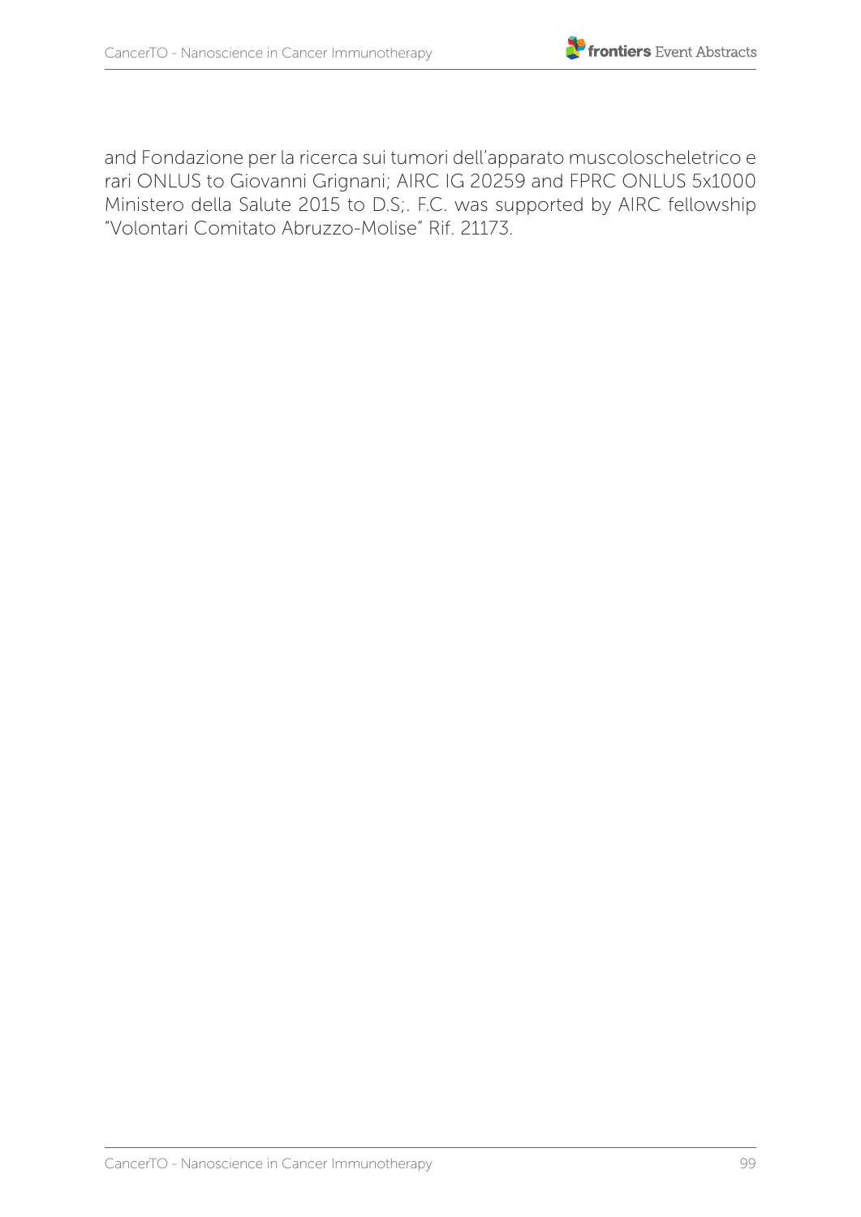and Fondazione per la ricerca sui tumori dell'apparato muscoloscheletrico e rari ONLUS to Giovanni Grignani; AIRC IG 20259 and FPRC ONLUS 5x1000 Ministero della Salute 2015 to D.S;. F.C. was supported by AIRC fellowship "Volontari Comitato Abruzzo-Molise" Rif. 21173.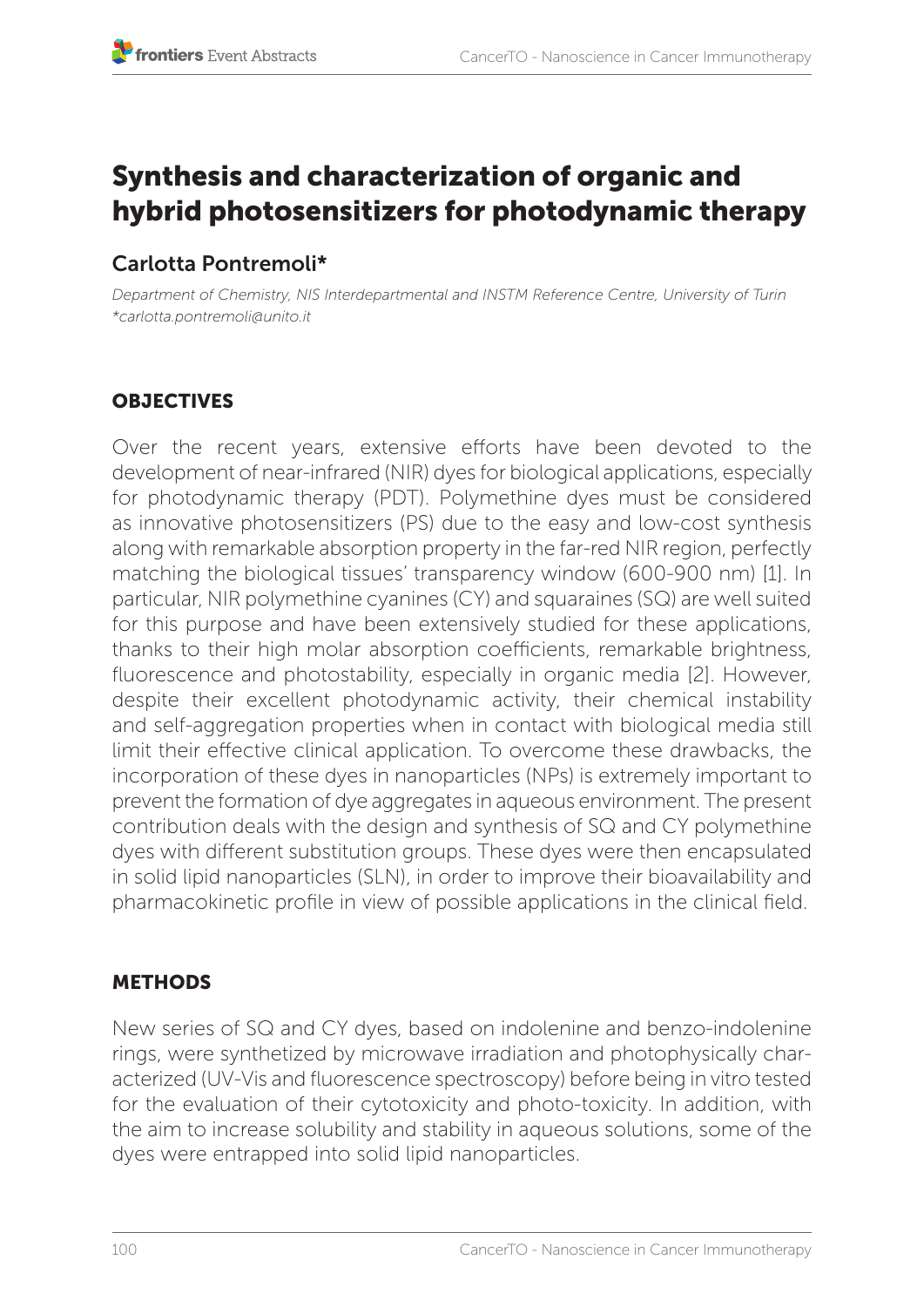# Synthesis and characterization of organic and hybrid photosensitizers for photodynamic therapy

## Carlotta Pontremoli*

*Department of Chemistry, NIS Interdepartmental and INSTM Reference Centre, University of Turin*
*\*carlotta.pontremoli@unito.it*

### OBJECTIVES

Over the recent years, extensive efforts have been devoted to the development of near-infrared (NIR) dyes for biological applications, especially for photodynamic therapy (PDT). Polymethine dyes must be considered as innovative photosensitizers (PS) due to the easy and low-cost synthesis along with remarkable absorption property in the far-red NIR region, perfectly matching the biological tissues' transparency window (600-900 nm) [1]. In particular, NIR polymethine cyanines (CY) and squaraines (SQ) are well suited for this purpose and have been extensively studied for these applications, thanks to their high molar absorption coefficients, remarkable brightness, fluorescence and photostability, especially in organic media [2]. However, despite their excellent photodynamic activity, their chemical instability and self-aggregation properties when in contact with biological media still limit their effective clinical application. To overcome these drawbacks, the incorporation of these dyes in nanoparticles (NPs) is extremely important to prevent the formation of dye aggregates in aqueous environment. The present contribution deals with the design and synthesis of SQ and CY polymethine dyes with different substitution groups. These dyes were then encapsulated in solid lipid nanoparticles (SLN), in order to improve their bioavailability and pharmacokinetic profile in view of possible applications in the clinical field.

### METHODS

New series of SQ and CY dyes, based on indolenine and benzo-indolenine rings, were synthetized by microwave irradiation and photophysically characterized (UV-Vis and fluorescence spectroscopy) before being in vitro tested for the evaluation of their cytotoxicity and photo-toxicity. In addition, with the aim to increase solubility and stability in aqueous solutions, some of the dyes were entrapped into solid lipid nanoparticles.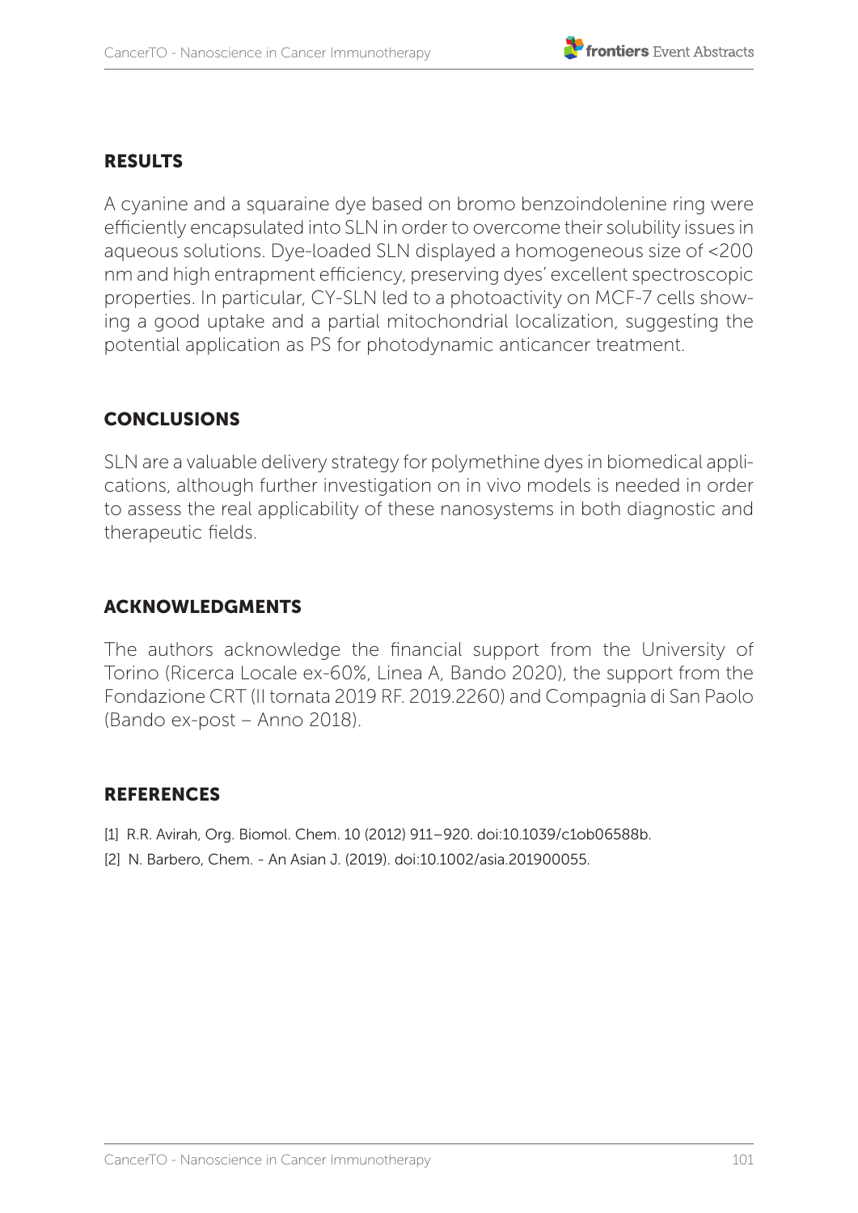## RESULTS

A cyanine and a squaraine dye based on bromo benzoindolenine ring were efficiently encapsulated into SLN in order to overcome their solubility issues in aqueous solutions. Dye-loaded SLN displayed a homogeneous size of <200 nm and high entrapment efficiency, preserving dyes' excellent spectroscopic properties. In particular, CY-SLN led to a photoactivity on MCF-7 cells showing a good uptake and a partial mitochondrial localization, suggesting the potential application as PS for photodynamic anticancer treatment.

## CONCLUSIONS

SLN are a valuable delivery strategy for polymethine dyes in biomedical applications, although further investigation on in vivo models is needed in order to assess the real applicability of these nanosystems in both diagnostic and therapeutic fields.

## ACKNOWLEDGMENTS

The authors acknowledge the financial support from the University of Torino (Ricerca Locale ex-60%, Linea A, Bando 2020), the support from the Fondazione CRT (II tornata 2019 RF. 2019.2260) and Compagnia di San Paolo (Bando ex-post – Anno 2018).

## REFERENCES

[1] R.R. Avirah, Org. Biomol. Chem. 10 (2012) 911–920. doi:10.1039/c1ob06588b.

[2] N. Barbero, Chem. - An Asian J. (2019). doi:10.1002/asia.201900055.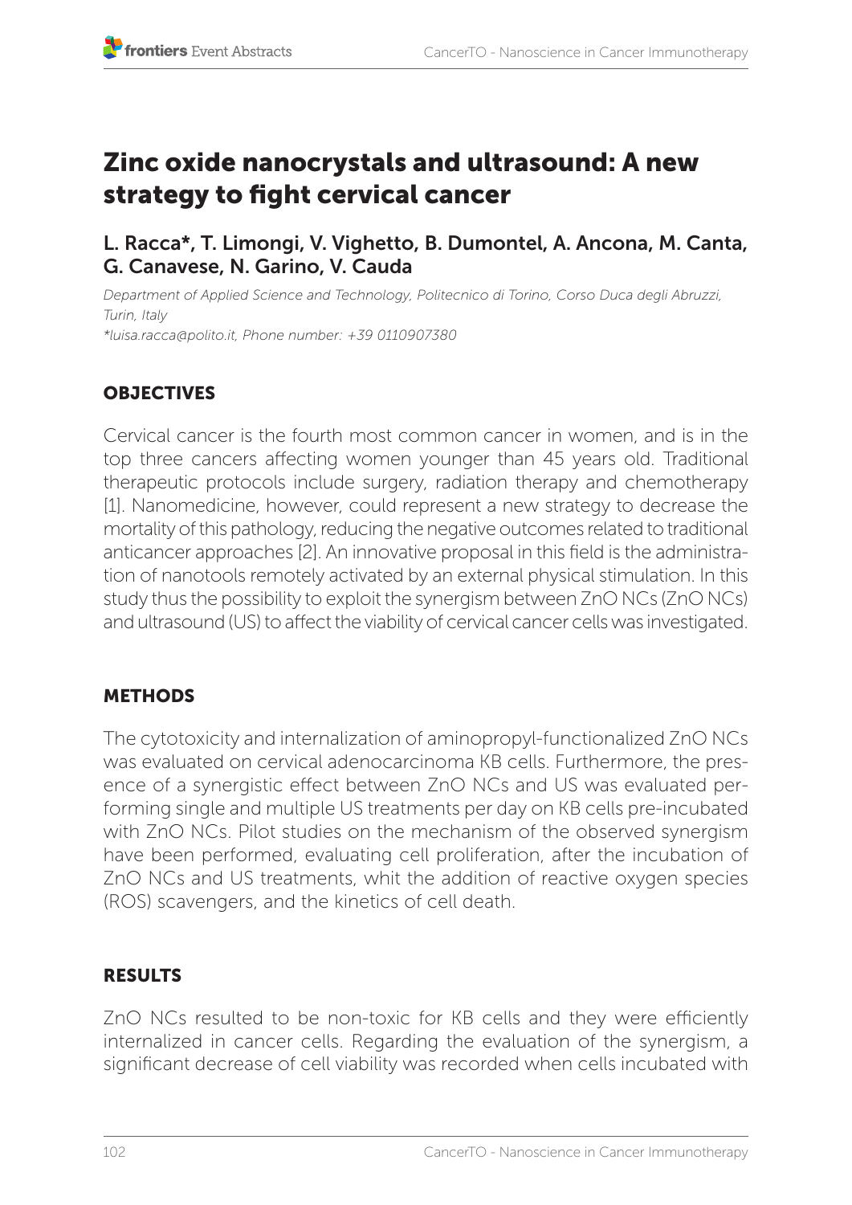# Zinc oxide nanocrystals and ultrasound: A new strategy to fight cervical cancer

## L. Racca*, T. Limongi, V. Vighetto, B. Dumontel, A. Ancona, M. Canta, G. Canavese, N. Garino, V. Cauda

*Department of Applied Science and Technology, Politecnico di Torino, Corso Duca degli Abruzzi, Turin, Italy*
*\*luisa.racca@polito.it, Phone number: +39 0110907380*

### OBJECTIVES

Cervical cancer is the fourth most common cancer in women, and is in the top three cancers affecting women younger than 45 years old. Traditional therapeutic protocols include surgery, radiation therapy and chemotherapy [1]. Nanomedicine, however, could represent a new strategy to decrease the mortality of this pathology, reducing the negative outcomes related to traditional anticancer approaches [2]. An innovative proposal in this field is the administration of nanotools remotely activated by an external physical stimulation. In this study thus the possibility to exploit the synergism between ZnO NCs (ZnO NCs) and ultrasound (US) to affect the viability of cervical cancer cells was investigated.

### METHODS

The cytotoxicity and internalization of aminopropyl-functionalized ZnO NCs was evaluated on cervical adenocarcinoma KB cells. Furthermore, the presence of a synergistic effect between ZnO NCs and US was evaluated performing single and multiple US treatments per day on KB cells pre-incubated with ZnO NCs. Pilot studies on the mechanism of the observed synergism have been performed, evaluating cell proliferation, after the incubation of ZnO NCs and US treatments, whit the addition of reactive oxygen species (ROS) scavengers, and the kinetics of cell death.

### RESULTS

ZnO NCs resulted to be non-toxic for KB cells and they were efficiently internalized in cancer cells. Regarding the evaluation of the synergism, a significant decrease of cell viability was recorded when cells incubated with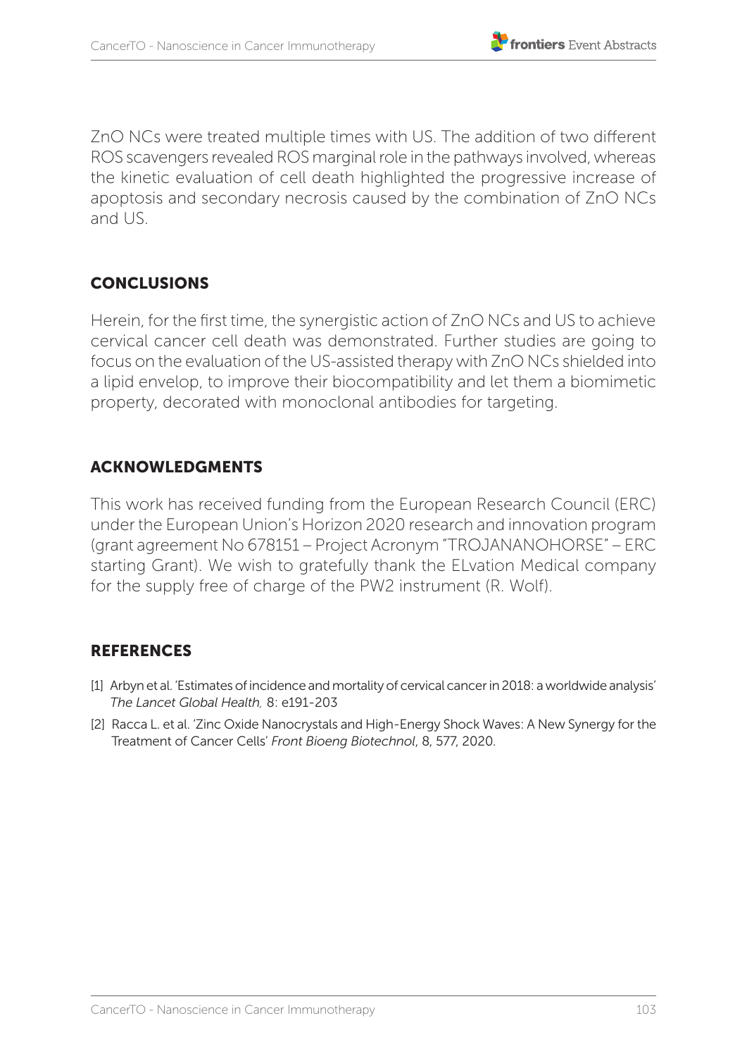ZnO NCs were treated multiple times with US. The addition of two different ROS scavengers revealed ROS marginal role in the pathways involved, whereas the kinetic evaluation of cell death highlighted the progressive increase of apoptosis and secondary necrosis caused by the combination of ZnO NCs and US.

## CONCLUSIONS

Herein, for the first time, the synergistic action of ZnO NCs and US to achieve cervical cancer cell death was demonstrated. Further studies are going to focus on the evaluation of the US-assisted therapy with ZnO NCs shielded into a lipid envelop, to improve their biocompatibility and let them a biomimetic property, decorated with monoclonal antibodies for targeting.

## ACKNOWLEDGMENTS

This work has received funding from the European Research Council (ERC) under the European Union's Horizon 2020 research and innovation program (grant agreement No 678151 – Project Acronym "TROJANANOHORSE" – ERC starting Grant). We wish to gratefully thank the ELvation Medical company for the supply free of charge of the PW2 instrument (R. Wolf).

## REFERENCES

[1] Arbyn et al. 'Estimates of incidence and mortality of cervical cancer in 2018: a worldwide analysis' *The Lancet Global Health,* 8: e191-203

[2] Racca L. et al. 'Zinc Oxide Nanocrystals and High-Energy Shock Waves: A New Synergy for the Treatment of Cancer Cells' *Front Bioeng Biotechnol*, 8, 577, 2020.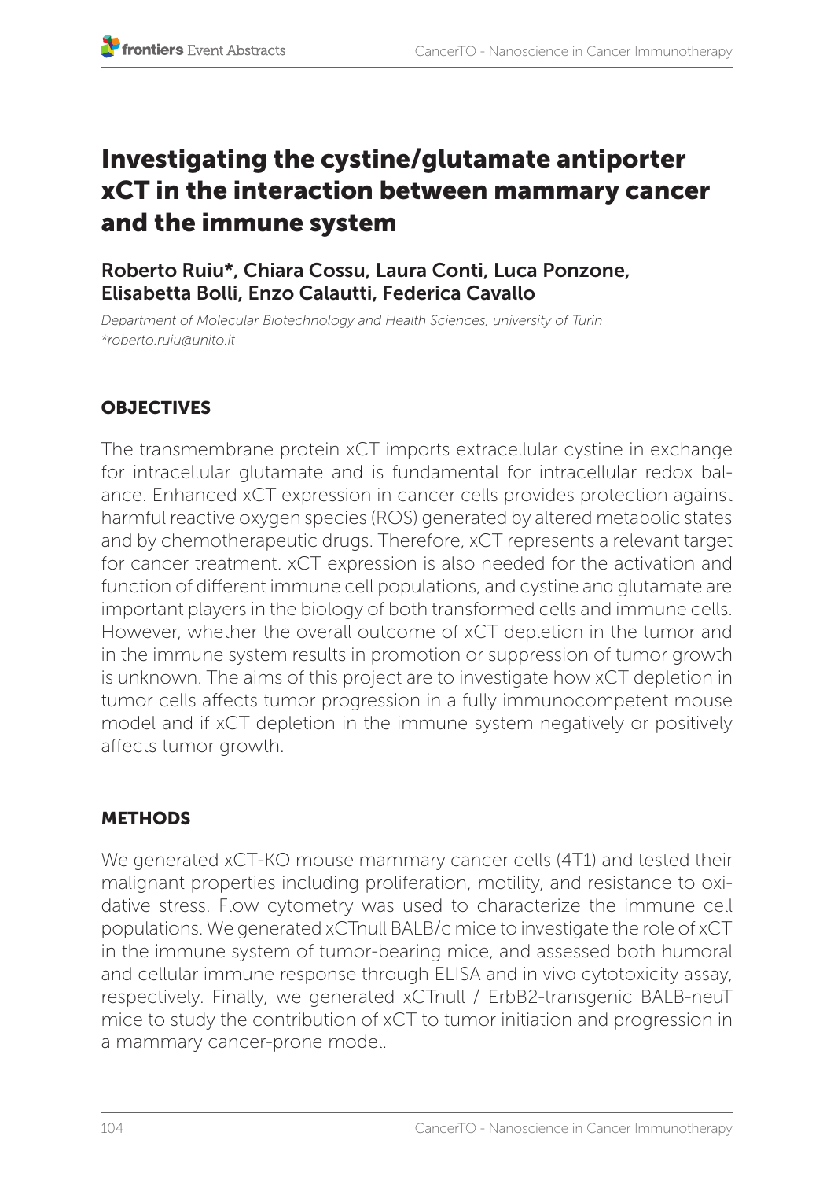# Investigating the cystine/glutamate antiporter xCT in the interaction between mammary cancer and the immune system

**Roberto Ruiu*, Chiara Cossu, Laura Conti, Luca Ponzone, Elisabetta Bolli, Enzo Calautti, Federica Cavallo**

*Department of Molecular Biotechnology and Health Sciences, university of Turin*
*\*roberto.ruiu@unito.it*

## OBJECTIVES

The transmembrane protein xCT imports extracellular cystine in exchange for intracellular glutamate and is fundamental for intracellular redox balance. Enhanced xCT expression in cancer cells provides protection against harmful reactive oxygen species (ROS) generated by altered metabolic states and by chemotherapeutic drugs. Therefore, xCT represents a relevant target for cancer treatment. xCT expression is also needed for the activation and function of different immune cell populations, and cystine and glutamate are important players in the biology of both transformed cells and immune cells. However, whether the overall outcome of xCT depletion in the tumor and in the immune system results in promotion or suppression of tumor growth is unknown. The aims of this project are to investigate how xCT depletion in tumor cells affects tumor progression in a fully immunocompetent mouse model and if xCT depletion in the immune system negatively or positively affects tumor growth.

## METHODS

We generated xCT-KO mouse mammary cancer cells (4T1) and tested their malignant properties including proliferation, motility, and resistance to oxidative stress. Flow cytometry was used to characterize the immune cell populations. We generated xCTnull BALB/c mice to investigate the role of xCT in the immune system of tumor-bearing mice, and assessed both humoral and cellular immune response through ELISA and in vivo cytotoxicity assay, respectively. Finally, we generated xCTnull / ErbB2-transgenic BALB-neuT mice to study the contribution of xCT to tumor initiation and progression in a mammary cancer-prone model.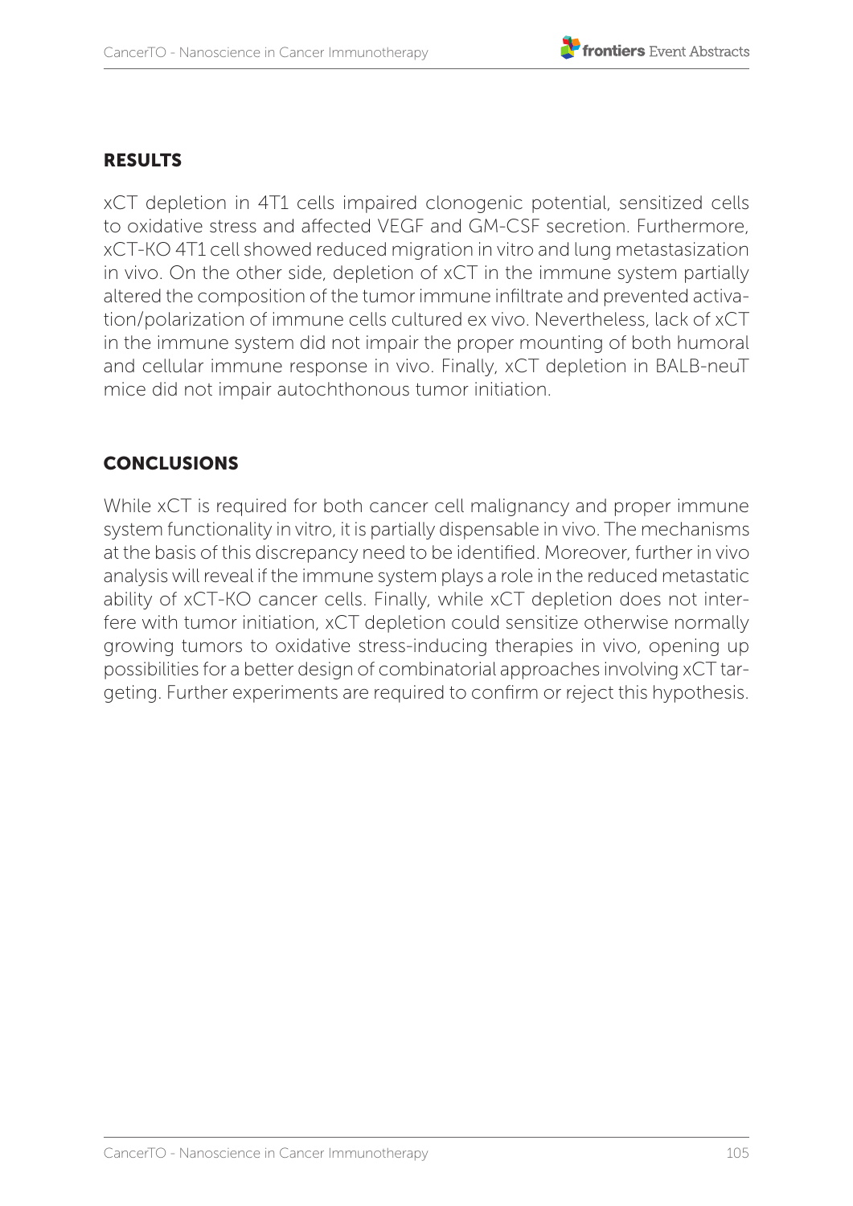## RESULTS

xCT depletion in 4T1 cells impaired clonogenic potential, sensitized cells to oxidative stress and affected VEGF and GM-CSF secretion. Furthermore, xCT-KO 4T1 cell showed reduced migration in vitro and lung metastasization in vivo. On the other side, depletion of xCT in the immune system partially altered the composition of the tumor immune infiltrate and prevented activation/polarization of immune cells cultured ex vivo. Nevertheless, lack of xCT in the immune system did not impair the proper mounting of both humoral and cellular immune response in vivo. Finally, xCT depletion in BALB-neuT mice did not impair autochthonous tumor initiation.

## CONCLUSIONS

While xCT is required for both cancer cell malignancy and proper immune system functionality in vitro, it is partially dispensable in vivo. The mechanisms at the basis of this discrepancy need to be identified. Moreover, further in vivo analysis will reveal if the immune system plays a role in the reduced metastatic ability of xCT-KO cancer cells. Finally, while xCT depletion does not interfere with tumor initiation, xCT depletion could sensitize otherwise normally growing tumors to oxidative stress-inducing therapies in vivo, opening up possibilities for a better design of combinatorial approaches involving xCT targeting. Further experiments are required to confirm or reject this hypothesis.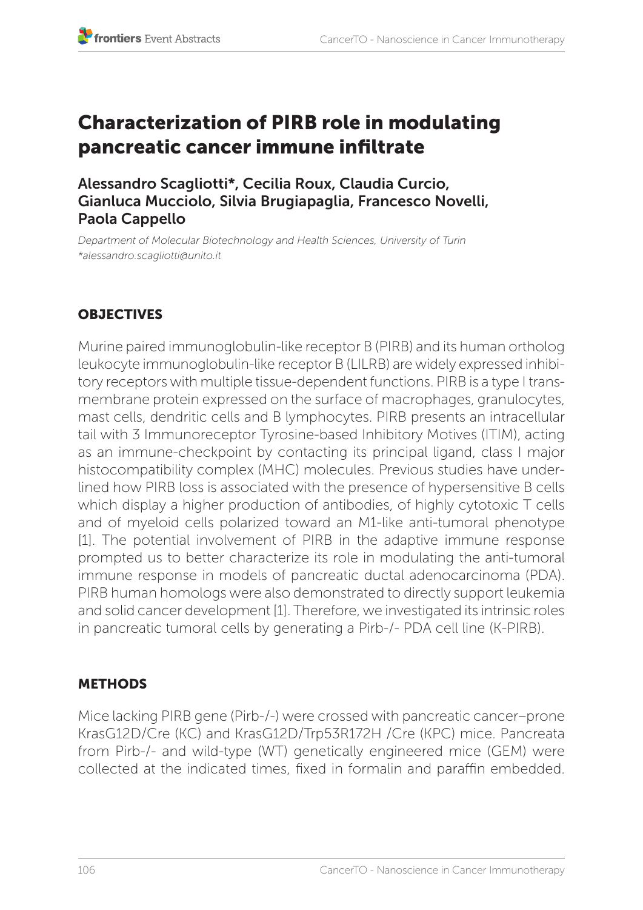# Characterization of PIRB role in modulating pancreatic cancer immune infiltrate

**Alessandro Scagliotti*, Cecilia Roux, Claudia Curcio, Gianluca Mucciolo, Silvia Brugiapaglia, Francesco Novelli, Paola Cappello**

*Department of Molecular Biotechnology and Health Sciences, University of Turin*
*\*alessandro.scagliotti@unito.it*

## OBJECTIVES

Murine paired immunoglobulin-like receptor B (PIRB) and its human ortholog leukocyte immunoglobulin-like receptor B (LILRB) are widely expressed inhibitory receptors with multiple tissue-dependent functions. PIRB is a type I transmembrane protein expressed on the surface of macrophages, granulocytes, mast cells, dendritic cells and B lymphocytes. PIRB presents an intracellular tail with 3 Immunoreceptor Tyrosine-based Inhibitory Motives (ITIM), acting as an immune-checkpoint by contacting its principal ligand, class I major histocompatibility complex (MHC) molecules. Previous studies have underlined how PIRB loss is associated with the presence of hypersensitive B cells which display a higher production of antibodies, of highly cytotoxic T cells and of myeloid cells polarized toward an M1-like anti-tumoral phenotype [1]. The potential involvement of PIRB in the adaptive immune response prompted us to better characterize its role in modulating the anti-tumoral immune response in models of pancreatic ductal adenocarcinoma (PDA). PIRB human homologs were also demonstrated to directly support leukemia and solid cancer development [1]. Therefore, we investigated its intrinsic roles in pancreatic tumoral cells by generating a Pirb-/- PDA cell line (K-PIRB).

## METHODS

Mice lacking PIRB gene (Pirb-/-) were crossed with pancreatic cancer–prone KrasG12D/Cre (KC) and KrasG12D/Trp53R172H /Cre (KPC) mice. Pancreata from Pirb-/- and wild-type (WT) genetically engineered mice (GEM) were collected at the indicated times, fixed in formalin and paraffin embedded.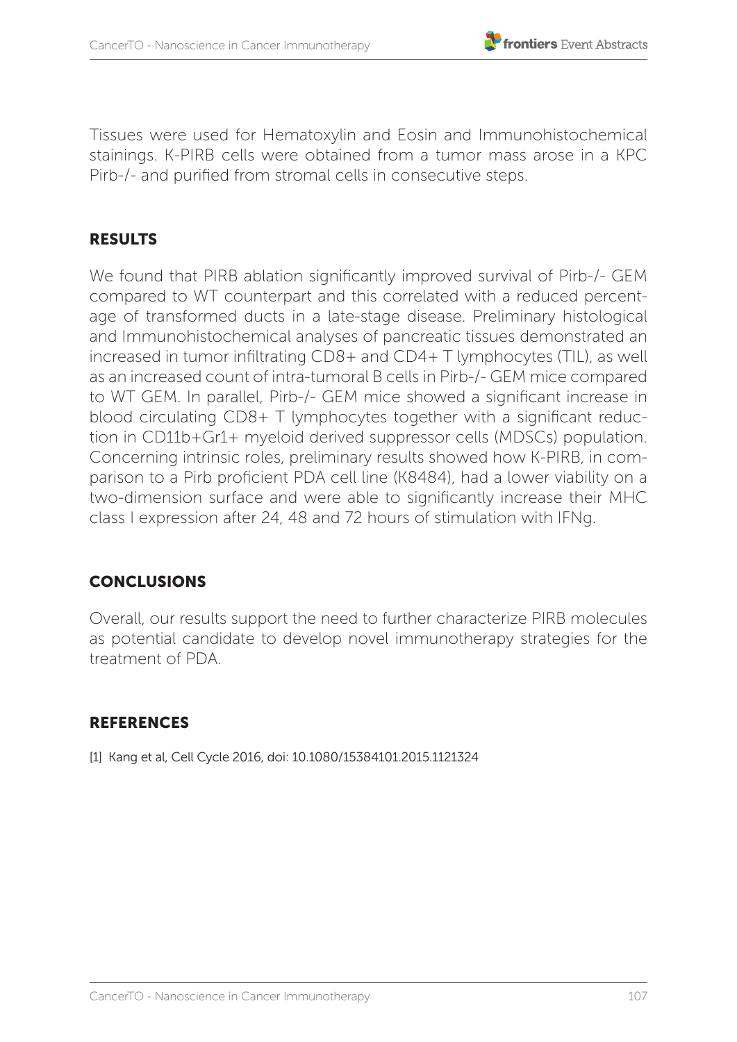Tissues were used for Hematoxylin and Eosin and Immunohistochemical stainings. K-PIRB cells were obtained from a tumor mass arose in a KPC Pirb-/- and purified from stromal cells in consecutive steps.

## RESULTS

We found that PIRB ablation significantly improved survival of Pirb-/- GEM compared to WT counterpart and this correlated with a reduced percentage of transformed ducts in a late-stage disease. Preliminary histological and Immunohistochemical analyses of pancreatic tissues demonstrated an increased in tumor infiltrating CD8+ and CD4+ T lymphocytes (TIL), as well as an increased count of intra-tumoral B cells in Pirb-/- GEM mice compared to WT GEM. In parallel, Pirb-/- GEM mice showed a significant increase in blood circulating CD8+ T lymphocytes together with a significant reduction in CD11b+Gr1+ myeloid derived suppressor cells (MDSCs) population. Concerning intrinsic roles, preliminary results showed how K-PIRB, in comparison to a Pirb proficient PDA cell line (K8484), had a lower viability on a two-dimension surface and were able to significantly increase their MHC class I expression after 24, 48 and 72 hours of stimulation with IFNg.

## CONCLUSIONS

Overall, our results support the need to further characterize PIRB molecules as potential candidate to develop novel immunotherapy strategies for the treatment of PDA.

## REFERENCES

[1] Kang et al, Cell Cycle 2016, doi: 10.1080/15384101.2015.1121324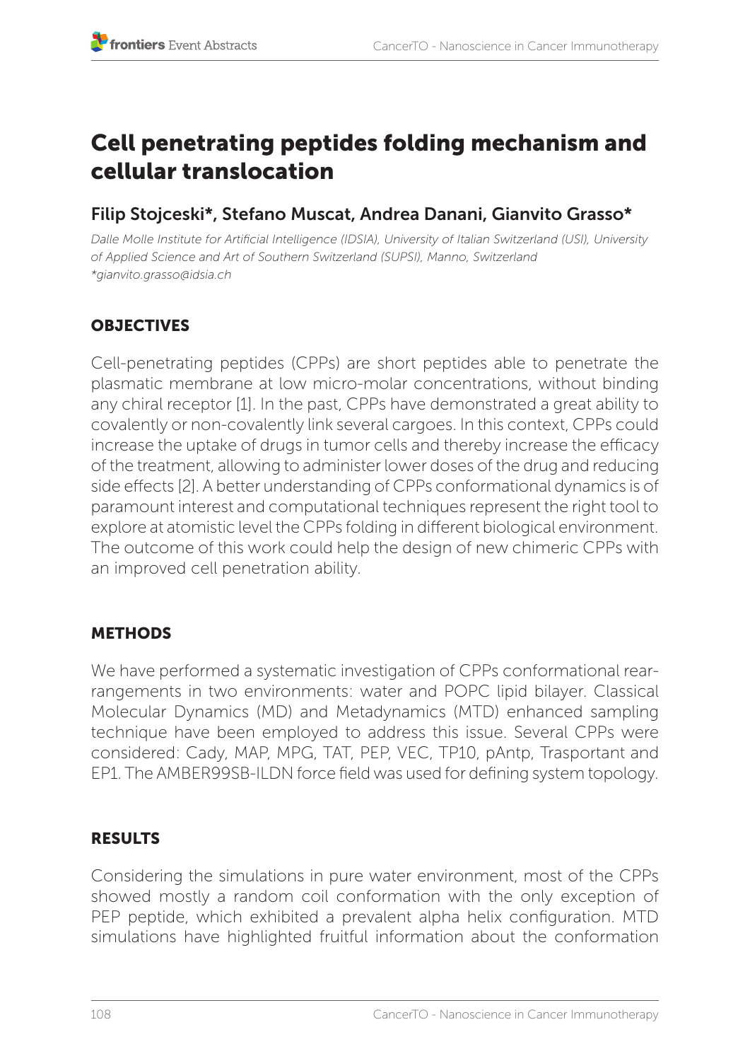# Cell penetrating peptides folding mechanism and cellular translocation

## Filip Stojceski*, Stefano Muscat, Andrea Danani, Gianvito Grasso*

*Dalle Molle Institute for Artificial Intelligence (IDSIA), University of Italian Switzerland (USI), University of Applied Science and Art of Southern Switzerland (SUPSI), Manno, Switzerland*
*\*gianvito.grasso@idsia.ch*

### OBJECTIVES

Cell-penetrating peptides (CPPs) are short peptides able to penetrate the plasmatic membrane at low micro-molar concentrations, without binding any chiral receptor [1]. In the past, CPPs have demonstrated a great ability to covalently or non-covalently link several cargoes. In this context, CPPs could increase the uptake of drugs in tumor cells and thereby increase the efficacy of the treatment, allowing to administer lower doses of the drug and reducing side effects [2]. A better understanding of CPPs conformational dynamics is of paramount interest and computational techniques represent the right tool to explore at atomistic level the CPPs folding in different biological environment. The outcome of this work could help the design of new chimeric CPPs with an improved cell penetration ability.

### METHODS

We have performed a systematic investigation of CPPs conformational rearrangements in two environments: water and POPC lipid bilayer. Classical Molecular Dynamics (MD) and Metadynamics (MTD) enhanced sampling technique have been employed to address this issue. Several CPPs were considered: Cady, MAP, MPG, TAT, PEP, VEC, TP10, pAntp, Trasportant and EP1. The AMBER99SB-ILDN force field was used for defining system topology.

### RESULTS

Considering the simulations in pure water environment, most of the CPPs showed mostly a random coil conformation with the only exception of PEP peptide, which exhibited a prevalent alpha helix configuration. MTD simulations have highlighted fruitful information about the conformation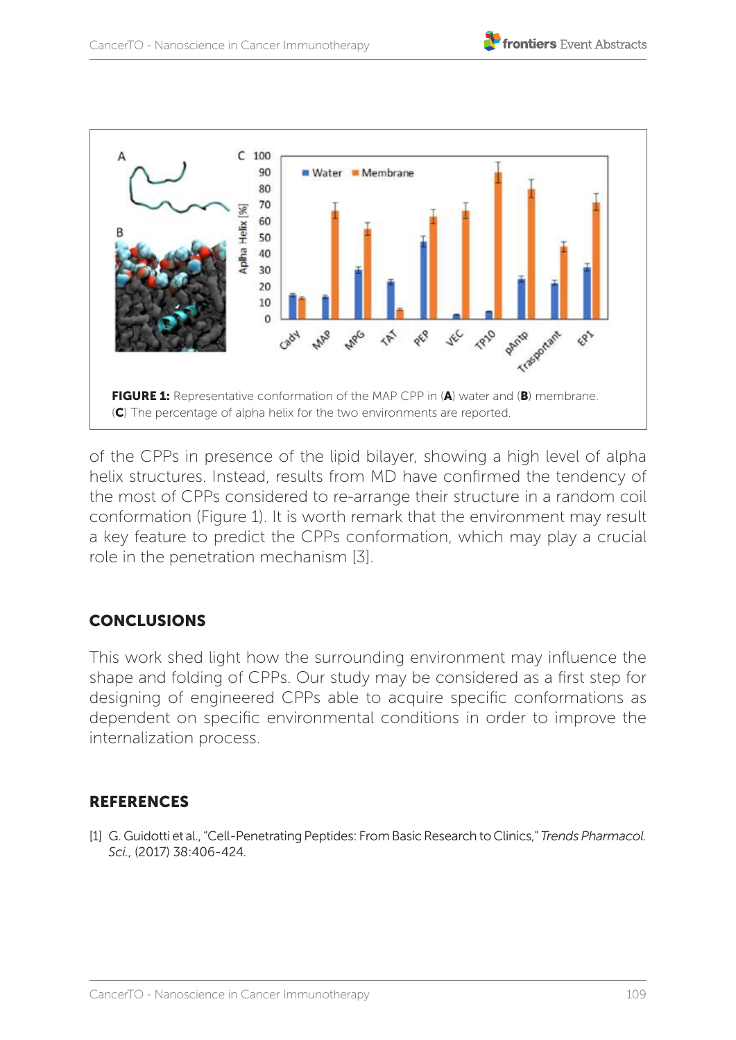**FIGURE 1:** Representative conformation of the MAP CPP in (**A**) water and (**B**) membrane. (**C**) The percentage of alpha helix for the two environments are reported.

of the CPPs in presence of the lipid bilayer, showing a high level of alpha helix structures. Instead, results from MD have confirmed the tendency of the most of CPPs considered to re-arrange their structure in a random coil conformation (Figure 1). It is worth remark that the environment may result a key feature to predict the CPPs conformation, which may play a crucial role in the penetration mechanism [3].

## CONCLUSIONS

This work shed light how the surrounding environment may influence the shape and folding of CPPs. Our study may be considered as a first step for designing of engineered CPPs able to acquire specific conformations as dependent on specific environmental conditions in order to improve the internalization process.

## REFERENCES

[1] G. Guidotti et al., "Cell-Penetrating Peptides: From Basic Research to Clinics," *Trends Pharmacol. Sci.*, (2017) 38:406-424.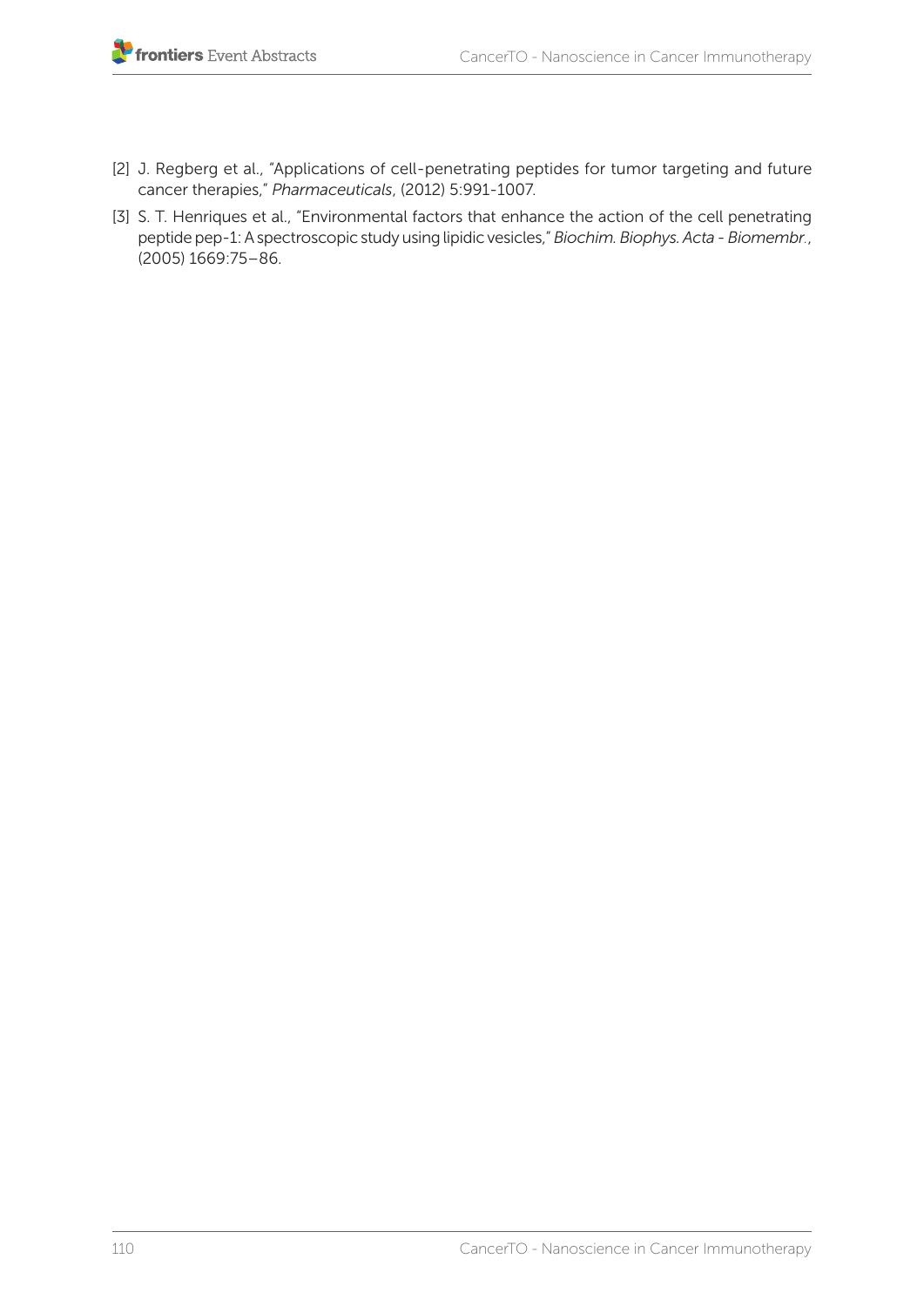[2] J. Regberg et al., "Applications of cell-penetrating peptides for tumor targeting and future cancer therapies," *Pharmaceuticals*, (2012) 5:991-1007.

[3] S. T. Henriques et al., "Environmental factors that enhance the action of the cell penetrating peptide pep-1: A spectroscopic study using lipidic vesicles," *Biochim. Biophys. Acta - Biomembr.*, (2005) 1669:75–86.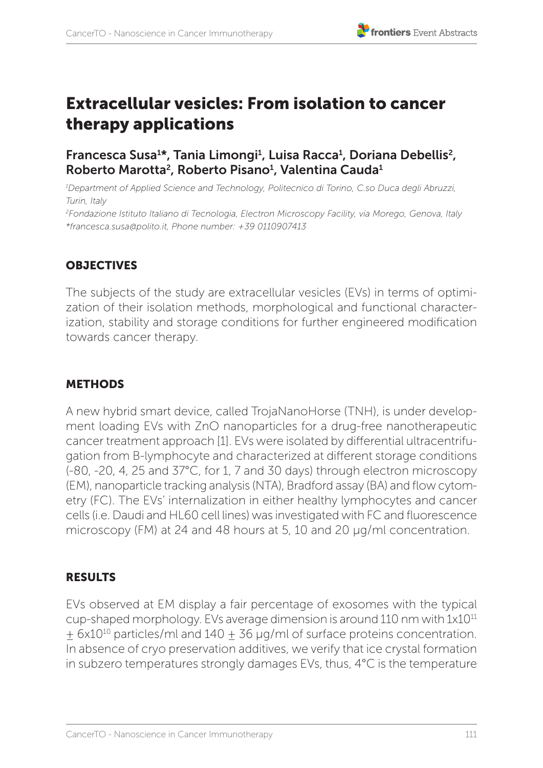# Extracellular vesicles: From isolation to cancer therapy applications

**Francesca Susa[1]*, Tania Limongi[1], Luisa Racca[1], Doriana Debellis[2], Roberto Marotta[2], Roberto Pisano[1], Valentina Cauda[1]**

*[1]Department of Applied Science and Technology, Politecnico di Torino, C.so Duca degli Abruzzi, Turin, Italy*

*[2]Fondazione Istituto Italiano di Tecnologia, Electron Microscopy Facility, via Morego, Genova, Italy*

**francesca.susa@polito.it, Phone number: +39 0110907413*

## OBJECTIVES

The subjects of the study are extracellular vesicles (EVs) in terms of optimization of their isolation methods, morphological and functional characterization, stability and storage conditions for further engineered modification towards cancer therapy.

## METHODS

A new hybrid smart device, called TrojaNanoHorse (TNH), is under development loading EVs with ZnO nanoparticles for a drug-free nanotherapeutic cancer treatment approach [1]. EVs were isolated by differential ultracentrifugation from B-lymphocyte and characterized at different storage conditions (-80, -20, 4, 25 and 37°C, for 1, 7 and 30 days) through electron microscopy (EM), nanoparticle tracking analysis (NTA), Bradford assay (BA) and flow cytometry (FC). The EVs' internalization in either healthy lymphocytes and cancer cells (i.e. Daudi and HL60 cell lines) was investigated with FC and fluorescence microscopy (FM) at 24 and 48 hours at 5, 10 and 20 μg/ml concentration.

## RESULTS

EVs observed at EM display a fair percentage of exosomes with the typical cup-shaped morphology. EVs average dimension is around 110 nm with $1 \times 10^{11} \pm 6 \times 10^{10}$ particles/ml and $140 \pm 36$ μg/ml of surface proteins concentration. In absence of cryo preservation additives, we verify that ice crystal formation in subzero temperatures strongly damages EVs, thus, 4°C is the temperature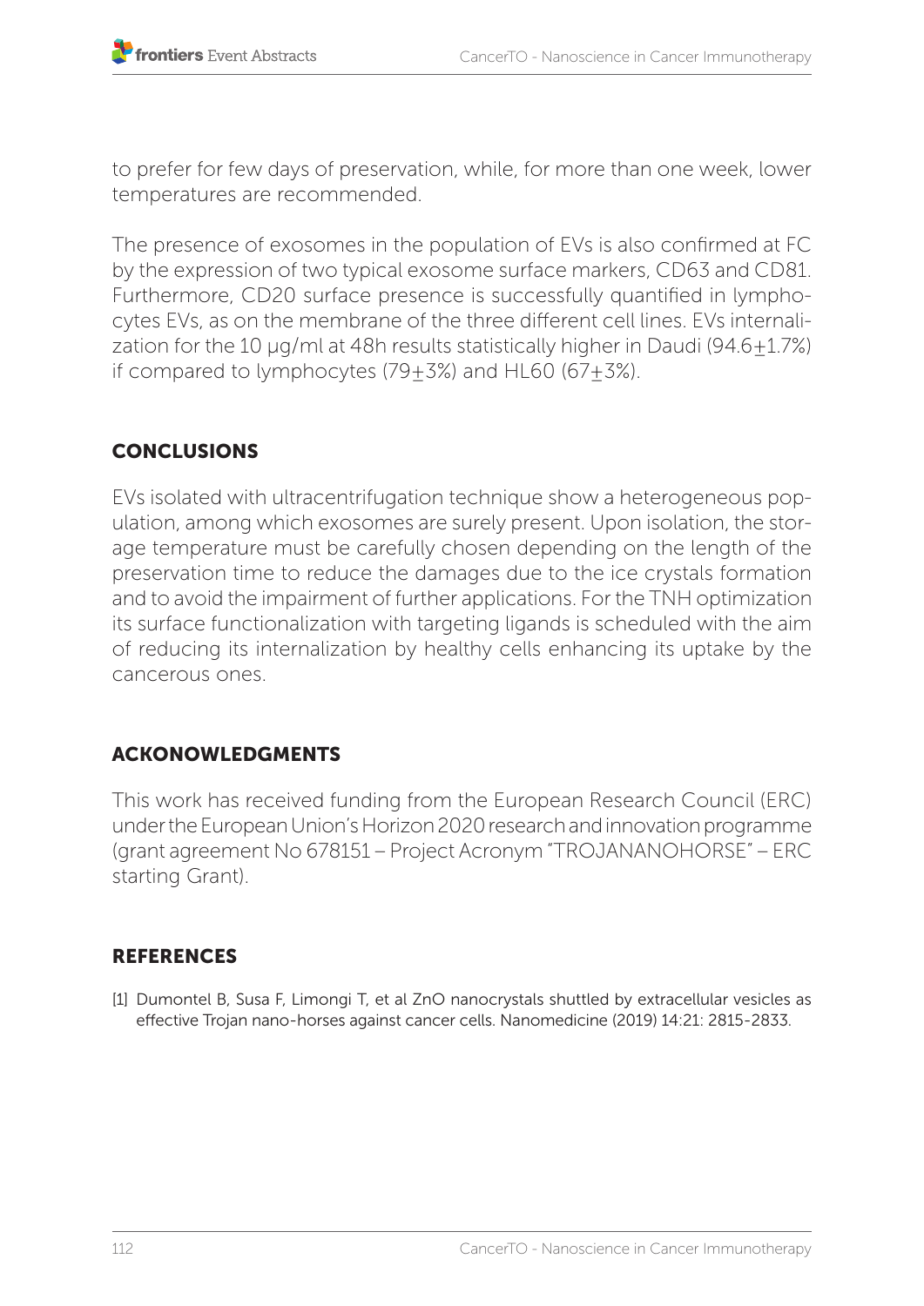to prefer for few days of preservation, while, for more than one week, lower temperatures are recommended.

The presence of exosomes in the population of EVs is also confirmed at FC by the expression of two typical exosome surface markers, CD63 and CD81. Furthermore, CD20 surface presence is successfully quantified in lymphocytes EVs, as on the membrane of the three different cell lines. EVs internalization for the 10 µg/ml at 48h results statistically higher in Daudi (94.6$\pm$1.7%) if compared to lymphocytes (79$\pm$3%) and HL60 (67$\pm$3%).

## CONCLUSIONS

EVs isolated with ultracentrifugation technique show a heterogeneous population, among which exosomes are surely present. Upon isolation, the storage temperature must be carefully chosen depending on the length of the preservation time to reduce the damages due to the ice crystals formation and to avoid the impairment of further applications. For the TNH optimization its surface functionalization with targeting ligands is scheduled with the aim of reducing its internalization by healthy cells enhancing its uptake by the cancerous ones.

## ACKONOWLEDGMENTS

This work has received funding from the European Research Council (ERC) under the European Union's Horizon 2020 research and innovation programme (grant agreement No 678151 – Project Acronym "TROJANANOHORSE" – ERC starting Grant).

## REFERENCES

[1] Dumontel B, Susa F, Limongi T, et al ZnO nanocrystals shuttled by extracellular vesicles as effective Trojan nano-horses against cancer cells. Nanomedicine (2019) 14:21: 2815-2833.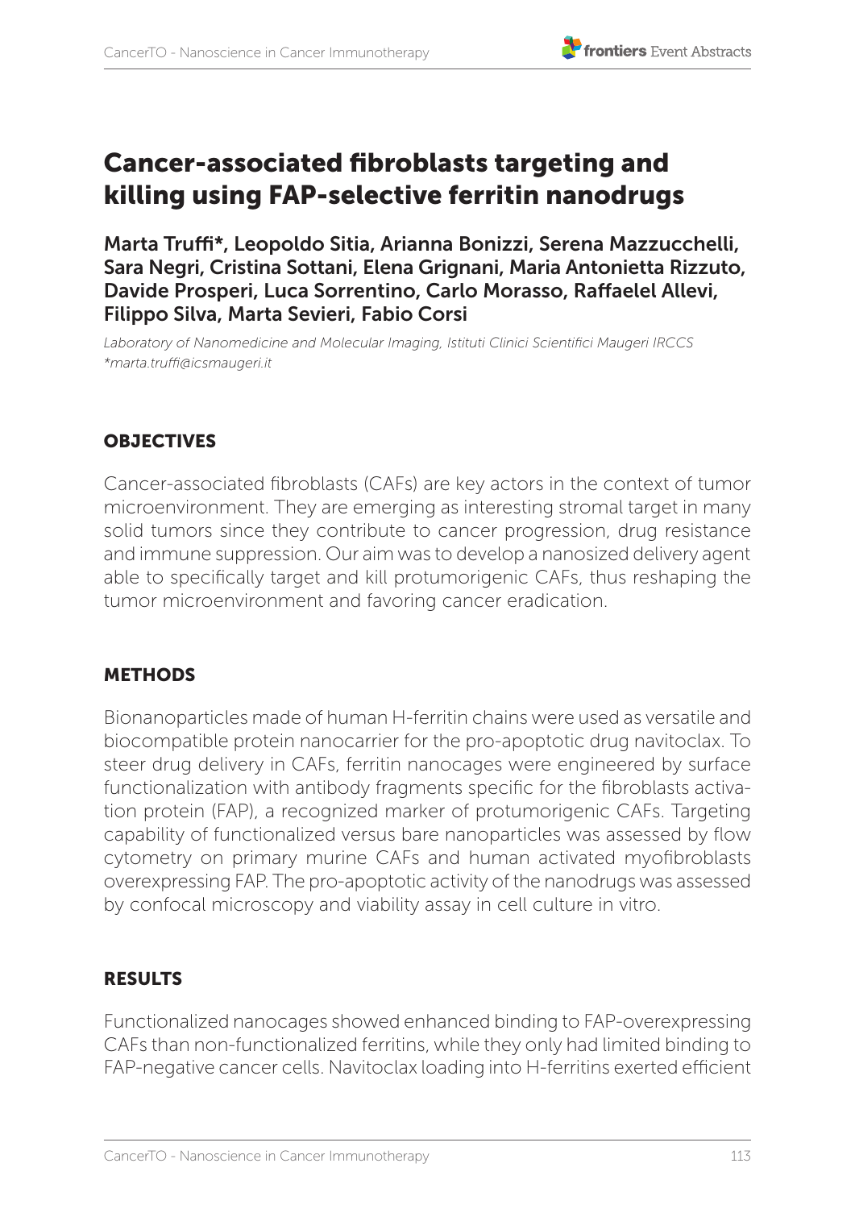# Cancer-associated fibroblasts targeting and killing using FAP-selective ferritin nanodrugs

**Marta Truffi\*, Leopoldo Sitia, Arianna Bonizzi, Serena Mazzucchelli, Sara Negri, Cristina Sottani, Elena Grignani, Maria Antonietta Rizzuto, Davide Prosperi, Luca Sorrentino, Carlo Morasso, Raffaelel Allevi, Filippo Silva, Marta Sevieri, Fabio Corsi**

*Laboratory of Nanomedicine and Molecular Imaging, Istituti Clinici Scientifici Maugeri IRCCS*
*\*marta.truffi@icsmaugeri.it*

## OBJECTIVES

Cancer-associated fibroblasts (CAFs) are key actors in the context of tumor microenvironment. They are emerging as interesting stromal target in many solid tumors since they contribute to cancer progression, drug resistance and immune suppression. Our aim was to develop a nanosized delivery agent able to specifically target and kill protumorigenic CAFs, thus reshaping the tumor microenvironment and favoring cancer eradication.

## METHODS

Bionanoparticles made of human H-ferritin chains were used as versatile and biocompatible protein nanocarrier for the pro-apoptotic drug navitoclax. To steer drug delivery in CAFs, ferritin nanocages were engineered by surface functionalization with antibody fragments specific for the fibroblasts activation protein (FAP), a recognized marker of protumorigenic CAFs. Targeting capability of functionalized versus bare nanoparticles was assessed by flow cytometry on primary murine CAFs and human activated myofibroblasts overexpressing FAP. The pro-apoptotic activity of the nanodrugs was assessed by confocal microscopy and viability assay in cell culture in vitro.

## RESULTS

Functionalized nanocages showed enhanced binding to FAP-overexpressing CAFs than non-functionalized ferritins, while they only had limited binding to FAP-negative cancer cells. Navitoclax loading into H-ferritins exerted efficient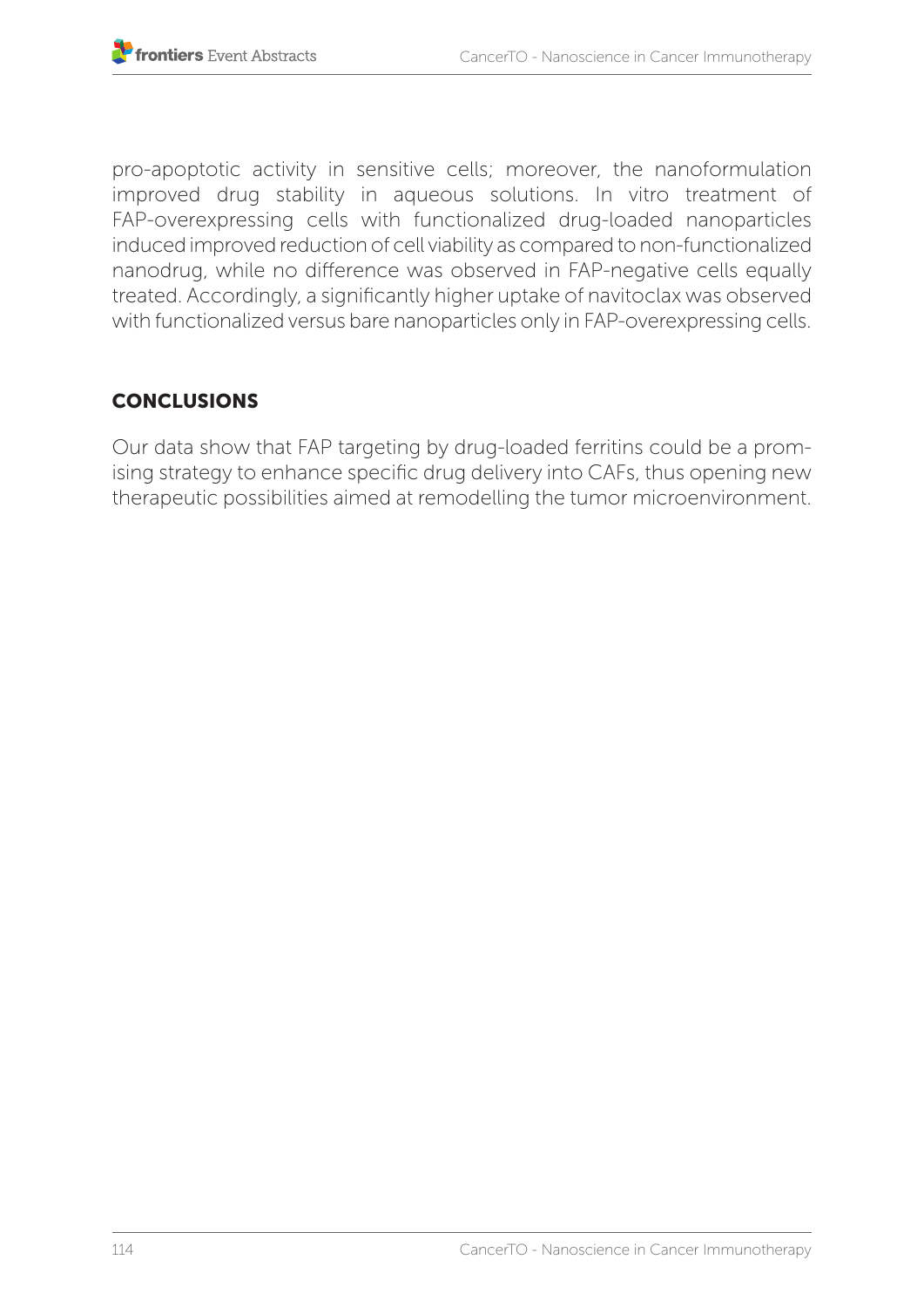pro-apoptotic activity in sensitive cells; moreover, the nanoformulation improved drug stability in aqueous solutions. In vitro treatment of FAP-overexpressing cells with functionalized drug-loaded nanoparticles induced improved reduction of cell viability as compared to non-functionalized nanodrug, while no difference was observed in FAP-negative cells equally treated. Accordingly, a significantly higher uptake of navitoclax was observed with functionalized versus bare nanoparticles only in FAP-overexpressing cells.

## CONCLUSIONS

Our data show that FAP targeting by drug-loaded ferritins could be a promising strategy to enhance specific drug delivery into CAFs, thus opening new therapeutic possibilities aimed at remodelling the tumor microenvironment.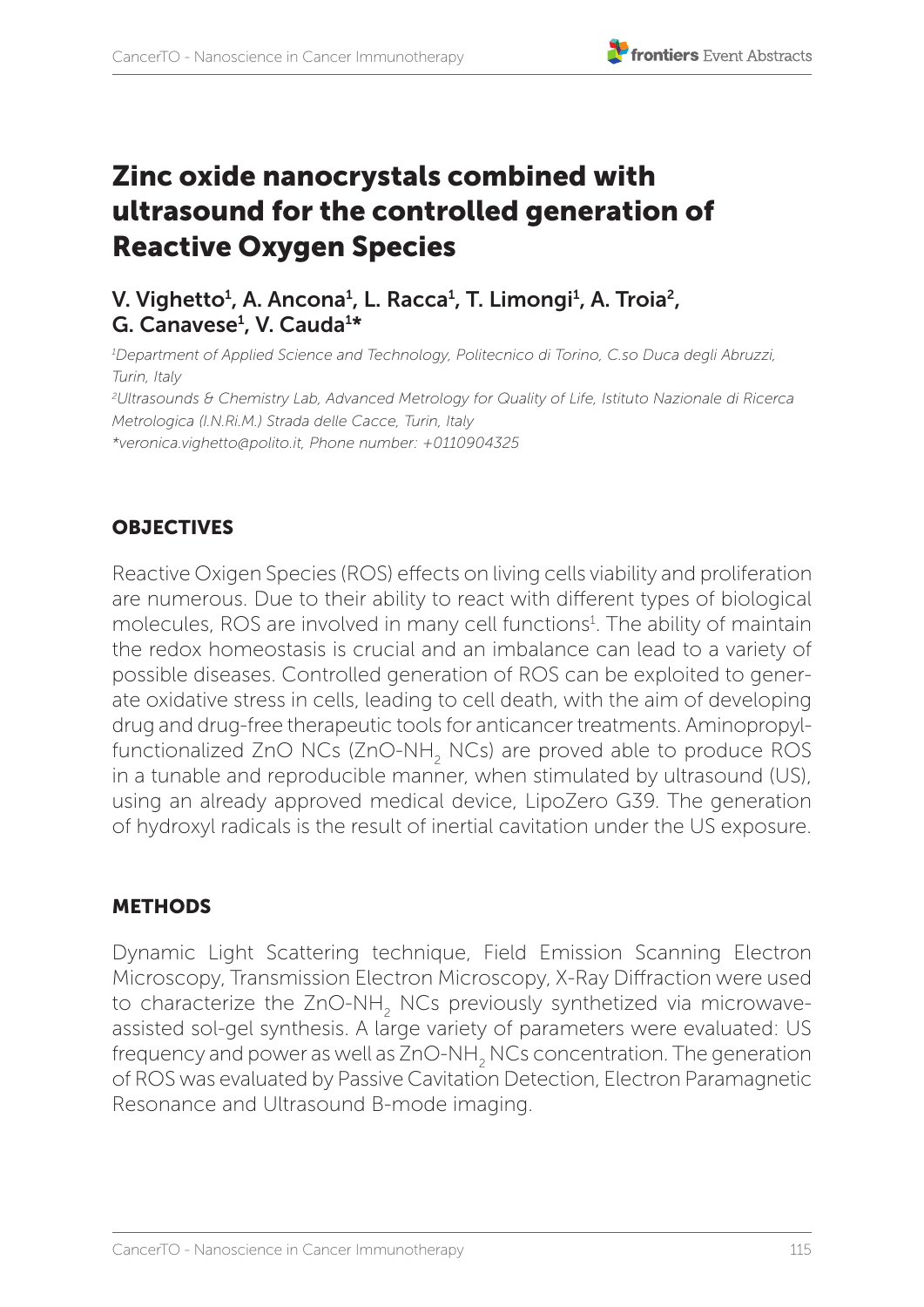# Zinc oxide nanocrystals combined with ultrasound for the controlled generation of Reactive Oxygen Species

**V. Vighetto[1], A. Ancona[1], L. Racca[1], T. Limongi[1], A. Troia[2], G. Canavese[1], V. Cauda[1]***

*[1]Department of Applied Science and Technology, Politecnico di Torino, C.so Duca degli Abruzzi, Turin, Italy*

*[2]Ultrasounds & Chemistry Lab, Advanced Metrology for Quality of Life, Istituto Nazionale di Ricerca Metrologica (I.N.Ri.M.) Strada delle Cacce, Turin, Italy*

*\*veronica.vighetto@polito.it, Phone number: +0110904325*

## OBJECTIVES

Reactive Oxigen Species (ROS) effects on living cells viability and proliferation are numerous. Due to their ability to react with different types of biological molecules, ROS are involved in many cell functions[1]. The ability of maintain the redox homeostasis is crucial and an imbalance can lead to a variety of possible diseases. Controlled generation of ROS can be exploited to generate oxidative stress in cells, leading to cell death, with the aim of developing drug and drug-free therapeutic tools for anticancer treatments. Aminopropyl-functionalized ZnO NCs (ZnO-$NH_2$ NCs) are proved able to produce ROS in a tunable and reproducible manner, when stimulated by ultrasound (US), using an already approved medical device, LipoZero G39. The generation of hydroxyl radicals is the result of inertial cavitation under the US exposure.

## METHODS

Dynamic Light Scattering technique, Field Emission Scanning Electron Microscopy, Transmission Electron Microscopy, X-Ray Diffraction were used to characterize the ZnO-$NH_2$ NCs previously synthetized via microwave-assisted sol-gel synthesis. A large variety of parameters were evaluated: US frequency and power as well as ZnO-$NH_2$ NCs concentration. The generation of ROS was evaluated by Passive Cavitation Detection, Electron Paramagnetic Resonance and Ultrasound B-mode imaging.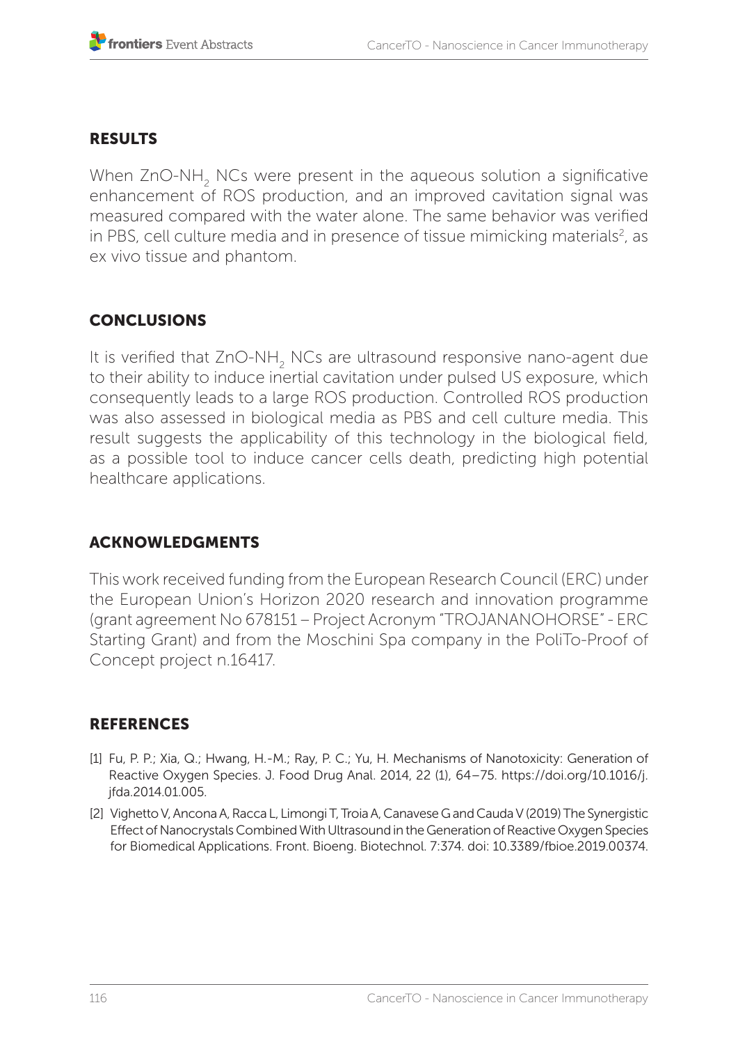## RESULTS

When ZnO-$NH_2$ NCs were present in the aqueous solution a significative enhancement of ROS production, and an improved cavitation signal was measured compared with the water alone. The same behavior was verified in PBS, cell culture media and in presence of tissue mimicking materials[2], as ex vivo tissue and phantom.

## CONCLUSIONS

It is verified that ZnO-$NH_2$ NCs are ultrasound responsive nano-agent due to their ability to induce inertial cavitation under pulsed US exposure, which consequently leads to a large ROS production. Controlled ROS production was also assessed in biological media as PBS and cell culture media. This result suggests the applicability of this technology in the biological field, as a possible tool to induce cancer cells death, predicting high potential healthcare applications.

## ACKNOWLEDGMENTS

This work received funding from the European Research Council (ERC) under the European Union's Horizon 2020 research and innovation programme (grant agreement No 678151 – Project Acronym "TROJANANOHORSE" - ERC Starting Grant) and from the Moschini Spa company in the PoliTo-Proof of Concept project n.16417.

## REFERENCES

[1] Fu, P. P.; Xia, Q.; Hwang, H.-M.; Ray, P. C.; Yu, H. Mechanisms of Nanotoxicity: Generation of Reactive Oxygen Species. J. Food Drug Anal. 2014, 22 (1), 64–75. https://doi.org/10.1016/j.jfda.2014.01.005.

[2] Vighetto V, Ancona A, Racca L, Limongi T, Troia A, Canavese G and Cauda V (2019) The Synergistic Effect of Nanocrystals Combined With Ultrasound in the Generation of Reactive Oxygen Species for Biomedical Applications. Front. Bioeng. Biotechnol. 7:374. doi: 10.3389/fbioe.2019.00374.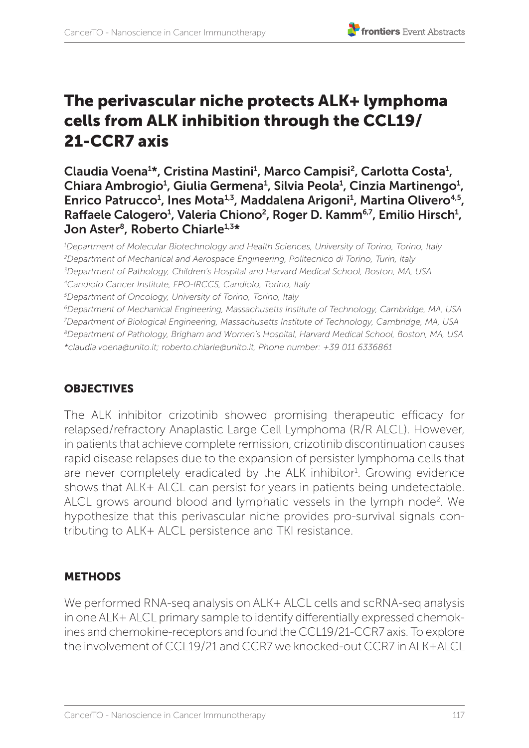# The perivascular niche protects ALK+ lymphoma cells from ALK inhibition through the CCL19/21-CCR7 axis

**Claudia Voena[1]\*, Cristina Mastini[1], Marco Campisi[2], Carlotta Costa[1], Chiara Ambrogio[1], Giulia Germena[1], Silvia Peola[1], Cinzia Martinengo[1], Enrico Patrucco[1], Ines Mota[1,3], Maddalena Arigoni[1], Martina Olivero[4,5], Raffaele Calogero[1], Valeria Chiono[2], Roger D. Kamm[6,7], Emilio Hirsch[1], Jon Aster[8], Roberto Chiarle[1,3]\***

*[1]Department of Molecular Biotechnology and Health Sciences, University of Torino, Torino, Italy*
*[2]Department of Mechanical and Aerospace Engineering, Politecnico di Torino, Turin, Italy*
*[3]Department of Pathology, Children's Hospital and Harvard Medical School, Boston, MA, USA*
*[4]Candiolo Cancer Institute, FPO-IRCCS, Candiolo, Torino, Italy*
*[5]Department of Oncology, University of Torino, Torino, Italy*
*[6]Department of Mechanical Engineering, Massachusetts Institute of Technology, Cambridge, MA, USA*
*[7]Department of Biological Engineering, Massachusetts Institute of Technology, Cambridge, MA, USA*
*[8]Department of Pathology, Brigham and Women's Hospital, Harvard Medical School, Boston, MA, USA*
*\*claudia.voena@unito.it; roberto.chiarle@unito.it, Phone number: +39 011 6336861*

## OBJECTIVES

The ALK inhibitor crizotinib showed promising therapeutic efficacy for relapsed/refractory Anaplastic Large Cell Lymphoma (R/R ALCL). However, in patients that achieve complete remission, crizotinib discontinuation causes rapid disease relapses due to the expansion of persister lymphoma cells that are never completely eradicated by the ALK inhibitor[1]. Growing evidence shows that ALK+ ALCL can persist for years in patients being undetectable. ALCL grows around blood and lymphatic vessels in the lymph node[2]. We hypothesize that this perivascular niche provides pro-survival signals contributing to ALK+ ALCL persistence and TKI resistance.

## METHODS

We performed RNA-seq analysis on ALK+ ALCL cells and scRNA-seq analysis in one ALK+ ALCL primary sample to identify differentially expressed chemokines and chemokine-receptors and found the CCL19/21-CCR7 axis. To explore the involvement of CCL19/21 and CCR7 we knocked-out CCR7 in ALK+ALCL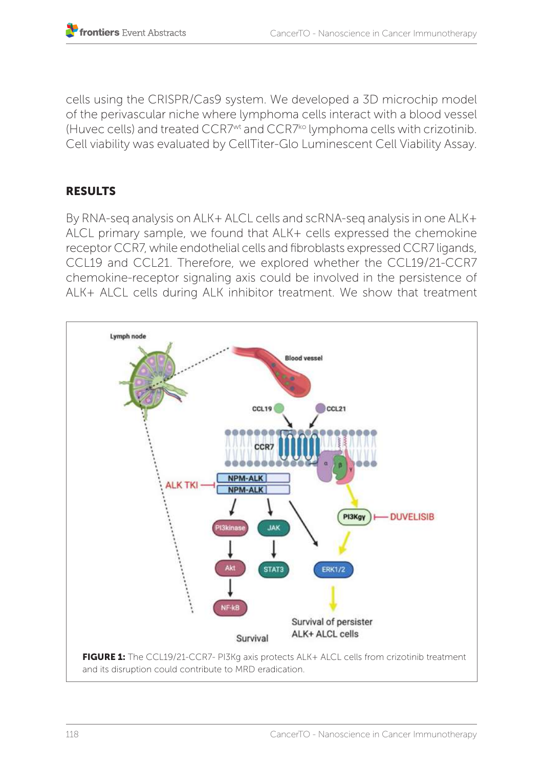cells using the CRISPR/Cas9 system. We developed a 3D microchip model of the perivascular niche where lymphoma cells interact with a blood vessel (Huvec cells) and treated CCR7[wt] and CCR7[ko] lymphoma cells with crizotinib. Cell viability was evaluated by CellTiter-Glo Luminescent Cell Viability Assay.

## RESULTS

By RNA-seq analysis on ALK+ ALCL cells and scRNA-seq analysis in one ALK+ ALCL primary sample, we found that ALK+ cells expressed the chemokine receptor CCR7, while endothelial cells and fibroblasts expressed CCR7 ligands, CCL19 and CCL21. Therefore, we explored whether the CCL19/21-CCR7 chemokine-receptor signaling axis could be involved in the persistence of ALK+ ALCL cells during ALK inhibitor treatment. We show that treatment

**FIGURE 1:** The CCL19/21-CCR7- PI3Kg axis protects ALK+ ALCL cells from crizotinib treatment and its disruption could contribute to MRD eradication.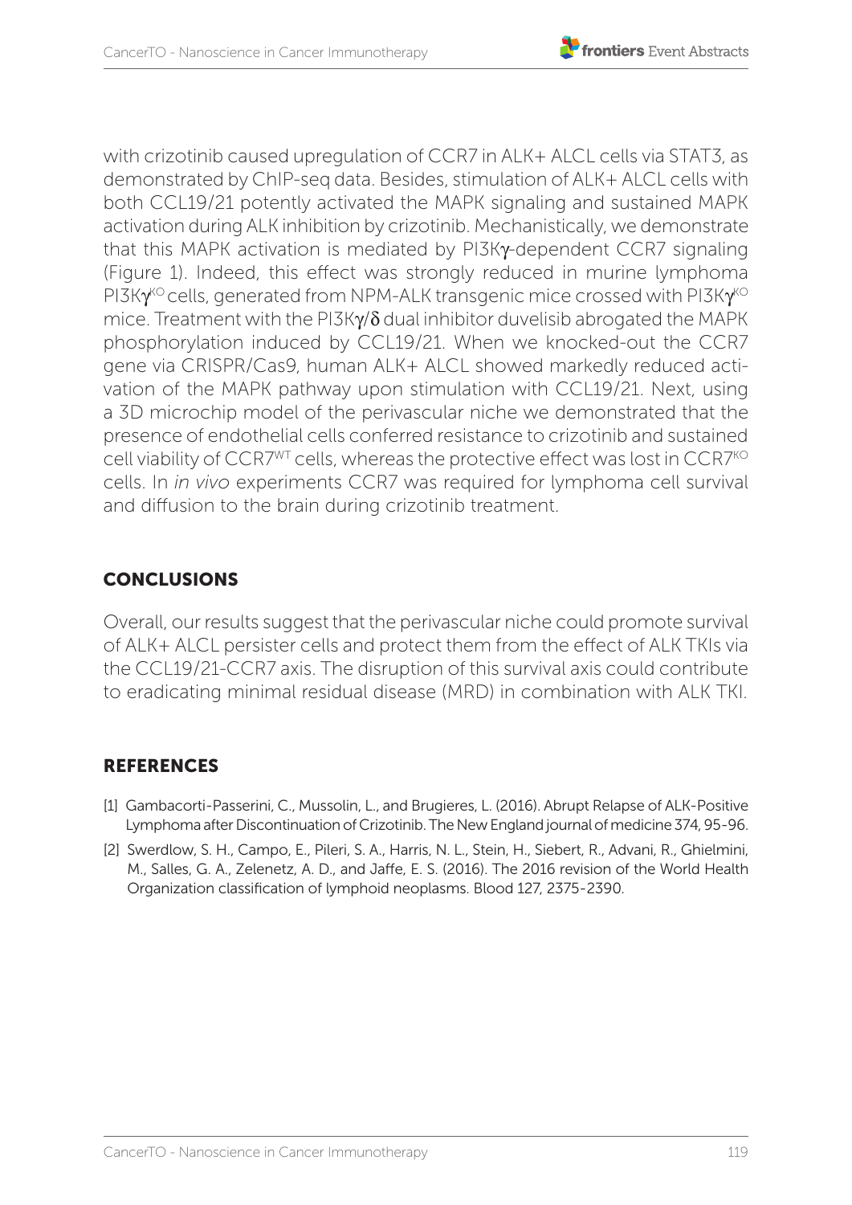with crizotinib caused upregulation of CCR7 in ALK+ ALCL cells via STAT3, as demonstrated by ChIP-seq data. Besides, stimulation of ALK+ ALCL cells with both CCL19/21 potently activated the MAPK signaling and sustained MAPK activation during ALK inhibition by crizotinib. Mechanistically, we demonstrate that this MAPK activation is mediated by PI3Kγ-dependent CCR7 signaling (Figure 1). Indeed, this effect was strongly reduced in murine lymphoma PI3Kγ$^{KO}$ cells, generated from NPM-ALK transgenic mice crossed with PI3Kγ$^{KO}$ mice. Treatment with the PI3Kγ/δ dual inhibitor duvelisib abrogated the MAPK phosphorylation induced by CCL19/21. When we knocked-out the CCR7 gene via CRISPR/Cas9, human ALK+ ALCL showed markedly reduced activation of the MAPK pathway upon stimulation with CCL19/21. Next, using a 3D microchip model of the perivascular niche we demonstrated that the presence of endothelial cells conferred resistance to crizotinib and sustained cell viability of CCR7$^{WT}$ cells, whereas the protective effect was lost in CCR7$^{KO}$ cells. In *in vivo* experiments CCR7 was required for lymphoma cell survival and diffusion to the brain during crizotinib treatment.

## CONCLUSIONS

Overall, our results suggest that the perivascular niche could promote survival of ALK+ ALCL persister cells and protect them from the effect of ALK TKIs via the CCL19/21-CCR7 axis. The disruption of this survival axis could contribute to eradicating minimal residual disease (MRD) in combination with ALK TKI.

## REFERENCES

[1] Gambacorti-Passerini, C., Mussolin, L., and Brugieres, L. (2016). Abrupt Relapse of ALK-Positive Lymphoma after Discontinuation of Crizotinib. The New England journal of medicine 374, 95-96.

[2] Swerdlow, S. H., Campo, E., Pileri, S. A., Harris, N. L., Stein, H., Siebert, R., Advani, R., Ghielmini, M., Salles, G. A., Zelenetz, A. D., and Jaffe, E. S. (2016). The 2016 revision of the World Health Organization classification of lymphoid neoplasms. Blood 127, 2375-2390.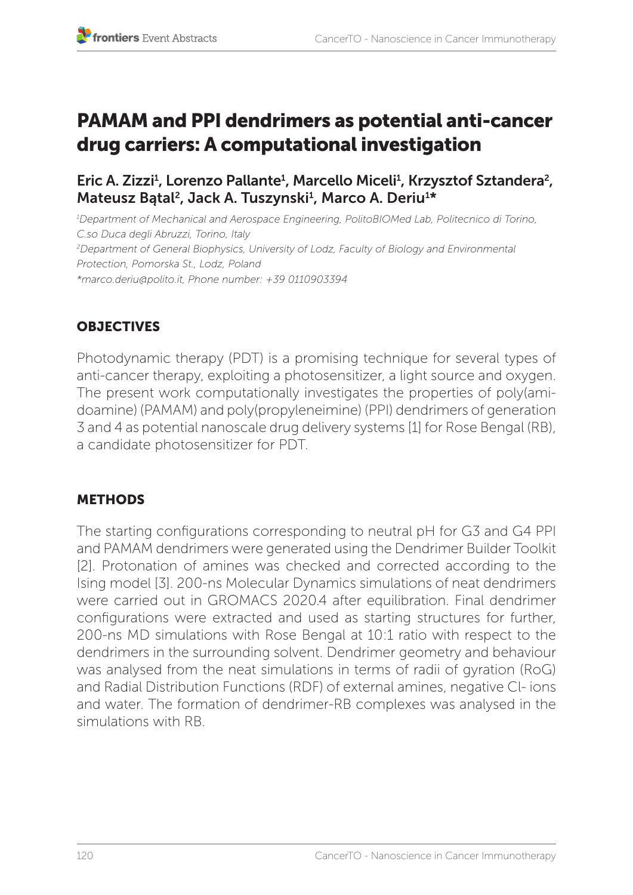# PAMAM and PPI dendrimers as potential anti-cancer drug carriers: A computational investigation

Eric A. Zizzi[1], Lorenzo Pallante[1], Marcello Miceli[1], Krzysztof Sztandera[2], Mateusz Bątal[2], Jack A. Tuszynski[1], Marco A. Deriu[1]*

*[1]Department of Mechanical and Aerospace Engineering, PolitoBIOMed Lab, Politecnico di Torino, C.so Duca degli Abruzzi, Torino, Italy*
*[2]Department of General Biophysics, University of Lodz, Faculty of Biology and Environmental Protection, Pomorska St., Lodz, Poland*
*\*marco.deriu@polito.it, Phone number: +39 0110903394*

## OBJECTIVES

Photodynamic therapy (PDT) is a promising technique for several types of anti-cancer therapy, exploiting a photosensitizer, a light source and oxygen. The present work computationally investigates the properties of poly(amidoamine) (PAMAM) and poly(propyleneimine) (PPI) dendrimers of generation 3 and 4 as potential nanoscale drug delivery systems [1] for Rose Bengal (RB), a candidate photosensitizer for PDT.

## METHODS

The starting configurations corresponding to neutral pH for G3 and G4 PPI and PAMAM dendrimers were generated using the Dendrimer Builder Toolkit [2]. Protonation of amines was checked and corrected according to the Ising model [3]. 200-ns Molecular Dynamics simulations of neat dendrimers were carried out in GROMACS 2020.4 after equilibration. Final dendrimer configurations were extracted and used as starting structures for further, 200-ns MD simulations with Rose Bengal at 10:1 ratio with respect to the dendrimers in the surrounding solvent. Dendrimer geometry and behaviour was analysed from the neat simulations in terms of radii of gyration (RoG) and Radial Distribution Functions (RDF) of external amines, negative Cl- ions and water. The formation of dendrimer-RB complexes was analysed in the simulations with RB.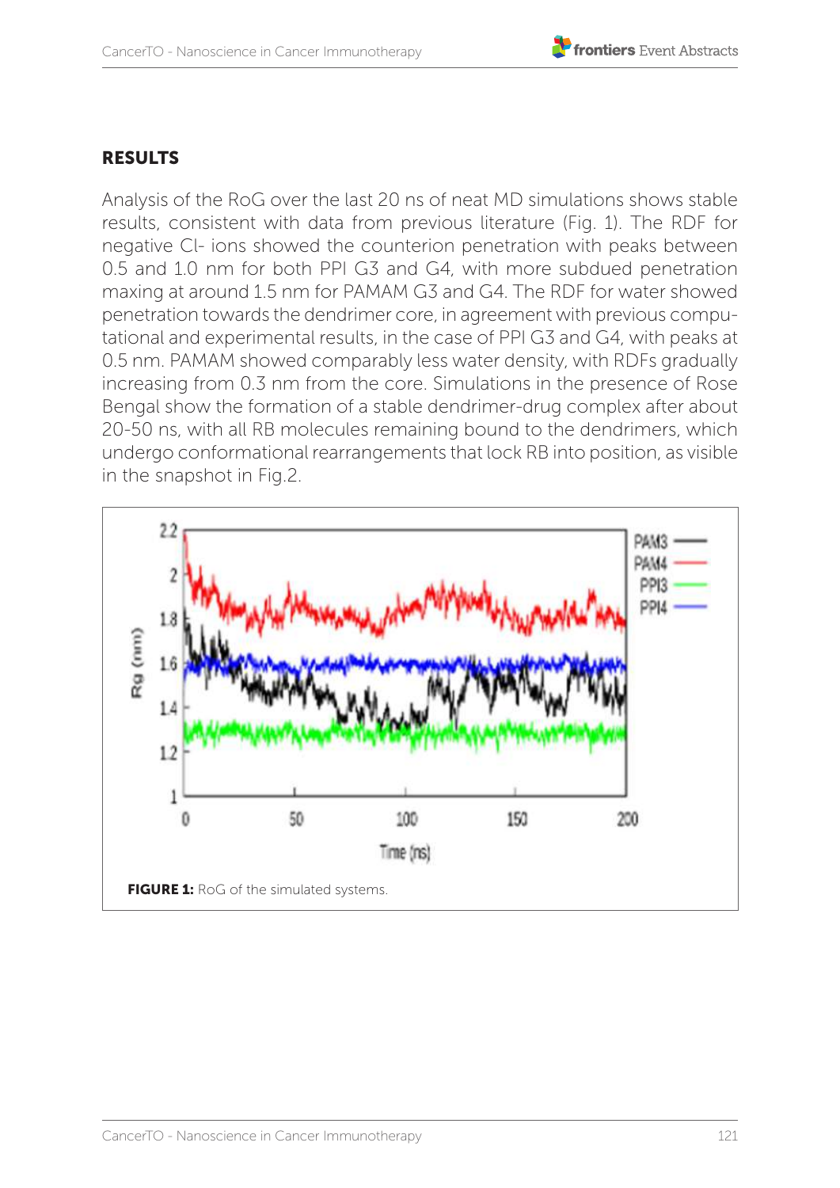## RESULTS

Analysis of the RoG over the last 20 ns of neat MD simulations shows stable results, consistent with data from previous literature (Fig. 1). The RDF for negative Cl- ions showed the counterion penetration with peaks between 0.5 and 1.0 nm for both PPI G3 and G4, with more subdued penetration maxing at around 1.5 nm for PAMAM G3 and G4. The RDF for water showed penetration towards the dendrimer core, in agreement with previous computational and experimental results, in the case of PPI G3 and G4, with peaks at 0.5 nm. PAMAM showed comparably less water density, with RDFs gradually increasing from 0.3 nm from the core. Simulations in the presence of Rose Bengal show the formation of a stable dendrimer-drug complex after about 20-50 ns, with all RB molecules remaining bound to the dendrimers, which undergo conformational rearrangements that lock RB into position, as visible in the snapshot in Fig.2.

**FIGURE 1:** RoG of the simulated systems.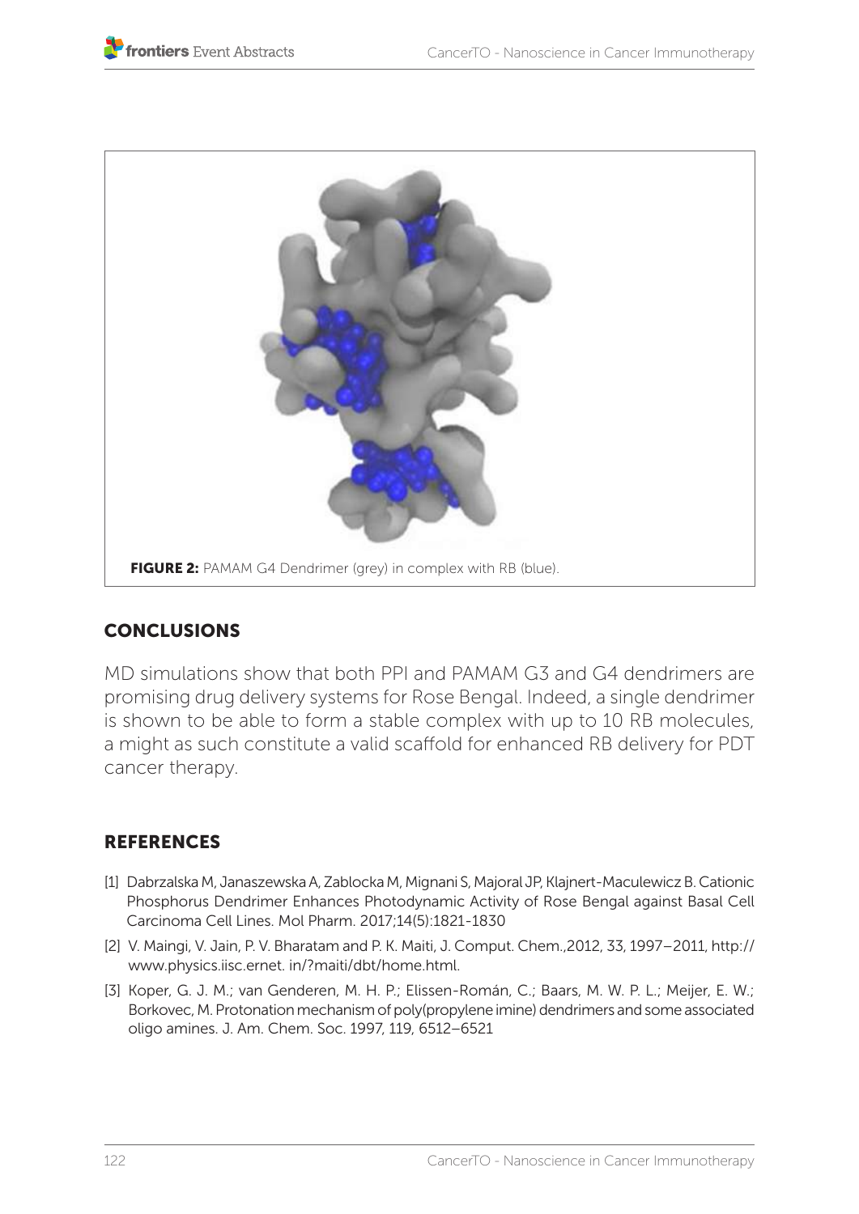FIGURE 2: PAMAM G4 Dendrimer (grey) in complex with RB (blue).

## CONCLUSIONS

MD simulations show that both PPI and PAMAM G3 and G4 dendrimers are promising drug delivery systems for Rose Bengal. Indeed, a single dendrimer is shown to be able to form a stable complex with up to 10 RB molecules, a might as such constitute a valid scaffold for enhanced RB delivery for PDT cancer therapy.

## REFERENCES

[1] Dabrzalska M, Janaszewska A, Zablocka M, Mignani S, Majoral JP, Klajnert-Maculewicz B. Cationic Phosphorus Dendrimer Enhances Photodynamic Activity of Rose Bengal against Basal Cell Carcinoma Cell Lines. Mol Pharm. 2017;14(5):1821-1830

[2] V. Maingi, V. Jain, P. V. Bharatam and P. K. Maiti, J. Comput. Chem.,2012, 33, 1997–2011, http://www.physics.iisc.ernet. in/?maiti/dbt/home.html.

[3] Koper, G. J. M.; van Genderen, M. H. P.; Elissen-Román, C.; Baars, M. W. P. L.; Meijer, E. W.; Borkovec, M. Protonation mechanism of poly(propylene imine) dendrimers and some associated oligo amines. J. Am. Chem. Soc. 1997, 119, 6512–6521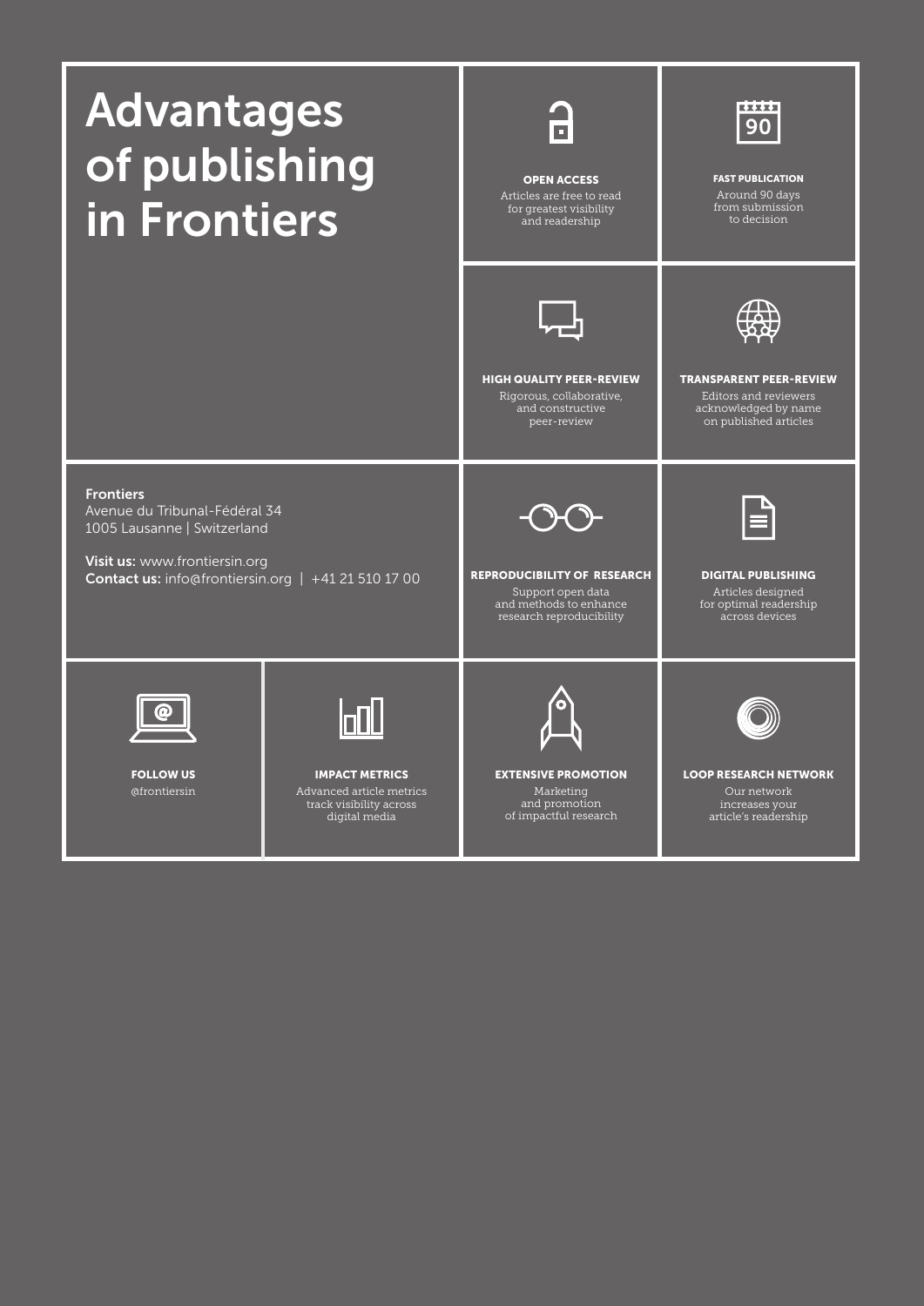# Advantages of publishing in Frontiers

**OPEN ACCESS**
Articles are free to read for greatest visibility and readership

**FAST PUBLICATION**
Around 90 days from submission to decision

**HIGH QUALITY PEER-REVIEW**
Rigorous, collaborative, and constructive peer-review

**TRANSPARENT PEER-REVIEW**
Editors and reviewers acknowledged by name on published articles

**Frontiers**
Avenue du Tribunal-Fédéral 34
1005 Lausanne | Switzerland

**Visit us:** www.frontiersin.org
**Contact us:** info@frontiersin.org | +41 21 510 17 00

**REPRODUCIBILITY OF RESEARCH**
Support open data and methods to enhance research reproducibility

**DIGITAL PUBLISHING**
Articles designed for optimal readership across devices

**FOLLOW US**
@frontiersin

**IMPACT METRICS**
Advanced article metrics track visibility across digital media

**EXTENSIVE PROMOTION**
Marketing and promotion of impactful research

**LOOP RESEARCH NETWORK**
Our network increases your article's readership